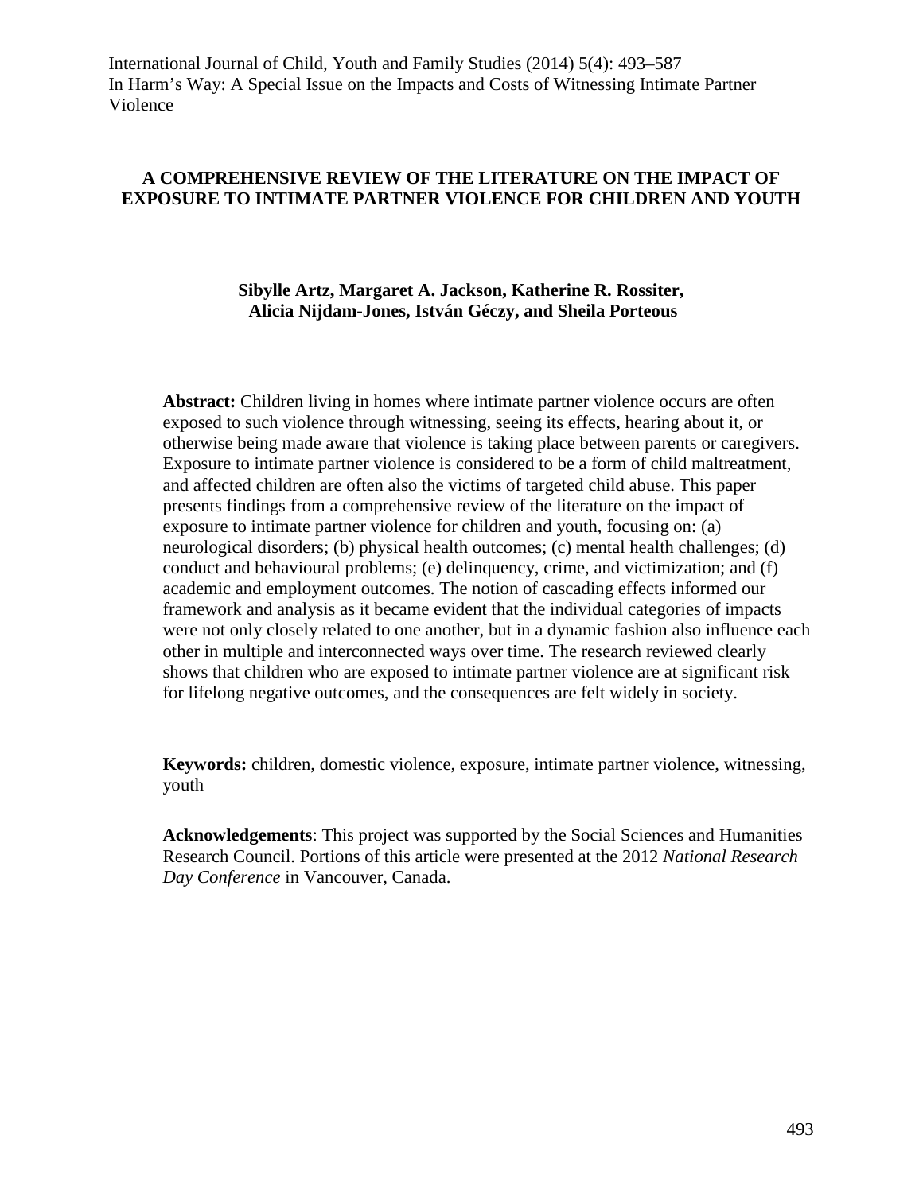International Journal of Child, Youth and Family Studies (2014) 5(4): 493–587
In Harm's Way: A Special Issue on the Impacts and Costs of Witnessing Intimate Partner Violence

# A COMPREHENSIVE REVIEW OF THE LITERATURE ON THE IMPACT OF EXPOSURE TO INTIMATE PARTNER VIOLENCE FOR CHILDREN AND YOUTH

**Sibylle Artz, Margaret A. Jackson, Katherine R. Rossiter, Alicia Nijdam-Jones, István Géczy, and Sheila Porteous**

**Abstract:** Children living in homes where intimate partner violence occurs are often exposed to such violence through witnessing, seeing its effects, hearing about it, or otherwise being made aware that violence is taking place between parents or caregivers. Exposure to intimate partner violence is considered to be a form of child maltreatment, and affected children are often also the victims of targeted child abuse. This paper presents findings from a comprehensive review of the literature on the impact of exposure to intimate partner violence for children and youth, focusing on: (a) neurological disorders; (b) physical health outcomes; (c) mental health challenges; (d) conduct and behavioural problems; (e) delinquency, crime, and victimization; and (f) academic and employment outcomes. The notion of cascading effects informed our framework and analysis as it became evident that the individual categories of impacts were not only closely related to one another, but in a dynamic fashion also influence each other in multiple and interconnected ways over time. The research reviewed clearly shows that children who are exposed to intimate partner violence are at significant risk for lifelong negative outcomes, and the consequences are felt widely in society.

**Keywords:** children, domestic violence, exposure, intimate partner violence, witnessing, youth

**Acknowledgements**: This project was supported by the Social Sciences and Humanities Research Council. Portions of this article were presented at the 2012 *National Research Day Conference* in Vancouver, Canada.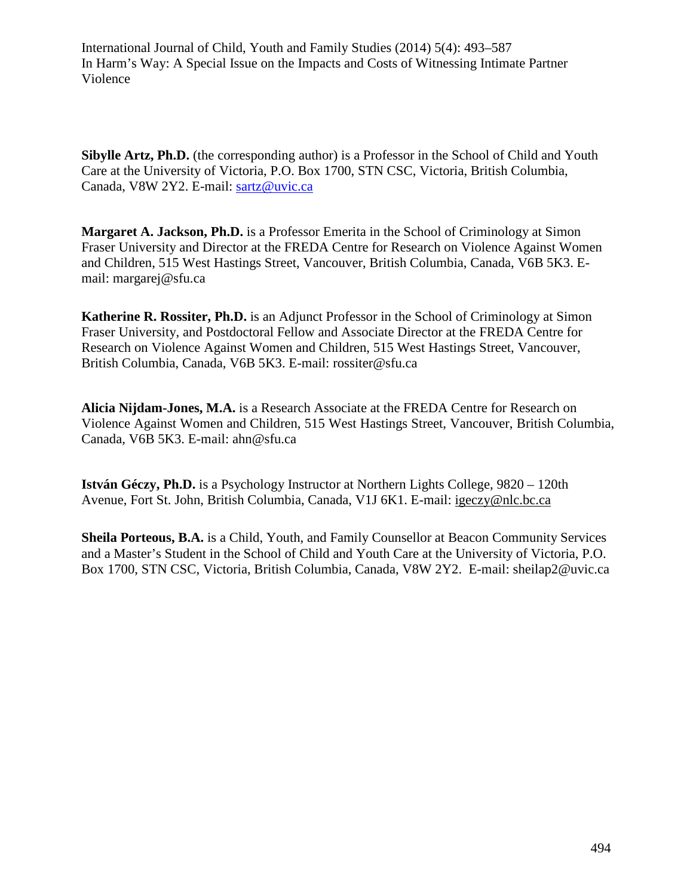**Sibylle Artz, Ph.D.** (the corresponding author) is a Professor in the School of Child and Youth Care at the University of Victoria, P.O. Box 1700, STN CSC, Victoria, British Columbia, Canada, V8W 2Y2. E-mail: sartz@uvic.ca

**Margaret A. Jackson, Ph.D.** is a Professor Emerita in the School of Criminology at Simon Fraser University and Director at the FREDA Centre for Research on Violence Against Women and Children, 515 West Hastings Street, Vancouver, British Columbia, Canada, V6B 5K3. E-mail: margarej@sfu.ca

**Katherine R. Rossiter, Ph.D.** is an Adjunct Professor in the School of Criminology at Simon Fraser University, and Postdoctoral Fellow and Associate Director at the FREDA Centre for Research on Violence Against Women and Children, 515 West Hastings Street, Vancouver, British Columbia, Canada, V6B 5K3. E-mail: rossiter@sfu.ca

**Alicia Nijdam-Jones, M.A.** is a Research Associate at the FREDA Centre for Research on Violence Against Women and Children, 515 West Hastings Street, Vancouver, British Columbia, Canada, V6B 5K3. E-mail: ahn@sfu.ca

**István Géczy, Ph.D.** is a Psychology Instructor at Northern Lights College, 9820 – 120th Avenue, Fort St. John, British Columbia, Canada, V1J 6K1. E-mail: igeczy@nlc.bc.ca

**Sheila Porteous, B.A.** is a Child, Youth, and Family Counsellor at Beacon Community Services and a Master's Student in the School of Child and Youth Care at the University of Victoria, P.O. Box 1700, STN CSC, Victoria, British Columbia, Canada, V8W 2Y2. E-mail: sheilap2@uvic.ca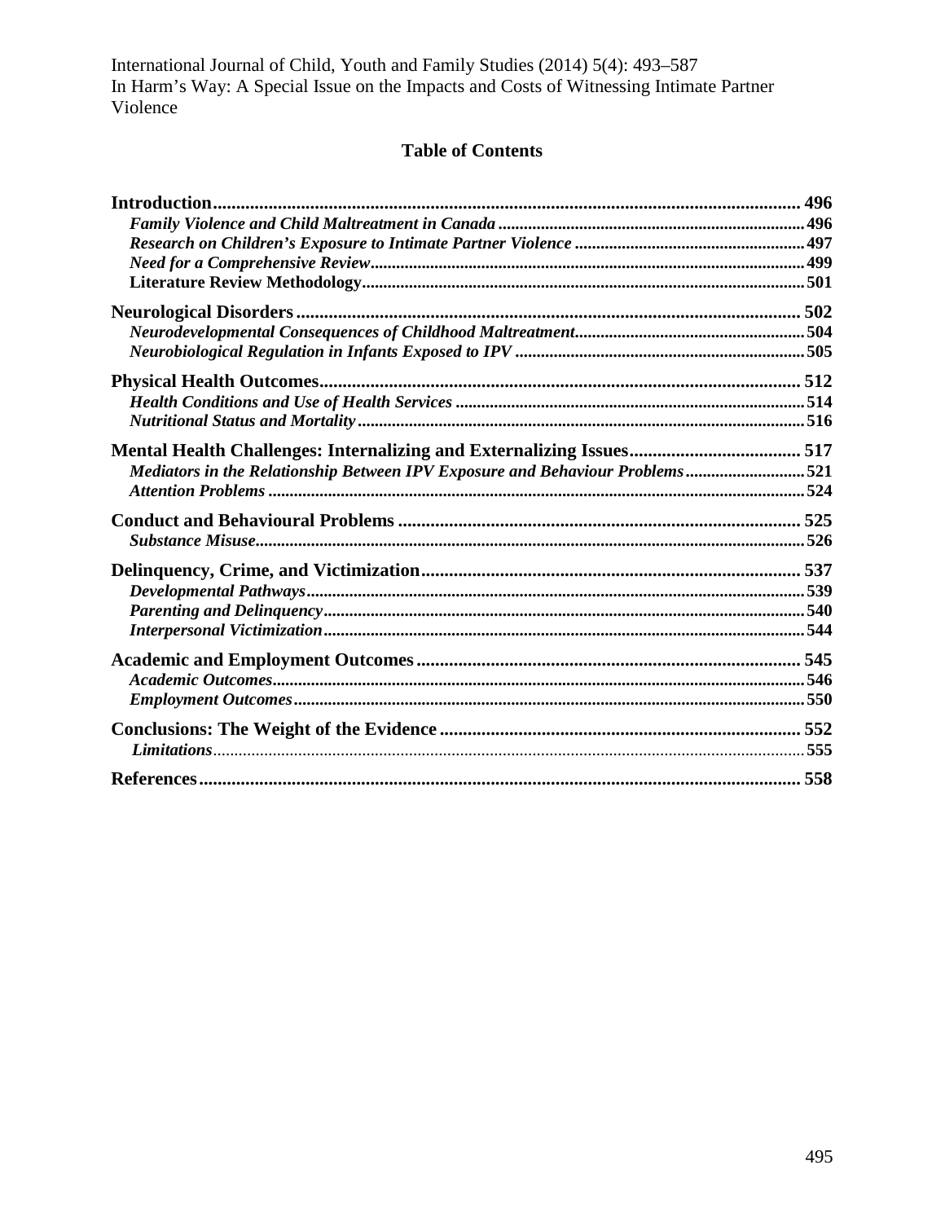## Table of Contents

**Introduction** ............ 496
- ***Family Violence and Child Maltreatment in Canada*** ............ 496
- ***Research on Children's Exposure to Intimate Partner Violence*** ............ 497
- ***Need for a Comprehensive Review*** ............ 499
- **Literature Review Methodology** ............ 501

**Neurological Disorders** ............ 502
- ***Neurodevelopmental Consequences of Childhood Maltreatment*** ............ 504
- ***Neurobiological Regulation in Infants Exposed to IPV*** ............ 505

**Physical Health Outcomes** ............ 512
- ***Health Conditions and Use of Health Services*** ............ 514
- ***Nutritional Status and Mortality*** ............ 516

**Mental Health Challenges: Internalizing and Externalizing Issues** ............ 517
- ***Mediators in the Relationship Between IPV Exposure and Behaviour Problems*** ............ 521
- ***Attention Problems*** ............ 524

**Conduct and Behavioural Problems** ............ 525
- ***Substance Misuse*** ............ 526

**Delinquency, Crime, and Victimization** ............ 537
- ***Developmental Pathways*** ............ 539
- ***Parenting and Delinquency*** ............ 540
- ***Interpersonal Victimization*** ............ 544

**Academic and Employment Outcomes** ............ 545
- ***Academic Outcomes*** ............ 546
- ***Employment Outcomes*** ............ 550

**Conclusions: The Weight of the Evidence** ............ 552
- ***Limitations*** ............ 555

**References** ............ 558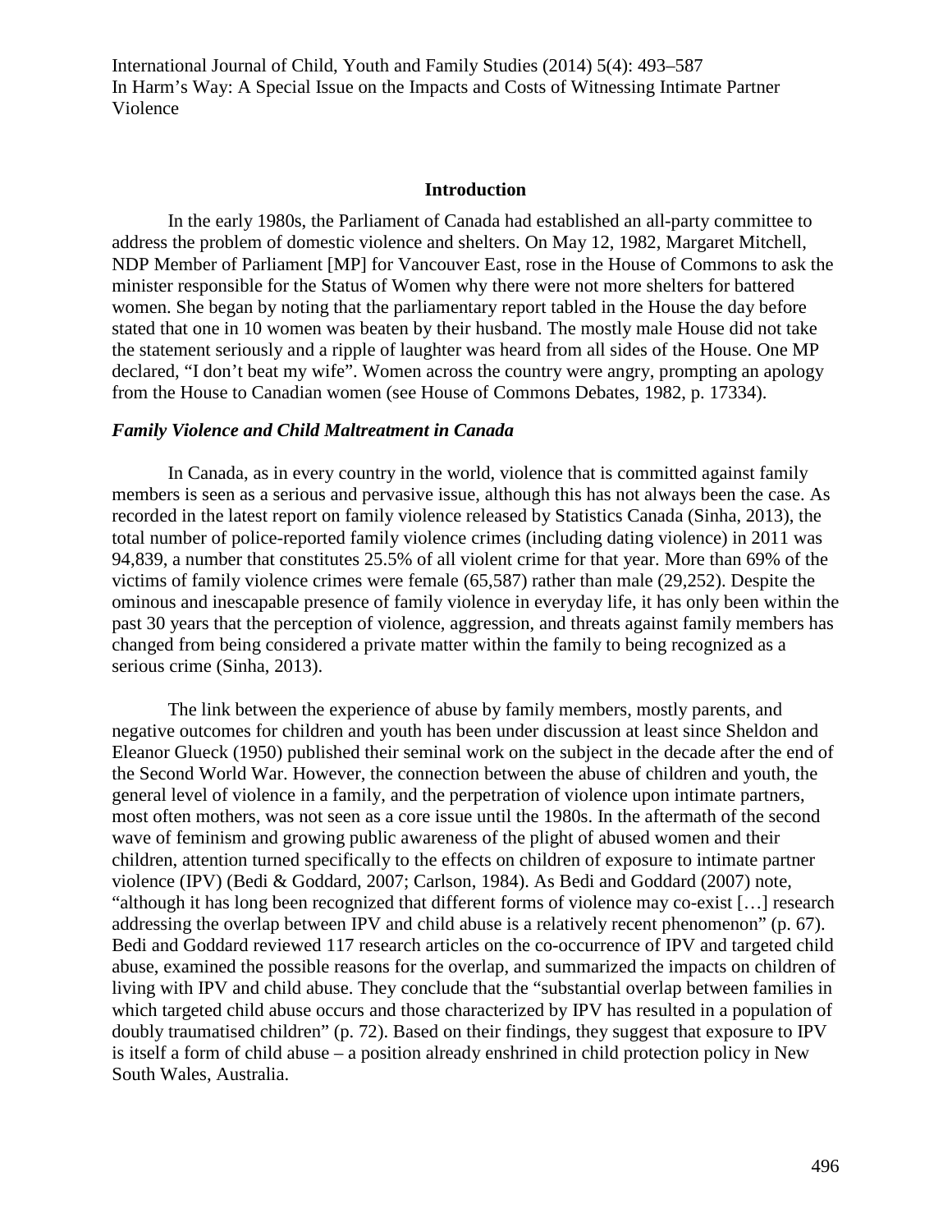## Introduction

In the early 1980s, the Parliament of Canada had established an all-party committee to address the problem of domestic violence and shelters. On May 12, 1982, Margaret Mitchell, NDP Member of Parliament [MP] for Vancouver East, rose in the House of Commons to ask the minister responsible for the Status of Women why there were not more shelters for battered women. She began by noting that the parliamentary report tabled in the House the day before stated that one in 10 women was beaten by their husband. The mostly male House did not take the statement seriously and a ripple of laughter was heard from all sides of the House. One MP declared, “I don’t beat my wife”. Women across the country were angry, prompting an apology from the House to Canadian women (see House of Commons Debates, 1982, p. 17334).

### *Family Violence and Child Maltreatment in Canada*

In Canada, as in every country in the world, violence that is committed against family members is seen as a serious and pervasive issue, although this has not always been the case. As recorded in the latest report on family violence released by Statistics Canada (Sinha, 2013), the total number of police-reported family violence crimes (including dating violence) in 2011 was 94,839, a number that constitutes 25.5% of all violent crime for that year. More than 69% of the victims of family violence crimes were female (65,587) rather than male (29,252). Despite the ominous and inescapable presence of family violence in everyday life, it has only been within the past 30 years that the perception of violence, aggression, and threats against family members has changed from being considered a private matter within the family to being recognized as a serious crime (Sinha, 2013).

The link between the experience of abuse by family members, mostly parents, and negative outcomes for children and youth has been under discussion at least since Sheldon and Eleanor Glueck (1950) published their seminal work on the subject in the decade after the end of the Second World War. However, the connection between the abuse of children and youth, the general level of violence in a family, and the perpetration of violence upon intimate partners, most often mothers, was not seen as a core issue until the 1980s. In the aftermath of the second wave of feminism and growing public awareness of the plight of abused women and their children, attention turned specifically to the effects on children of exposure to intimate partner violence (IPV) (Bedi & Goddard, 2007; Carlson, 1984). As Bedi and Goddard (2007) note, “although it has long been recognized that different forms of violence may co-exist […] research addressing the overlap between IPV and child abuse is a relatively recent phenomenon” (p. 67). Bedi and Goddard reviewed 117 research articles on the co-occurrence of IPV and targeted child abuse, examined the possible reasons for the overlap, and summarized the impacts on children of living with IPV and child abuse. They conclude that the “substantial overlap between families in which targeted child abuse occurs and those characterized by IPV has resulted in a population of doubly traumatised children” (p. 72). Based on their findings, they suggest that exposure to IPV is itself a form of child abuse – a position already enshrined in child protection policy in New South Wales, Australia.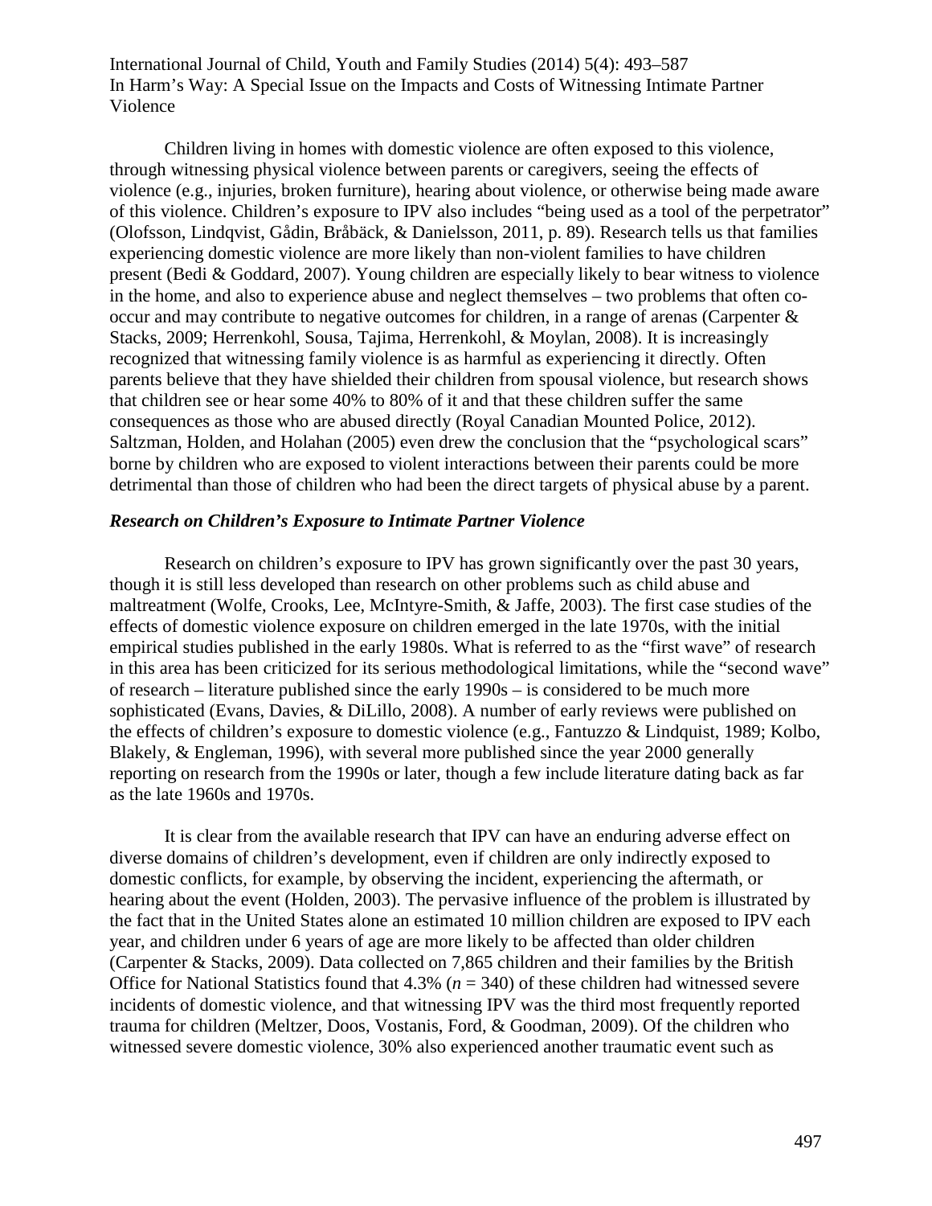Children living in homes with domestic violence are often exposed to this violence, through witnessing physical violence between parents or caregivers, seeing the effects of violence (e.g., injuries, broken furniture), hearing about violence, or otherwise being made aware of this violence. Children's exposure to IPV also includes "being used as a tool of the perpetrator" (Olofsson, Lindqvist, Gådin, Bråbäck, & Danielsson, 2011, p. 89). Research tells us that families experiencing domestic violence are more likely than non-violent families to have children present (Bedi & Goddard, 2007). Young children are especially likely to bear witness to violence in the home, and also to experience abuse and neglect themselves – two problems that often co-occur and may contribute to negative outcomes for children, in a range of arenas (Carpenter & Stacks, 2009; Herrenkohl, Sousa, Tajima, Herrenkohl, & Moylan, 2008). It is increasingly recognized that witnessing family violence is as harmful as experiencing it directly. Often parents believe that they have shielded their children from spousal violence, but research shows that children see or hear some 40% to 80% of it and that these children suffer the same consequences as those who are abused directly (Royal Canadian Mounted Police, 2012). Saltzman, Holden, and Holahan (2005) even drew the conclusion that the "psychological scars" borne by children who are exposed to violent interactions between their parents could be more detrimental than those of children who had been the direct targets of physical abuse by a parent.

### *Research on Children's Exposure to Intimate Partner Violence*

Research on children's exposure to IPV has grown significantly over the past 30 years, though it is still less developed than research on other problems such as child abuse and maltreatment (Wolfe, Crooks, Lee, McIntyre-Smith, & Jaffe, 2003). The first case studies of the effects of domestic violence exposure on children emerged in the late 1970s, with the initial empirical studies published in the early 1980s. What is referred to as the "first wave" of research in this area has been criticized for its serious methodological limitations, while the "second wave" of research – literature published since the early 1990s – is considered to be much more sophisticated (Evans, Davies, & DiLillo, 2008). A number of early reviews were published on the effects of children's exposure to domestic violence (e.g., Fantuzzo & Lindquist, 1989; Kolbo, Blakely, & Engleman, 1996), with several more published since the year 2000 generally reporting on research from the 1990s or later, though a few include literature dating back as far as the late 1960s and 1970s.

It is clear from the available research that IPV can have an enduring adverse effect on diverse domains of children's development, even if children are only indirectly exposed to domestic conflicts, for example, by observing the incident, experiencing the aftermath, or hearing about the event (Holden, 2003). The pervasive influence of the problem is illustrated by the fact that in the United States alone an estimated 10 million children are exposed to IPV each year, and children under 6 years of age are more likely to be affected than older children (Carpenter & Stacks, 2009). Data collected on 7,865 children and their families by the British Office for National Statistics found that 4.3% ($n$ = 340) of these children had witnessed severe incidents of domestic violence, and that witnessing IPV was the third most frequently reported trauma for children (Meltzer, Doos, Vostanis, Ford, & Goodman, 2009). Of the children who witnessed severe domestic violence, 30% also experienced another traumatic event such as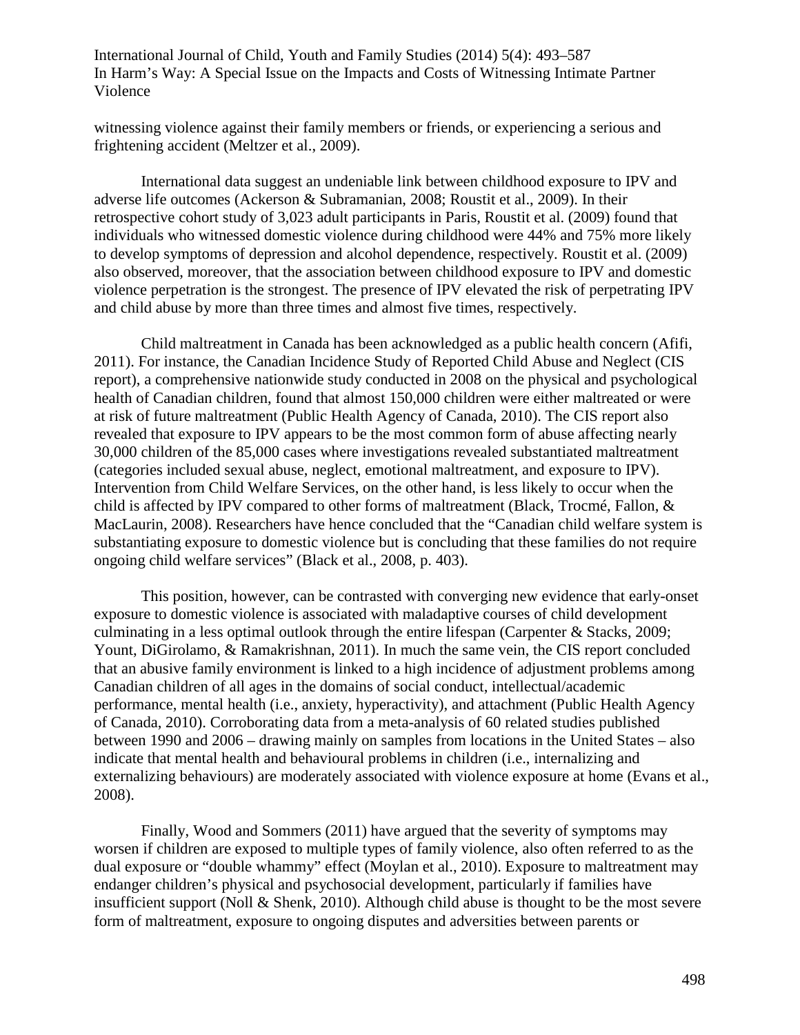witnessing violence against their family members or friends, or experiencing a serious and frightening accident (Meltzer et al., 2009).

International data suggest an undeniable link between childhood exposure to IPV and adverse life outcomes (Ackerson & Subramanian, 2008; Roustit et al., 2009). In their retrospective cohort study of 3,023 adult participants in Paris, Roustit et al. (2009) found that individuals who witnessed domestic violence during childhood were 44% and 75% more likely to develop symptoms of depression and alcohol dependence, respectively. Roustit et al. (2009) also observed, moreover, that the association between childhood exposure to IPV and domestic violence perpetration is the strongest. The presence of IPV elevated the risk of perpetrating IPV and child abuse by more than three times and almost five times, respectively.

Child maltreatment in Canada has been acknowledged as a public health concern (Afifi, 2011). For instance, the Canadian Incidence Study of Reported Child Abuse and Neglect (CIS report), a comprehensive nationwide study conducted in 2008 on the physical and psychological health of Canadian children, found that almost 150,000 children were either maltreated or were at risk of future maltreatment (Public Health Agency of Canada, 2010). The CIS report also revealed that exposure to IPV appears to be the most common form of abuse affecting nearly 30,000 children of the 85,000 cases where investigations revealed substantiated maltreatment (categories included sexual abuse, neglect, emotional maltreatment, and exposure to IPV). Intervention from Child Welfare Services, on the other hand, is less likely to occur when the child is affected by IPV compared to other forms of maltreatment (Black, Trocmé, Fallon, & MacLaurin, 2008). Researchers have hence concluded that the "Canadian child welfare system is substantiating exposure to domestic violence but is concluding that these families do not require ongoing child welfare services" (Black et al., 2008, p. 403).

This position, however, can be contrasted with converging new evidence that early-onset exposure to domestic violence is associated with maladaptive courses of child development culminating in a less optimal outlook through the entire lifespan (Carpenter & Stacks, 2009; Yount, DiGirolamo, & Ramakrishnan, 2011). In much the same vein, the CIS report concluded that an abusive family environment is linked to a high incidence of adjustment problems among Canadian children of all ages in the domains of social conduct, intellectual/academic performance, mental health (i.e., anxiety, hyperactivity), and attachment (Public Health Agency of Canada, 2010). Corroborating data from a meta-analysis of 60 related studies published between 1990 and 2006 – drawing mainly on samples from locations in the United States – also indicate that mental health and behavioural problems in children (i.e., internalizing and externalizing behaviours) are moderately associated with violence exposure at home (Evans et al., 2008).

Finally, Wood and Sommers (2011) have argued that the severity of symptoms may worsen if children are exposed to multiple types of family violence, also often referred to as the dual exposure or "double whammy" effect (Moylan et al., 2010). Exposure to maltreatment may endanger children's physical and psychosocial development, particularly if families have insufficient support (Noll & Shenk, 2010). Although child abuse is thought to be the most severe form of maltreatment, exposure to ongoing disputes and adversities between parents or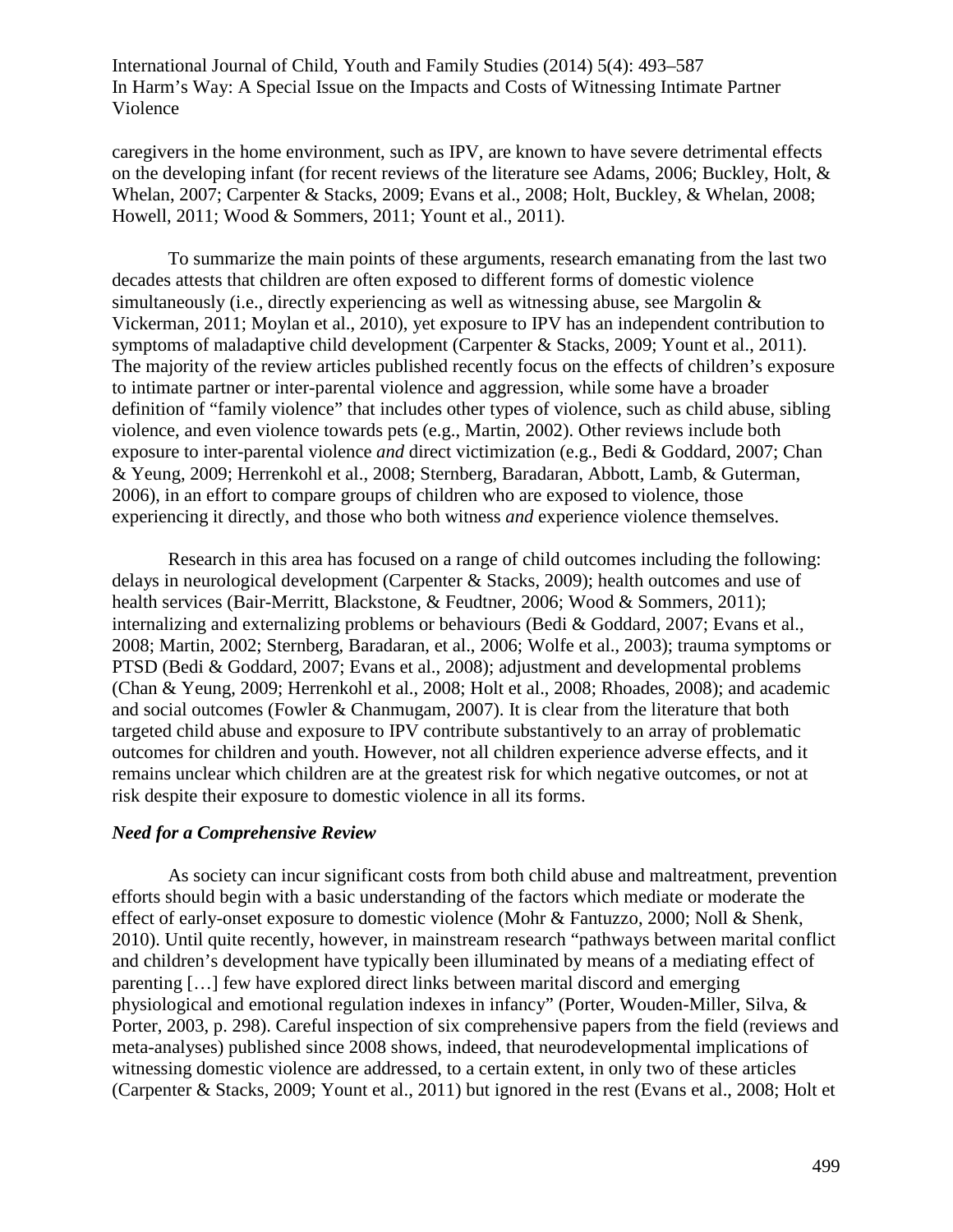caregivers in the home environment, such as IPV, are known to have severe detrimental effects on the developing infant (for recent reviews of the literature see Adams, 2006; Buckley, Holt, & Whelan, 2007; Carpenter & Stacks, 2009; Evans et al., 2008; Holt, Buckley, & Whelan, 2008; Howell, 2011; Wood & Sommers, 2011; Yount et al., 2011).

To summarize the main points of these arguments, research emanating from the last two decades attests that children are often exposed to different forms of domestic violence simultaneously (i.e., directly experiencing as well as witnessing abuse, see Margolin & Vickerman, 2011; Moylan et al., 2010), yet exposure to IPV has an independent contribution to symptoms of maladaptive child development (Carpenter & Stacks, 2009; Yount et al., 2011). The majority of the review articles published recently focus on the effects of children's exposure to intimate partner or inter-parental violence and aggression, while some have a broader definition of "family violence" that includes other types of violence, such as child abuse, sibling violence, and even violence towards pets (e.g., Martin, 2002). Other reviews include both exposure to inter-parental violence *and* direct victimization (e.g., Bedi & Goddard, 2007; Chan & Yeung, 2009; Herrenkohl et al., 2008; Sternberg, Baradaran, Abbott, Lamb, & Guterman, 2006), in an effort to compare groups of children who are exposed to violence, those experiencing it directly, and those who both witness *and* experience violence themselves.

Research in this area has focused on a range of child outcomes including the following: delays in neurological development (Carpenter & Stacks, 2009); health outcomes and use of health services (Bair-Merritt, Blackstone, & Feudtner, 2006; Wood & Sommers, 2011); internalizing and externalizing problems or behaviours (Bedi & Goddard, 2007; Evans et al., 2008; Martin, 2002; Sternberg, Baradaran, et al., 2006; Wolfe et al., 2003); trauma symptoms or PTSD (Bedi & Goddard, 2007; Evans et al., 2008); adjustment and developmental problems (Chan & Yeung, 2009; Herrenkohl et al., 2008; Holt et al., 2008; Rhoades, 2008); and academic and social outcomes (Fowler & Chanmugam, 2007). It is clear from the literature that both targeted child abuse and exposure to IPV contribute substantively to an array of problematic outcomes for children and youth. However, not all children experience adverse effects, and it remains unclear which children are at the greatest risk for which negative outcomes, or not at risk despite their exposure to domestic violence in all its forms.

### *Need for a Comprehensive Review*

As society can incur significant costs from both child abuse and maltreatment, prevention efforts should begin with a basic understanding of the factors which mediate or moderate the effect of early-onset exposure to domestic violence (Mohr & Fantuzzo, 2000; Noll & Shenk, 2010). Until quite recently, however, in mainstream research "pathways between marital conflict and children's development have typically been illuminated by means of a mediating effect of parenting […] few have explored direct links between marital discord and emerging physiological and emotional regulation indexes in infancy" (Porter, Wouden-Miller, Silva, & Porter, 2003, p. 298). Careful inspection of six comprehensive papers from the field (reviews and meta-analyses) published since 2008 shows, indeed, that neurodevelopmental implications of witnessing domestic violence are addressed, to a certain extent, in only two of these articles (Carpenter & Stacks, 2009; Yount et al., 2011) but ignored in the rest (Evans et al., 2008; Holt et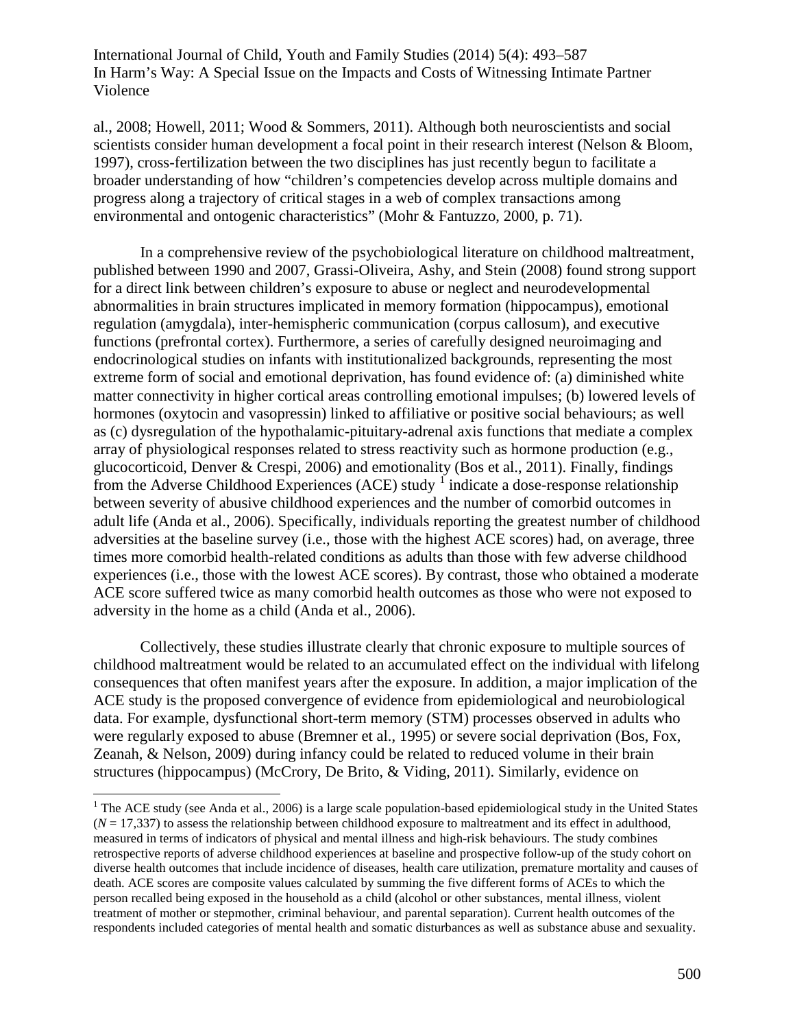al., 2008; Howell, 2011; Wood & Sommers, 2011). Although both neuroscientists and social scientists consider human development a focal point in their research interest (Nelson & Bloom, 1997), cross-fertilization between the two disciplines has just recently begun to facilitate a broader understanding of how "children's competencies develop across multiple domains and progress along a trajectory of critical stages in a web of complex transactions among environmental and ontogenic characteristics" (Mohr & Fantuzzo, 2000, p. 71).

In a comprehensive review of the psychobiological literature on childhood maltreatment, published between 1990 and 2007, Grassi-Oliveira, Ashy, and Stein (2008) found strong support for a direct link between children's exposure to abuse or neglect and neurodevelopmental abnormalities in brain structures implicated in memory formation (hippocampus), emotional regulation (amygdala), inter-hemispheric communication (corpus callosum), and executive functions (prefrontal cortex). Furthermore, a series of carefully designed neuroimaging and endocrinological studies on infants with institutionalized backgrounds, representing the most extreme form of social and emotional deprivation, has found evidence of: (a) diminished white matter connectivity in higher cortical areas controlling emotional impulses; (b) lowered levels of hormones (oxytocin and vasopressin) linked to affiliative or positive social behaviours; as well as (c) dysregulation of the hypothalamic-pituitary-adrenal axis functions that mediate a complex array of physiological responses related to stress reactivity such as hormone production (e.g., glucocorticoid, Denver & Crespi, 2006) and emotionality (Bos et al., 2011). Finally, findings from the Adverse Childhood Experiences (ACE) study [1] indicate a dose-response relationship between severity of abusive childhood experiences and the number of comorbid outcomes in adult life (Anda et al., 2006). Specifically, individuals reporting the greatest number of childhood adversities at the baseline survey (i.e., those with the highest ACE scores) had, on average, three times more comorbid health-related conditions as adults than those with few adverse childhood experiences (i.e., those with the lowest ACE scores). By contrast, those who obtained a moderate ACE score suffered twice as many comorbid health outcomes as those who were not exposed to adversity in the home as a child (Anda et al., 2006).

Collectively, these studies illustrate clearly that chronic exposure to multiple sources of childhood maltreatment would be related to an accumulated effect on the individual with lifelong consequences that often manifest years after the exposure. In addition, a major implication of the ACE study is the proposed convergence of evidence from epidemiological and neurobiological data. For example, dysfunctional short-term memory (STM) processes observed in adults who were regularly exposed to abuse (Bremner et al., 1995) or severe social deprivation (Bos, Fox, Zeanah, & Nelson, 2009) during infancy could be related to reduced volume in their brain structures (hippocampus) (McCrory, De Brito, & Viding, 2011). Similarly, evidence on

[1] The ACE study (see Anda et al., 2006) is a large scale population-based epidemiological study in the United States ($N$ = 17,337) to assess the relationship between childhood exposure to maltreatment and its effect in adulthood, measured in terms of indicators of physical and mental illness and high-risk behaviours. The study combines retrospective reports of adverse childhood experiences at baseline and prospective follow-up of the study cohort on diverse health outcomes that include incidence of diseases, health care utilization, premature mortality and causes of death. ACE scores are composite values calculated by summing the five different forms of ACEs to which the person recalled being exposed in the household as a child (alcohol or other substances, mental illness, violent treatment of mother or stepmother, criminal behaviour, and parental separation). Current health outcomes of the respondents included categories of mental health and somatic disturbances as well as substance abuse and sexuality.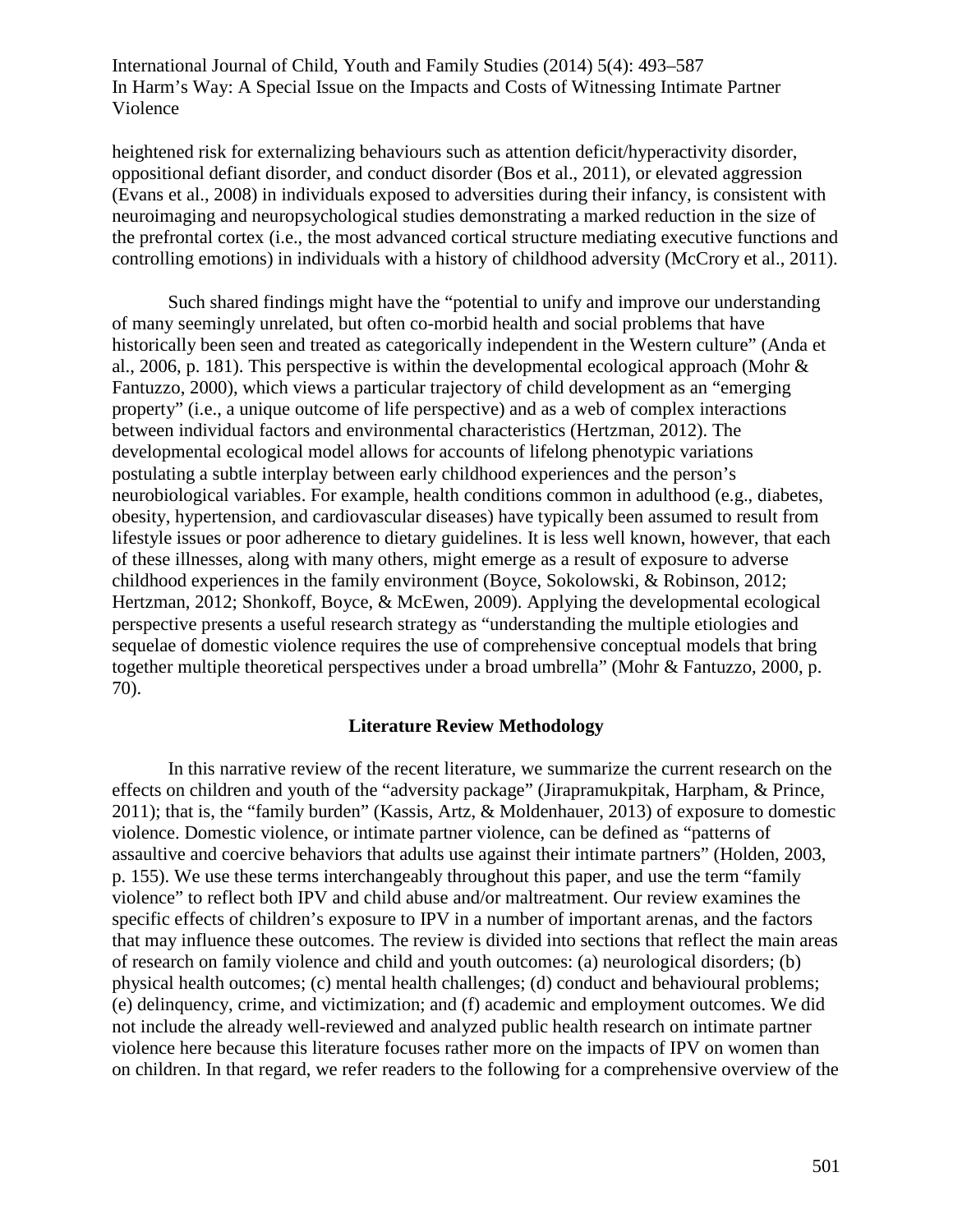heightened risk for externalizing behaviours such as attention deficit/hyperactivity disorder, oppositional defiant disorder, and conduct disorder (Bos et al., 2011), or elevated aggression (Evans et al., 2008) in individuals exposed to adversities during their infancy, is consistent with neuroimaging and neuropsychological studies demonstrating a marked reduction in the size of the prefrontal cortex (i.e., the most advanced cortical structure mediating executive functions and controlling emotions) in individuals with a history of childhood adversity (McCrory et al., 2011).

Such shared findings might have the "potential to unify and improve our understanding of many seemingly unrelated, but often co-morbid health and social problems that have historically been seen and treated as categorically independent in the Western culture" (Anda et al., 2006, p. 181). This perspective is within the developmental ecological approach (Mohr & Fantuzzo, 2000), which views a particular trajectory of child development as an "emerging property" (i.e., a unique outcome of life perspective) and as a web of complex interactions between individual factors and environmental characteristics (Hertzman, 2012). The developmental ecological model allows for accounts of lifelong phenotypic variations postulating a subtle interplay between early childhood experiences and the person's neurobiological variables. For example, health conditions common in adulthood (e.g., diabetes, obesity, hypertension, and cardiovascular diseases) have typically been assumed to result from lifestyle issues or poor adherence to dietary guidelines. It is less well known, however, that each of these illnesses, along with many others, might emerge as a result of exposure to adverse childhood experiences in the family environment (Boyce, Sokolowski, & Robinson, 2012; Hertzman, 2012; Shonkoff, Boyce, & McEwen, 2009). Applying the developmental ecological perspective presents a useful research strategy as "understanding the multiple etiologies and sequelae of domestic violence requires the use of comprehensive conceptual models that bring together multiple theoretical perspectives under a broad umbrella" (Mohr & Fantuzzo, 2000, p. 70).

## Literature Review Methodology

In this narrative review of the recent literature, we summarize the current research on the effects on children and youth of the "adversity package" (Jirapramukpitak, Harpham, & Prince, 2011); that is, the "family burden" (Kassis, Artz, & Moldenhauer, 2013) of exposure to domestic violence. Domestic violence, or intimate partner violence, can be defined as "patterns of assaultive and coercive behaviors that adults use against their intimate partners" (Holden, 2003, p. 155). We use these terms interchangeably throughout this paper, and use the term "family violence" to reflect both IPV and child abuse and/or maltreatment. Our review examines the specific effects of children's exposure to IPV in a number of important arenas, and the factors that may influence these outcomes. The review is divided into sections that reflect the main areas of research on family violence and child and youth outcomes: (a) neurological disorders; (b) physical health outcomes; (c) mental health challenges; (d) conduct and behavioural problems; (e) delinquency, crime, and victimization; and (f) academic and employment outcomes. We did not include the already well-reviewed and analyzed public health research on intimate partner violence here because this literature focuses rather more on the impacts of IPV on women than on children. In that regard, we refer readers to the following for a comprehensive overview of the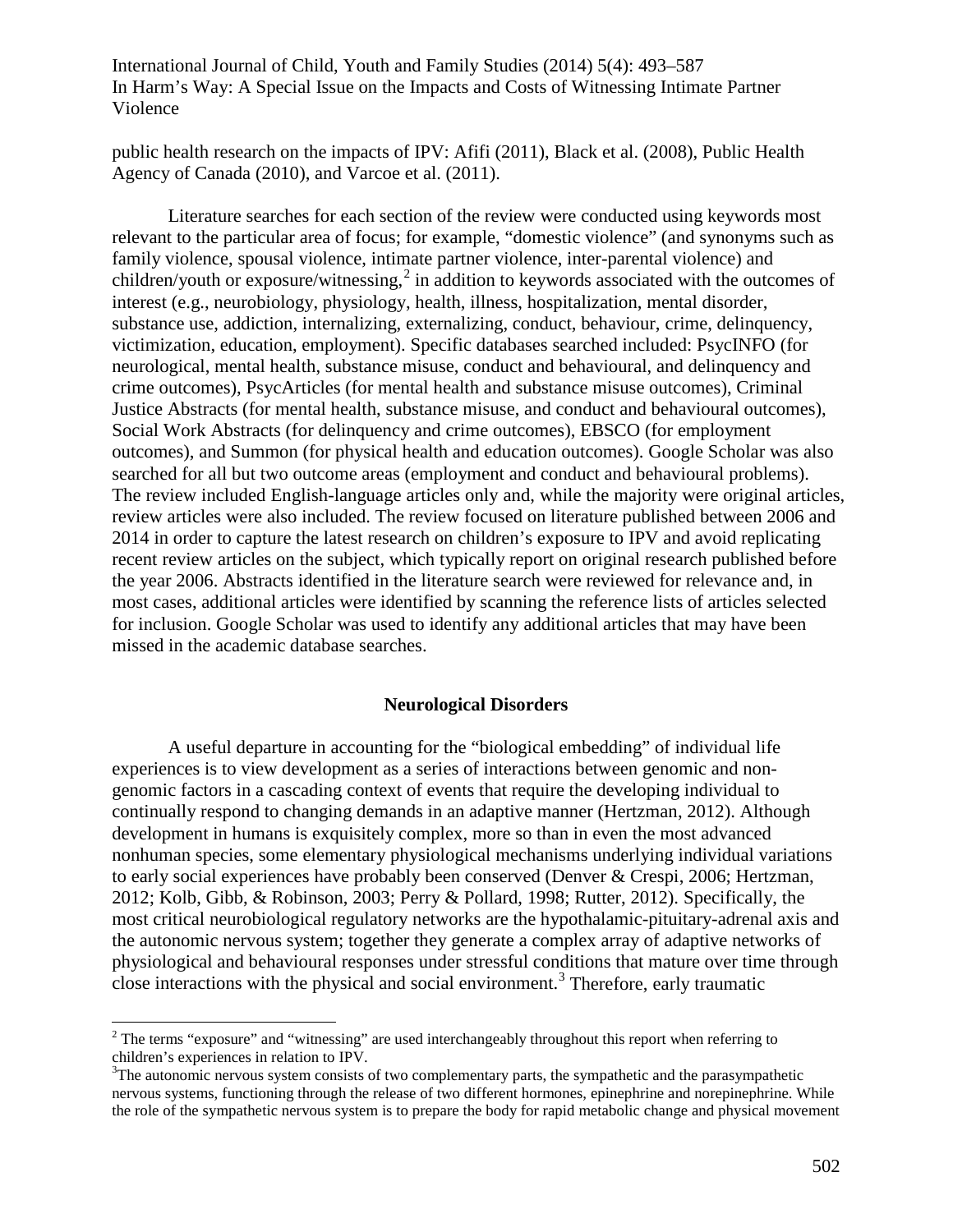public health research on the impacts of IPV: Afifi (2011), Black et al. (2008), Public Health Agency of Canada (2010), and Varcoe et al. (2011).

Literature searches for each section of the review were conducted using keywords most relevant to the particular area of focus; for example, "domestic violence" (and synonyms such as family violence, spousal violence, intimate partner violence, inter-parental violence) and children/youth or exposure/witnessing,[2] in addition to keywords associated with the outcomes of interest (e.g., neurobiology, physiology, health, illness, hospitalization, mental disorder, substance use, addiction, internalizing, externalizing, conduct, behaviour, crime, delinquency, victimization, education, employment). Specific databases searched included: PsycINFO (for neurological, mental health, substance misuse, conduct and behavioural, and delinquency and crime outcomes), PsycArticles (for mental health and substance misuse outcomes), Criminal Justice Abstracts (for mental health, substance misuse, and conduct and behavioural outcomes), Social Work Abstracts (for delinquency and crime outcomes), EBSCO (for employment outcomes), and Summon (for physical health and education outcomes). Google Scholar was also searched for all but two outcome areas (employment and conduct and behavioural problems). The review included English-language articles only and, while the majority were original articles, review articles were also included. The review focused on literature published between 2006 and 2014 in order to capture the latest research on children's exposure to IPV and avoid replicating recent review articles on the subject, which typically report on original research published before the year 2006. Abstracts identified in the literature search were reviewed for relevance and, in most cases, additional articles were identified by scanning the reference lists of articles selected for inclusion. Google Scholar was used to identify any additional articles that may have been missed in the academic database searches.

## Neurological Disorders

A useful departure in accounting for the "biological embedding" of individual life experiences is to view development as a series of interactions between genomic and non-genomic factors in a cascading context of events that require the developing individual to continually respond to changing demands in an adaptive manner (Hertzman, 2012). Although development in humans is exquisitely complex, more so than in even the most advanced nonhuman species, some elementary physiological mechanisms underlying individual variations to early social experiences have probably been conserved (Denver & Crespi, 2006; Hertzman, 2012; Kolb, Gibb, & Robinson, 2003; Perry & Pollard, 1998; Rutter, 2012). Specifically, the most critical neurobiological regulatory networks are the hypothalamic-pituitary-adrenal axis and the autonomic nervous system; together they generate a complex array of adaptive networks of physiological and behavioural responses under stressful conditions that mature over time through close interactions with the physical and social environment.[3] Therefore, early traumatic

---

[2] The terms "exposure" and "witnessing" are used interchangeably throughout this report when referring to children's experiences in relation to IPV.

[3] The autonomic nervous system consists of two complementary parts, the sympathetic and the parasympathetic nervous systems, functioning through the release of two different hormones, epinephrine and norepinephrine. While the role of the sympathetic nervous system is to prepare the body for rapid metabolic change and physical movement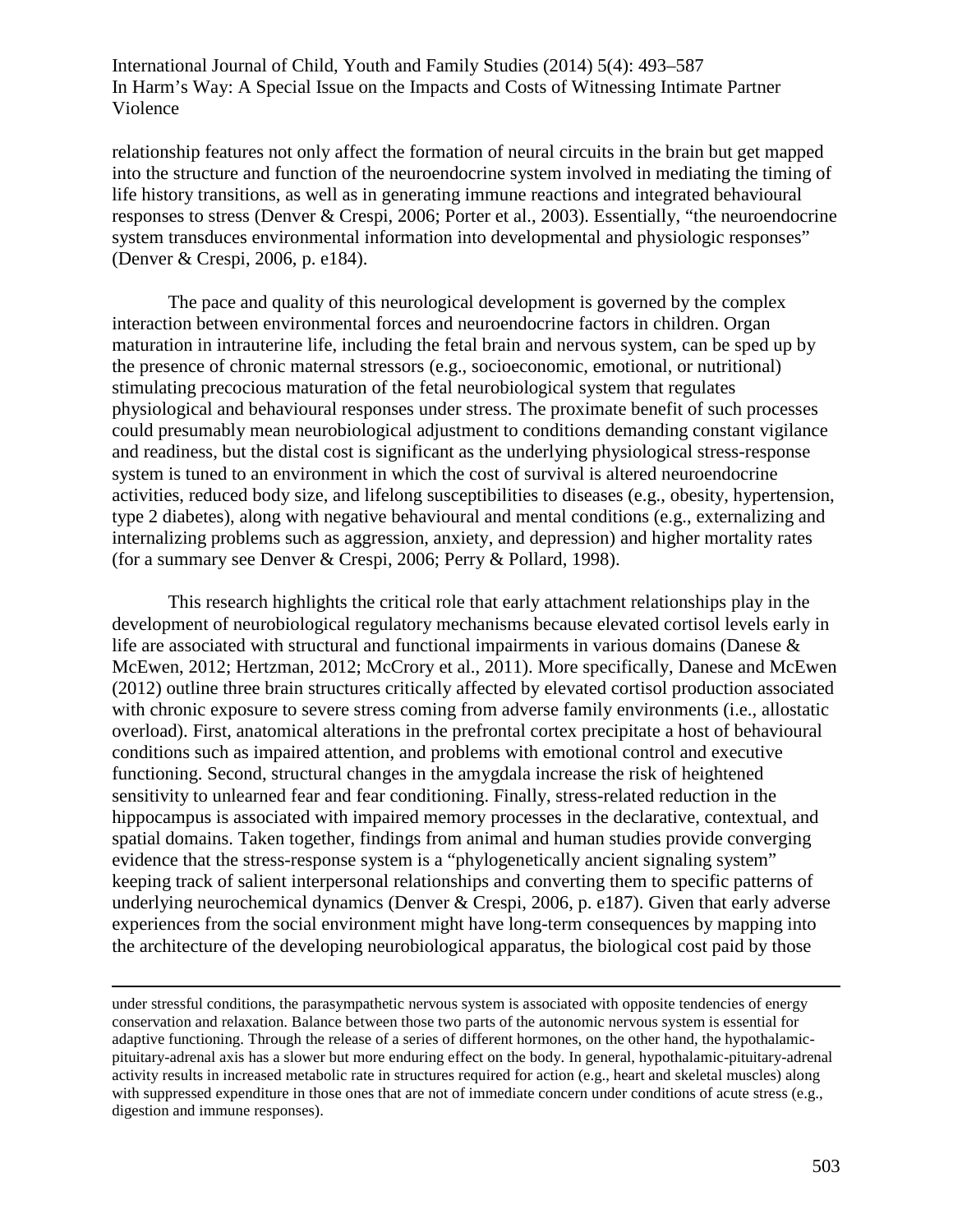relationship features not only affect the formation of neural circuits in the brain but get mapped into the structure and function of the neuroendocrine system involved in mediating the timing of life history transitions, as well as in generating immune reactions and integrated behavioural responses to stress (Denver & Crespi, 2006; Porter et al., 2003). Essentially, "the neuroendocrine system transduces environmental information into developmental and physiologic responses" (Denver & Crespi, 2006, p. e184).

The pace and quality of this neurological development is governed by the complex interaction between environmental forces and neuroendocrine factors in children. Organ maturation in intrauterine life, including the fetal brain and nervous system, can be sped up by the presence of chronic maternal stressors (e.g., socioeconomic, emotional, or nutritional) stimulating precocious maturation of the fetal neurobiological system that regulates physiological and behavioural responses under stress. The proximate benefit of such processes could presumably mean neurobiological adjustment to conditions demanding constant vigilance and readiness, but the distal cost is significant as the underlying physiological stress-response system is tuned to an environment in which the cost of survival is altered neuroendocrine activities, reduced body size, and lifelong susceptibilities to diseases (e.g., obesity, hypertension, type 2 diabetes), along with negative behavioural and mental conditions (e.g., externalizing and internalizing problems such as aggression, anxiety, and depression) and higher mortality rates (for a summary see Denver & Crespi, 2006; Perry & Pollard, 1998).

This research highlights the critical role that early attachment relationships play in the development of neurobiological regulatory mechanisms because elevated cortisol levels early in life are associated with structural and functional impairments in various domains (Danese & McEwen, 2012; Hertzman, 2012; McCrory et al., 2011). More specifically, Danese and McEwen (2012) outline three brain structures critically affected by elevated cortisol production associated with chronic exposure to severe stress coming from adverse family environments (i.e., allostatic overload). First, anatomical alterations in the prefrontal cortex precipitate a host of behavioural conditions such as impaired attention, and problems with emotional control and executive functioning. Second, structural changes in the amygdala increase the risk of heightened sensitivity to unlearned fear and fear conditioning. Finally, stress-related reduction in the hippocampus is associated with impaired memory processes in the declarative, contextual, and spatial domains. Taken together, findings from animal and human studies provide converging evidence that the stress-response system is a "phylogenetically ancient signaling system" keeping track of salient interpersonal relationships and converting them to specific patterns of underlying neurochemical dynamics (Denver & Crespi, 2006, p. e187). Given that early adverse experiences from the social environment might have long-term consequences by mapping into the architecture of the developing neurobiological apparatus, the biological cost paid by those

---

under stressful conditions, the parasympathetic nervous system is associated with opposite tendencies of energy conservation and relaxation. Balance between those two parts of the autonomic nervous system is essential for adaptive functioning. Through the release of a series of different hormones, on the other hand, the hypothalamic-pituitary-adrenal axis has a slower but more enduring effect on the body. In general, hypothalamic-pituitary-adrenal activity results in increased metabolic rate in structures required for action (e.g., heart and skeletal muscles) along with suppressed expenditure in those ones that are not of immediate concern under conditions of acute stress (e.g., digestion and immune responses).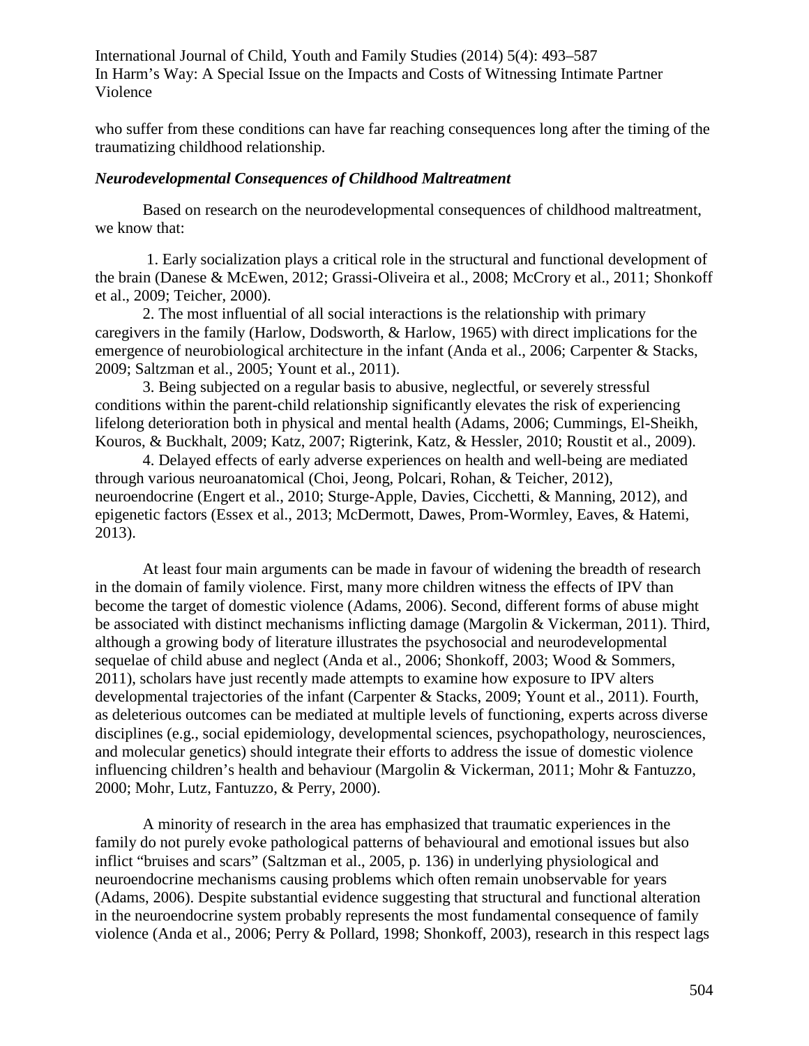who suffer from these conditions can have far reaching consequences long after the timing of the traumatizing childhood relationship.

### *Neurodevelopmental Consequences of Childhood Maltreatment*

Based on research on the neurodevelopmental consequences of childhood maltreatment, we know that:

1. Early socialization plays a critical role in the structural and functional development of the brain (Danese & McEwen, 2012; Grassi-Oliveira et al., 2008; McCrory et al., 2011; Shonkoff et al., 2009; Teicher, 2000).
2. The most influential of all social interactions is the relationship with primary caregivers in the family (Harlow, Dodsworth, & Harlow, 1965) with direct implications for the emergence of neurobiological architecture in the infant (Anda et al., 2006; Carpenter & Stacks, 2009; Saltzman et al., 2005; Yount et al., 2011).
3. Being subjected on a regular basis to abusive, neglectful, or severely stressful conditions within the parent-child relationship significantly elevates the risk of experiencing lifelong deterioration both in physical and mental health (Adams, 2006; Cummings, El-Sheikh, Kouros, & Buckhalt, 2009; Katz, 2007; Rigterink, Katz, & Hessler, 2010; Roustit et al., 2009).
4. Delayed effects of early adverse experiences on health and well-being are mediated through various neuroanatomical (Choi, Jeong, Polcari, Rohan, & Teicher, 2012), neuroendocrine (Engert et al., 2010; Sturge-Apple, Davies, Cicchetti, & Manning, 2012), and epigenetic factors (Essex et al., 2013; McDermott, Dawes, Prom-Wormley, Eaves, & Hatemi, 2013).

At least four main arguments can be made in favour of widening the breadth of research in the domain of family violence. First, many more children witness the effects of IPV than become the target of domestic violence (Adams, 2006). Second, different forms of abuse might be associated with distinct mechanisms inflicting damage (Margolin & Vickerman, 2011). Third, although a growing body of literature illustrates the psychosocial and neurodevelopmental sequelae of child abuse and neglect (Anda et al., 2006; Shonkoff, 2003; Wood & Sommers, 2011), scholars have just recently made attempts to examine how exposure to IPV alters developmental trajectories of the infant (Carpenter & Stacks, 2009; Yount et al., 2011). Fourth, as deleterious outcomes can be mediated at multiple levels of functioning, experts across diverse disciplines (e.g., social epidemiology, developmental sciences, psychopathology, neurosciences, and molecular genetics) should integrate their efforts to address the issue of domestic violence influencing children's health and behaviour (Margolin & Vickerman, 2011; Mohr & Fantuzzo, 2000; Mohr, Lutz, Fantuzzo, & Perry, 2000).

A minority of research in the area has emphasized that traumatic experiences in the family do not purely evoke pathological patterns of behavioural and emotional issues but also inflict "bruises and scars" (Saltzman et al., 2005, p. 136) in underlying physiological and neuroendocrine mechanisms causing problems which often remain unobservable for years (Adams, 2006). Despite substantial evidence suggesting that structural and functional alteration in the neuroendocrine system probably represents the most fundamental consequence of family violence (Anda et al., 2006; Perry & Pollard, 1998; Shonkoff, 2003), research in this respect lags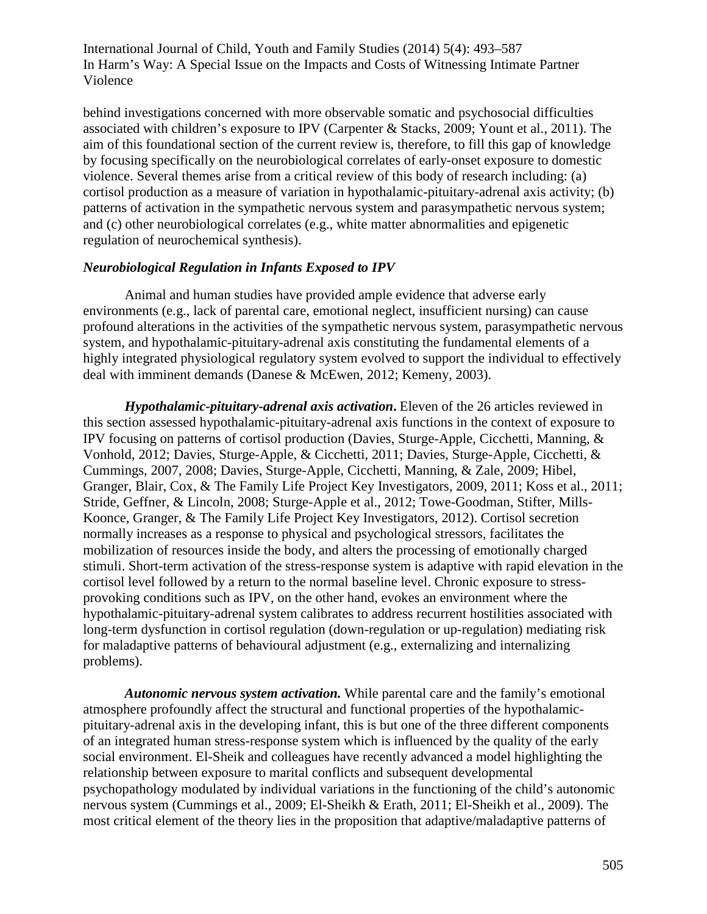behind investigations concerned with more observable somatic and psychosocial difficulties associated with children's exposure to IPV (Carpenter & Stacks, 2009; Yount et al., 2011). The aim of this foundational section of the current review is, therefore, to fill this gap of knowledge by focusing specifically on the neurobiological correlates of early-onset exposure to domestic violence. Several themes arise from a critical review of this body of research including: (a) cortisol production as a measure of variation in hypothalamic-pituitary-adrenal axis activity; (b) patterns of activation in the sympathetic nervous system and parasympathetic nervous system; and (c) other neurobiological correlates (e.g., white matter abnormalities and epigenetic regulation of neurochemical synthesis).

### *Neurobiological Regulation in Infants Exposed to IPV*

Animal and human studies have provided ample evidence that adverse early environments (e.g., lack of parental care, emotional neglect, insufficient nursing) can cause profound alterations in the activities of the sympathetic nervous system, parasympathetic nervous system, and hypothalamic-pituitary-adrenal axis constituting the fundamental elements of a highly integrated physiological regulatory system evolved to support the individual to effectively deal with imminent demands (Danese & McEwen, 2012; Kemeny, 2003).

***Hypothalamic-pituitary-adrenal axis activation***. Eleven of the 26 articles reviewed in this section assessed hypothalamic-pituitary-adrenal axis functions in the context of exposure to IPV focusing on patterns of cortisol production (Davies, Sturge-Apple, Cicchetti, Manning, & Vonhold, 2012; Davies, Sturge-Apple, & Cicchetti, 2011; Davies, Sturge-Apple, Cicchetti, & Cummings, 2007, 2008; Davies, Sturge-Apple, Cicchetti, Manning, & Zale, 2009; Hibel, Granger, Blair, Cox, & The Family Life Project Key Investigators, 2009, 2011; Koss et al., 2011; Stride, Geffner, & Lincoln, 2008; Sturge-Apple et al., 2012; Towe-Goodman, Stifter, Mills-Koonce, Granger, & The Family Life Project Key Investigators, 2012). Cortisol secretion normally increases as a response to physical and psychological stressors, facilitates the mobilization of resources inside the body, and alters the processing of emotionally charged stimuli. Short-term activation of the stress-response system is adaptive with rapid elevation in the cortisol level followed by a return to the normal baseline level. Chronic exposure to stress-provoking conditions such as IPV, on the other hand, evokes an environment where the hypothalamic-pituitary-adrenal system calibrates to address recurrent hostilities associated with long-term dysfunction in cortisol regulation (down-regulation or up-regulation) mediating risk for maladaptive patterns of behavioural adjustment (e.g., externalizing and internalizing problems).

***Autonomic nervous system activation.*** While parental care and the family's emotional atmosphere profoundly affect the structural and functional properties of the hypothalamic-pituitary-adrenal axis in the developing infant, this is but one of the three different components of an integrated human stress-response system which is influenced by the quality of the early social environment. El-Sheik and colleagues have recently advanced a model highlighting the relationship between exposure to marital conflicts and subsequent developmental psychopathology modulated by individual variations in the functioning of the child's autonomic nervous system (Cummings et al., 2009; El-Sheikh & Erath, 2011; El-Sheikh et al., 2009). The most critical element of the theory lies in the proposition that adaptive/maladaptive patterns of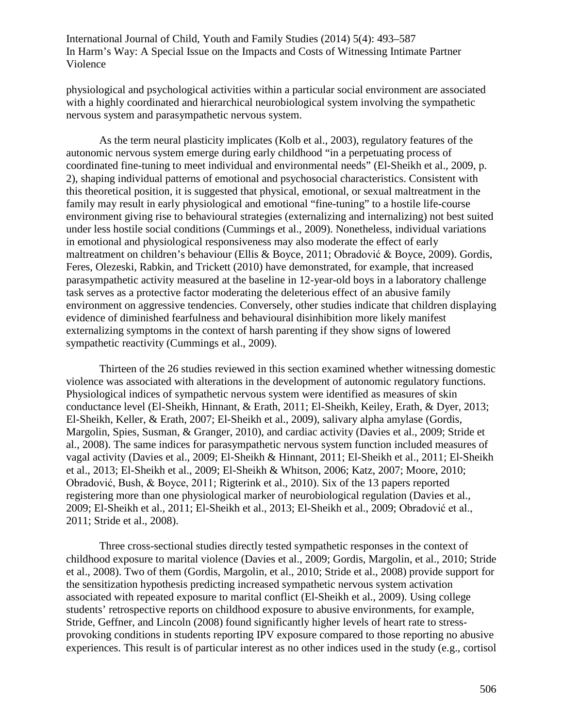physiological and psychological activities within a particular social environment are associated with a highly coordinated and hierarchical neurobiological system involving the sympathetic nervous system and parasympathetic nervous system.

As the term neural plasticity implicates (Kolb et al., 2003), regulatory features of the autonomic nervous system emerge during early childhood "in a perpetuating process of coordinated fine-tuning to meet individual and environmental needs" (El-Sheikh et al., 2009, p. 2), shaping individual patterns of emotional and psychosocial characteristics. Consistent with this theoretical position, it is suggested that physical, emotional, or sexual maltreatment in the family may result in early physiological and emotional "fine-tuning" to a hostile life-course environment giving rise to behavioural strategies (externalizing and internalizing) not best suited under less hostile social conditions (Cummings et al., 2009). Nonetheless, individual variations in emotional and physiological responsiveness may also moderate the effect of early maltreatment on children's behaviour (Ellis & Boyce, 2011; Obradović & Boyce, 2009). Gordis, Feres, Olezeski, Rabkin, and Trickett (2010) have demonstrated, for example, that increased parasympathetic activity measured at the baseline in 12-year-old boys in a laboratory challenge task serves as a protective factor moderating the deleterious effect of an abusive family environment on aggressive tendencies. Conversely, other studies indicate that children displaying evidence of diminished fearfulness and behavioural disinhibition more likely manifest externalizing symptoms in the context of harsh parenting if they show signs of lowered sympathetic reactivity (Cummings et al., 2009).

Thirteen of the 26 studies reviewed in this section examined whether witnessing domestic violence was associated with alterations in the development of autonomic regulatory functions. Physiological indices of sympathetic nervous system were identified as measures of skin conductance level (El-Sheikh, Hinnant, & Erath, 2011; El-Sheikh, Keiley, Erath, & Dyer, 2013; El-Sheikh, Keller, & Erath, 2007; El-Sheikh et al., 2009), salivary alpha amylase (Gordis, Margolin, Spies, Susman, & Granger, 2010), and cardiac activity (Davies et al., 2009; Stride et al., 2008). The same indices for parasympathetic nervous system function included measures of vagal activity (Davies et al., 2009; El-Sheikh & Hinnant, 2011; El-Sheikh et al., 2011; El-Sheikh et al., 2013; El-Sheikh et al., 2009; El-Sheikh & Whitson, 2006; Katz, 2007; Moore, 2010; Obradović, Bush, & Boyce, 2011; Rigterink et al., 2010). Six of the 13 papers reported registering more than one physiological marker of neurobiological regulation (Davies et al., 2009; El-Sheikh et al., 2011; El-Sheikh et al., 2013; El-Sheikh et al., 2009; Obradović et al., 2011; Stride et al., 2008).

Three cross-sectional studies directly tested sympathetic responses in the context of childhood exposure to marital violence (Davies et al., 2009; Gordis, Margolin, et al., 2010; Stride et al., 2008). Two of them (Gordis, Margolin, et al., 2010; Stride et al., 2008) provide support for the sensitization hypothesis predicting increased sympathetic nervous system activation associated with repeated exposure to marital conflict (El-Sheikh et al., 2009). Using college students' retrospective reports on childhood exposure to abusive environments, for example, Stride, Geffner, and Lincoln (2008) found significantly higher levels of heart rate to stress-provoking conditions in students reporting IPV exposure compared to those reporting no abusive experiences. This result is of particular interest as no other indices used in the study (e.g., cortisol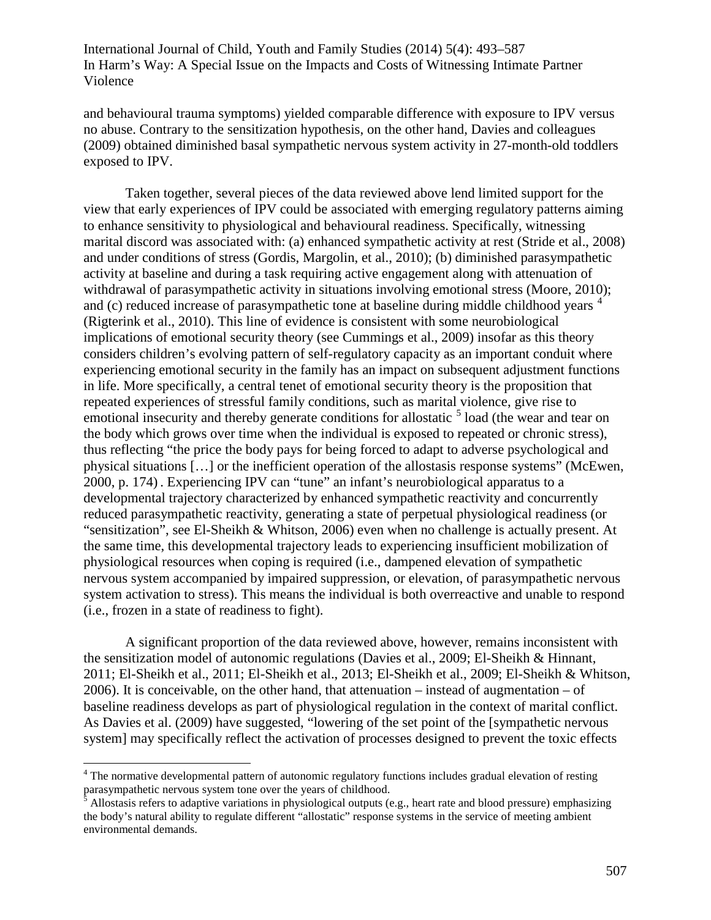and behavioural trauma symptoms) yielded comparable difference with exposure to IPV versus no abuse. Contrary to the sensitization hypothesis, on the other hand, Davies and colleagues (2009) obtained diminished basal sympathetic nervous system activity in 27-month-old toddlers exposed to IPV.

Taken together, several pieces of the data reviewed above lend limited support for the view that early experiences of IPV could be associated with emerging regulatory patterns aiming to enhance sensitivity to physiological and behavioural readiness. Specifically, witnessing marital discord was associated with: (a) enhanced sympathetic activity at rest (Stride et al., 2008) and under conditions of stress (Gordis, Margolin, et al., 2010); (b) diminished parasympathetic activity at baseline and during a task requiring active engagement along with attenuation of withdrawal of parasympathetic activity in situations involving emotional stress (Moore, 2010); and (c) reduced increase of parasympathetic tone at baseline during middle childhood years [4] (Rigterink et al., 2010). This line of evidence is consistent with some neurobiological implications of emotional security theory (see Cummings et al., 2009) insofar as this theory considers children's evolving pattern of self-regulatory capacity as an important conduit where experiencing emotional security in the family has an impact on subsequent adjustment functions in life. More specifically, a central tenet of emotional security theory is the proposition that repeated experiences of stressful family conditions, such as marital violence, give rise to emotional insecurity and thereby generate conditions for allostatic [5] load (the wear and tear on the body which grows over time when the individual is exposed to repeated or chronic stress), thus reflecting "the price the body pays for being forced to adapt to adverse psychological and physical situations […] or the inefficient operation of the allostasis response systems" (McEwen, 2000, p. 174) . Experiencing IPV can "tune" an infant's neurobiological apparatus to a developmental trajectory characterized by enhanced sympathetic reactivity and concurrently reduced parasympathetic reactivity, generating a state of perpetual physiological readiness (or "sensitization", see El-Sheikh & Whitson, 2006) even when no challenge is actually present. At the same time, this developmental trajectory leads to experiencing insufficient mobilization of physiological resources when coping is required (i.e., dampened elevation of sympathetic nervous system accompanied by impaired suppression, or elevation, of parasympathetic nervous system activation to stress). This means the individual is both overreactive and unable to respond (i.e., frozen in a state of readiness to fight).

A significant proportion of the data reviewed above, however, remains inconsistent with the sensitization model of autonomic regulations (Davies et al., 2009; El-Sheikh & Hinnant, 2011; El-Sheikh et al., 2011; El-Sheikh et al., 2013; El-Sheikh et al., 2009; El-Sheikh & Whitson, 2006). It is conceivable, on the other hand, that attenuation – instead of augmentation – of baseline readiness develops as part of physiological regulation in the context of marital conflict. As Davies et al. (2009) have suggested, "lowering of the set point of the [sympathetic nervous system] may specifically reflect the activation of processes designed to prevent the toxic effects

[4] The normative developmental pattern of autonomic regulatory functions includes gradual elevation of resting parasympathetic nervous system tone over the years of childhood.

[5] Allostasis refers to adaptive variations in physiological outputs (e.g., heart rate and blood pressure) emphasizing the body's natural ability to regulate different "allostatic" response systems in the service of meeting ambient environmental demands.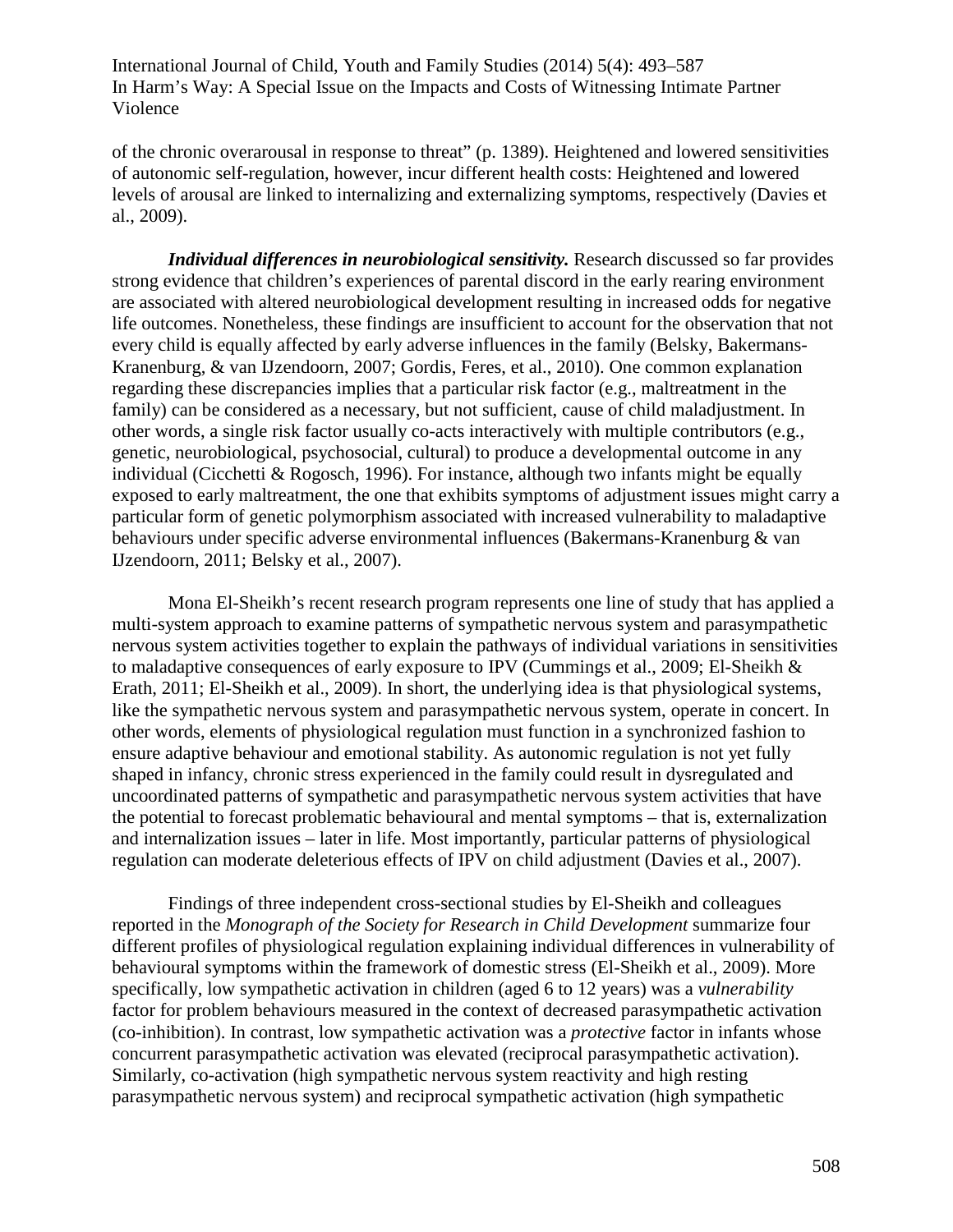of the chronic overarousal in response to threat" (p. 1389). Heightened and lowered sensitivities of autonomic self-regulation, however, incur different health costs: Heightened and lowered levels of arousal are linked to internalizing and externalizing symptoms, respectively (Davies et al., 2009).

***Individual differences in neurobiological sensitivity.*** Research discussed so far provides strong evidence that children's experiences of parental discord in the early rearing environment are associated with altered neurobiological development resulting in increased odds for negative life outcomes. Nonetheless, these findings are insufficient to account for the observation that not every child is equally affected by early adverse influences in the family (Belsky, Bakermans-Kranenburg, & van IJzendoorn, 2007; Gordis, Feres, et al., 2010). One common explanation regarding these discrepancies implies that a particular risk factor (e.g., maltreatment in the family) can be considered as a necessary, but not sufficient, cause of child maladjustment. In other words, a single risk factor usually co-acts interactively with multiple contributors (e.g., genetic, neurobiological, psychosocial, cultural) to produce a developmental outcome in any individual (Cicchetti & Rogosch, 1996). For instance, although two infants might be equally exposed to early maltreatment, the one that exhibits symptoms of adjustment issues might carry a particular form of genetic polymorphism associated with increased vulnerability to maladaptive behaviours under specific adverse environmental influences (Bakermans-Kranenburg & van IJzendoorn, 2011; Belsky et al., 2007).

Mona El-Sheikh's recent research program represents one line of study that has applied a multi-system approach to examine patterns of sympathetic nervous system and parasympathetic nervous system activities together to explain the pathways of individual variations in sensitivities to maladaptive consequences of early exposure to IPV (Cummings et al., 2009; El-Sheikh & Erath, 2011; El-Sheikh et al., 2009). In short, the underlying idea is that physiological systems, like the sympathetic nervous system and parasympathetic nervous system, operate in concert. In other words, elements of physiological regulation must function in a synchronized fashion to ensure adaptive behaviour and emotional stability. As autonomic regulation is not yet fully shaped in infancy, chronic stress experienced in the family could result in dysregulated and uncoordinated patterns of sympathetic and parasympathetic nervous system activities that have the potential to forecast problematic behavioural and mental symptoms – that is, externalization and internalization issues – later in life. Most importantly, particular patterns of physiological regulation can moderate deleterious effects of IPV on child adjustment (Davies et al., 2007).

Findings of three independent cross-sectional studies by El-Sheikh and colleagues reported in the *Monograph of the Society for Research in Child Development* summarize four different profiles of physiological regulation explaining individual differences in vulnerability of behavioural symptoms within the framework of domestic stress (El-Sheikh et al., 2009). More specifically, low sympathetic activation in children (aged 6 to 12 years) was a *vulnerability* factor for problem behaviours measured in the context of decreased parasympathetic activation (co-inhibition). In contrast, low sympathetic activation was a *protective* factor in infants whose concurrent parasympathetic activation was elevated (reciprocal parasympathetic activation). Similarly, co-activation (high sympathetic nervous system reactivity and high resting parasympathetic nervous system) and reciprocal sympathetic activation (high sympathetic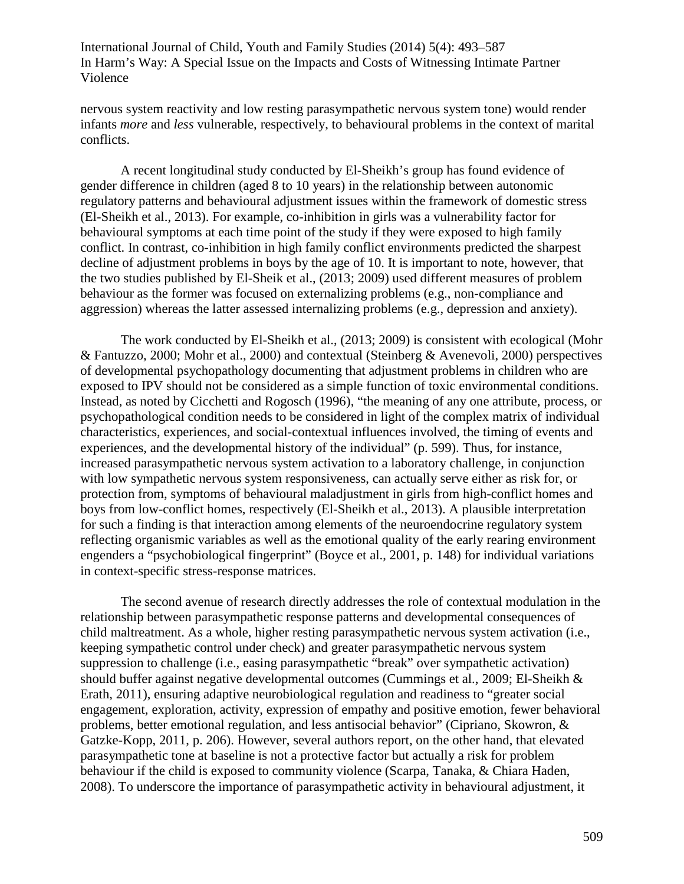nervous system reactivity and low resting parasympathetic nervous system tone) would render infants *more* and *less* vulnerable, respectively, to behavioural problems in the context of marital conflicts.

A recent longitudinal study conducted by El-Sheikh's group has found evidence of gender difference in children (aged 8 to 10 years) in the relationship between autonomic regulatory patterns and behavioural adjustment issues within the framework of domestic stress (El-Sheikh et al., 2013). For example, co-inhibition in girls was a vulnerability factor for behavioural symptoms at each time point of the study if they were exposed to high family conflict. In contrast, co-inhibition in high family conflict environments predicted the sharpest decline of adjustment problems in boys by the age of 10. It is important to note, however, that the two studies published by El-Sheik et al., (2013; 2009) used different measures of problem behaviour as the former was focused on externalizing problems (e.g., non-compliance and aggression) whereas the latter assessed internalizing problems (e.g., depression and anxiety).

The work conducted by El-Sheikh et al., (2013; 2009) is consistent with ecological (Mohr & Fantuzzo, 2000; Mohr et al., 2000) and contextual (Steinberg & Avenevoli, 2000) perspectives of developmental psychopathology documenting that adjustment problems in children who are exposed to IPV should not be considered as a simple function of toxic environmental conditions. Instead, as noted by Cicchetti and Rogosch (1996), "the meaning of any one attribute, process, or psychopathological condition needs to be considered in light of the complex matrix of individual characteristics, experiences, and social-contextual influences involved, the timing of events and experiences, and the developmental history of the individual" (p. 599). Thus, for instance, increased parasympathetic nervous system activation to a laboratory challenge, in conjunction with low sympathetic nervous system responsiveness, can actually serve either as risk for, or protection from, symptoms of behavioural maladjustment in girls from high-conflict homes and boys from low-conflict homes, respectively (El-Sheikh et al., 2013). A plausible interpretation for such a finding is that interaction among elements of the neuroendocrine regulatory system reflecting organismic variables as well as the emotional quality of the early rearing environment engenders a "psychobiological fingerprint" (Boyce et al., 2001, p. 148) for individual variations in context-specific stress-response matrices.

The second avenue of research directly addresses the role of contextual modulation in the relationship between parasympathetic response patterns and developmental consequences of child maltreatment. As a whole, higher resting parasympathetic nervous system activation (i.e., keeping sympathetic control under check) and greater parasympathetic nervous system suppression to challenge (i.e., easing parasympathetic "break" over sympathetic activation) should buffer against negative developmental outcomes (Cummings et al., 2009; El-Sheikh & Erath, 2011), ensuring adaptive neurobiological regulation and readiness to "greater social engagement, exploration, activity, expression of empathy and positive emotion, fewer behavioral problems, better emotional regulation, and less antisocial behavior" (Cipriano, Skowron, & Gatzke-Kopp, 2011, p. 206). However, several authors report, on the other hand, that elevated parasympathetic tone at baseline is not a protective factor but actually a risk for problem behaviour if the child is exposed to community violence (Scarpa, Tanaka, & Chiara Haden, 2008). To underscore the importance of parasympathetic activity in behavioural adjustment, it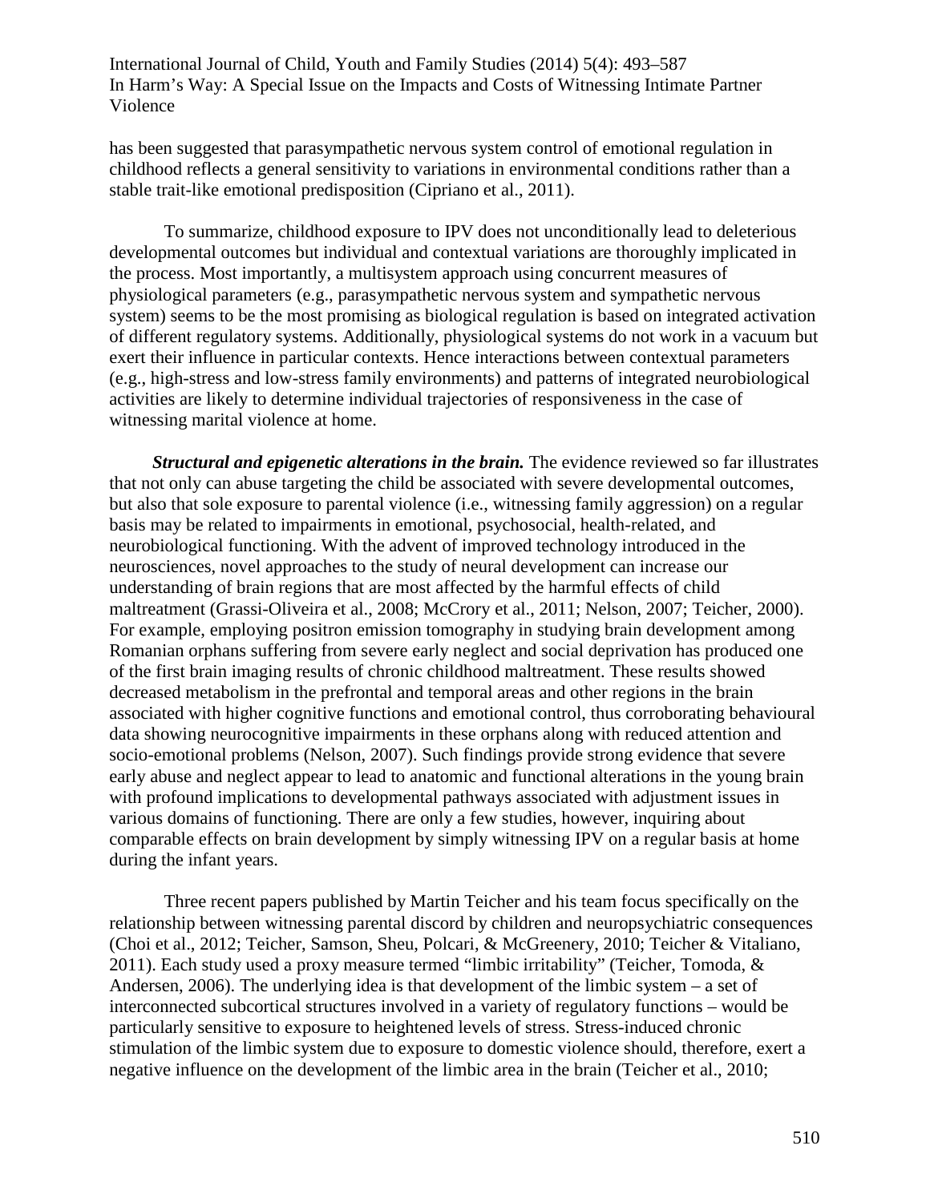has been suggested that parasympathetic nervous system control of emotional regulation in childhood reflects a general sensitivity to variations in environmental conditions rather than a stable trait-like emotional predisposition (Cipriano et al., 2011).

To summarize, childhood exposure to IPV does not unconditionally lead to deleterious developmental outcomes but individual and contextual variations are thoroughly implicated in the process. Most importantly, a multisystem approach using concurrent measures of physiological parameters (e.g., parasympathetic nervous system and sympathetic nervous system) seems to be the most promising as biological regulation is based on integrated activation of different regulatory systems. Additionally, physiological systems do not work in a vacuum but exert their influence in particular contexts. Hence interactions between contextual parameters (e.g., high-stress and low-stress family environments) and patterns of integrated neurobiological activities are likely to determine individual trajectories of responsiveness in the case of witnessing marital violence at home.

***Structural and epigenetic alterations in the brain.*** The evidence reviewed so far illustrates that not only can abuse targeting the child be associated with severe developmental outcomes, but also that sole exposure to parental violence (i.e., witnessing family aggression) on a regular basis may be related to impairments in emotional, psychosocial, health-related, and neurobiological functioning. With the advent of improved technology introduced in the neurosciences, novel approaches to the study of neural development can increase our understanding of brain regions that are most affected by the harmful effects of child maltreatment (Grassi-Oliveira et al., 2008; McCrory et al., 2011; Nelson, 2007; Teicher, 2000). For example, employing positron emission tomography in studying brain development among Romanian orphans suffering from severe early neglect and social deprivation has produced one of the first brain imaging results of chronic childhood maltreatment. These results showed decreased metabolism in the prefrontal and temporal areas and other regions in the brain associated with higher cognitive functions and emotional control, thus corroborating behavioural data showing neurocognitive impairments in these orphans along with reduced attention and socio-emotional problems (Nelson, 2007). Such findings provide strong evidence that severe early abuse and neglect appear to lead to anatomic and functional alterations in the young brain with profound implications to developmental pathways associated with adjustment issues in various domains of functioning. There are only a few studies, however, inquiring about comparable effects on brain development by simply witnessing IPV on a regular basis at home during the infant years.

Three recent papers published by Martin Teicher and his team focus specifically on the relationship between witnessing parental discord by children and neuropsychiatric consequences (Choi et al., 2012; Teicher, Samson, Sheu, Polcari, & McGreenery, 2010; Teicher & Vitaliano, 2011). Each study used a proxy measure termed "limbic irritability" (Teicher, Tomoda, & Andersen, 2006). The underlying idea is that development of the limbic system – a set of interconnected subcortical structures involved in a variety of regulatory functions – would be particularly sensitive to exposure to heightened levels of stress. Stress-induced chronic stimulation of the limbic system due to exposure to domestic violence should, therefore, exert a negative influence on the development of the limbic area in the brain (Teicher et al., 2010;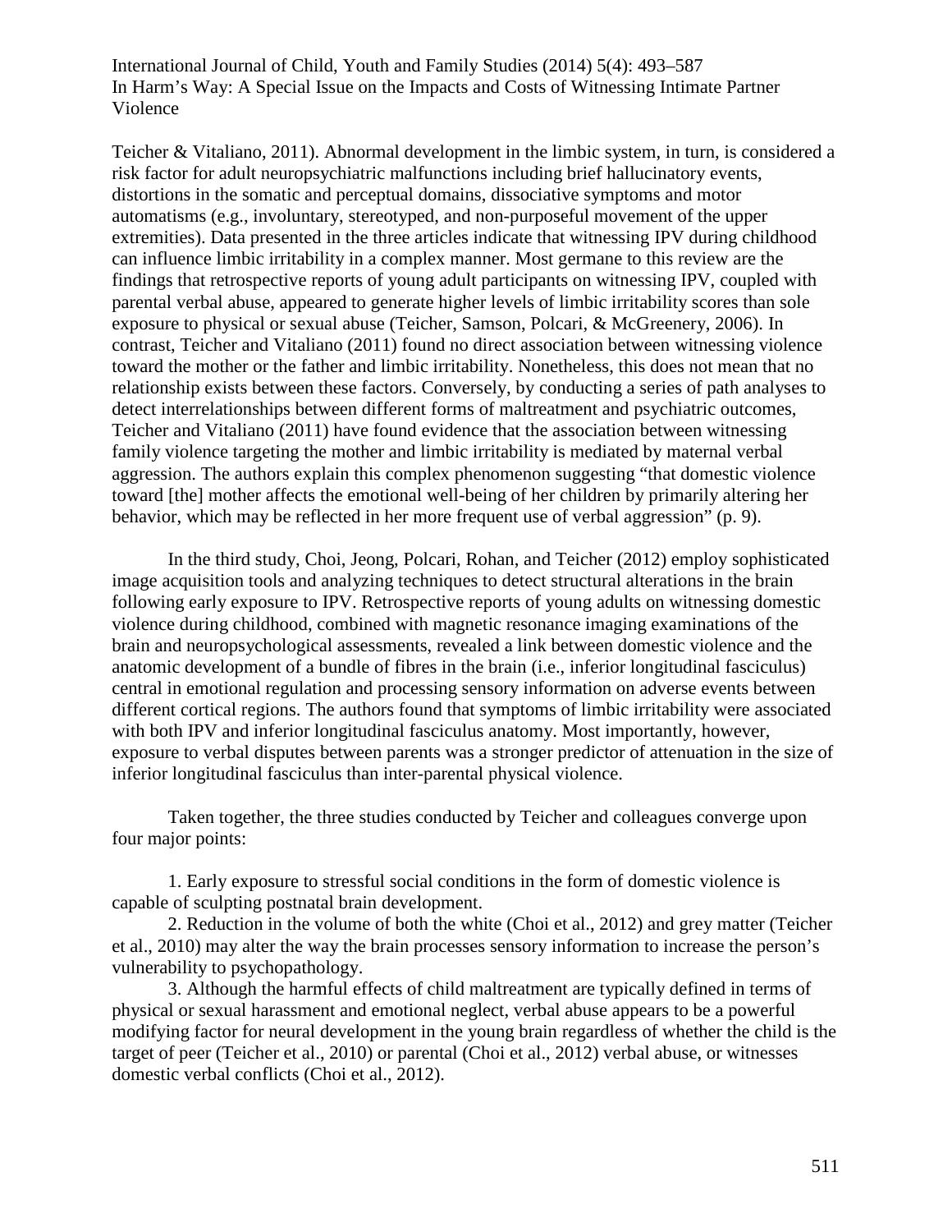Teicher & Vitaliano, 2011). Abnormal development in the limbic system, in turn, is considered a risk factor for adult neuropsychiatric malfunctions including brief hallucinatory events, distortions in the somatic and perceptual domains, dissociative symptoms and motor automatisms (e.g., involuntary, stereotyped, and non-purposeful movement of the upper extremities). Data presented in the three articles indicate that witnessing IPV during childhood can influence limbic irritability in a complex manner. Most germane to this review are the findings that retrospective reports of young adult participants on witnessing IPV, coupled with parental verbal abuse, appeared to generate higher levels of limbic irritability scores than sole exposure to physical or sexual abuse (Teicher, Samson, Polcari, & McGreenery, 2006). In contrast, Teicher and Vitaliano (2011) found no direct association between witnessing violence toward the mother or the father and limbic irritability. Nonetheless, this does not mean that no relationship exists between these factors. Conversely, by conducting a series of path analyses to detect interrelationships between different forms of maltreatment and psychiatric outcomes, Teicher and Vitaliano (2011) have found evidence that the association between witnessing family violence targeting the mother and limbic irritability is mediated by maternal verbal aggression. The authors explain this complex phenomenon suggesting "that domestic violence toward [the] mother affects the emotional well-being of her children by primarily altering her behavior, which may be reflected in her more frequent use of verbal aggression" (p. 9).

In the third study, Choi, Jeong, Polcari, Rohan, and Teicher (2012) employ sophisticated image acquisition tools and analyzing techniques to detect structural alterations in the brain following early exposure to IPV. Retrospective reports of young adults on witnessing domestic violence during childhood, combined with magnetic resonance imaging examinations of the brain and neuropsychological assessments, revealed a link between domestic violence and the anatomic development of a bundle of fibres in the brain (i.e., inferior longitudinal fasciculus) central in emotional regulation and processing sensory information on adverse events between different cortical regions. The authors found that symptoms of limbic irritability were associated with both IPV and inferior longitudinal fasciculus anatomy. Most importantly, however, exposure to verbal disputes between parents was a stronger predictor of attenuation in the size of inferior longitudinal fasciculus than inter-parental physical violence.

Taken together, the three studies conducted by Teicher and colleagues converge upon four major points:

1. Early exposure to stressful social conditions in the form of domestic violence is capable of sculpting postnatal brain development.
2. Reduction in the volume of both the white (Choi et al., 2012) and grey matter (Teicher et al., 2010) may alter the way the brain processes sensory information to increase the person's vulnerability to psychopathology.
3. Although the harmful effects of child maltreatment are typically defined in terms of physical or sexual harassment and emotional neglect, verbal abuse appears to be a powerful modifying factor for neural development in the young brain regardless of whether the child is the target of peer (Teicher et al., 2010) or parental (Choi et al., 2012) verbal abuse, or witnesses domestic verbal conflicts (Choi et al., 2012).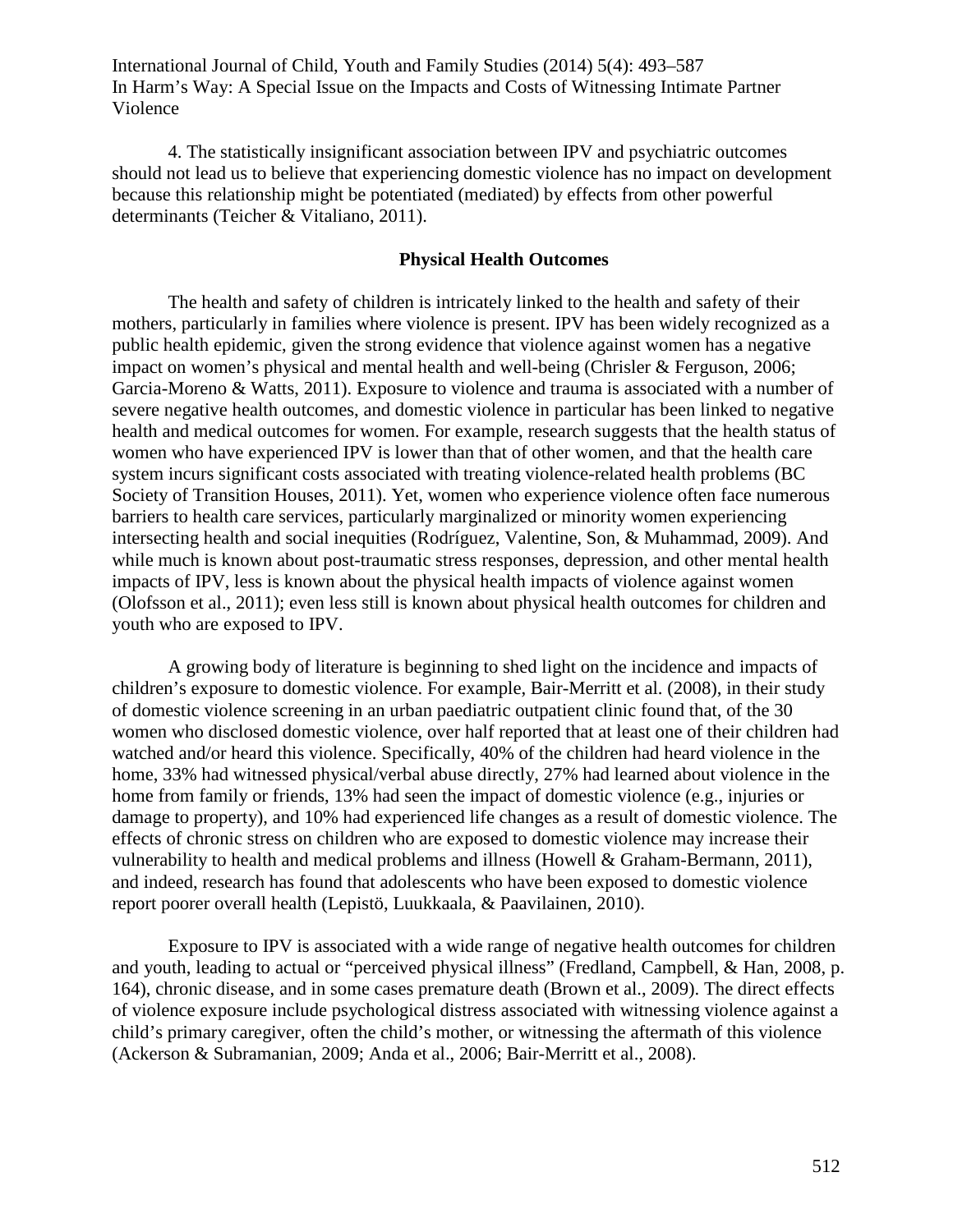4. The statistically insignificant association between IPV and psychiatric outcomes should not lead us to believe that experiencing domestic violence has no impact on development because this relationship might be potentiated (mediated) by effects from other powerful determinants (Teicher & Vitaliano, 2011).

## Physical Health Outcomes

The health and safety of children is intricately linked to the health and safety of their mothers, particularly in families where violence is present. IPV has been widely recognized as a public health epidemic, given the strong evidence that violence against women has a negative impact on women's physical and mental health and well-being (Chrisler & Ferguson, 2006; Garcia-Moreno & Watts, 2011). Exposure to violence and trauma is associated with a number of severe negative health outcomes, and domestic violence in particular has been linked to negative health and medical outcomes for women. For example, research suggests that the health status of women who have experienced IPV is lower than that of other women, and that the health care system incurs significant costs associated with treating violence-related health problems (BC Society of Transition Houses, 2011). Yet, women who experience violence often face numerous barriers to health care services, particularly marginalized or minority women experiencing intersecting health and social inequities (Rodríguez, Valentine, Son, & Muhammad, 2009). And while much is known about post-traumatic stress responses, depression, and other mental health impacts of IPV, less is known about the physical health impacts of violence against women (Olofsson et al., 2011); even less still is known about physical health outcomes for children and youth who are exposed to IPV.

A growing body of literature is beginning to shed light on the incidence and impacts of children's exposure to domestic violence. For example, Bair-Merritt et al. (2008), in their study of domestic violence screening in an urban paediatric outpatient clinic found that, of the 30 women who disclosed domestic violence, over half reported that at least one of their children had watched and/or heard this violence. Specifically, 40% of the children had heard violence in the home, 33% had witnessed physical/verbal abuse directly, 27% had learned about violence in the home from family or friends, 13% had seen the impact of domestic violence (e.g., injuries or damage to property), and 10% had experienced life changes as a result of domestic violence. The effects of chronic stress on children who are exposed to domestic violence may increase their vulnerability to health and medical problems and illness (Howell & Graham-Bermann, 2011), and indeed, research has found that adolescents who have been exposed to domestic violence report poorer overall health (Lepistö, Luukkaala, & Paavilainen, 2010).

Exposure to IPV is associated with a wide range of negative health outcomes for children and youth, leading to actual or "perceived physical illness" (Fredland, Campbell, & Han, 2008, p. 164), chronic disease, and in some cases premature death (Brown et al., 2009). The direct effects of violence exposure include psychological distress associated with witnessing violence against a child's primary caregiver, often the child's mother, or witnessing the aftermath of this violence (Ackerson & Subramanian, 2009; Anda et al., 2006; Bair-Merritt et al., 2008).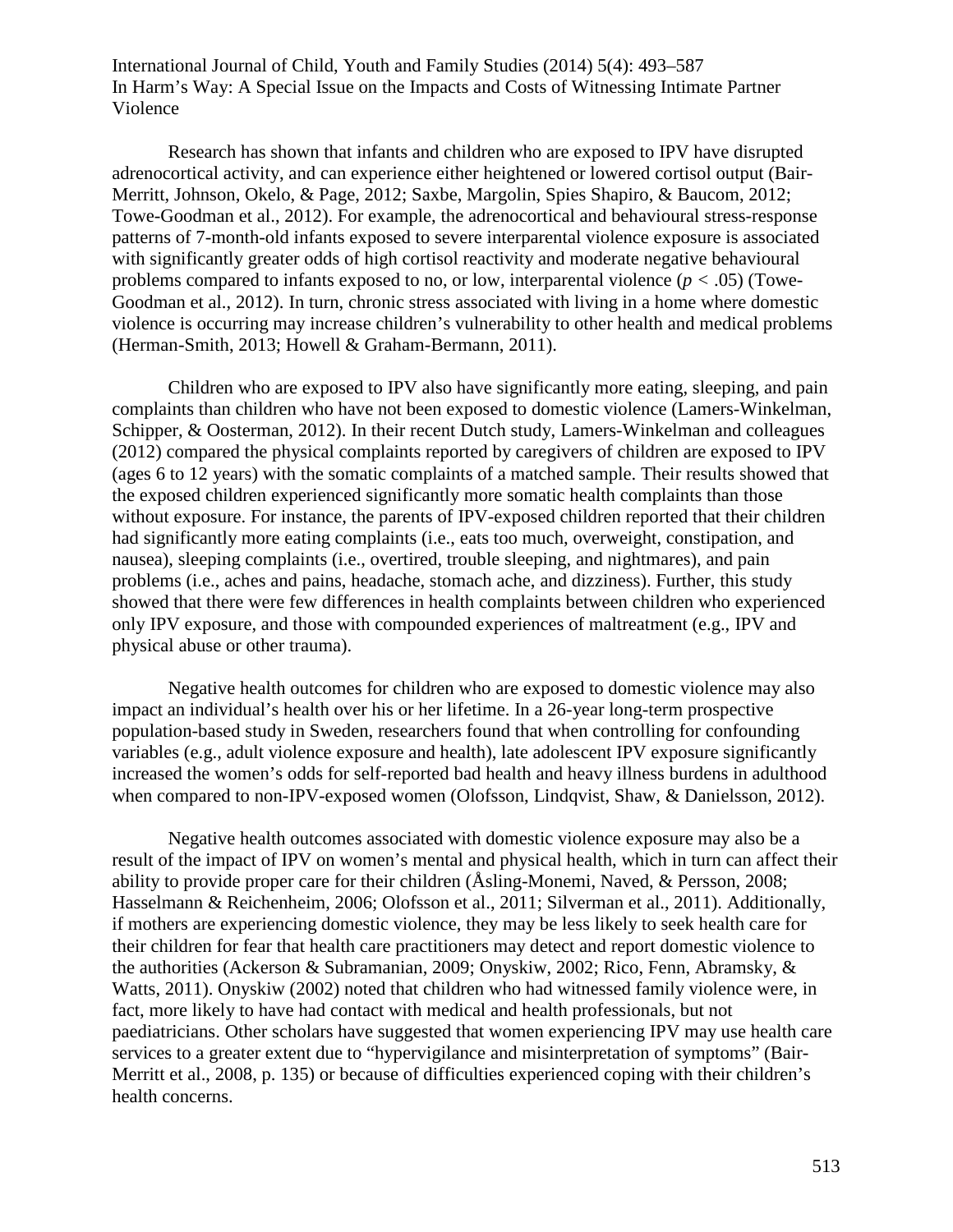Research has shown that infants and children who are exposed to IPV have disrupted adrenocortical activity, and can experience either heightened or lowered cortisol output (Bair-Merritt, Johnson, Okelo, & Page, 2012; Saxbe, Margolin, Spies Shapiro, & Baucom, 2012; Towe-Goodman et al., 2012). For example, the adrenocortical and behavioural stress-response patterns of 7-month-old infants exposed to severe interparental violence exposure is associated with significantly greater odds of high cortisol reactivity and moderate negative behavioural problems compared to infants exposed to no, or low, interparental violence ($p < .05$) (Towe-Goodman et al., 2012). In turn, chronic stress associated with living in a home where domestic violence is occurring may increase children's vulnerability to other health and medical problems (Herman-Smith, 2013; Howell & Graham-Bermann, 2011).

Children who are exposed to IPV also have significantly more eating, sleeping, and pain complaints than children who have not been exposed to domestic violence (Lamers-Winkelman, Schipper, & Oosterman, 2012). In their recent Dutch study, Lamers-Winkelman and colleagues (2012) compared the physical complaints reported by caregivers of children are exposed to IPV (ages 6 to 12 years) with the somatic complaints of a matched sample. Their results showed that the exposed children experienced significantly more somatic health complaints than those without exposure. For instance, the parents of IPV-exposed children reported that their children had significantly more eating complaints (i.e., eats too much, overweight, constipation, and nausea), sleeping complaints (i.e., overtired, trouble sleeping, and nightmares), and pain problems (i.e., aches and pains, headache, stomach ache, and dizziness). Further, this study showed that there were few differences in health complaints between children who experienced only IPV exposure, and those with compounded experiences of maltreatment (e.g., IPV and physical abuse or other trauma).

Negative health outcomes for children who are exposed to domestic violence may also impact an individual's health over his or her lifetime. In a 26-year long-term prospective population-based study in Sweden, researchers found that when controlling for confounding variables (e.g., adult violence exposure and health), late adolescent IPV exposure significantly increased the women's odds for self-reported bad health and heavy illness burdens in adulthood when compared to non-IPV-exposed women (Olofsson, Lindqvist, Shaw, & Danielsson, 2012).

Negative health outcomes associated with domestic violence exposure may also be a result of the impact of IPV on women's mental and physical health, which in turn can affect their ability to provide proper care for their children (Åsling-Monemi, Naved, & Persson, 2008; Hasselmann & Reichenheim, 2006; Olofsson et al., 2011; Silverman et al., 2011). Additionally, if mothers are experiencing domestic violence, they may be less likely to seek health care for their children for fear that health care practitioners may detect and report domestic violence to the authorities (Ackerson & Subramanian, 2009; Onyskiw, 2002; Rico, Fenn, Abramsky, & Watts, 2011). Onyskiw (2002) noted that children who had witnessed family violence were, in fact, more likely to have had contact with medical and health professionals, but not paediatricians. Other scholars have suggested that women experiencing IPV may use health care services to a greater extent due to "hypervigilance and misinterpretation of symptoms" (Bair-Merritt et al., 2008, p. 135) or because of difficulties experienced coping with their children's health concerns.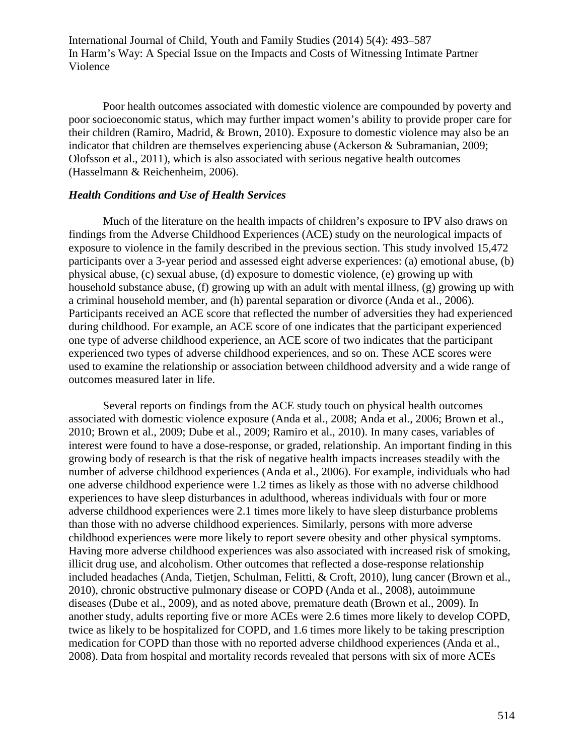Poor health outcomes associated with domestic violence are compounded by poverty and poor socioeconomic status, which may further impact women's ability to provide proper care for their children (Ramiro, Madrid, & Brown, 2010). Exposure to domestic violence may also be an indicator that children are themselves experiencing abuse (Ackerson & Subramanian, 2009; Olofsson et al., 2011), which is also associated with serious negative health outcomes (Hasselmann & Reichenheim, 2006).

### *Health Conditions and Use of Health Services*

Much of the literature on the health impacts of children's exposure to IPV also draws on findings from the Adverse Childhood Experiences (ACE) study on the neurological impacts of exposure to violence in the family described in the previous section. This study involved 15,472 participants over a 3-year period and assessed eight adverse experiences: (a) emotional abuse, (b) physical abuse, (c) sexual abuse, (d) exposure to domestic violence, (e) growing up with household substance abuse, (f) growing up with an adult with mental illness, (g) growing up with a criminal household member, and (h) parental separation or divorce (Anda et al., 2006). Participants received an ACE score that reflected the number of adversities they had experienced during childhood. For example, an ACE score of one indicates that the participant experienced one type of adverse childhood experience, an ACE score of two indicates that the participant experienced two types of adverse childhood experiences, and so on. These ACE scores were used to examine the relationship or association between childhood adversity and a wide range of outcomes measured later in life.

Several reports on findings from the ACE study touch on physical health outcomes associated with domestic violence exposure (Anda et al., 2008; Anda et al., 2006; Brown et al., 2010; Brown et al., 2009; Dube et al., 2009; Ramiro et al., 2010). In many cases, variables of interest were found to have a dose-response, or graded, relationship. An important finding in this growing body of research is that the risk of negative health impacts increases steadily with the number of adverse childhood experiences (Anda et al., 2006). For example, individuals who had one adverse childhood experience were 1.2 times as likely as those with no adverse childhood experiences to have sleep disturbances in adulthood, whereas individuals with four or more adverse childhood experiences were 2.1 times more likely to have sleep disturbance problems than those with no adverse childhood experiences. Similarly, persons with more adverse childhood experiences were more likely to report severe obesity and other physical symptoms. Having more adverse childhood experiences was also associated with increased risk of smoking, illicit drug use, and alcoholism. Other outcomes that reflected a dose-response relationship included headaches (Anda, Tietjen, Schulman, Felitti, & Croft, 2010), lung cancer (Brown et al., 2010), chronic obstructive pulmonary disease or COPD (Anda et al., 2008), autoimmune diseases (Dube et al., 2009), and as noted above, premature death (Brown et al., 2009). In another study, adults reporting five or more ACEs were 2.6 times more likely to develop COPD, twice as likely to be hospitalized for COPD, and 1.6 times more likely to be taking prescription medication for COPD than those with no reported adverse childhood experiences (Anda et al., 2008). Data from hospital and mortality records revealed that persons with six of more ACEs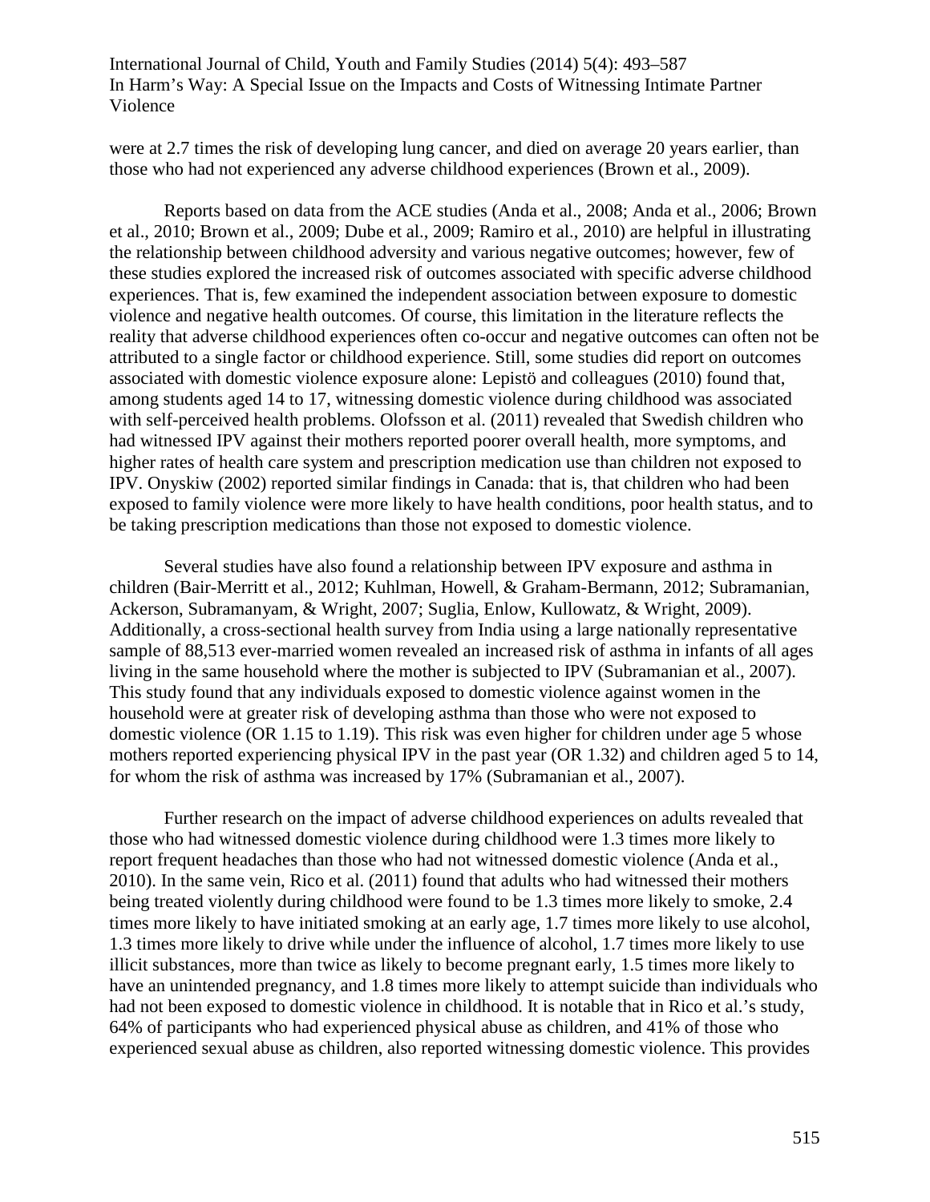were at 2.7 times the risk of developing lung cancer, and died on average 20 years earlier, than those who had not experienced any adverse childhood experiences (Brown et al., 2009).

Reports based on data from the ACE studies (Anda et al., 2008; Anda et al., 2006; Brown et al., 2010; Brown et al., 2009; Dube et al., 2009; Ramiro et al., 2010) are helpful in illustrating the relationship between childhood adversity and various negative outcomes; however, few of these studies explored the increased risk of outcomes associated with specific adverse childhood experiences. That is, few examined the independent association between exposure to domestic violence and negative health outcomes. Of course, this limitation in the literature reflects the reality that adverse childhood experiences often co-occur and negative outcomes can often not be attributed to a single factor or childhood experience. Still, some studies did report on outcomes associated with domestic violence exposure alone: Lepistö and colleagues (2010) found that, among students aged 14 to 17, witnessing domestic violence during childhood was associated with self-perceived health problems. Olofsson et al. (2011) revealed that Swedish children who had witnessed IPV against their mothers reported poorer overall health, more symptoms, and higher rates of health care system and prescription medication use than children not exposed to IPV. Onyskiw (2002) reported similar findings in Canada: that is, that children who had been exposed to family violence were more likely to have health conditions, poor health status, and to be taking prescription medications than those not exposed to domestic violence.

Several studies have also found a relationship between IPV exposure and asthma in children (Bair-Merritt et al., 2012; Kuhlman, Howell, & Graham-Bermann, 2012; Subramanian, Ackerson, Subramanyam, & Wright, 2007; Suglia, Enlow, Kullowatz, & Wright, 2009). Additionally, a cross-sectional health survey from India using a large nationally representative sample of 88,513 ever-married women revealed an increased risk of asthma in infants of all ages living in the same household where the mother is subjected to IPV (Subramanian et al., 2007). This study found that any individuals exposed to domestic violence against women in the household were at greater risk of developing asthma than those who were not exposed to domestic violence (OR 1.15 to 1.19). This risk was even higher for children under age 5 whose mothers reported experiencing physical IPV in the past year (OR 1.32) and children aged 5 to 14, for whom the risk of asthma was increased by 17% (Subramanian et al., 2007).

Further research on the impact of adverse childhood experiences on adults revealed that those who had witnessed domestic violence during childhood were 1.3 times more likely to report frequent headaches than those who had not witnessed domestic violence (Anda et al., 2010). In the same vein, Rico et al. (2011) found that adults who had witnessed their mothers being treated violently during childhood were found to be 1.3 times more likely to smoke, 2.4 times more likely to have initiated smoking at an early age, 1.7 times more likely to use alcohol, 1.3 times more likely to drive while under the influence of alcohol, 1.7 times more likely to use illicit substances, more than twice as likely to become pregnant early, 1.5 times more likely to have an unintended pregnancy, and 1.8 times more likely to attempt suicide than individuals who had not been exposed to domestic violence in childhood. It is notable that in Rico et al.'s study, 64% of participants who had experienced physical abuse as children, and 41% of those who experienced sexual abuse as children, also reported witnessing domestic violence. This provides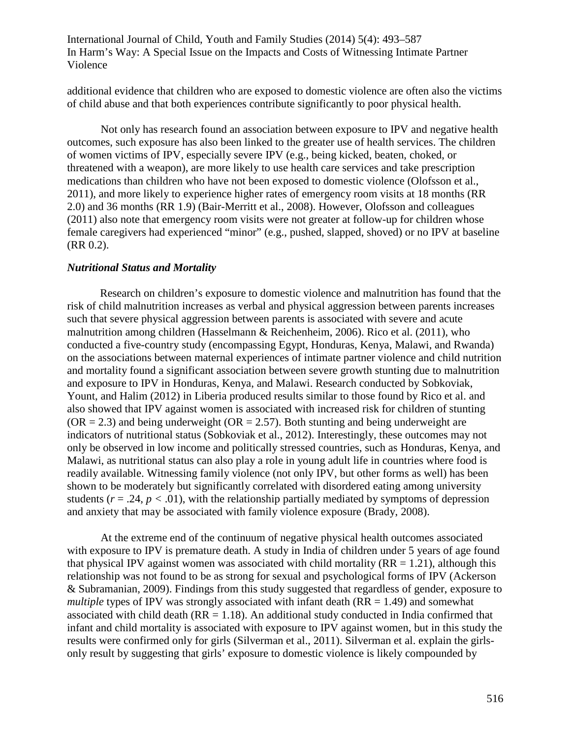additional evidence that children who are exposed to domestic violence are often also the victims of child abuse and that both experiences contribute significantly to poor physical health.

Not only has research found an association between exposure to IPV and negative health outcomes, such exposure has also been linked to the greater use of health services. The children of women victims of IPV, especially severe IPV (e.g., being kicked, beaten, choked, or threatened with a weapon), are more likely to use health care services and take prescription medications than children who have not been exposed to domestic violence (Olofsson et al., 2011), and more likely to experience higher rates of emergency room visits at 18 months (RR 2.0) and 36 months (RR 1.9) (Bair-Merritt et al., 2008). However, Olofsson and colleagues (2011) also note that emergency room visits were not greater at follow-up for children whose female caregivers had experienced "minor" (e.g., pushed, slapped, shoved) or no IPV at baseline (RR 0.2).

### *Nutritional Status and Mortality*

Research on children's exposure to domestic violence and malnutrition has found that the risk of child malnutrition increases as verbal and physical aggression between parents increases such that severe physical aggression between parents is associated with severe and acute malnutrition among children (Hasselmann & Reichenheim, 2006). Rico et al. (2011), who conducted a five-country study (encompassing Egypt, Honduras, Kenya, Malawi, and Rwanda) on the associations between maternal experiences of intimate partner violence and child nutrition and mortality found a significant association between severe growth stunting due to malnutrition and exposure to IPV in Honduras, Kenya, and Malawi. Research conducted by Sobkoviak, Yount, and Halim (2012) in Liberia produced results similar to those found by Rico et al. and also showed that IPV against women is associated with increased risk for children of stunting (OR = 2.3) and being underweight (OR = 2.57). Both stunting and being underweight are indicators of nutritional status (Sobkoviak et al., 2012). Interestingly, these outcomes may not only be observed in low income and politically stressed countries, such as Honduras, Kenya, and Malawi, as nutritional status can also play a role in young adult life in countries where food is readily available. Witnessing family violence (not only IPV, but other forms as well) has been shown to be moderately but significantly correlated with disordered eating among university students ($r = .24$, $p < .01$), with the relationship partially mediated by symptoms of depression and anxiety that may be associated with family violence exposure (Brady, 2008).

At the extreme end of the continuum of negative physical health outcomes associated with exposure to IPV is premature death. A study in India of children under 5 years of age found that physical IPV against women was associated with child mortality (RR = 1.21), although this relationship was not found to be as strong for sexual and psychological forms of IPV (Ackerson & Subramanian, 2009). Findings from this study suggested that regardless of gender, exposure to *multiple* types of IPV was strongly associated with infant death (RR = 1.49) and somewhat associated with child death (RR = 1.18). An additional study conducted in India confirmed that infant and child mortality is associated with exposure to IPV against women, but in this study the results were confirmed only for girls (Silverman et al., 2011). Silverman et al. explain the girls-only result by suggesting that girls' exposure to domestic violence is likely compounded by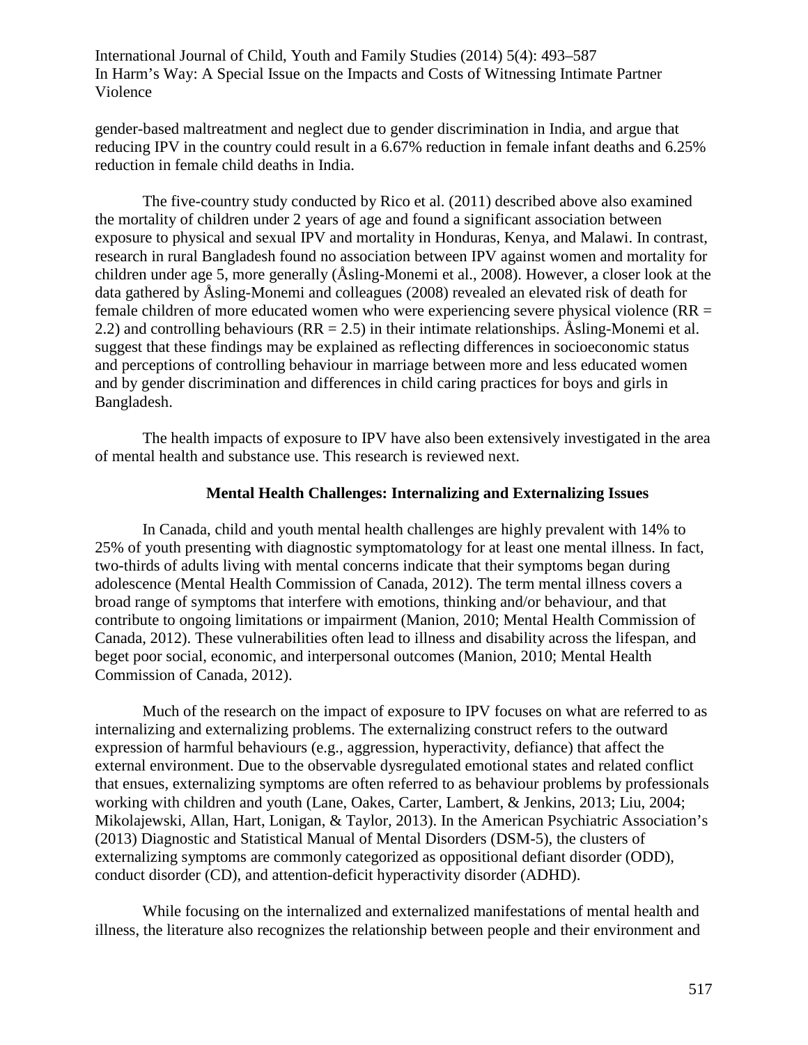gender-based maltreatment and neglect due to gender discrimination in India, and argue that reducing IPV in the country could result in a 6.67% reduction in female infant deaths and 6.25% reduction in female child deaths in India.

The five-country study conducted by Rico et al. (2011) described above also examined the mortality of children under 2 years of age and found a significant association between exposure to physical and sexual IPV and mortality in Honduras, Kenya, and Malawi. In contrast, research in rural Bangladesh found no association between IPV against women and mortality for children under age 5, more generally (Åsling-Monemi et al., 2008). However, a closer look at the data gathered by Åsling-Monemi and colleagues (2008) revealed an elevated risk of death for female children of more educated women who were experiencing severe physical violence (RR = 2.2) and controlling behaviours (RR = 2.5) in their intimate relationships. Åsling-Monemi et al. suggest that these findings may be explained as reflecting differences in socioeconomic status and perceptions of controlling behaviour in marriage between more and less educated women and by gender discrimination and differences in child caring practices for boys and girls in Bangladesh.

The health impacts of exposure to IPV have also been extensively investigated in the area of mental health and substance use. This research is reviewed next.

### Mental Health Challenges: Internalizing and Externalizing Issues

In Canada, child and youth mental health challenges are highly prevalent with 14% to 25% of youth presenting with diagnostic symptomatology for at least one mental illness. In fact, two-thirds of adults living with mental concerns indicate that their symptoms began during adolescence (Mental Health Commission of Canada, 2012). The term mental illness covers a broad range of symptoms that interfere with emotions, thinking and/or behaviour, and that contribute to ongoing limitations or impairment (Manion, 2010; Mental Health Commission of Canada, 2012). These vulnerabilities often lead to illness and disability across the lifespan, and beget poor social, economic, and interpersonal outcomes (Manion, 2010; Mental Health Commission of Canada, 2012).

Much of the research on the impact of exposure to IPV focuses on what are referred to as internalizing and externalizing problems. The externalizing construct refers to the outward expression of harmful behaviours (e.g., aggression, hyperactivity, defiance) that affect the external environment. Due to the observable dysregulated emotional states and related conflict that ensues, externalizing symptoms are often referred to as behaviour problems by professionals working with children and youth (Lane, Oakes, Carter, Lambert, & Jenkins, 2013; Liu, 2004; Mikolajewski, Allan, Hart, Lonigan, & Taylor, 2013). In the American Psychiatric Association's (2013) Diagnostic and Statistical Manual of Mental Disorders (DSM-5), the clusters of externalizing symptoms are commonly categorized as oppositional defiant disorder (ODD), conduct disorder (CD), and attention-deficit hyperactivity disorder (ADHD).

While focusing on the internalized and externalized manifestations of mental health and illness, the literature also recognizes the relationship between people and their environment and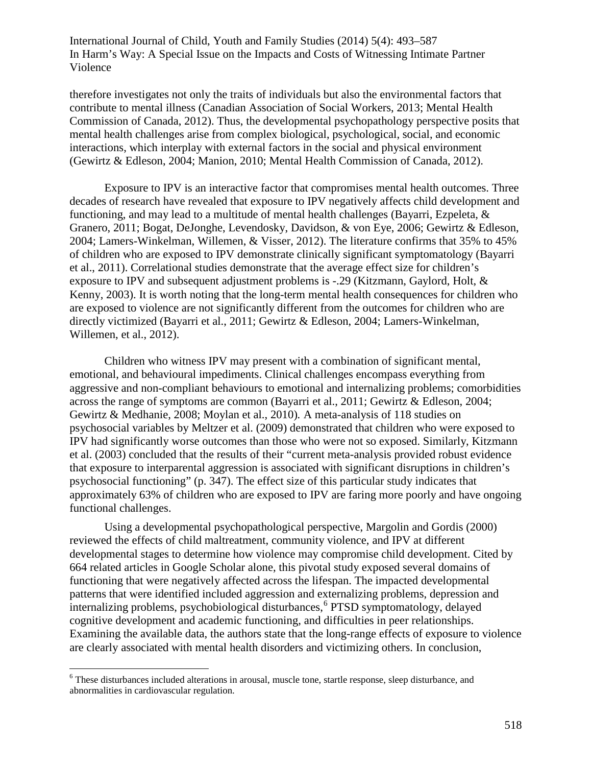therefore investigates not only the traits of individuals but also the environmental factors that contribute to mental illness (Canadian Association of Social Workers, 2013; Mental Health Commission of Canada, 2012). Thus, the developmental psychopathology perspective posits that mental health challenges arise from complex biological, psychological, social, and economic interactions, which interplay with external factors in the social and physical environment (Gewirtz & Edleson, 2004; Manion, 2010; Mental Health Commission of Canada, 2012).

Exposure to IPV is an interactive factor that compromises mental health outcomes. Three decades of research have revealed that exposure to IPV negatively affects child development and functioning, and may lead to a multitude of mental health challenges (Bayarri, Ezpeleta, & Granero, 2011; Bogat, DeJonghe, Levendosky, Davidson, & von Eye, 2006; Gewirtz & Edleson, 2004; Lamers-Winkelman, Willemen, & Visser, 2012). The literature confirms that 35% to 45% of children who are exposed to IPV demonstrate clinically significant symptomatology (Bayarri et al., 2011). Correlational studies demonstrate that the average effect size for children's exposure to IPV and subsequent adjustment problems is -.29 (Kitzmann, Gaylord, Holt, & Kenny, 2003). It is worth noting that the long-term mental health consequences for children who are exposed to violence are not significantly different from the outcomes for children who are directly victimized (Bayarri et al., 2011; Gewirtz & Edleson, 2004; Lamers-Winkelman, Willemen, et al., 2012).

Children who witness IPV may present with a combination of significant mental, emotional, and behavioural impediments. Clinical challenges encompass everything from aggressive and non-compliant behaviours to emotional and internalizing problems; comorbidities across the range of symptoms are common (Bayarri et al., 2011; Gewirtz & Edleson, 2004; Gewirtz & Medhanie, 2008; Moylan et al., 2010). A meta-analysis of 118 studies on psychosocial variables by Meltzer et al. (2009) demonstrated that children who were exposed to IPV had significantly worse outcomes than those who were not so exposed. Similarly, Kitzmann et al. (2003) concluded that the results of their "current meta-analysis provided robust evidence that exposure to interparental aggression is associated with significant disruptions in children's psychosocial functioning" (p. 347). The effect size of this particular study indicates that approximately 63% of children who are exposed to IPV are faring more poorly and have ongoing functional challenges.

Using a developmental psychopathological perspective, Margolin and Gordis (2000) reviewed the effects of child maltreatment, community violence, and IPV at different developmental stages to determine how violence may compromise child development. Cited by 664 related articles in Google Scholar alone, this pivotal study exposed several domains of functioning that were negatively affected across the lifespan. The impacted developmental patterns that were identified included aggression and externalizing problems, depression and internalizing problems, psychobiological disturbances,[6] PTSD symptomatology, delayed cognitive development and academic functioning, and difficulties in peer relationships. Examining the available data, the authors state that the long-range effects of exposure to violence are clearly associated with mental health disorders and victimizing others. In conclusion,

[6] These disturbances included alterations in arousal, muscle tone, startle response, sleep disturbance, and abnormalities in cardiovascular regulation.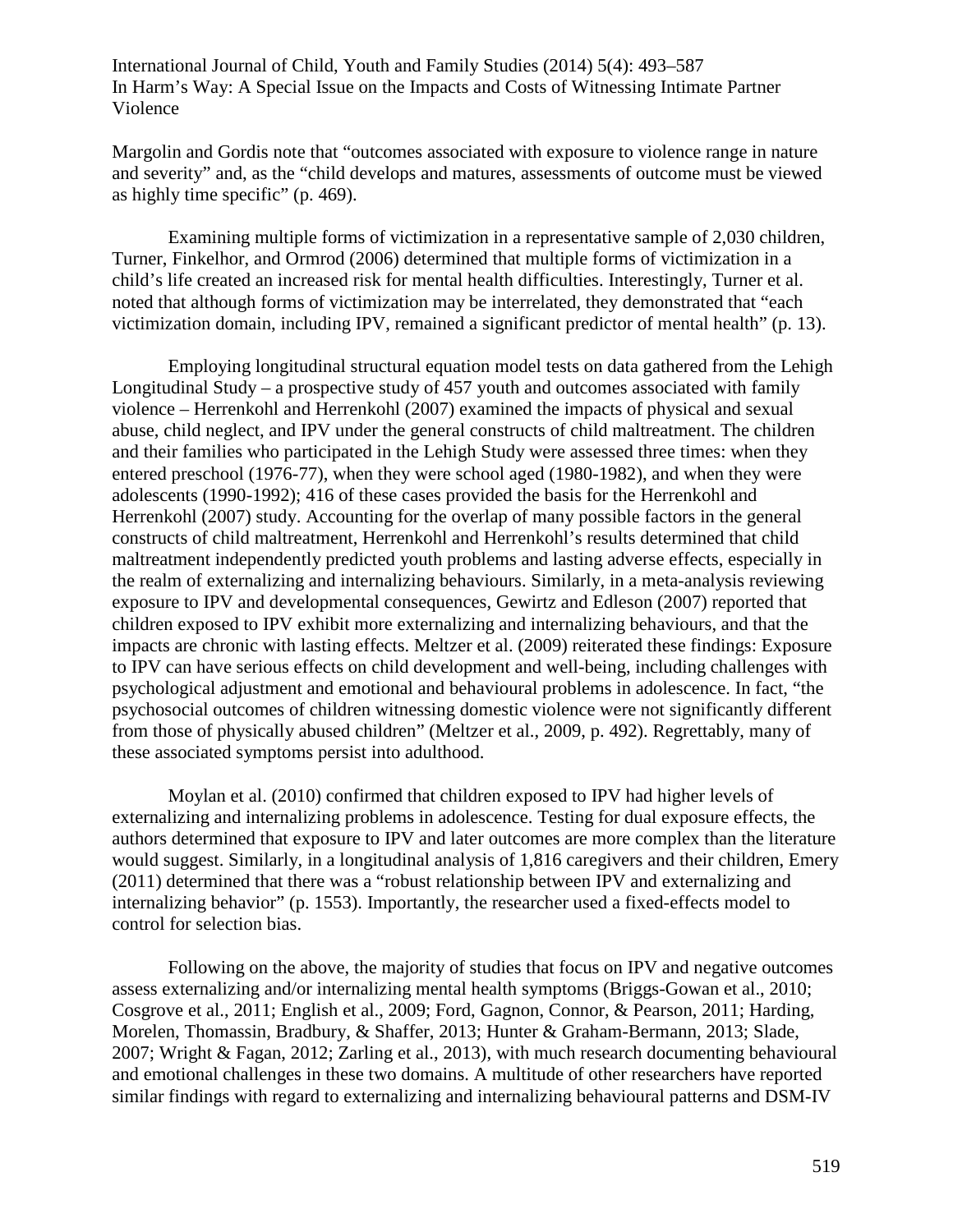Margolin and Gordis note that “outcomes associated with exposure to violence range in nature and severity” and, as the “child develops and matures, assessments of outcome must be viewed as highly time specific” (p. 469).

Examining multiple forms of victimization in a representative sample of 2,030 children, Turner, Finkelhor, and Ormrod (2006) determined that multiple forms of victimization in a child’s life created an increased risk for mental health difficulties. Interestingly, Turner et al. noted that although forms of victimization may be interrelated, they demonstrated that “each victimization domain, including IPV, remained a significant predictor of mental health” (p. 13).

Employing longitudinal structural equation model tests on data gathered from the Lehigh Longitudinal Study – a prospective study of 457 youth and outcomes associated with family violence – Herrenkohl and Herrenkohl (2007) examined the impacts of physical and sexual abuse, child neglect, and IPV under the general constructs of child maltreatment. The children and their families who participated in the Lehigh Study were assessed three times: when they entered preschool (1976-77), when they were school aged (1980-1982), and when they were adolescents (1990-1992); 416 of these cases provided the basis for the Herrenkohl and Herrenkohl (2007) study. Accounting for the overlap of many possible factors in the general constructs of child maltreatment, Herrenkohl and Herrenkohl’s results determined that child maltreatment independently predicted youth problems and lasting adverse effects, especially in the realm of externalizing and internalizing behaviours. Similarly, in a meta-analysis reviewing exposure to IPV and developmental consequences, Gewirtz and Edleson (2007) reported that children exposed to IPV exhibit more externalizing and internalizing behaviours, and that the impacts are chronic with lasting effects. Meltzer et al. (2009) reiterated these findings: Exposure to IPV can have serious effects on child development and well-being, including challenges with psychological adjustment and emotional and behavioural problems in adolescence. In fact, “the psychosocial outcomes of children witnessing domestic violence were not significantly different from those of physically abused children” (Meltzer et al., 2009, p. 492). Regrettably, many of these associated symptoms persist into adulthood.

Moylan et al. (2010) confirmed that children exposed to IPV had higher levels of externalizing and internalizing problems in adolescence. Testing for dual exposure effects, the authors determined that exposure to IPV and later outcomes are more complex than the literature would suggest. Similarly, in a longitudinal analysis of 1,816 caregivers and their children, Emery (2011) determined that there was a “robust relationship between IPV and externalizing and internalizing behavior” (p. 1553). Importantly, the researcher used a fixed-effects model to control for selection bias.

Following on the above, the majority of studies that focus on IPV and negative outcomes assess externalizing and/or internalizing mental health symptoms (Briggs-Gowan et al., 2010; Cosgrove et al., 2011; English et al., 2009; Ford, Gagnon, Connor, & Pearson, 2011; Harding, Morelen, Thomassin, Bradbury, & Shaffer, 2013; Hunter & Graham-Bermann, 2013; Slade, 2007; Wright & Fagan, 2012; Zarling et al., 2013), with much research documenting behavioural and emotional challenges in these two domains. A multitude of other researchers have reported similar findings with regard to externalizing and internalizing behavioural patterns and DSM-IV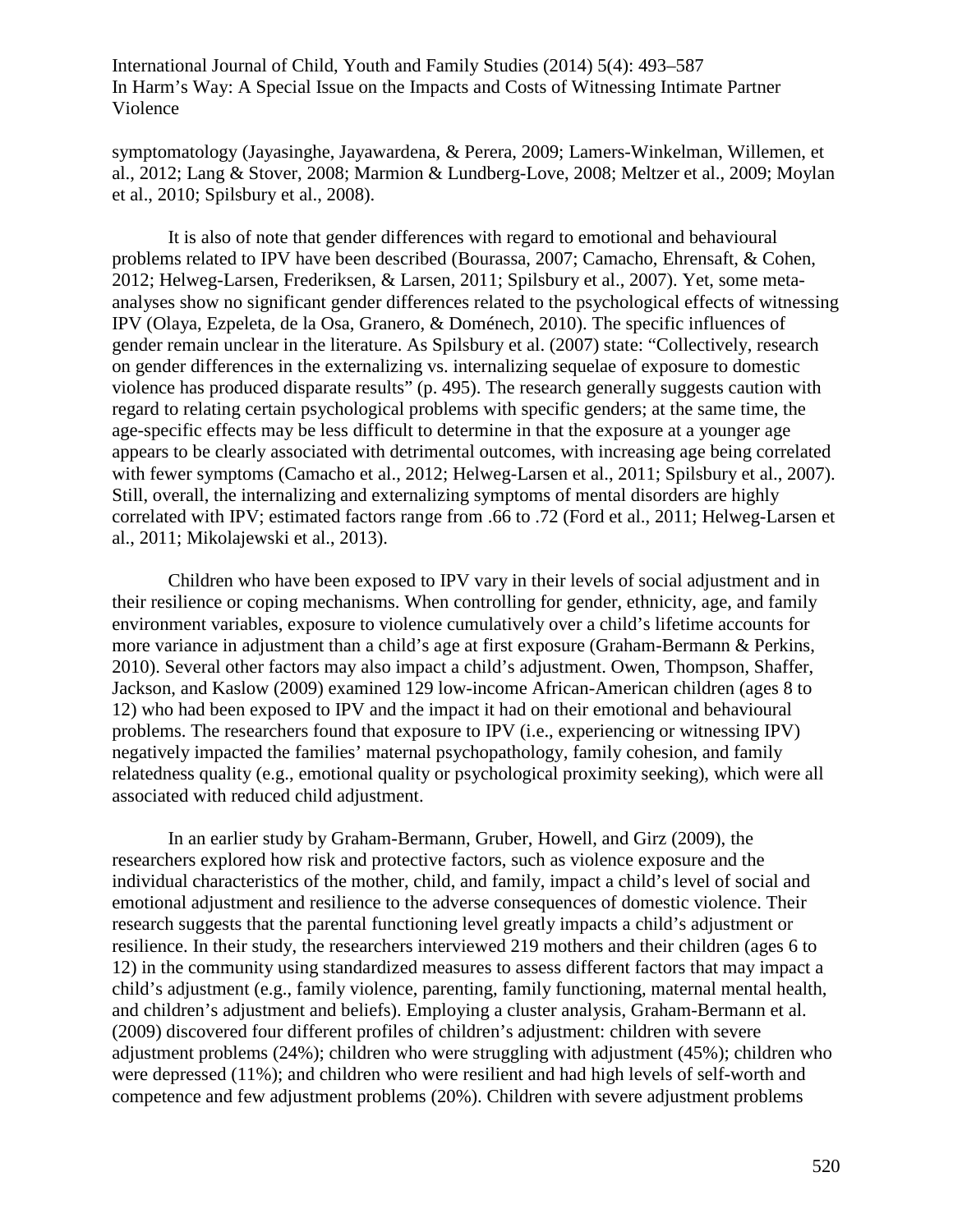symptomatology (Jayasinghe, Jayawardena, & Perera, 2009; Lamers-Winkelman, Willemen, et al., 2012; Lang & Stover, 2008; Marmion & Lundberg-Love, 2008; Meltzer et al., 2009; Moylan et al., 2010; Spilsbury et al., 2008).

It is also of note that gender differences with regard to emotional and behavioural problems related to IPV have been described (Bourassa, 2007; Camacho, Ehrensaft, & Cohen, 2012; Helweg-Larsen, Frederiksen, & Larsen, 2011; Spilsbury et al., 2007). Yet, some meta-analyses show no significant gender differences related to the psychological effects of witnessing IPV (Olaya, Ezpeleta, de la Osa, Granero, & Doménech, 2010). The specific influences of gender remain unclear in the literature. As Spilsbury et al. (2007) state: "Collectively, research on gender differences in the externalizing vs. internalizing sequelae of exposure to domestic violence has produced disparate results" (p. 495). The research generally suggests caution with regard to relating certain psychological problems with specific genders; at the same time, the age-specific effects may be less difficult to determine in that the exposure at a younger age appears to be clearly associated with detrimental outcomes, with increasing age being correlated with fewer symptoms (Camacho et al., 2012; Helweg-Larsen et al., 2011; Spilsbury et al., 2007). Still, overall, the internalizing and externalizing symptoms of mental disorders are highly correlated with IPV; estimated factors range from .66 to .72 (Ford et al., 2011; Helweg-Larsen et al., 2011; Mikolajewski et al., 2013).

Children who have been exposed to IPV vary in their levels of social adjustment and in their resilience or coping mechanisms. When controlling for gender, ethnicity, age, and family environment variables, exposure to violence cumulatively over a child's lifetime accounts for more variance in adjustment than a child's age at first exposure (Graham-Bermann & Perkins, 2010). Several other factors may also impact a child's adjustment. Owen, Thompson, Shaffer, Jackson, and Kaslow (2009) examined 129 low-income African-American children (ages 8 to 12) who had been exposed to IPV and the impact it had on their emotional and behavioural problems. The researchers found that exposure to IPV (i.e., experiencing or witnessing IPV) negatively impacted the families' maternal psychopathology, family cohesion, and family relatedness quality (e.g., emotional quality or psychological proximity seeking), which were all associated with reduced child adjustment.

In an earlier study by Graham-Bermann, Gruber, Howell, and Girz (2009), the researchers explored how risk and protective factors, such as violence exposure and the individual characteristics of the mother, child, and family, impact a child's level of social and emotional adjustment and resilience to the adverse consequences of domestic violence. Their research suggests that the parental functioning level greatly impacts a child's adjustment or resilience. In their study, the researchers interviewed 219 mothers and their children (ages 6 to 12) in the community using standardized measures to assess different factors that may impact a child's adjustment (e.g., family violence, parenting, family functioning, maternal mental health, and children's adjustment and beliefs). Employing a cluster analysis, Graham-Bermann et al. (2009) discovered four different profiles of children's adjustment: children with severe adjustment problems (24%); children who were struggling with adjustment (45%); children who were depressed (11%); and children who were resilient and had high levels of self-worth and competence and few adjustment problems (20%). Children with severe adjustment problems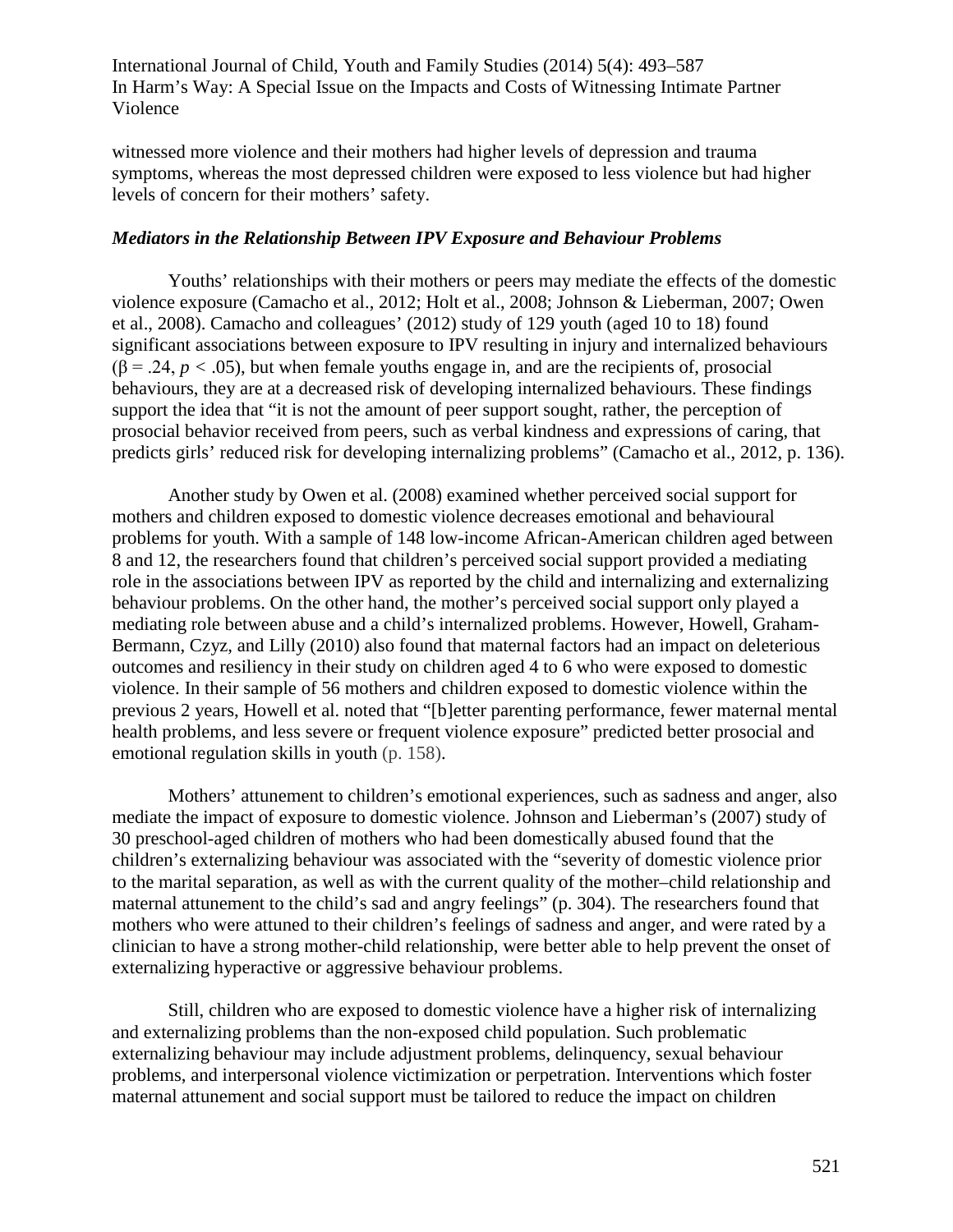witnessed more violence and their mothers had higher levels of depression and trauma symptoms, whereas the most depressed children were exposed to less violence but had higher levels of concern for their mothers' safety.

### *Mediators in the Relationship Between IPV Exposure and Behaviour Problems*

Youths' relationships with their mothers or peers may mediate the effects of the domestic violence exposure (Camacho et al., 2012; Holt et al., 2008; Johnson & Lieberman, 2007; Owen et al., 2008). Camacho and colleagues' (2012) study of 129 youth (aged 10 to 18) found significant associations between exposure to IPV resulting in injury and internalized behaviours ($\beta = .24$, $p < .05$), but when female youths engage in, and are the recipients of, prosocial behaviours, they are at a decreased risk of developing internalized behaviours. These findings support the idea that "it is not the amount of peer support sought, rather, the perception of prosocial behavior received from peers, such as verbal kindness and expressions of caring, that predicts girls' reduced risk for developing internalizing problems" (Camacho et al., 2012, p. 136).

Another study by Owen et al. (2008) examined whether perceived social support for mothers and children exposed to domestic violence decreases emotional and behavioural problems for youth. With a sample of 148 low-income African-American children aged between 8 and 12, the researchers found that children's perceived social support provided a mediating role in the associations between IPV as reported by the child and internalizing and externalizing behaviour problems. On the other hand, the mother's perceived social support only played a mediating role between abuse and a child's internalized problems. However, Howell, Graham-Bermann, Czyz, and Lilly (2010) also found that maternal factors had an impact on deleterious outcomes and resiliency in their study on children aged 4 to 6 who were exposed to domestic violence. In their sample of 56 mothers and children exposed to domestic violence within the previous 2 years, Howell et al. noted that "[b]etter parenting performance, fewer maternal mental health problems, and less severe or frequent violence exposure" predicted better prosocial and emotional regulation skills in youth (p. 158).

Mothers' attunement to children's emotional experiences, such as sadness and anger, also mediate the impact of exposure to domestic violence. Johnson and Lieberman's (2007) study of 30 preschool-aged children of mothers who had been domestically abused found that the children's externalizing behaviour was associated with the "severity of domestic violence prior to the marital separation, as well as with the current quality of the mother–child relationship and maternal attunement to the child's sad and angry feelings" (p. 304). The researchers found that mothers who were attuned to their children's feelings of sadness and anger, and were rated by a clinician to have a strong mother-child relationship, were better able to help prevent the onset of externalizing hyperactive or aggressive behaviour problems.

Still, children who are exposed to domestic violence have a higher risk of internalizing and externalizing problems than the non-exposed child population. Such problematic externalizing behaviour may include adjustment problems, delinquency, sexual behaviour problems, and interpersonal violence victimization or perpetration. Interventions which foster maternal attunement and social support must be tailored to reduce the impact on children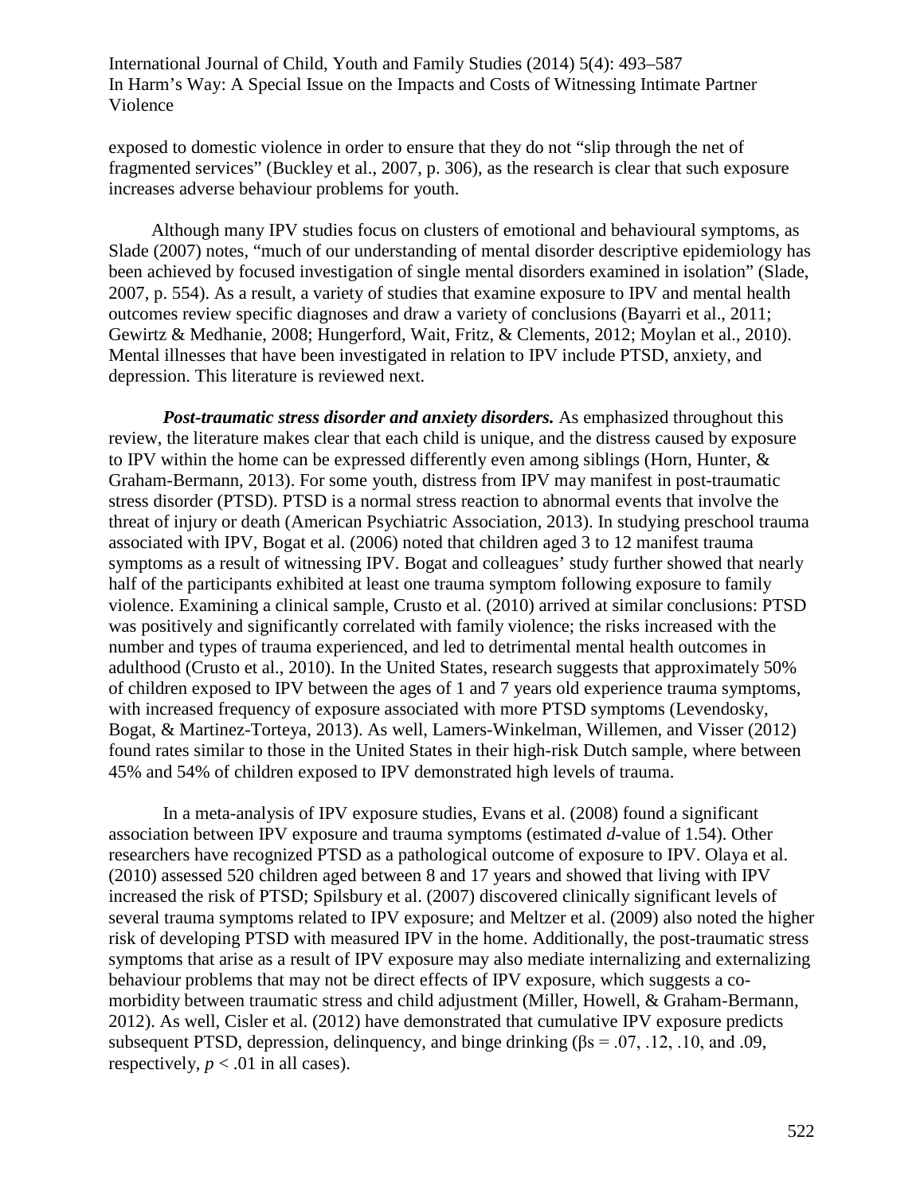exposed to domestic violence in order to ensure that they do not "slip through the net of fragmented services" (Buckley et al., 2007, p. 306), as the research is clear that such exposure increases adverse behaviour problems for youth.

Although many IPV studies focus on clusters of emotional and behavioural symptoms, as Slade (2007) notes, "much of our understanding of mental disorder descriptive epidemiology has been achieved by focused investigation of single mental disorders examined in isolation" (Slade, 2007, p. 554). As a result, a variety of studies that examine exposure to IPV and mental health outcomes review specific diagnoses and draw a variety of conclusions (Bayarri et al., 2011; Gewirtz & Medhanie, 2008; Hungerford, Wait, Fritz, & Clements, 2012; Moylan et al., 2010). Mental illnesses that have been investigated in relation to IPV include PTSD, anxiety, and depression. This literature is reviewed next.

***Post-traumatic stress disorder and anxiety disorders.*** As emphasized throughout this review, the literature makes clear that each child is unique, and the distress caused by exposure to IPV within the home can be expressed differently even among siblings (Horn, Hunter, & Graham-Bermann, 2013). For some youth, distress from IPV may manifest in post-traumatic stress disorder (PTSD). PTSD is a normal stress reaction to abnormal events that involve the threat of injury or death (American Psychiatric Association, 2013). In studying preschool trauma associated with IPV, Bogat et al. (2006) noted that children aged 3 to 12 manifest trauma symptoms as a result of witnessing IPV. Bogat and colleagues' study further showed that nearly half of the participants exhibited at least one trauma symptom following exposure to family violence. Examining a clinical sample, Crusto et al. (2010) arrived at similar conclusions: PTSD was positively and significantly correlated with family violence; the risks increased with the number and types of trauma experienced, and led to detrimental mental health outcomes in adulthood (Crusto et al., 2010). In the United States, research suggests that approximately 50% of children exposed to IPV between the ages of 1 and 7 years old experience trauma symptoms, with increased frequency of exposure associated with more PTSD symptoms (Levendosky, Bogat, & Martinez-Torteya, 2013). As well, Lamers-Winkelman, Willemen, and Visser (2012) found rates similar to those in the United States in their high-risk Dutch sample, where between 45% and 54% of children exposed to IPV demonstrated high levels of trauma.

In a meta-analysis of IPV exposure studies, Evans et al. (2008) found a significant association between IPV exposure and trauma symptoms (estimated *d*-value of 1.54). Other researchers have recognized PTSD as a pathological outcome of exposure to IPV. Olaya et al. (2010) assessed 520 children aged between 8 and 17 years and showed that living with IPV increased the risk of PTSD; Spilsbury et al. (2007) discovered clinically significant levels of several trauma symptoms related to IPV exposure; and Meltzer et al. (2009) also noted the higher risk of developing PTSD with measured IPV in the home. Additionally, the post-traumatic stress symptoms that arise as a result of IPV exposure may also mediate internalizing and externalizing behaviour problems that may not be direct effects of IPV exposure, which suggests a co-morbidity between traumatic stress and child adjustment (Miller, Howell, & Graham-Bermann, 2012). As well, Cisler et al. (2012) have demonstrated that cumulative IPV exposure predicts subsequent PTSD, depression, delinquency, and binge drinking ($\beta$s = .07, .12, .10, and .09, respectively, $p < .01$ in all cases).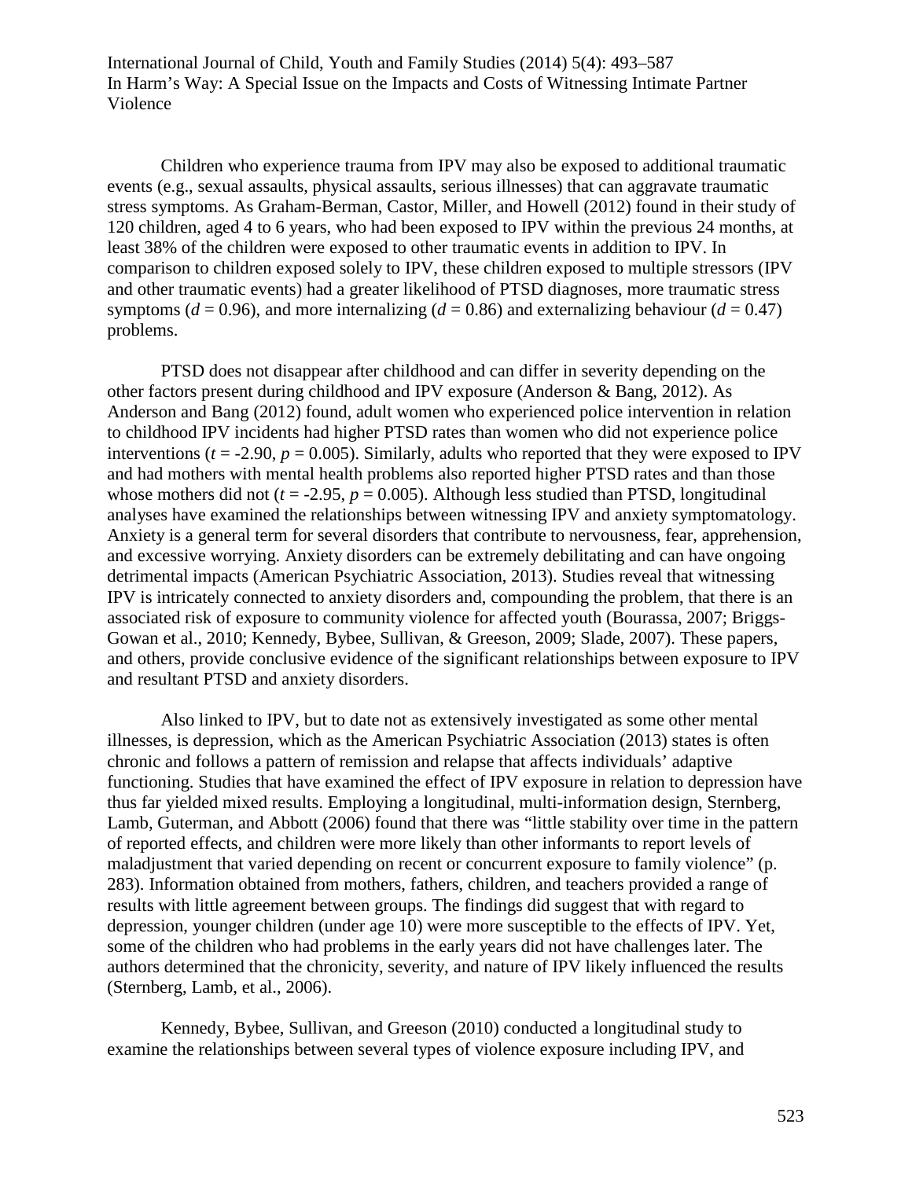Children who experience trauma from IPV may also be exposed to additional traumatic events (e.g., sexual assaults, physical assaults, serious illnesses) that can aggravate traumatic stress symptoms. As Graham-Berman, Castor, Miller, and Howell (2012) found in their study of 120 children, aged 4 to 6 years, who had been exposed to IPV within the previous 24 months, at least 38% of the children were exposed to other traumatic events in addition to IPV. In comparison to children exposed solely to IPV, these children exposed to multiple stressors (IPV and other traumatic events) had a greater likelihood of PTSD diagnoses, more traumatic stress symptoms ($d = 0.96$), and more internalizing ($d = 0.86$) and externalizing behaviour ($d = 0.47$) problems.

PTSD does not disappear after childhood and can differ in severity depending on the other factors present during childhood and IPV exposure (Anderson & Bang, 2012). As Anderson and Bang (2012) found, adult women who experienced police intervention in relation to childhood IPV incidents had higher PTSD rates than women who did not experience police interventions ($t = -2.90$, $p = 0.005$). Similarly, adults who reported that they were exposed to IPV and had mothers with mental health problems also reported higher PTSD rates and than those whose mothers did not ($t = -2.95$, $p = 0.005$). Although less studied than PTSD, longitudinal analyses have examined the relationships between witnessing IPV and anxiety symptomatology. Anxiety is a general term for several disorders that contribute to nervousness, fear, apprehension, and excessive worrying. Anxiety disorders can be extremely debilitating and can have ongoing detrimental impacts (American Psychiatric Association, 2013). Studies reveal that witnessing IPV is intricately connected to anxiety disorders and, compounding the problem, that there is an associated risk of exposure to community violence for affected youth (Bourassa, 2007; Briggs-Gowan et al., 2010; Kennedy, Bybee, Sullivan, & Greeson, 2009; Slade, 2007). These papers, and others, provide conclusive evidence of the significant relationships between exposure to IPV and resultant PTSD and anxiety disorders.

Also linked to IPV, but to date not as extensively investigated as some other mental illnesses, is depression, which as the American Psychiatric Association (2013) states is often chronic and follows a pattern of remission and relapse that affects individuals' adaptive functioning. Studies that have examined the effect of IPV exposure in relation to depression have thus far yielded mixed results. Employing a longitudinal, multi-information design, Sternberg, Lamb, Guterman, and Abbott (2006) found that there was "little stability over time in the pattern of reported effects, and children were more likely than other informants to report levels of maladjustment that varied depending on recent or concurrent exposure to family violence" (p. 283). Information obtained from mothers, fathers, children, and teachers provided a range of results with little agreement between groups. The findings did suggest that with regard to depression, younger children (under age 10) were more susceptible to the effects of IPV. Yet, some of the children who had problems in the early years did not have challenges later. The authors determined that the chronicity, severity, and nature of IPV likely influenced the results (Sternberg, Lamb, et al., 2006).

Kennedy, Bybee, Sullivan, and Greeson (2010) conducted a longitudinal study to examine the relationships between several types of violence exposure including IPV, and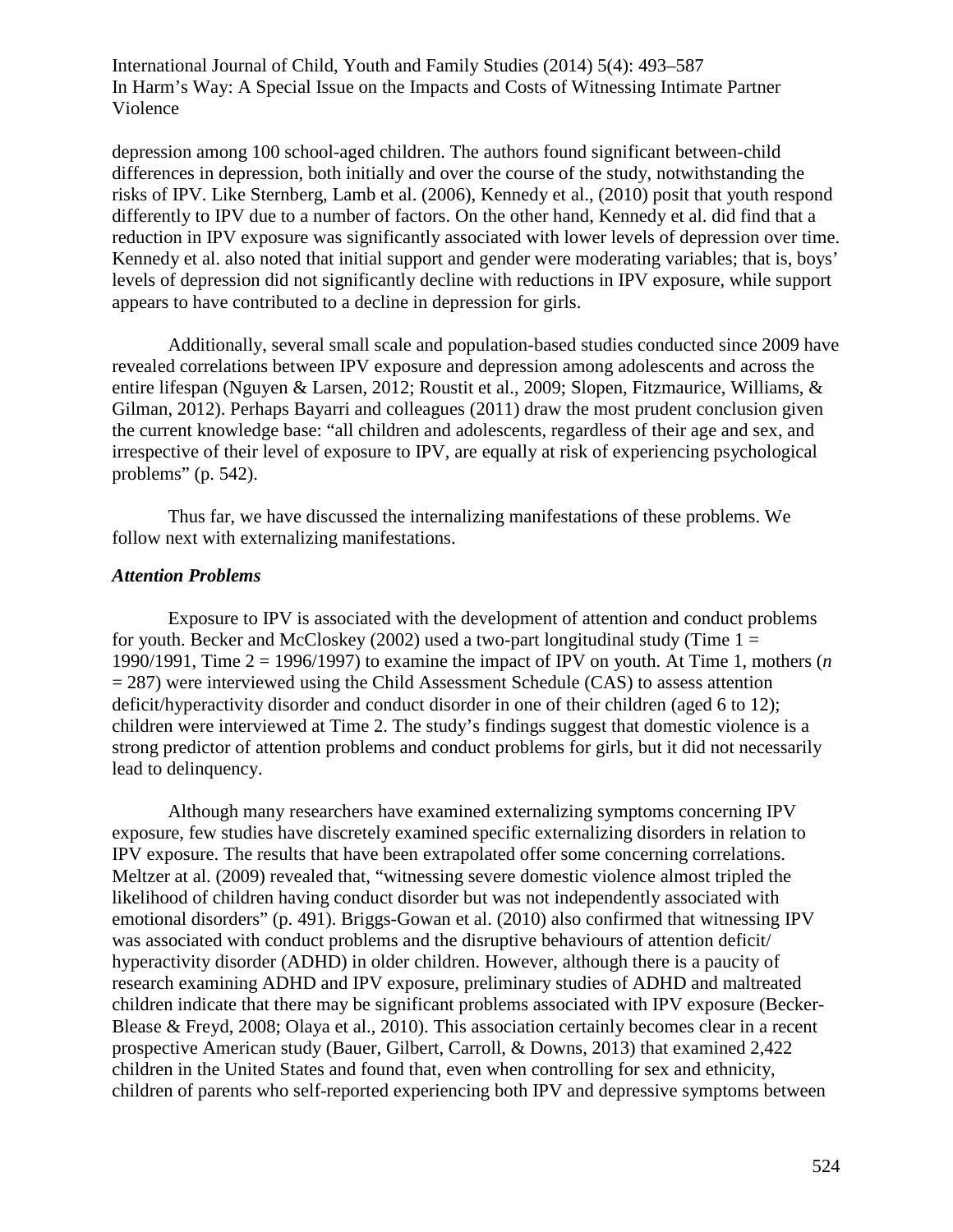depression among 100 school-aged children. The authors found significant between-child differences in depression, both initially and over the course of the study, notwithstanding the risks of IPV. Like Sternberg, Lamb et al. (2006), Kennedy et al., (2010) posit that youth respond differently to IPV due to a number of factors. On the other hand, Kennedy et al. did find that a reduction in IPV exposure was significantly associated with lower levels of depression over time. Kennedy et al. also noted that initial support and gender were moderating variables; that is, boys' levels of depression did not significantly decline with reductions in IPV exposure, while support appears to have contributed to a decline in depression for girls.

Additionally, several small scale and population-based studies conducted since 2009 have revealed correlations between IPV exposure and depression among adolescents and across the entire lifespan (Nguyen & Larsen, 2012; Roustit et al., 2009; Slopen, Fitzmaurice, Williams, & Gilman, 2012). Perhaps Bayarri and colleagues (2011) draw the most prudent conclusion given the current knowledge base: "all children and adolescents, regardless of their age and sex, and irrespective of their level of exposure to IPV, are equally at risk of experiencing psychological problems" (p. 542).

Thus far, we have discussed the internalizing manifestations of these problems. We follow next with externalizing manifestations.

### *Attention Problems*

Exposure to IPV is associated with the development of attention and conduct problems for youth. Becker and McCloskey (2002) used a two-part longitudinal study (Time 1 = 1990/1991, Time 2 = 1996/1997) to examine the impact of IPV on youth. At Time 1, mothers (*n* = 287) were interviewed using the Child Assessment Schedule (CAS) to assess attention deficit/hyperactivity disorder and conduct disorder in one of their children (aged 6 to 12); children were interviewed at Time 2. The study's findings suggest that domestic violence is a strong predictor of attention problems and conduct problems for girls, but it did not necessarily lead to delinquency.

Although many researchers have examined externalizing symptoms concerning IPV exposure, few studies have discretely examined specific externalizing disorders in relation to IPV exposure. The results that have been extrapolated offer some concerning correlations. Meltzer at al. (2009) revealed that, "witnessing severe domestic violence almost tripled the likelihood of children having conduct disorder but was not independently associated with emotional disorders" (p. 491). Briggs-Gowan et al. (2010) also confirmed that witnessing IPV was associated with conduct problems and the disruptive behaviours of attention deficit/ hyperactivity disorder (ADHD) in older children. However, although there is a paucity of research examining ADHD and IPV exposure, preliminary studies of ADHD and maltreated children indicate that there may be significant problems associated with IPV exposure (Becker-Blease & Freyd, 2008; Olaya et al., 2010). This association certainly becomes clear in a recent prospective American study (Bauer, Gilbert, Carroll, & Downs, 2013) that examined 2,422 children in the United States and found that, even when controlling for sex and ethnicity, children of parents who self-reported experiencing both IPV and depressive symptoms between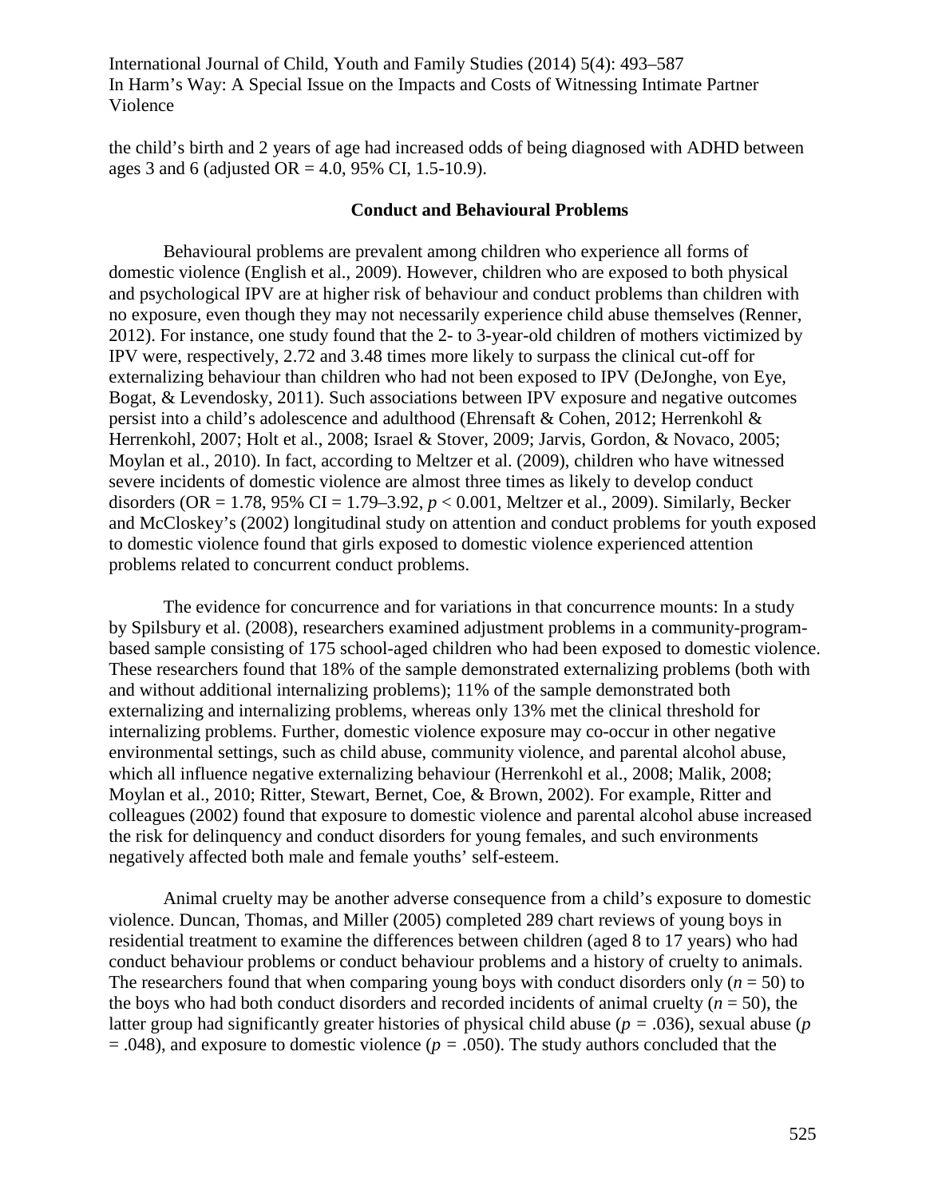the child's birth and 2 years of age had increased odds of being diagnosed with ADHD between ages 3 and 6 (adjusted OR = 4.0, 95% CI, 1.5-10.9).

### Conduct and Behavioural Problems

Behavioural problems are prevalent among children who experience all forms of domestic violence (English et al., 2009). However, children who are exposed to both physical and psychological IPV are at higher risk of behaviour and conduct problems than children with no exposure, even though they may not necessarily experience child abuse themselves (Renner, 2012). For instance, one study found that the 2- to 3-year-old children of mothers victimized by IPV were, respectively, 2.72 and 3.48 times more likely to surpass the clinical cut-off for externalizing behaviour than children who had not been exposed to IPV (DeJonghe, von Eye, Bogat, & Levendosky, 2011). Such associations between IPV exposure and negative outcomes persist into a child's adolescence and adulthood (Ehrensaft & Cohen, 2012; Herrenkohl & Herrenkohl, 2007; Holt et al., 2008; Israel & Stover, 2009; Jarvis, Gordon, & Novaco, 2005; Moylan et al., 2010). In fact, according to Meltzer et al. (2009), children who have witnessed severe incidents of domestic violence are almost three times as likely to develop conduct disorders (OR = 1.78, 95% CI = 1.79–3.92, $p < 0.001$, Meltzer et al., 2009). Similarly, Becker and McCloskey's (2002) longitudinal study on attention and conduct problems for youth exposed to domestic violence found that girls exposed to domestic violence experienced attention problems related to concurrent conduct problems.

The evidence for concurrence and for variations in that concurrence mounts: In a study by Spilsbury et al. (2008), researchers examined adjustment problems in a community-program-based sample consisting of 175 school-aged children who had been exposed to domestic violence. These researchers found that 18% of the sample demonstrated externalizing problems (both with and without additional internalizing problems); 11% of the sample demonstrated both externalizing and internalizing problems, whereas only 13% met the clinical threshold for internalizing problems. Further, domestic violence exposure may co-occur in other negative environmental settings, such as child abuse, community violence, and parental alcohol abuse, which all influence negative externalizing behaviour (Herrenkohl et al., 2008; Malik, 2008; Moylan et al., 2010; Ritter, Stewart, Bernet, Coe, & Brown, 2002). For example, Ritter and colleagues (2002) found that exposure to domestic violence and parental alcohol abuse increased the risk for delinquency and conduct disorders for young females, and such environments negatively affected both male and female youths' self-esteem.

Animal cruelty may be another adverse consequence from a child's exposure to domestic violence. Duncan, Thomas, and Miller (2005) completed 289 chart reviews of young boys in residential treatment to examine the differences between children (aged 8 to 17 years) who had conduct behaviour problems or conduct behaviour problems and a history of cruelty to animals. The researchers found that when comparing young boys with conduct disorders only ($n = 50$) to the boys who had both conduct disorders and recorded incidents of animal cruelty ($n = 50$), the latter group had significantly greater histories of physical child abuse ($p = .036$), sexual abuse ($p = .048$), and exposure to domestic violence ($p = .050$). The study authors concluded that the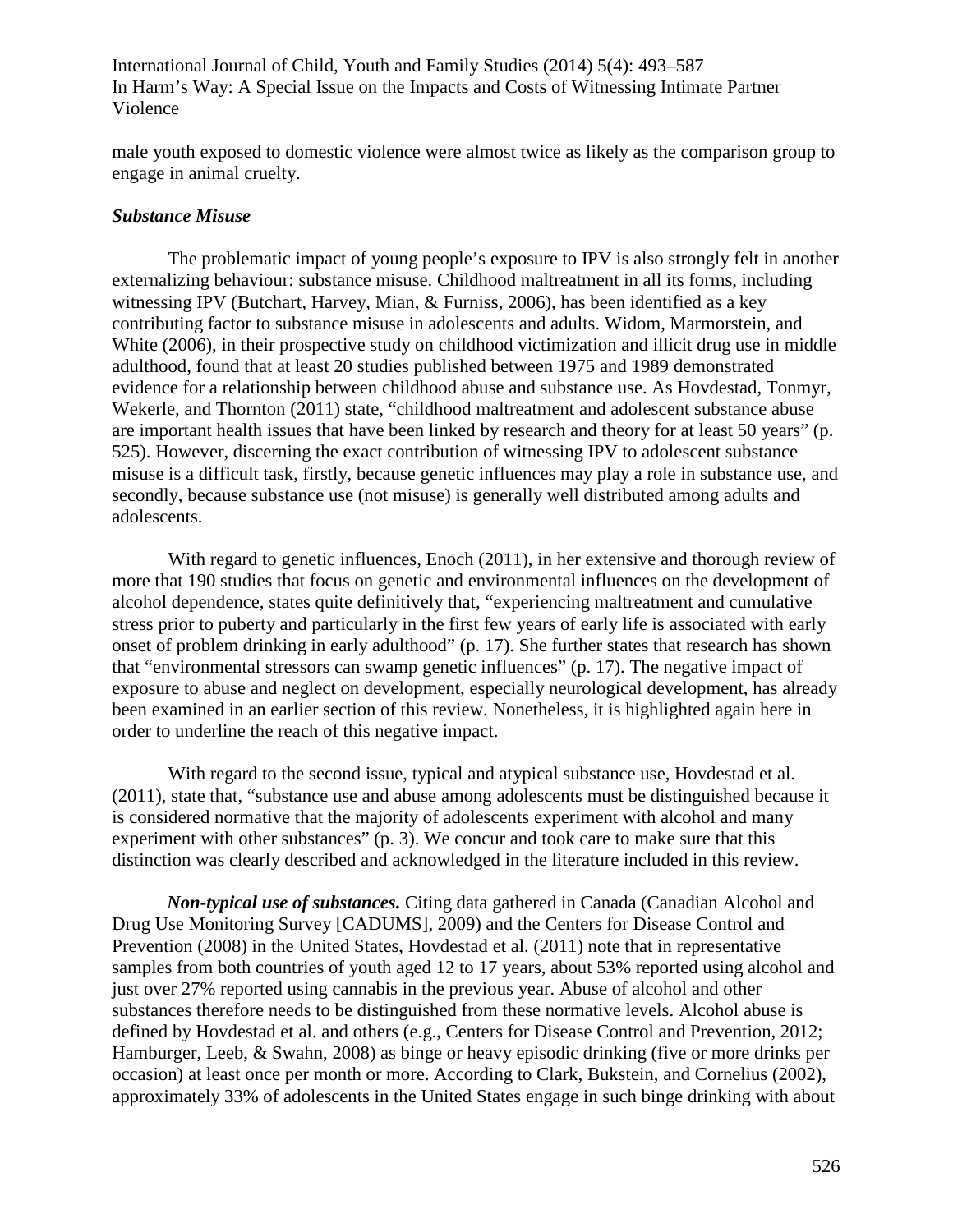male youth exposed to domestic violence were almost twice as likely as the comparison group to engage in animal cruelty.

### *Substance Misuse*

The problematic impact of young people's exposure to IPV is also strongly felt in another externalizing behaviour: substance misuse. Childhood maltreatment in all its forms, including witnessing IPV (Butchart, Harvey, Mian, & Furniss, 2006), has been identified as a key contributing factor to substance misuse in adolescents and adults. Widom, Marmorstein, and White (2006), in their prospective study on childhood victimization and illicit drug use in middle adulthood, found that at least 20 studies published between 1975 and 1989 demonstrated evidence for a relationship between childhood abuse and substance use. As Hovdestad, Tonmyr, Wekerle, and Thornton (2011) state, "childhood maltreatment and adolescent substance abuse are important health issues that have been linked by research and theory for at least 50 years" (p. 525). However, discerning the exact contribution of witnessing IPV to adolescent substance misuse is a difficult task, firstly, because genetic influences may play a role in substance use, and secondly, because substance use (not misuse) is generally well distributed among adults and adolescents.

With regard to genetic influences, Enoch (2011), in her extensive and thorough review of more that 190 studies that focus on genetic and environmental influences on the development of alcohol dependence, states quite definitively that, "experiencing maltreatment and cumulative stress prior to puberty and particularly in the first few years of early life is associated with early onset of problem drinking in early adulthood" (p. 17). She further states that research has shown that "environmental stressors can swamp genetic influences" (p. 17). The negative impact of exposure to abuse and neglect on development, especially neurological development, has already been examined in an earlier section of this review. Nonetheless, it is highlighted again here in order to underline the reach of this negative impact.

With regard to the second issue, typical and atypical substance use, Hovdestad et al. (2011), state that, "substance use and abuse among adolescents must be distinguished because it is considered normative that the majority of adolescents experiment with alcohol and many experiment with other substances" (p. 3). We concur and took care to make sure that this distinction was clearly described and acknowledged in the literature included in this review.

***Non-typical use of substances.*** Citing data gathered in Canada (Canadian Alcohol and Drug Use Monitoring Survey [CADUMS], 2009) and the Centers for Disease Control and Prevention (2008) in the United States, Hovdestad et al. (2011) note that in representative samples from both countries of youth aged 12 to 17 years, about 53% reported using alcohol and just over 27% reported using cannabis in the previous year. Abuse of alcohol and other substances therefore needs to be distinguished from these normative levels. Alcohol abuse is defined by Hovdestad et al. and others (e.g., Centers for Disease Control and Prevention, 2012; Hamburger, Leeb, & Swahn, 2008) as binge or heavy episodic drinking (five or more drinks per occasion) at least once per month or more. According to Clark, Bukstein, and Cornelius (2002), approximately 33% of adolescents in the United States engage in such binge drinking with about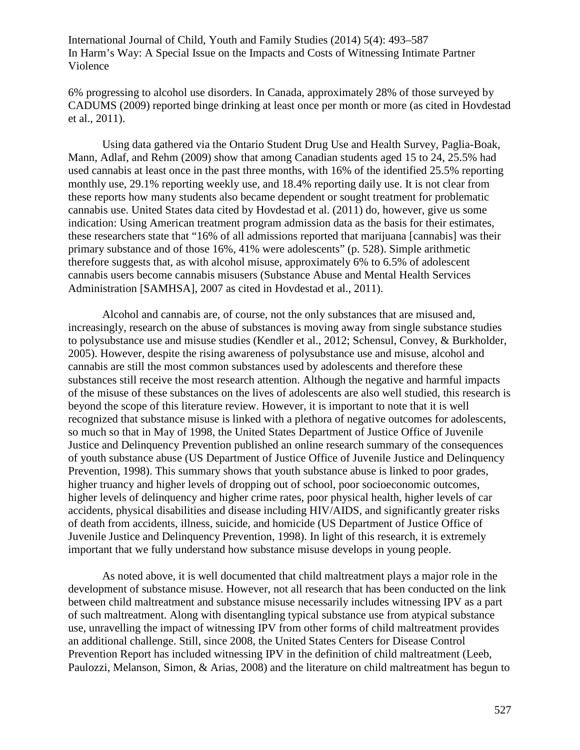6% progressing to alcohol use disorders. In Canada, approximately 28% of those surveyed by CADUMS (2009) reported binge drinking at least once per month or more (as cited in Hovdestad et al., 2011).

Using data gathered via the Ontario Student Drug Use and Health Survey, Paglia-Boak, Mann, Adlaf, and Rehm (2009) show that among Canadian students aged 15 to 24, 25.5% had used cannabis at least once in the past three months, with 16% of the identified 25.5% reporting monthly use, 29.1% reporting weekly use, and 18.4% reporting daily use. It is not clear from these reports how many students also became dependent or sought treatment for problematic cannabis use. United States data cited by Hovdestad et al. (2011) do, however, give us some indication: Using American treatment program admission data as the basis for their estimates, these researchers state that "16% of all admissions reported that marijuana [cannabis] was their primary substance and of those 16%, 41% were adolescents" (p. 528). Simple arithmetic therefore suggests that, as with alcohol misuse, approximately 6% to 6.5% of adolescent cannabis users become cannabis misusers (Substance Abuse and Mental Health Services Administration [SAMHSA], 2007 as cited in Hovdestad et al., 2011).

Alcohol and cannabis are, of course, not the only substances that are misused and, increasingly, research on the abuse of substances is moving away from single substance studies to polysubstance use and misuse studies (Kendler et al., 2012; Schensul, Convey, & Burkholder, 2005). However, despite the rising awareness of polysubstance use and misuse, alcohol and cannabis are still the most common substances used by adolescents and therefore these substances still receive the most research attention. Although the negative and harmful impacts of the misuse of these substances on the lives of adolescents are also well studied, this research is beyond the scope of this literature review. However, it is important to note that it is well recognized that substance misuse is linked with a plethora of negative outcomes for adolescents, so much so that in May of 1998, the United States Department of Justice Office of Juvenile Justice and Delinquency Prevention published an online research summary of the consequences of youth substance abuse (US Department of Justice Office of Juvenile Justice and Delinquency Prevention, 1998). This summary shows that youth substance abuse is linked to poor grades, higher truancy and higher levels of dropping out of school, poor socioeconomic outcomes, higher levels of delinquency and higher crime rates, poor physical health, higher levels of car accidents, physical disabilities and disease including HIV/AIDS, and significantly greater risks of death from accidents, illness, suicide, and homicide (US Department of Justice Office of Juvenile Justice and Delinquency Prevention, 1998). In light of this research, it is extremely important that we fully understand how substance misuse develops in young people.

As noted above, it is well documented that child maltreatment plays a major role in the development of substance misuse. However, not all research that has been conducted on the link between child maltreatment and substance misuse necessarily includes witnessing IPV as a part of such maltreatment. Along with disentangling typical substance use from atypical substance use, unravelling the impact of witnessing IPV from other forms of child maltreatment provides an additional challenge. Still, since 2008, the United States Centers for Disease Control Prevention Report has included witnessing IPV in the definition of child maltreatment (Leeb, Paulozzi, Melanson, Simon, & Arias, 2008) and the literature on child maltreatment has begun to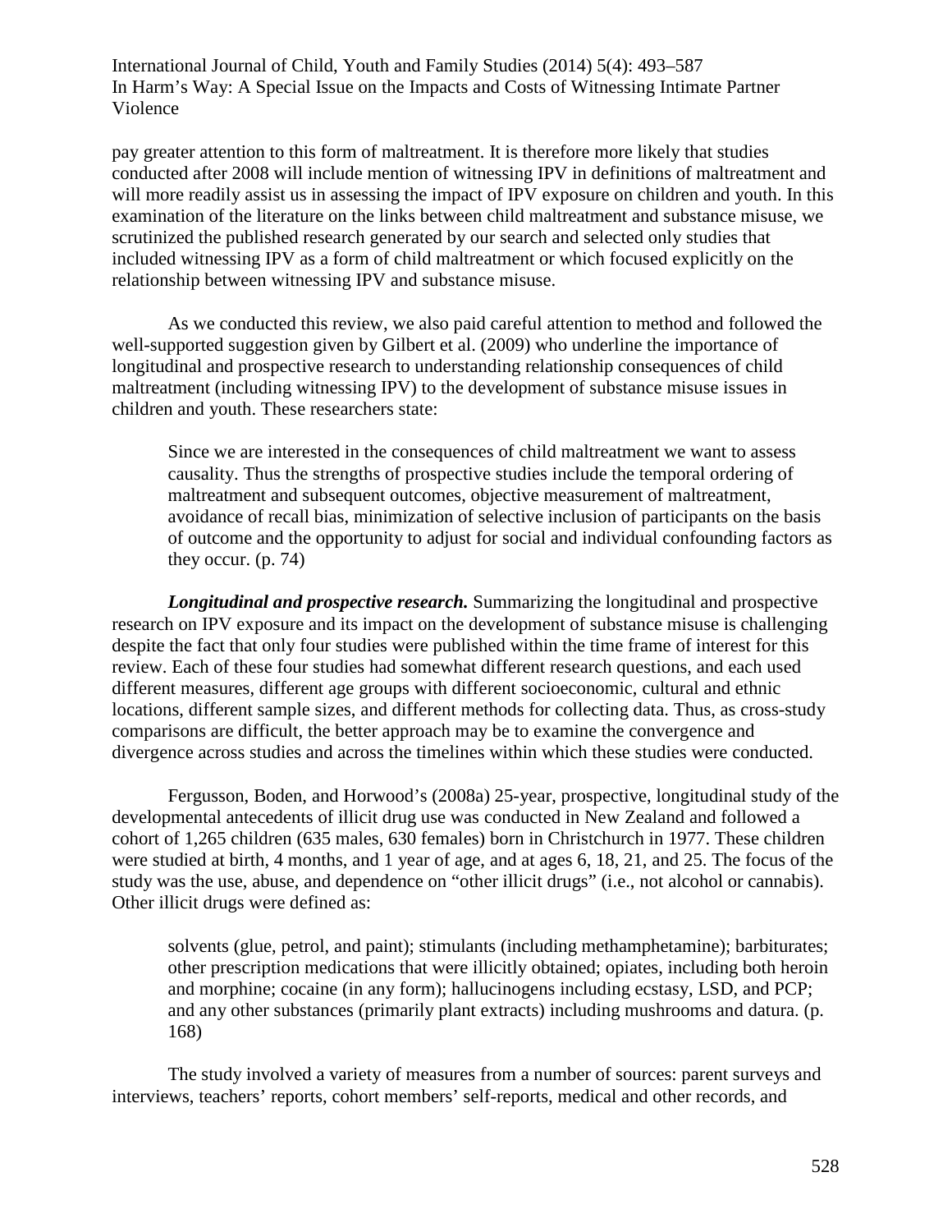pay greater attention to this form of maltreatment. It is therefore more likely that studies conducted after 2008 will include mention of witnessing IPV in definitions of maltreatment and will more readily assist us in assessing the impact of IPV exposure on children and youth. In this examination of the literature on the links between child maltreatment and substance misuse, we scrutinized the published research generated by our search and selected only studies that included witnessing IPV as a form of child maltreatment or which focused explicitly on the relationship between witnessing IPV and substance misuse.

As we conducted this review, we also paid careful attention to method and followed the well-supported suggestion given by Gilbert et al. (2009) who underline the importance of longitudinal and prospective research to understanding relationship consequences of child maltreatment (including witnessing IPV) to the development of substance misuse issues in children and youth. These researchers state:

> Since we are interested in the consequences of child maltreatment we want to assess causality. Thus the strengths of prospective studies include the temporal ordering of maltreatment and subsequent outcomes, objective measurement of maltreatment, avoidance of recall bias, minimization of selective inclusion of participants on the basis of outcome and the opportunity to adjust for social and individual confounding factors as they occur. (p. 74)

***Longitudinal and prospective research.*** Summarizing the longitudinal and prospective research on IPV exposure and its impact on the development of substance misuse is challenging despite the fact that only four studies were published within the time frame of interest for this review. Each of these four studies had somewhat different research questions, and each used different measures, different age groups with different socioeconomic, cultural and ethnic locations, different sample sizes, and different methods for collecting data. Thus, as cross-study comparisons are difficult, the better approach may be to examine the convergence and divergence across studies and across the timelines within which these studies were conducted.

Fergusson, Boden, and Horwood's (2008a) 25-year, prospective, longitudinal study of the developmental antecedents of illicit drug use was conducted in New Zealand and followed a cohort of 1,265 children (635 males, 630 females) born in Christchurch in 1977. These children were studied at birth, 4 months, and 1 year of age, and at ages 6, 18, 21, and 25. The focus of the study was the use, abuse, and dependence on "other illicit drugs" (i.e., not alcohol or cannabis). Other illicit drugs were defined as:

> solvents (glue, petrol, and paint); stimulants (including methamphetamine); barbiturates; other prescription medications that were illicitly obtained; opiates, including both heroin and morphine; cocaine (in any form); hallucinogens including ecstasy, LSD, and PCP; and any other substances (primarily plant extracts) including mushrooms and datura. (p. 168)

The study involved a variety of measures from a number of sources: parent surveys and interviews, teachers' reports, cohort members' self-reports, medical and other records, and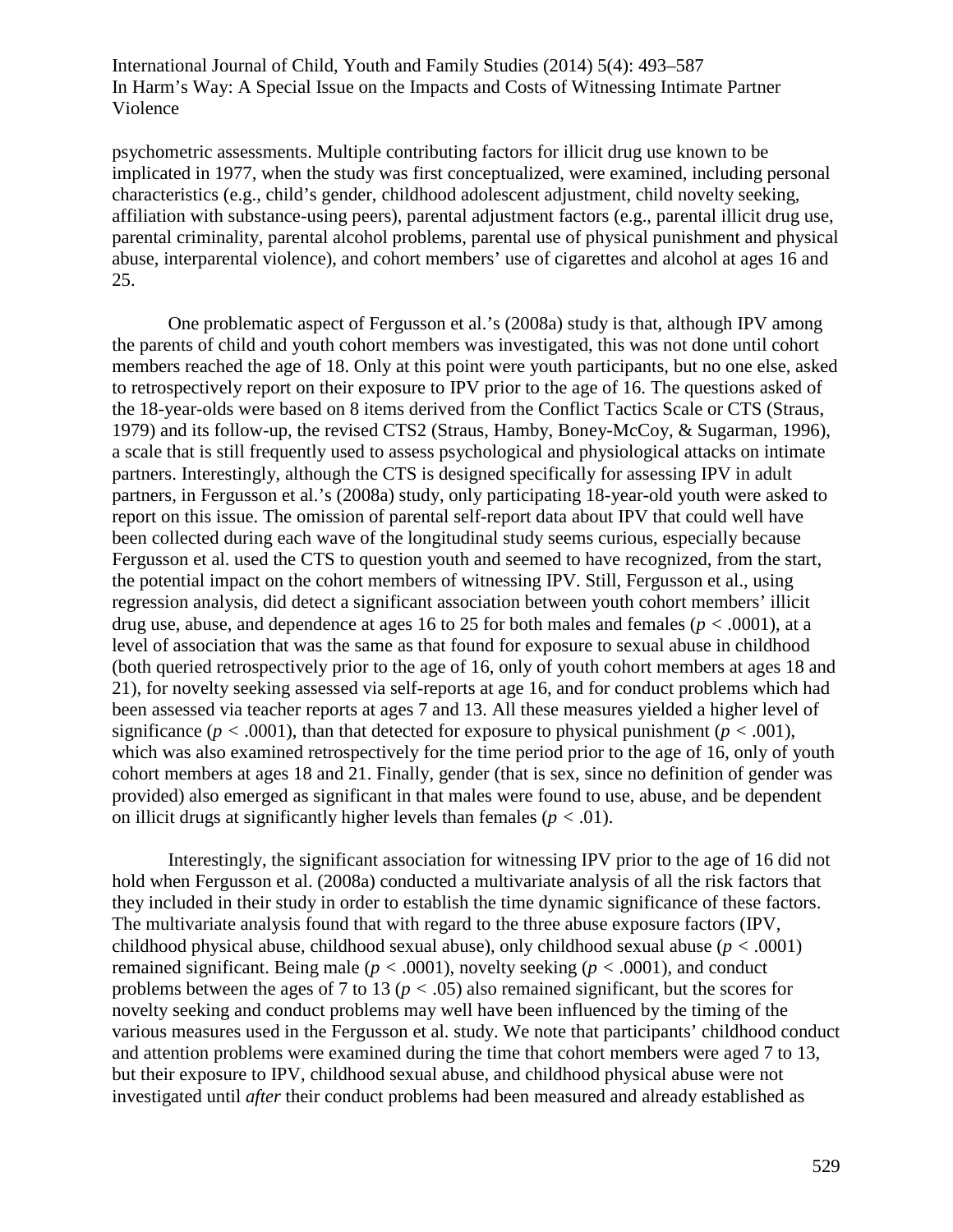psychometric assessments. Multiple contributing factors for illicit drug use known to be implicated in 1977, when the study was first conceptualized, were examined, including personal characteristics (e.g., child's gender, childhood adolescent adjustment, child novelty seeking, affiliation with substance-using peers), parental adjustment factors (e.g., parental illicit drug use, parental criminality, parental alcohol problems, parental use of physical punishment and physical abuse, interparental violence), and cohort members' use of cigarettes and alcohol at ages 16 and 25.

One problematic aspect of Fergusson et al.'s (2008a) study is that, although IPV among the parents of child and youth cohort members was investigated, this was not done until cohort members reached the age of 18. Only at this point were youth participants, but no one else, asked to retrospectively report on their exposure to IPV prior to the age of 16. The questions asked of the 18-year-olds were based on 8 items derived from the Conflict Tactics Scale or CTS (Straus, 1979) and its follow-up, the revised CTS2 (Straus, Hamby, Boney-McCoy, & Sugarman, 1996), a scale that is still frequently used to assess psychological and physiological attacks on intimate partners. Interestingly, although the CTS is designed specifically for assessing IPV in adult partners, in Fergusson et al.'s (2008a) study, only participating 18-year-old youth were asked to report on this issue. The omission of parental self-report data about IPV that could well have been collected during each wave of the longitudinal study seems curious, especially because Fergusson et al. used the CTS to question youth and seemed to have recognized, from the start, the potential impact on the cohort members of witnessing IPV. Still, Fergusson et al., using regression analysis, did detect a significant association between youth cohort members' illicit drug use, abuse, and dependence at ages 16 to 25 for both males and females ($p < .0001$), at a level of association that was the same as that found for exposure to sexual abuse in childhood (both queried retrospectively prior to the age of 16, only of youth cohort members at ages 18 and 21), for novelty seeking assessed via self-reports at age 16, and for conduct problems which had been assessed via teacher reports at ages 7 and 13. All these measures yielded a higher level of significance ($p < .0001$), than that detected for exposure to physical punishment ($p < .001$), which was also examined retrospectively for the time period prior to the age of 16, only of youth cohort members at ages 18 and 21. Finally, gender (that is sex, since no definition of gender was provided) also emerged as significant in that males were found to use, abuse, and be dependent on illicit drugs at significantly higher levels than females ($p < .01$).

Interestingly, the significant association for witnessing IPV prior to the age of 16 did not hold when Fergusson et al. (2008a) conducted a multivariate analysis of all the risk factors that they included in their study in order to establish the time dynamic significance of these factors. The multivariate analysis found that with regard to the three abuse exposure factors (IPV, childhood physical abuse, childhood sexual abuse), only childhood sexual abuse ($p < .0001$) remained significant. Being male ($p < .0001$), novelty seeking ($p < .0001$), and conduct problems between the ages of 7 to 13 ($p < .05$) also remained significant, but the scores for novelty seeking and conduct problems may well have been influenced by the timing of the various measures used in the Fergusson et al. study. We note that participants' childhood conduct and attention problems were examined during the time that cohort members were aged 7 to 13, but their exposure to IPV, childhood sexual abuse, and childhood physical abuse were not investigated until *after* their conduct problems had been measured and already established as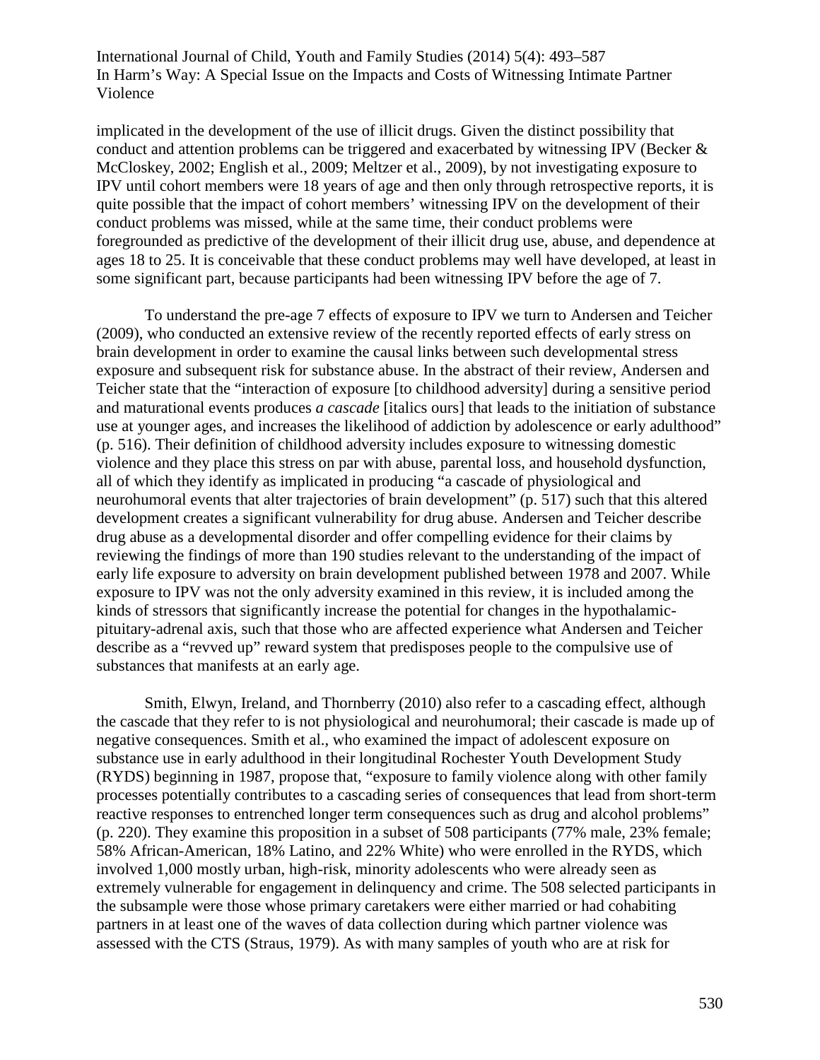implicated in the development of the use of illicit drugs. Given the distinct possibility that conduct and attention problems can be triggered and exacerbated by witnessing IPV (Becker & McCloskey, 2002; English et al., 2009; Meltzer et al., 2009), by not investigating exposure to IPV until cohort members were 18 years of age and then only through retrospective reports, it is quite possible that the impact of cohort members' witnessing IPV on the development of their conduct problems was missed, while at the same time, their conduct problems were foregrounded as predictive of the development of their illicit drug use, abuse, and dependence at ages 18 to 25. It is conceivable that these conduct problems may well have developed, at least in some significant part, because participants had been witnessing IPV before the age of 7.

To understand the pre-age 7 effects of exposure to IPV we turn to Andersen and Teicher (2009), who conducted an extensive review of the recently reported effects of early stress on brain development in order to examine the causal links between such developmental stress exposure and subsequent risk for substance abuse. In the abstract of their review, Andersen and Teicher state that the "interaction of exposure [to childhood adversity] during a sensitive period and maturational events produces *a cascade* [italics ours] that leads to the initiation of substance use at younger ages, and increases the likelihood of addiction by adolescence or early adulthood" (p. 516). Their definition of childhood adversity includes exposure to witnessing domestic violence and they place this stress on par with abuse, parental loss, and household dysfunction, all of which they identify as implicated in producing "a cascade of physiological and neurohumoral events that alter trajectories of brain development" (p. 517) such that this altered development creates a significant vulnerability for drug abuse. Andersen and Teicher describe drug abuse as a developmental disorder and offer compelling evidence for their claims by reviewing the findings of more than 190 studies relevant to the understanding of the impact of early life exposure to adversity on brain development published between 1978 and 2007. While exposure to IPV was not the only adversity examined in this review, it is included among the kinds of stressors that significantly increase the potential for changes in the hypothalamic-pituitary-adrenal axis, such that those who are affected experience what Andersen and Teicher describe as a "revved up" reward system that predisposes people to the compulsive use of substances that manifests at an early age.

Smith, Elwyn, Ireland, and Thornberry (2010) also refer to a cascading effect, although the cascade that they refer to is not physiological and neurohumoral; their cascade is made up of negative consequences. Smith et al., who examined the impact of adolescent exposure on substance use in early adulthood in their longitudinal Rochester Youth Development Study (RYDS) beginning in 1987, propose that, "exposure to family violence along with other family processes potentially contributes to a cascading series of consequences that lead from short-term reactive responses to entrenched longer term consequences such as drug and alcohol problems" (p. 220). They examine this proposition in a subset of 508 participants (77% male, 23% female; 58% African-American, 18% Latino, and 22% White) who were enrolled in the RYDS, which involved 1,000 mostly urban, high-risk, minority adolescents who were already seen as extremely vulnerable for engagement in delinquency and crime. The 508 selected participants in the subsample were those whose primary caretakers were either married or had cohabiting partners in at least one of the waves of data collection during which partner violence was assessed with the CTS (Straus, 1979). As with many samples of youth who are at risk for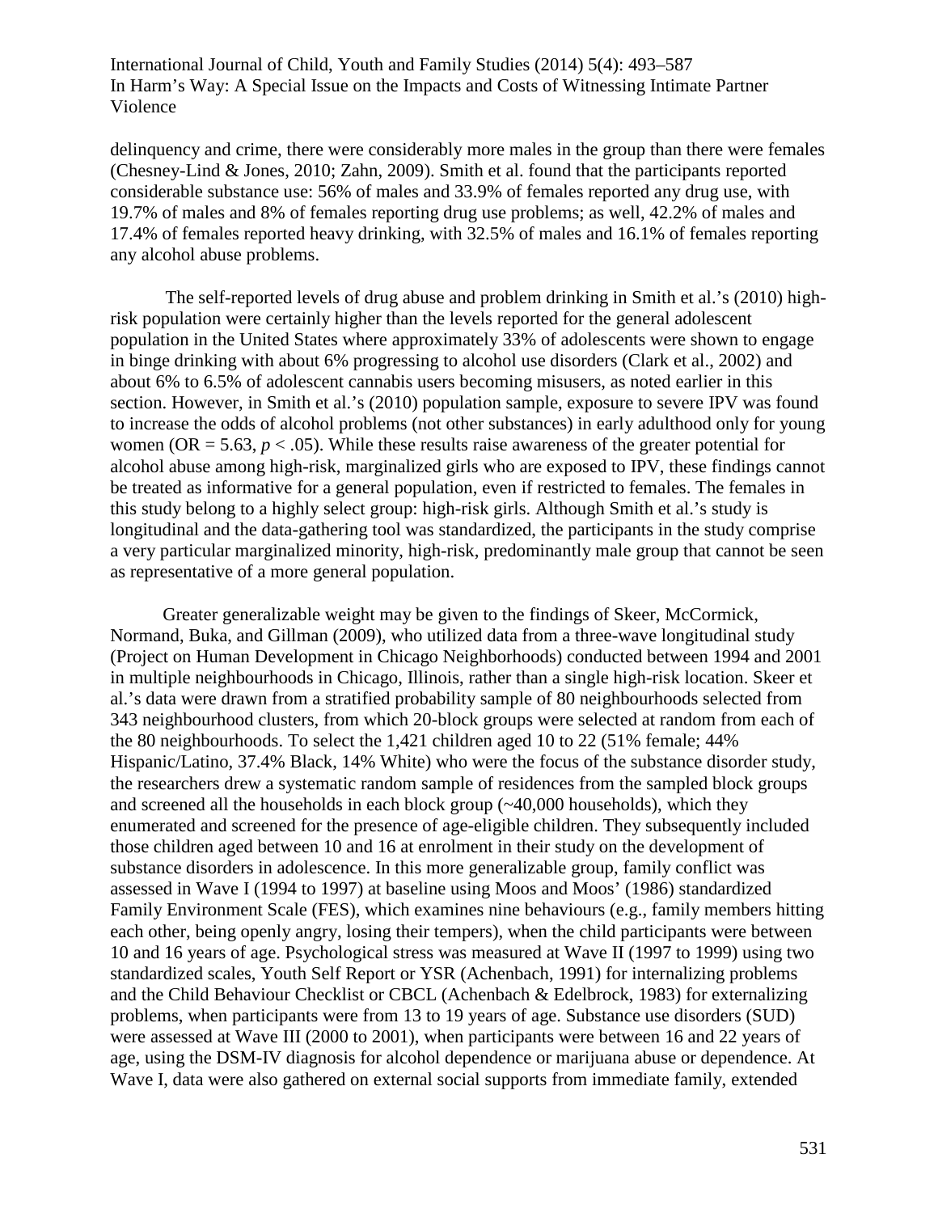delinquency and crime, there were considerably more males in the group than there were females (Chesney-Lind & Jones, 2010; Zahn, 2009). Smith et al. found that the participants reported considerable substance use: 56% of males and 33.9% of females reported any drug use, with 19.7% of males and 8% of females reporting drug use problems; as well, 42.2% of males and 17.4% of females reported heavy drinking, with 32.5% of males and 16.1% of females reporting any alcohol abuse problems.

The self-reported levels of drug abuse and problem drinking in Smith et al.'s (2010) high-risk population were certainly higher than the levels reported for the general adolescent population in the United States where approximately 33% of adolescents were shown to engage in binge drinking with about 6% progressing to alcohol use disorders (Clark et al., 2002) and about 6% to 6.5% of adolescent cannabis users becoming misusers, as noted earlier in this section. However, in Smith et al.'s (2010) population sample, exposure to severe IPV was found to increase the odds of alcohol problems (not other substances) in early adulthood only for young women (OR = 5.63, $p < .05$). While these results raise awareness of the greater potential for alcohol abuse among high-risk, marginalized girls who are exposed to IPV, these findings cannot be treated as informative for a general population, even if restricted to females. The females in this study belong to a highly select group: high-risk girls. Although Smith et al.'s study is longitudinal and the data-gathering tool was standardized, the participants in the study comprise a very particular marginalized minority, high-risk, predominantly male group that cannot be seen as representative of a more general population.

Greater generalizable weight may be given to the findings of Skeer, McCormick, Normand, Buka, and Gillman (2009), who utilized data from a three-wave longitudinal study (Project on Human Development in Chicago Neighborhoods) conducted between 1994 and 2001 in multiple neighbourhoods in Chicago, Illinois, rather than a single high-risk location. Skeer et al.'s data were drawn from a stratified probability sample of 80 neighbourhoods selected from 343 neighbourhood clusters, from which 20-block groups were selected at random from each of the 80 neighbourhoods. To select the 1,421 children aged 10 to 22 (51% female; 44% Hispanic/Latino, 37.4% Black, 14% White) who were the focus of the substance disorder study, the researchers drew a systematic random sample of residences from the sampled block groups and screened all the households in each block group (~40,000 households), which they enumerated and screened for the presence of age-eligible children. They subsequently included those children aged between 10 and 16 at enrolment in their study on the development of substance disorders in adolescence. In this more generalizable group, family conflict was assessed in Wave I (1994 to 1997) at baseline using Moos and Moos' (1986) standardized Family Environment Scale (FES), which examines nine behaviours (e.g., family members hitting each other, being openly angry, losing their tempers), when the child participants were between 10 and 16 years of age. Psychological stress was measured at Wave II (1997 to 1999) using two standardized scales, Youth Self Report or YSR (Achenbach, 1991) for internalizing problems and the Child Behaviour Checklist or CBCL (Achenbach & Edelbrock, 1983) for externalizing problems, when participants were from 13 to 19 years of age. Substance use disorders (SUD) were assessed at Wave III (2000 to 2001), when participants were between 16 and 22 years of age, using the DSM-IV diagnosis for alcohol dependence or marijuana abuse or dependence. At Wave I, data were also gathered on external social supports from immediate family, extended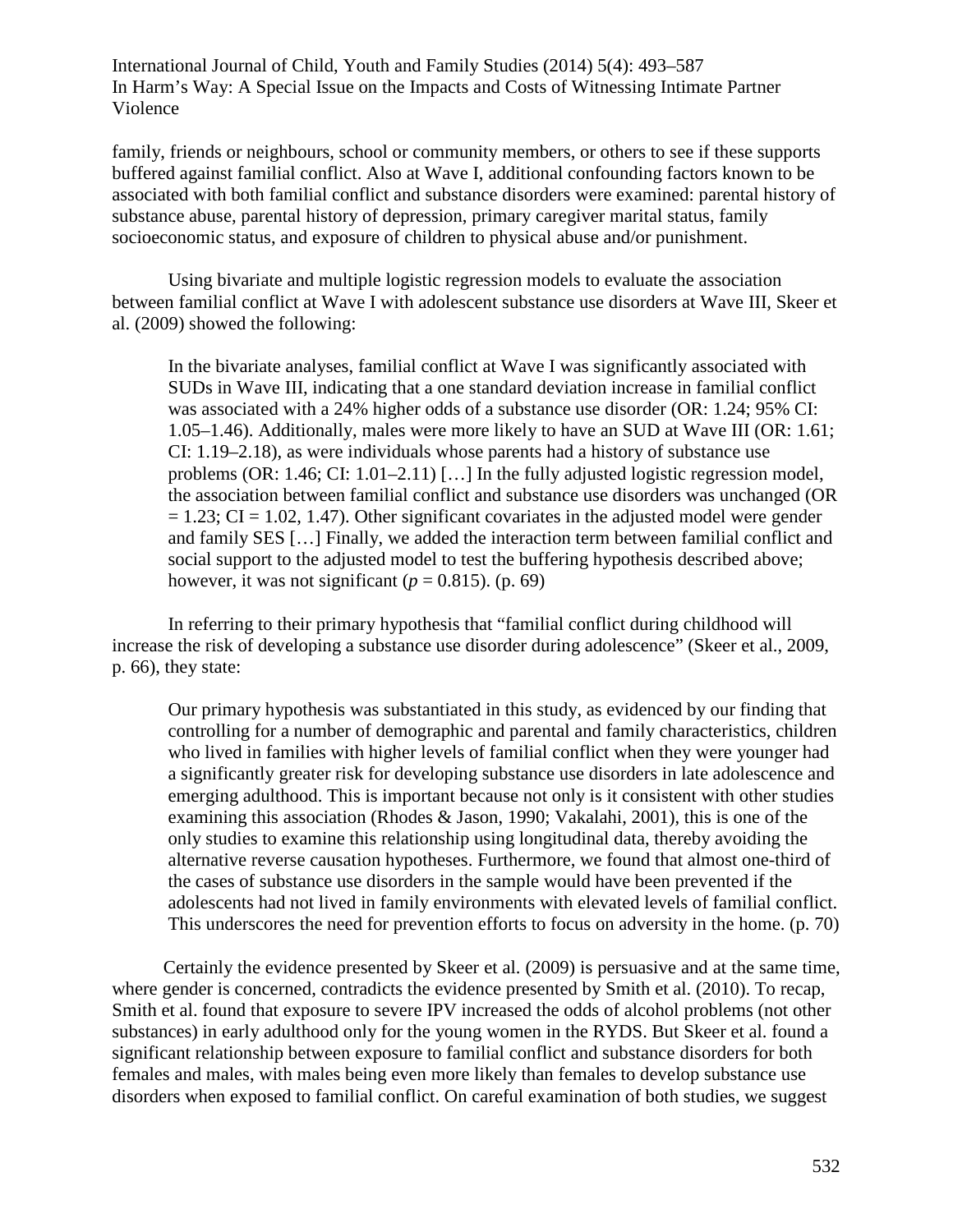family, friends or neighbours, school or community members, or others to see if these supports buffered against familial conflict. Also at Wave I, additional confounding factors known to be associated with both familial conflict and substance disorders were examined: parental history of substance abuse, parental history of depression, primary caregiver marital status, family socioeconomic status, and exposure of children to physical abuse and/or punishment.

Using bivariate and multiple logistic regression models to evaluate the association between familial conflict at Wave I with adolescent substance use disorders at Wave III, Skeer et al. (2009) showed the following:

> In the bivariate analyses, familial conflict at Wave I was significantly associated with SUDs in Wave III, indicating that a one standard deviation increase in familial conflict was associated with a 24% higher odds of a substance use disorder (OR: 1.24; 95% CI: 1.05–1.46). Additionally, males were more likely to have an SUD at Wave III (OR: 1.61; CI: 1.19–2.18), as were individuals whose parents had a history of substance use problems (OR: 1.46; CI: 1.01–2.11) […] In the fully adjusted logistic regression model, the association between familial conflict and substance use disorders was unchanged (OR = 1.23; CI = 1.02, 1.47). Other significant covariates in the adjusted model were gender and family SES […] Finally, we added the interaction term between familial conflict and social support to the adjusted model to test the buffering hypothesis described above; however, it was not significant ($p = 0.815$). (p. 69)

In referring to their primary hypothesis that "familial conflict during childhood will increase the risk of developing a substance use disorder during adolescence" (Skeer et al., 2009, p. 66), they state:

> Our primary hypothesis was substantiated in this study, as evidenced by our finding that controlling for a number of demographic and parental and family characteristics, children who lived in families with higher levels of familial conflict when they were younger had a significantly greater risk for developing substance use disorders in late adolescence and emerging adulthood. This is important because not only is it consistent with other studies examining this association (Rhodes & Jason, 1990; Vakalahi, 2001), this is one of the only studies to examine this relationship using longitudinal data, thereby avoiding the alternative reverse causation hypotheses. Furthermore, we found that almost one-third of the cases of substance use disorders in the sample would have been prevented if the adolescents had not lived in family environments with elevated levels of familial conflict. This underscores the need for prevention efforts to focus on adversity in the home. (p. 70)

Certainly the evidence presented by Skeer et al. (2009) is persuasive and at the same time, where gender is concerned, contradicts the evidence presented by Smith et al. (2010). To recap, Smith et al. found that exposure to severe IPV increased the odds of alcohol problems (not other substances) in early adulthood only for the young women in the RYDS. But Skeer et al. found a significant relationship between exposure to familial conflict and substance disorders for both females and males, with males being even more likely than females to develop substance use disorders when exposed to familial conflict. On careful examination of both studies, we suggest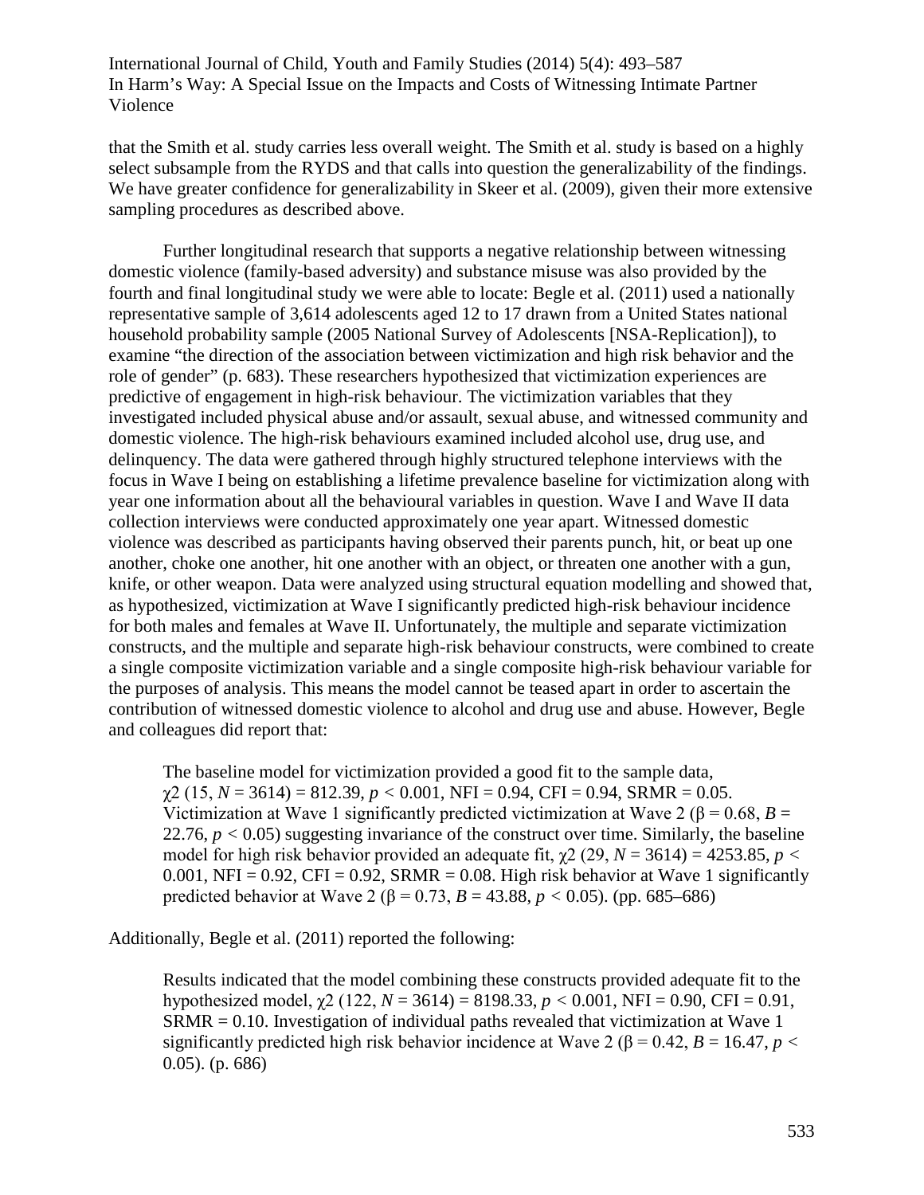that the Smith et al. study carries less overall weight. The Smith et al. study is based on a highly select subsample from the RYDS and that calls into question the generalizability of the findings. We have greater confidence for generalizability in Skeer et al. (2009), given their more extensive sampling procedures as described above.

Further longitudinal research that supports a negative relationship between witnessing domestic violence (family-based adversity) and substance misuse was also provided by the fourth and final longitudinal study we were able to locate: Begle et al. (2011) used a nationally representative sample of 3,614 adolescents aged 12 to 17 drawn from a United States national household probability sample (2005 National Survey of Adolescents [NSA-Replication]), to examine "the direction of the association between victimization and high risk behavior and the role of gender" (p. 683). These researchers hypothesized that victimization experiences are predictive of engagement in high-risk behaviour. The victimization variables that they investigated included physical abuse and/or assault, sexual abuse, and witnessed community and domestic violence. The high-risk behaviours examined included alcohol use, drug use, and delinquency. The data were gathered through highly structured telephone interviews with the focus in Wave I being on establishing a lifetime prevalence baseline for victimization along with year one information about all the behavioural variables in question. Wave I and Wave II data collection interviews were conducted approximately one year apart. Witnessed domestic violence was described as participants having observed their parents punch, hit, or beat up one another, choke one another, hit one another with an object, or threaten one another with a gun, knife, or other weapon. Data were analyzed using structural equation modelling and showed that, as hypothesized, victimization at Wave I significantly predicted high-risk behaviour incidence for both males and females at Wave II. Unfortunately, the multiple and separate victimization constructs, and the multiple and separate high-risk behaviour constructs, were combined to create a single composite victimization variable and a single composite high-risk behaviour variable for the purposes of analysis. This means the model cannot be teased apart in order to ascertain the contribution of witnessed domestic violence to alcohol and drug use and abuse. However, Begle and colleagues did report that:

> The baseline model for victimization provided a good fit to the sample data, $\chi^2$ (15, $N$ = 3614) = 812.39, $p < 0.001$, NFI = 0.94, CFI = 0.94, SRMR = 0.05. Victimization at Wave 1 significantly predicted victimization at Wave 2 ($\beta = 0.68$, $B$ = 22.76, $p < 0.05$) suggesting invariance of the construct over time. Similarly, the baseline model for high risk behavior provided an adequate fit, $\chi^2$ (29, $N$ = 3614) = 4253.85, $p < 0.001$, NFI = 0.92, CFI = 0.92, SRMR = 0.08. High risk behavior at Wave 1 significantly predicted behavior at Wave 2 ($\beta = 0.73$, $B$ = 43.88, $p < 0.05$). (pp. 685–686)

Additionally, Begle et al. (2011) reported the following:

> Results indicated that the model combining these constructs provided adequate fit to the hypothesized model, $\chi^2$ (122, $N$ = 3614) = 8198.33, $p < 0.001$, NFI = 0.90, CFI = 0.91, SRMR = 0.10. Investigation of individual paths revealed that victimization at Wave 1 significantly predicted high risk behavior incidence at Wave 2 ($\beta = 0.42$, $B$ = 16.47, $p < 0.05$). (p. 686)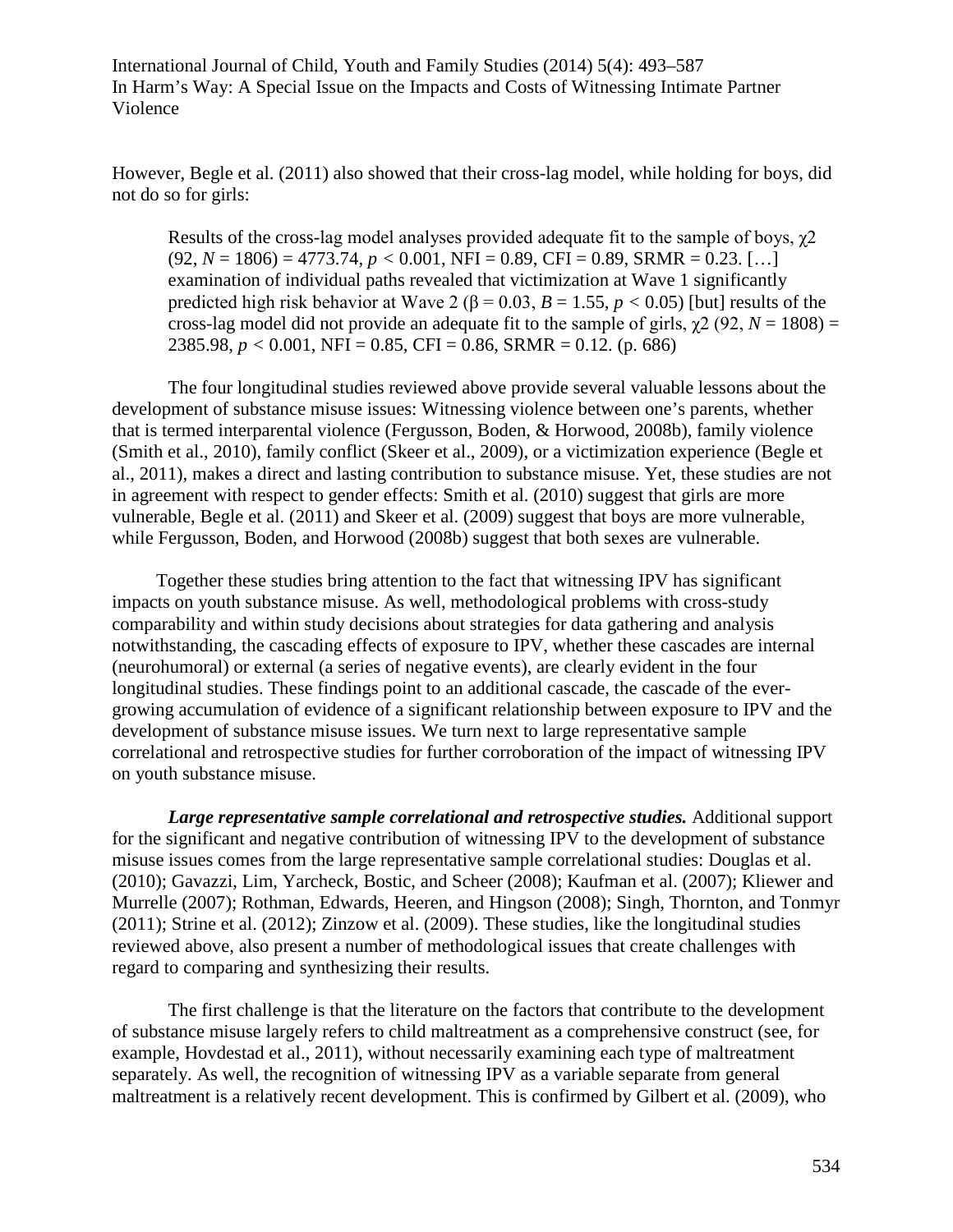However, Begle et al. (2011) also showed that their cross-lag model, while holding for boys, did not do so for girls:

> Results of the cross-lag model analyses provided adequate fit to the sample of boys, $\chi 2$ (92, $N$ = 1806) = 4773.74, $p < 0.001$, NFI = 0.89, CFI = 0.89, SRMR = 0.23. […] examination of individual paths revealed that victimization at Wave 1 significantly predicted high risk behavior at Wave 2 ($\beta = 0.03$, $B = 1.55$, $p < 0.05$) [but] results of the cross-lag model did not provide an adequate fit to the sample of girls, $\chi 2$ (92, $N$ = 1808) = 2385.98, $p < 0.001$, NFI = 0.85, CFI = 0.86, SRMR = 0.12. (p. 686)

The four longitudinal studies reviewed above provide several valuable lessons about the development of substance misuse issues: Witnessing violence between one's parents, whether that is termed interparental violence (Fergusson, Boden, & Horwood, 2008b), family violence (Smith et al., 2010), family conflict (Skeer et al., 2009), or a victimization experience (Begle et al., 2011), makes a direct and lasting contribution to substance misuse. Yet, these studies are not in agreement with respect to gender effects: Smith et al. (2010) suggest that girls are more vulnerable, Begle et al. (2011) and Skeer et al. (2009) suggest that boys are more vulnerable, while Fergusson, Boden, and Horwood (2008b) suggest that both sexes are vulnerable.

Together these studies bring attention to the fact that witnessing IPV has significant impacts on youth substance misuse. As well, methodological problems with cross-study comparability and within study decisions about strategies for data gathering and analysis notwithstanding, the cascading effects of exposure to IPV, whether these cascades are internal (neurohumoral) or external (a series of negative events), are clearly evident in the four longitudinal studies. These findings point to an additional cascade, the cascade of the ever-growing accumulation of evidence of a significant relationship between exposure to IPV and the development of substance misuse issues. We turn next to large representative sample correlational and retrospective studies for further corroboration of the impact of witnessing IPV on youth substance misuse.

***Large representative sample correlational and retrospective studies.*** Additional support for the significant and negative contribution of witnessing IPV to the development of substance misuse issues comes from the large representative sample correlational studies: Douglas et al. (2010); Gavazzi, Lim, Yarcheck, Bostic, and Scheer (2008); Kaufman et al. (2007); Kliewer and Murrelle (2007); Rothman, Edwards, Heeren, and Hingson (2008); Singh, Thornton, and Tonmyr (2011); Strine et al. (2012); Zinzow et al. (2009). These studies, like the longitudinal studies reviewed above, also present a number of methodological issues that create challenges with regard to comparing and synthesizing their results.

The first challenge is that the literature on the factors that contribute to the development of substance misuse largely refers to child maltreatment as a comprehensive construct (see, for example, Hovdestad et al., 2011), without necessarily examining each type of maltreatment separately. As well, the recognition of witnessing IPV as a variable separate from general maltreatment is a relatively recent development. This is confirmed by Gilbert et al. (2009), who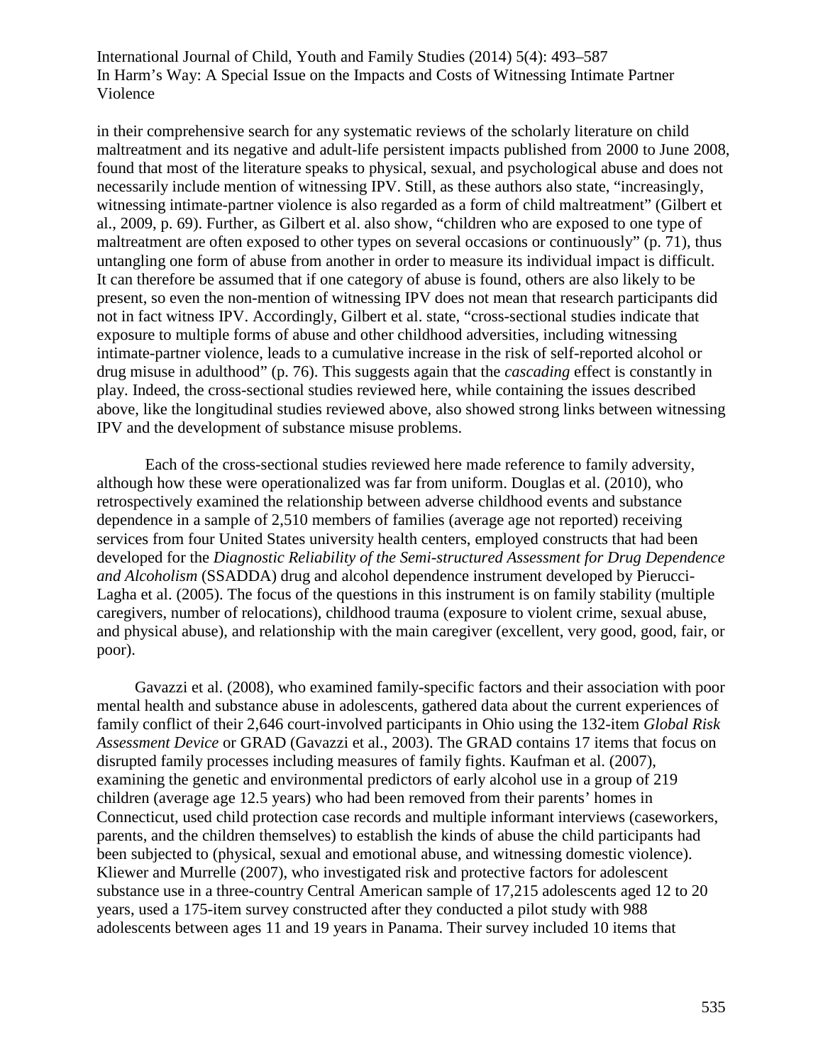in their comprehensive search for any systematic reviews of the scholarly literature on child maltreatment and its negative and adult-life persistent impacts published from 2000 to June 2008, found that most of the literature speaks to physical, sexual, and psychological abuse and does not necessarily include mention of witnessing IPV. Still, as these authors also state, "increasingly, witnessing intimate-partner violence is also regarded as a form of child maltreatment" (Gilbert et al., 2009, p. 69). Further, as Gilbert et al. also show, "children who are exposed to one type of maltreatment are often exposed to other types on several occasions or continuously" (p. 71), thus untangling one form of abuse from another in order to measure its individual impact is difficult. It can therefore be assumed that if one category of abuse is found, others are also likely to be present, so even the non-mention of witnessing IPV does not mean that research participants did not in fact witness IPV. Accordingly, Gilbert et al. state, "cross-sectional studies indicate that exposure to multiple forms of abuse and other childhood adversities, including witnessing intimate-partner violence, leads to a cumulative increase in the risk of self-reported alcohol or drug misuse in adulthood" (p. 76). This suggests again that the *cascading* effect is constantly in play. Indeed, the cross-sectional studies reviewed here, while containing the issues described above, like the longitudinal studies reviewed above, also showed strong links between witnessing IPV and the development of substance misuse problems.

Each of the cross-sectional studies reviewed here made reference to family adversity, although how these were operationalized was far from uniform. Douglas et al. (2010), who retrospectively examined the relationship between adverse childhood events and substance dependence in a sample of 2,510 members of families (average age not reported) receiving services from four United States university health centers, employed constructs that had been developed for the *Diagnostic Reliability of the Semi-structured Assessment for Drug Dependence and Alcoholism* (SSADDA) drug and alcohol dependence instrument developed by Pierucci-Lagha et al. (2005). The focus of the questions in this instrument is on family stability (multiple caregivers, number of relocations), childhood trauma (exposure to violent crime, sexual abuse, and physical abuse), and relationship with the main caregiver (excellent, very good, good, fair, or poor).

Gavazzi et al. (2008), who examined family-specific factors and their association with poor mental health and substance abuse in adolescents, gathered data about the current experiences of family conflict of their 2,646 court-involved participants in Ohio using the 132-item *Global Risk Assessment Device* or GRAD (Gavazzi et al., 2003). The GRAD contains 17 items that focus on disrupted family processes including measures of family fights. Kaufman et al. (2007), examining the genetic and environmental predictors of early alcohol use in a group of 219 children (average age 12.5 years) who had been removed from their parents' homes in Connecticut, used child protection case records and multiple informant interviews (caseworkers, parents, and the children themselves) to establish the kinds of abuse the child participants had been subjected to (physical, sexual and emotional abuse, and witnessing domestic violence). Kliewer and Murrelle (2007), who investigated risk and protective factors for adolescent substance use in a three-country Central American sample of 17,215 adolescents aged 12 to 20 years, used a 175-item survey constructed after they conducted a pilot study with 988 adolescents between ages 11 and 19 years in Panama. Their survey included 10 items that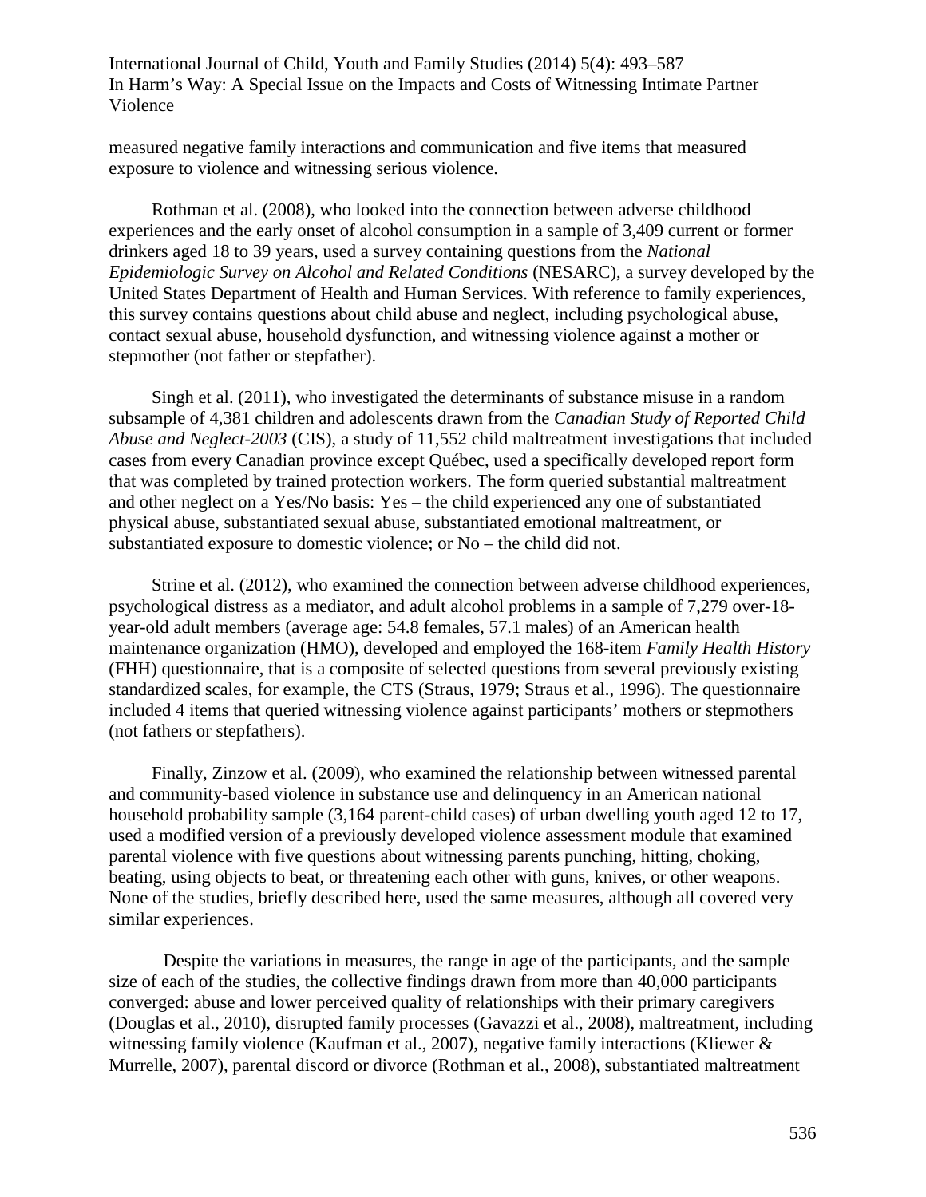measured negative family interactions and communication and five items that measured exposure to violence and witnessing serious violence.

Rothman et al. (2008), who looked into the connection between adverse childhood experiences and the early onset of alcohol consumption in a sample of 3,409 current or former drinkers aged 18 to 39 years, used a survey containing questions from the *National Epidemiologic Survey on Alcohol and Related Conditions* (NESARC), a survey developed by the United States Department of Health and Human Services. With reference to family experiences, this survey contains questions about child abuse and neglect, including psychological abuse, contact sexual abuse, household dysfunction, and witnessing violence against a mother or stepmother (not father or stepfather).

Singh et al. (2011), who investigated the determinants of substance misuse in a random subsample of 4,381 children and adolescents drawn from the *Canadian Study of Reported Child Abuse and Neglect-2003* (CIS), a study of 11,552 child maltreatment investigations that included cases from every Canadian province except Québec, used a specifically developed report form that was completed by trained protection workers. The form queried substantial maltreatment and other neglect on a Yes/No basis: Yes – the child experienced any one of substantiated physical abuse, substantiated sexual abuse, substantiated emotional maltreatment, or substantiated exposure to domestic violence; or No – the child did not.

Strine et al. (2012), who examined the connection between adverse childhood experiences, psychological distress as a mediator, and adult alcohol problems in a sample of 7,279 over-18-year-old adult members (average age: 54.8 females, 57.1 males) of an American health maintenance organization (HMO), developed and employed the 168-item *Family Health History* (FHH) questionnaire, that is a composite of selected questions from several previously existing standardized scales, for example, the CTS (Straus, 1979; Straus et al., 1996). The questionnaire included 4 items that queried witnessing violence against participants' mothers or stepmothers (not fathers or stepfathers).

Finally, Zinzow et al. (2009), who examined the relationship between witnessed parental and community-based violence in substance use and delinquency in an American national household probability sample (3,164 parent-child cases) of urban dwelling youth aged 12 to 17, used a modified version of a previously developed violence assessment module that examined parental violence with five questions about witnessing parents punching, hitting, choking, beating, using objects to beat, or threatening each other with guns, knives, or other weapons. None of the studies, briefly described here, used the same measures, although all covered very similar experiences.

Despite the variations in measures, the range in age of the participants, and the sample size of each of the studies, the collective findings drawn from more than 40,000 participants converged: abuse and lower perceived quality of relationships with their primary caregivers (Douglas et al., 2010), disrupted family processes (Gavazzi et al., 2008), maltreatment, including witnessing family violence (Kaufman et al., 2007), negative family interactions (Kliewer & Murrelle, 2007), parental discord or divorce (Rothman et al., 2008), substantiated maltreatment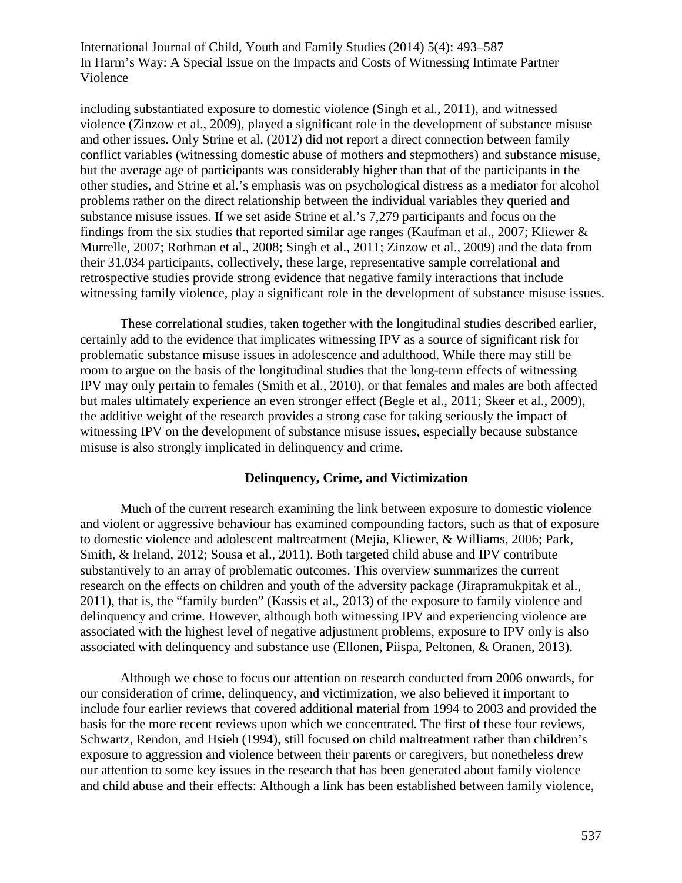including substantiated exposure to domestic violence (Singh et al., 2011), and witnessed violence (Zinzow et al., 2009), played a significant role in the development of substance misuse and other issues. Only Strine et al. (2012) did not report a direct connection between family conflict variables (witnessing domestic abuse of mothers and stepmothers) and substance misuse, but the average age of participants was considerably higher than that of the participants in the other studies, and Strine et al.'s emphasis was on psychological distress as a mediator for alcohol problems rather on the direct relationship between the individual variables they queried and substance misuse issues. If we set aside Strine et al.'s 7,279 participants and focus on the findings from the six studies that reported similar age ranges (Kaufman et al., 2007; Kliewer & Murrelle, 2007; Rothman et al., 2008; Singh et al., 2011; Zinzow et al., 2009) and the data from their 31,034 participants, collectively, these large, representative sample correlational and retrospective studies provide strong evidence that negative family interactions that include witnessing family violence, play a significant role in the development of substance misuse issues.

These correlational studies, taken together with the longitudinal studies described earlier, certainly add to the evidence that implicates witnessing IPV as a source of significant risk for problematic substance misuse issues in adolescence and adulthood. While there may still be room to argue on the basis of the longitudinal studies that the long-term effects of witnessing IPV may only pertain to females (Smith et al., 2010), or that females and males are both affected but males ultimately experience an even stronger effect (Begle et al., 2011; Skeer et al., 2009), the additive weight of the research provides a strong case for taking seriously the impact of witnessing IPV on the development of substance misuse issues, especially because substance misuse is also strongly implicated in delinquency and crime.

## Delinquency, Crime, and Victimization

Much of the current research examining the link between exposure to domestic violence and violent or aggressive behaviour has examined compounding factors, such as that of exposure to domestic violence and adolescent maltreatment (Mejia, Kliewer, & Williams, 2006; Park, Smith, & Ireland, 2012; Sousa et al., 2011). Both targeted child abuse and IPV contribute substantively to an array of problematic outcomes. This overview summarizes the current research on the effects on children and youth of the adversity package (Jirapramukpitak et al., 2011), that is, the "family burden" (Kassis et al., 2013) of the exposure to family violence and delinquency and crime. However, although both witnessing IPV and experiencing violence are associated with the highest level of negative adjustment problems, exposure to IPV only is also associated with delinquency and substance use (Ellonen, Piispa, Peltonen, & Oranen, 2013).

Although we chose to focus our attention on research conducted from 2006 onwards, for our consideration of crime, delinquency, and victimization, we also believed it important to include four earlier reviews that covered additional material from 1994 to 2003 and provided the basis for the more recent reviews upon which we concentrated. The first of these four reviews, Schwartz, Rendon, and Hsieh (1994), still focused on child maltreatment rather than children's exposure to aggression and violence between their parents or caregivers, but nonetheless drew our attention to some key issues in the research that has been generated about family violence and child abuse and their effects: Although a link has been established between family violence,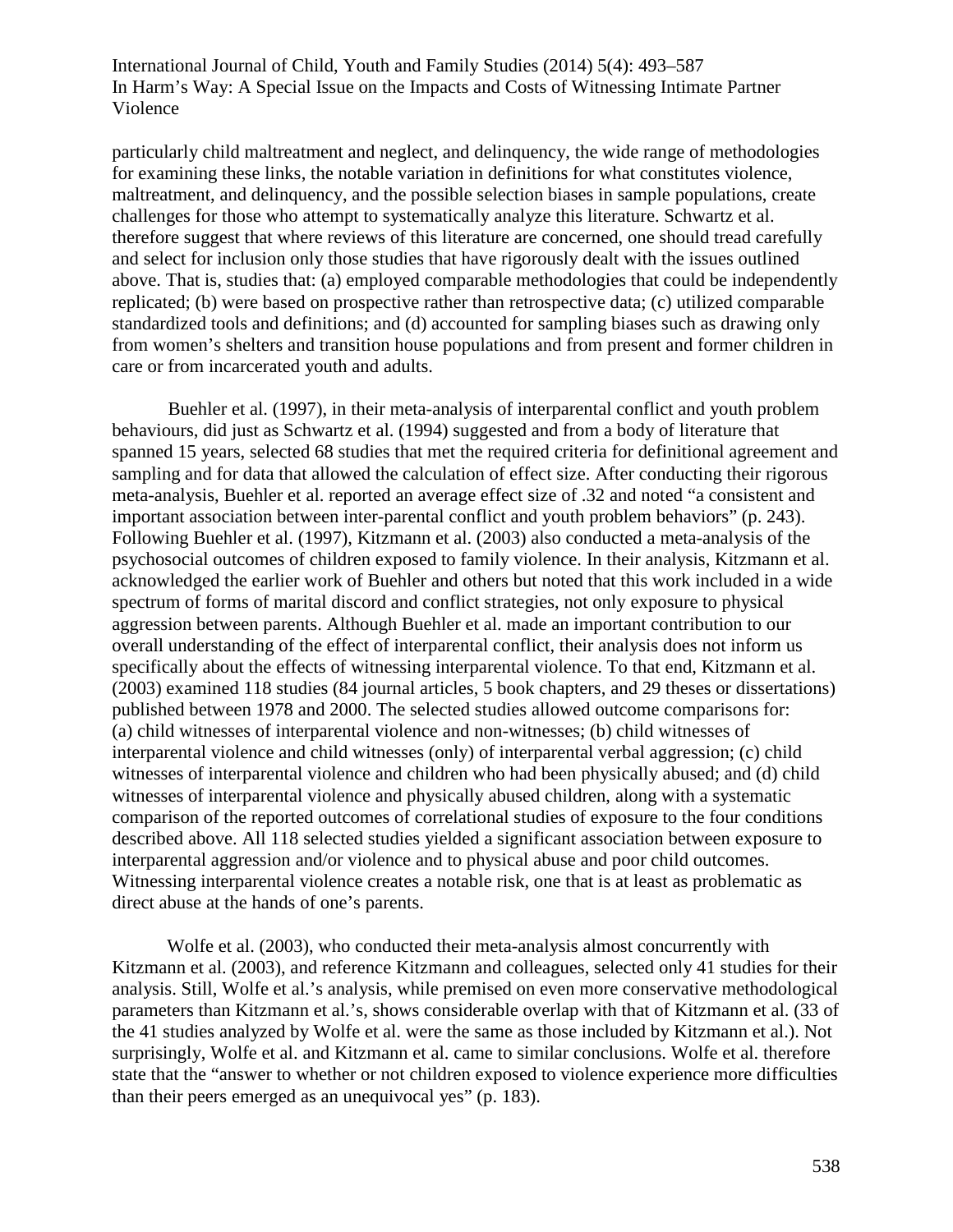particularly child maltreatment and neglect, and delinquency, the wide range of methodologies for examining these links, the notable variation in definitions for what constitutes violence, maltreatment, and delinquency, and the possible selection biases in sample populations, create challenges for those who attempt to systematically analyze this literature. Schwartz et al. therefore suggest that where reviews of this literature are concerned, one should tread carefully and select for inclusion only those studies that have rigorously dealt with the issues outlined above. That is, studies that: (a) employed comparable methodologies that could be independently replicated; (b) were based on prospective rather than retrospective data; (c) utilized comparable standardized tools and definitions; and (d) accounted for sampling biases such as drawing only from women's shelters and transition house populations and from present and former children in care or from incarcerated youth and adults.

Buehler et al. (1997), in their meta-analysis of interparental conflict and youth problem behaviours, did just as Schwartz et al. (1994) suggested and from a body of literature that spanned 15 years, selected 68 studies that met the required criteria for definitional agreement and sampling and for data that allowed the calculation of effect size. After conducting their rigorous meta-analysis, Buehler et al. reported an average effect size of .32 and noted "a consistent and important association between inter-parental conflict and youth problem behaviors" (p. 243). Following Buehler et al. (1997), Kitzmann et al. (2003) also conducted a meta-analysis of the psychosocial outcomes of children exposed to family violence. In their analysis, Kitzmann et al. acknowledged the earlier work of Buehler and others but noted that this work included in a wide spectrum of forms of marital discord and conflict strategies, not only exposure to physical aggression between parents. Although Buehler et al. made an important contribution to our overall understanding of the effect of interparental conflict, their analysis does not inform us specifically about the effects of witnessing interparental violence. To that end, Kitzmann et al. (2003) examined 118 studies (84 journal articles, 5 book chapters, and 29 theses or dissertations) published between 1978 and 2000. The selected studies allowed outcome comparisons for: (a) child witnesses of interparental violence and non-witnesses; (b) child witnesses of interparental violence and child witnesses (only) of interparental verbal aggression; (c) child witnesses of interparental violence and children who had been physically abused; and (d) child witnesses of interparental violence and physically abused children, along with a systematic comparison of the reported outcomes of correlational studies of exposure to the four conditions described above. All 118 selected studies yielded a significant association between exposure to interparental aggression and/or violence and to physical abuse and poor child outcomes. Witnessing interparental violence creates a notable risk, one that is at least as problematic as direct abuse at the hands of one's parents.

Wolfe et al. (2003), who conducted their meta-analysis almost concurrently with Kitzmann et al. (2003), and reference Kitzmann and colleagues, selected only 41 studies for their analysis. Still, Wolfe et al.'s analysis, while premised on even more conservative methodological parameters than Kitzmann et al.'s, shows considerable overlap with that of Kitzmann et al. (33 of the 41 studies analyzed by Wolfe et al. were the same as those included by Kitzmann et al.). Not surprisingly, Wolfe et al. and Kitzmann et al. came to similar conclusions. Wolfe et al. therefore state that the "answer to whether or not children exposed to violence experience more difficulties than their peers emerged as an unequivocal yes" (p. 183).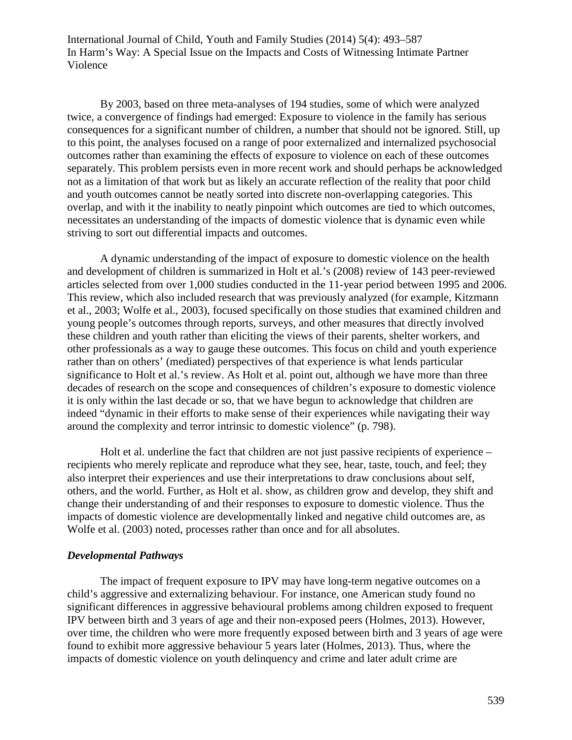By 2003, based on three meta-analyses of 194 studies, some of which were analyzed twice, a convergence of findings had emerged: Exposure to violence in the family has serious consequences for a significant number of children, a number that should not be ignored. Still, up to this point, the analyses focused on a range of poor externalized and internalized psychosocial outcomes rather than examining the effects of exposure to violence on each of these outcomes separately. This problem persists even in more recent work and should perhaps be acknowledged not as a limitation of that work but as likely an accurate reflection of the reality that poor child and youth outcomes cannot be neatly sorted into discrete non-overlapping categories. This overlap, and with it the inability to neatly pinpoint which outcomes are tied to which outcomes, necessitates an understanding of the impacts of domestic violence that is dynamic even while striving to sort out differential impacts and outcomes.

A dynamic understanding of the impact of exposure to domestic violence on the health and development of children is summarized in Holt et al.'s (2008) review of 143 peer-reviewed articles selected from over 1,000 studies conducted in the 11-year period between 1995 and 2006. This review, which also included research that was previously analyzed (for example, Kitzmann et al., 2003; Wolfe et al., 2003), focused specifically on those studies that examined children and young people's outcomes through reports, surveys, and other measures that directly involved these children and youth rather than eliciting the views of their parents, shelter workers, and other professionals as a way to gauge these outcomes. This focus on child and youth experience rather than on others' (mediated) perspectives of that experience is what lends particular significance to Holt et al.'s review. As Holt et al. point out, although we have more than three decades of research on the scope and consequences of children's exposure to domestic violence it is only within the last decade or so, that we have begun to acknowledge that children are indeed "dynamic in their efforts to make sense of their experiences while navigating their way around the complexity and terror intrinsic to domestic violence" (p. 798).

Holt et al. underline the fact that children are not just passive recipients of experience – recipients who merely replicate and reproduce what they see, hear, taste, touch, and feel; they also interpret their experiences and use their interpretations to draw conclusions about self, others, and the world. Further, as Holt et al. show, as children grow and develop, they shift and change their understanding of and their responses to exposure to domestic violence. Thus the impacts of domestic violence are developmentally linked and negative child outcomes are, as Wolfe et al. (2003) noted, processes rather than once and for all absolutes.

### *Developmental Pathways*

The impact of frequent exposure to IPV may have long-term negative outcomes on a child's aggressive and externalizing behaviour. For instance, one American study found no significant differences in aggressive behavioural problems among children exposed to frequent IPV between birth and 3 years of age and their non-exposed peers (Holmes, 2013). However, over time, the children who were more frequently exposed between birth and 3 years of age were found to exhibit more aggressive behaviour 5 years later (Holmes, 2013). Thus, where the impacts of domestic violence on youth delinquency and crime and later adult crime are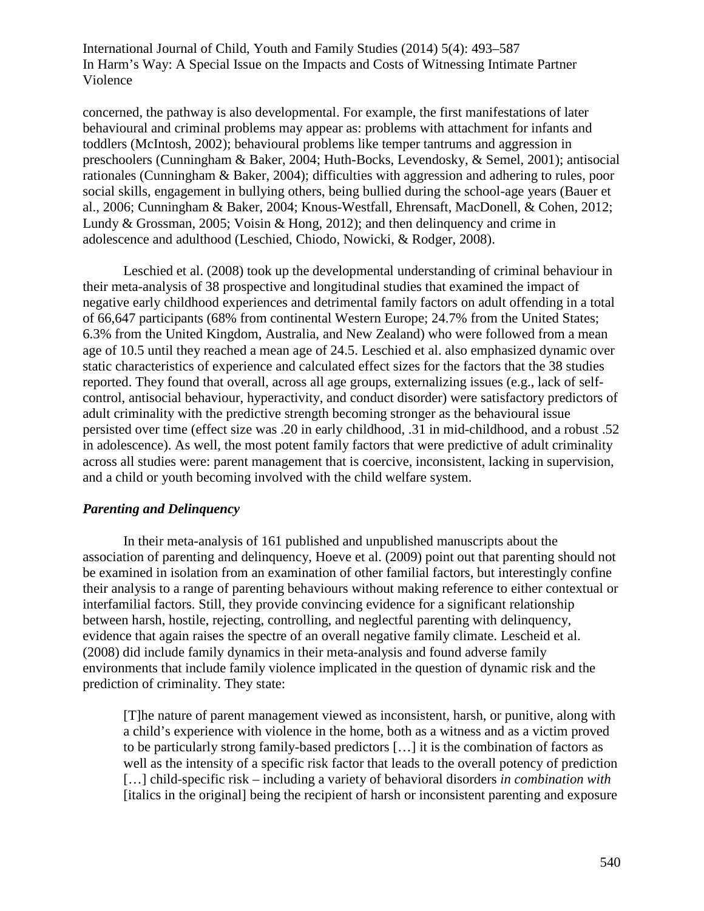concerned, the pathway is also developmental. For example, the first manifestations of later behavioural and criminal problems may appear as: problems with attachment for infants and toddlers (McIntosh, 2002); behavioural problems like temper tantrums and aggression in preschoolers (Cunningham & Baker, 2004; Huth-Bocks, Levendosky, & Semel, 2001); antisocial rationales (Cunningham & Baker, 2004); difficulties with aggression and adhering to rules, poor social skills, engagement in bullying others, being bullied during the school-age years (Bauer et al., 2006; Cunningham & Baker, 2004; Knous-Westfall, Ehrensaft, MacDonell, & Cohen, 2012; Lundy & Grossman, 2005; Voisin & Hong, 2012); and then delinquency and crime in adolescence and adulthood (Leschied, Chiodo, Nowicki, & Rodger, 2008).

Leschied et al. (2008) took up the developmental understanding of criminal behaviour in their meta-analysis of 38 prospective and longitudinal studies that examined the impact of negative early childhood experiences and detrimental family factors on adult offending in a total of 66,647 participants (68% from continental Western Europe; 24.7% from the United States; 6.3% from the United Kingdom, Australia, and New Zealand) who were followed from a mean age of 10.5 until they reached a mean age of 24.5. Leschied et al. also emphasized dynamic over static characteristics of experience and calculated effect sizes for the factors that the 38 studies reported. They found that overall, across all age groups, externalizing issues (e.g., lack of self-control, antisocial behaviour, hyperactivity, and conduct disorder) were satisfactory predictors of adult criminality with the predictive strength becoming stronger as the behavioural issue persisted over time (effect size was .20 in early childhood, .31 in mid-childhood, and a robust .52 in adolescence). As well, the most potent family factors that were predictive of adult criminality across all studies were: parent management that is coercive, inconsistent, lacking in supervision, and a child or youth becoming involved with the child welfare system.

### *Parenting and Delinquency*

In their meta-analysis of 161 published and unpublished manuscripts about the association of parenting and delinquency, Hoeve et al. (2009) point out that parenting should not be examined in isolation from an examination of other familial factors, but interestingly confine their analysis to a range of parenting behaviours without making reference to either contextual or interfamilial factors. Still, they provide convincing evidence for a significant relationship between harsh, hostile, rejecting, controlling, and neglectful parenting with delinquency, evidence that again raises the spectre of an overall negative family climate. Lescheid et al. (2008) did include family dynamics in their meta-analysis and found adverse family environments that include family violence implicated in the question of dynamic risk and the prediction of criminality. They state:

> [T]he nature of parent management viewed as inconsistent, harsh, or punitive, along with a child's experience with violence in the home, both as a witness and as a victim proved to be particularly strong family-based predictors […] it is the combination of factors as well as the intensity of a specific risk factor that leads to the overall potency of prediction […] child-specific risk – including a variety of behavioral disorders *in combination with* [italics in the original] being the recipient of harsh or inconsistent parenting and exposure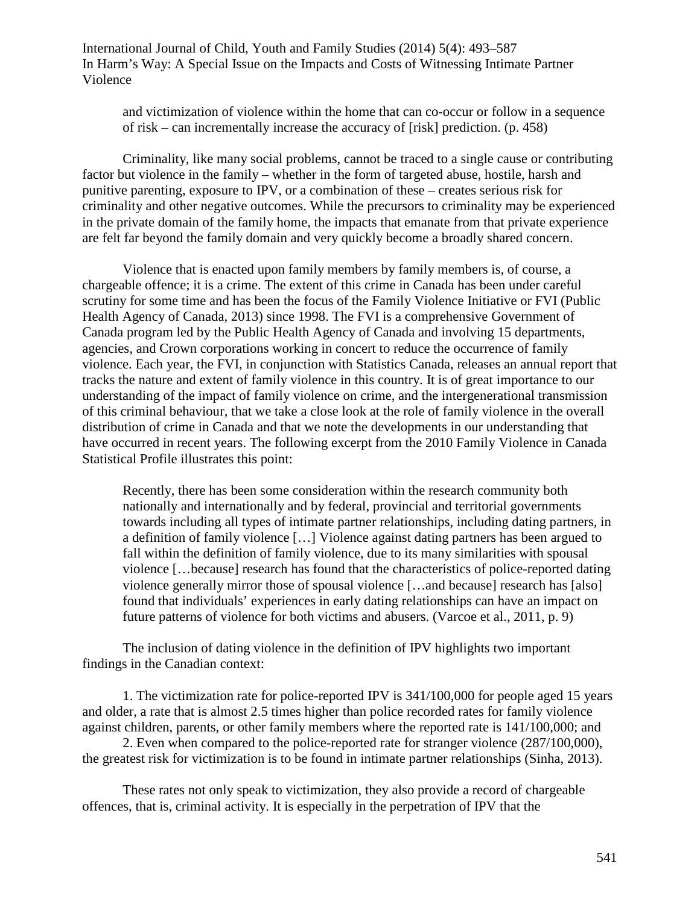> and victimization of violence within the home that can co-occur or follow in a sequence of risk – can incrementally increase the accuracy of [risk] prediction. (p. 458)

Criminality, like many social problems, cannot be traced to a single cause or contributing factor but violence in the family – whether in the form of targeted abuse, hostile, harsh and punitive parenting, exposure to IPV, or a combination of these – creates serious risk for criminality and other negative outcomes. While the precursors to criminality may be experienced in the private domain of the family home, the impacts that emanate from that private experience are felt far beyond the family domain and very quickly become a broadly shared concern.

Violence that is enacted upon family members by family members is, of course, a chargeable offence; it is a crime. The extent of this crime in Canada has been under careful scrutiny for some time and has been the focus of the Family Violence Initiative or FVI (Public Health Agency of Canada, 2013) since 1998. The FVI is a comprehensive Government of Canada program led by the Public Health Agency of Canada and involving 15 departments, agencies, and Crown corporations working in concert to reduce the occurrence of family violence. Each year, the FVI, in conjunction with Statistics Canada, releases an annual report that tracks the nature and extent of family violence in this country. It is of great importance to our understanding of the impact of family violence on crime, and the intergenerational transmission of this criminal behaviour, that we take a close look at the role of family violence in the overall distribution of crime in Canada and that we note the developments in our understanding that have occurred in recent years. The following excerpt from the 2010 Family Violence in Canada Statistical Profile illustrates this point:

> Recently, there has been some consideration within the research community both nationally and internationally and by federal, provincial and territorial governments towards including all types of intimate partner relationships, including dating partners, in a definition of family violence […] Violence against dating partners has been argued to fall within the definition of family violence, due to its many similarities with spousal violence […because] research has found that the characteristics of police-reported dating violence generally mirror those of spousal violence […and because] research has [also] found that individuals' experiences in early dating relationships can have an impact on future patterns of violence for both victims and abusers. (Varcoe et al., 2011, p. 9)

The inclusion of dating violence in the definition of IPV highlights two important findings in the Canadian context:

1. The victimization rate for police-reported IPV is 341/100,000 for people aged 15 years and older, a rate that is almost 2.5 times higher than police recorded rates for family violence against children, parents, or other family members where the reported rate is 141/100,000; and
2. Even when compared to the police-reported rate for stranger violence (287/100,000), the greatest risk for victimization is to be found in intimate partner relationships (Sinha, 2013).

These rates not only speak to victimization, they also provide a record of chargeable offences, that is, criminal activity. It is especially in the perpetration of IPV that the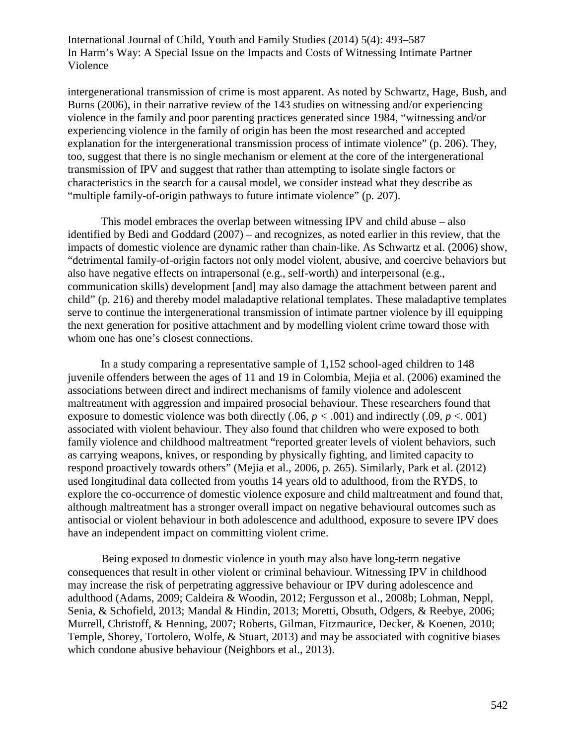intergenerational transmission of crime is most apparent. As noted by Schwartz, Hage, Bush, and Burns (2006), in their narrative review of the 143 studies on witnessing and/or experiencing violence in the family and poor parenting practices generated since 1984, "witnessing and/or experiencing violence in the family of origin has been the most researched and accepted explanation for the intergenerational transmission process of intimate violence" (p. 206). They, too, suggest that there is no single mechanism or element at the core of the intergenerational transmission of IPV and suggest that rather than attempting to isolate single factors or characteristics in the search for a causal model, we consider instead what they describe as "multiple family-of-origin pathways to future intimate violence" (p. 207).

This model embraces the overlap between witnessing IPV and child abuse – also identified by Bedi and Goddard (2007) – and recognizes, as noted earlier in this review, that the impacts of domestic violence are dynamic rather than chain-like. As Schwartz et al. (2006) show, "detrimental family-of-origin factors not only model violent, abusive, and coercive behaviors but also have negative effects on intrapersonal (e.g., self-worth) and interpersonal (e.g., communication skills) development [and] may also damage the attachment between parent and child" (p. 216) and thereby model maladaptive relational templates. These maladaptive templates serve to continue the intergenerational transmission of intimate partner violence by ill equipping the next generation for positive attachment and by modelling violent crime toward those with whom one has one's closest connections.

In a study comparing a representative sample of 1,152 school-aged children to 148 juvenile offenders between the ages of 11 and 19 in Colombia, Mejia et al. (2006) examined the associations between direct and indirect mechanisms of family violence and adolescent maltreatment with aggression and impaired prosocial behaviour. These researchers found that exposure to domestic violence was both directly (.06, $p < .001$) and indirectly (.09, $p < .001$) associated with violent behaviour. They also found that children who were exposed to both family violence and childhood maltreatment "reported greater levels of violent behaviors, such as carrying weapons, knives, or responding by physically fighting, and limited capacity to respond proactively towards others" (Mejia et al., 2006, p. 265). Similarly, Park et al. (2012) used longitudinal data collected from youths 14 years old to adulthood, from the RYDS, to explore the co-occurrence of domestic violence exposure and child maltreatment and found that, although maltreatment has a stronger overall impact on negative behavioural outcomes such as antisocial or violent behaviour in both adolescence and adulthood, exposure to severe IPV does have an independent impact on committing violent crime.

Being exposed to domestic violence in youth may also have long-term negative consequences that result in other violent or criminal behaviour. Witnessing IPV in childhood may increase the risk of perpetrating aggressive behaviour or IPV during adolescence and adulthood (Adams, 2009; Caldeira & Woodin, 2012; Fergusson et al., 2008b; Lohman, Neppl, Senia, & Schofield, 2013; Mandal & Hindin, 2013; Moretti, Obsuth, Odgers, & Reebye, 2006; Murrell, Christoff, & Henning, 2007; Roberts, Gilman, Fitzmaurice, Decker, & Koenen, 2010; Temple, Shorey, Tortolero, Wolfe, & Stuart, 2013) and may be associated with cognitive biases which condone abusive behaviour (Neighbors et al., 2013).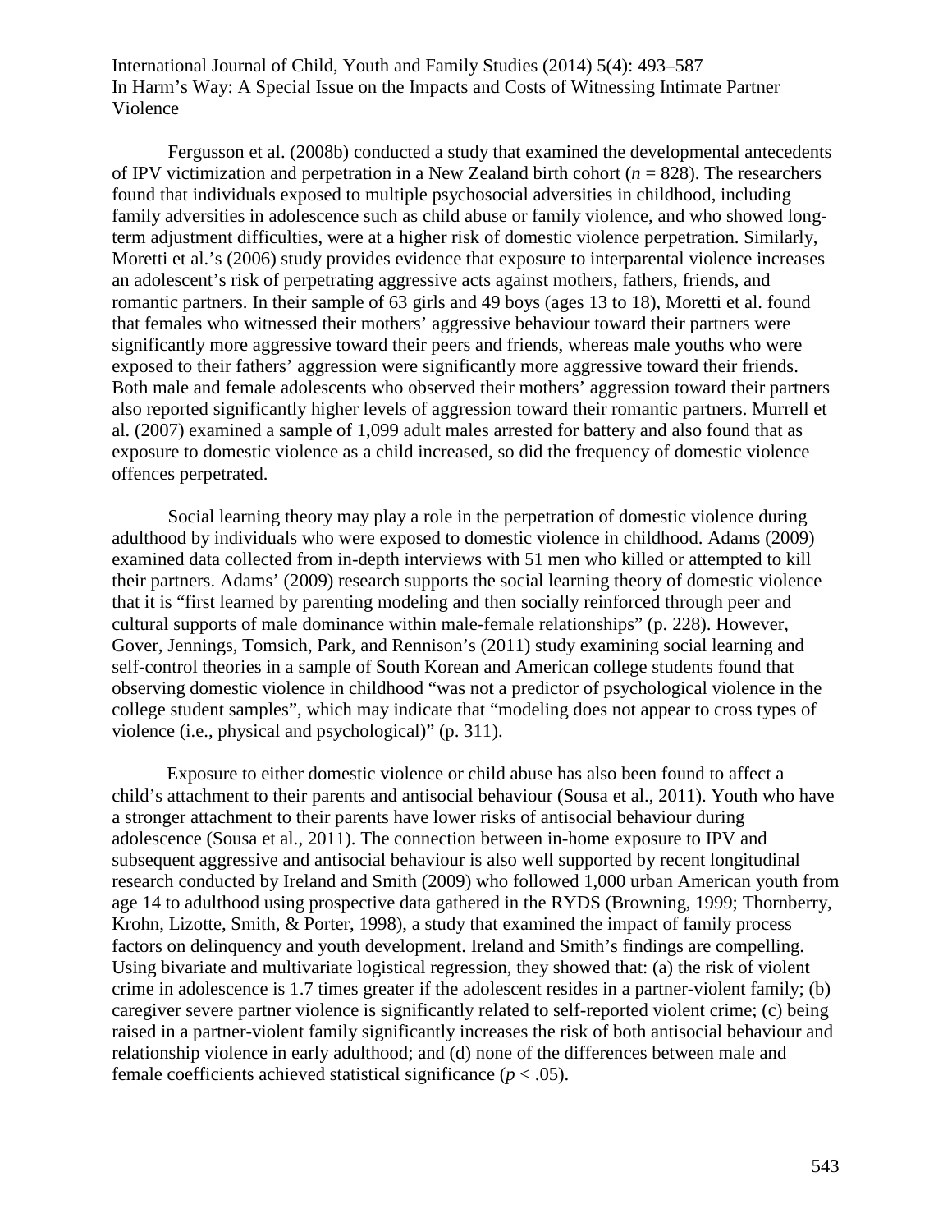Fergusson et al. (2008b) conducted a study that examined the developmental antecedents of IPV victimization and perpetration in a New Zealand birth cohort (*n* = 828). The researchers found that individuals exposed to multiple psychosocial adversities in childhood, including family adversities in adolescence such as child abuse or family violence, and who showed long-term adjustment difficulties, were at a higher risk of domestic violence perpetration. Similarly, Moretti et al.'s (2006) study provides evidence that exposure to interparental violence increases an adolescent's risk of perpetrating aggressive acts against mothers, fathers, friends, and romantic partners. In their sample of 63 girls and 49 boys (ages 13 to 18), Moretti et al. found that females who witnessed their mothers' aggressive behaviour toward their partners were significantly more aggressive toward their peers and friends, whereas male youths who were exposed to their fathers' aggression were significantly more aggressive toward their friends. Both male and female adolescents who observed their mothers' aggression toward their partners also reported significantly higher levels of aggression toward their romantic partners. Murrell et al. (2007) examined a sample of 1,099 adult males arrested for battery and also found that as exposure to domestic violence as a child increased, so did the frequency of domestic violence offences perpetrated.

Social learning theory may play a role in the perpetration of domestic violence during adulthood by individuals who were exposed to domestic violence in childhood. Adams (2009) examined data collected from in-depth interviews with 51 men who killed or attempted to kill their partners. Adams' (2009) research supports the social learning theory of domestic violence that it is "first learned by parenting modeling and then socially reinforced through peer and cultural supports of male dominance within male-female relationships" (p. 228). However, Gover, Jennings, Tomsich, Park, and Rennison's (2011) study examining social learning and self-control theories in a sample of South Korean and American college students found that observing domestic violence in childhood "was not a predictor of psychological violence in the college student samples", which may indicate that "modeling does not appear to cross types of violence (i.e., physical and psychological)" (p. 311).

Exposure to either domestic violence or child abuse has also been found to affect a child's attachment to their parents and antisocial behaviour (Sousa et al., 2011). Youth who have a stronger attachment to their parents have lower risks of antisocial behaviour during adolescence (Sousa et al., 2011). The connection between in-home exposure to IPV and subsequent aggressive and antisocial behaviour is also well supported by recent longitudinal research conducted by Ireland and Smith (2009) who followed 1,000 urban American youth from age 14 to adulthood using prospective data gathered in the RYDS (Browning, 1999; Thornberry, Krohn, Lizotte, Smith, & Porter, 1998), a study that examined the impact of family process factors on delinquency and youth development. Ireland and Smith's findings are compelling. Using bivariate and multivariate logistical regression, they showed that: (a) the risk of violent crime in adolescence is 1.7 times greater if the adolescent resides in a partner-violent family; (b) caregiver severe partner violence is significantly related to self-reported violent crime; (c) being raised in a partner-violent family significantly increases the risk of both antisocial behaviour and relationship violence in early adulthood; and (d) none of the differences between male and female coefficients achieved statistical significance ($p < .05$).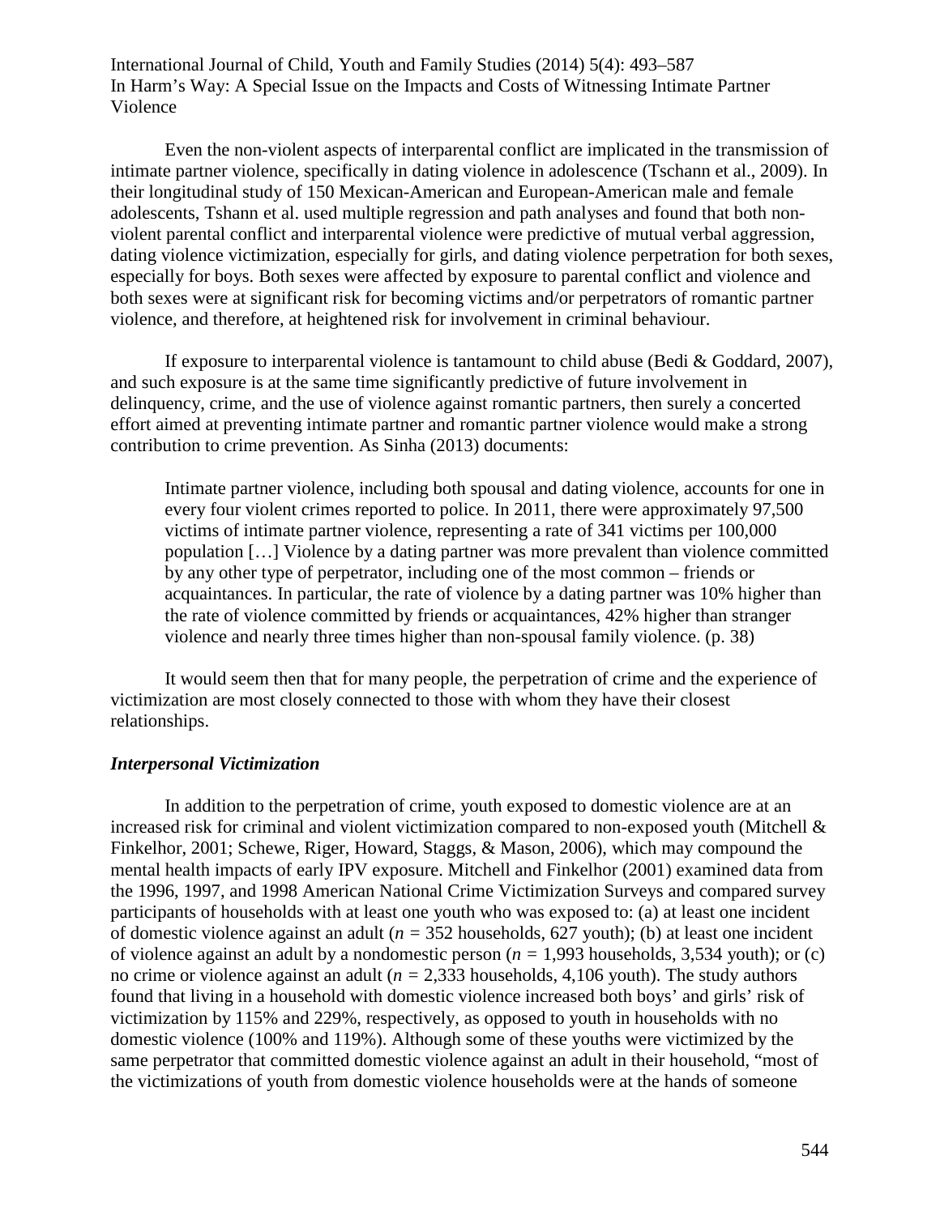Even the non-violent aspects of interparental conflict are implicated in the transmission of intimate partner violence, specifically in dating violence in adolescence (Tschann et al., 2009). In their longitudinal study of 150 Mexican-American and European-American male and female adolescents, Tshann et al. used multiple regression and path analyses and found that both non-violent parental conflict and interparental violence were predictive of mutual verbal aggression, dating violence victimization, especially for girls, and dating violence perpetration for both sexes, especially for boys. Both sexes were affected by exposure to parental conflict and violence and both sexes were at significant risk for becoming victims and/or perpetrators of romantic partner violence, and therefore, at heightened risk for involvement in criminal behaviour.

If exposure to interparental violence is tantamount to child abuse (Bedi & Goddard, 2007), and such exposure is at the same time significantly predictive of future involvement in delinquency, crime, and the use of violence against romantic partners, then surely a concerted effort aimed at preventing intimate partner and romantic partner violence would make a strong contribution to crime prevention. As Sinha (2013) documents:

> Intimate partner violence, including both spousal and dating violence, accounts for one in every four violent crimes reported to police. In 2011, there were approximately 97,500 victims of intimate partner violence, representing a rate of 341 victims per 100,000 population […] Violence by a dating partner was more prevalent than violence committed by any other type of perpetrator, including one of the most common – friends or acquaintances. In particular, the rate of violence by a dating partner was 10% higher than the rate of violence committed by friends or acquaintances, 42% higher than stranger violence and nearly three times higher than non-spousal family violence. (p. 38)

It would seem then that for many people, the perpetration of crime and the experience of victimization are most closely connected to those with whom they have their closest relationships.

### *Interpersonal Victimization*

In addition to the perpetration of crime, youth exposed to domestic violence are at an increased risk for criminal and violent victimization compared to non-exposed youth (Mitchell & Finkelhor, 2001; Schewe, Riger, Howard, Staggs, & Mason, 2006), which may compound the mental health impacts of early IPV exposure. Mitchell and Finkelhor (2001) examined data from the 1996, 1997, and 1998 American National Crime Victimization Surveys and compared survey participants of households with at least one youth who was exposed to: (a) at least one incident of domestic violence against an adult ($n$ = 352 households, 627 youth); (b) at least one incident of violence against an adult by a nondomestic person ($n$ = 1,993 households, 3,534 youth); or (c) no crime or violence against an adult ($n$ = 2,333 households, 4,106 youth). The study authors found that living in a household with domestic violence increased both boys' and girls' risk of victimization by 115% and 229%, respectively, as opposed to youth in households with no domestic violence (100% and 119%). Although some of these youths were victimized by the same perpetrator that committed domestic violence against an adult in their household, "most of the victimizations of youth from domestic violence households were at the hands of someone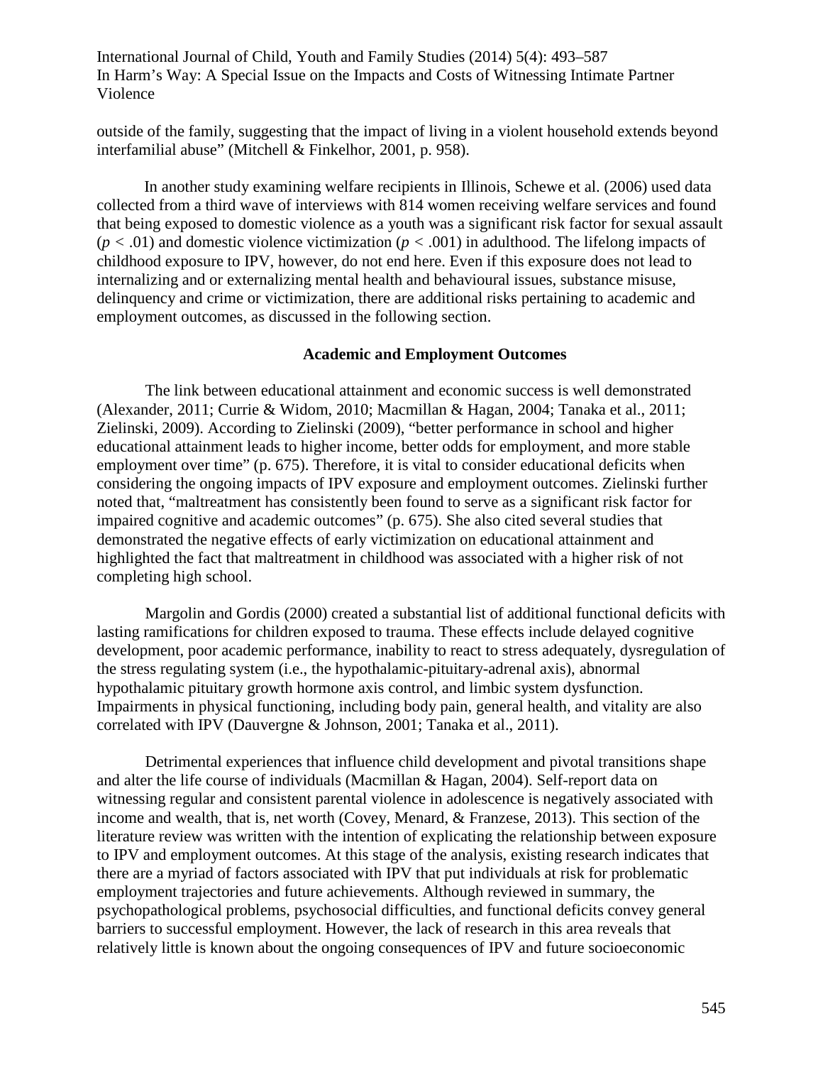outside of the family, suggesting that the impact of living in a violent household extends beyond interfamilial abuse" (Mitchell & Finkelhor, 2001, p. 958).

In another study examining welfare recipients in Illinois, Schewe et al. (2006) used data collected from a third wave of interviews with 814 women receiving welfare services and found that being exposed to domestic violence as a youth was a significant risk factor for sexual assault ($p < .01$) and domestic violence victimization ($p < .001$) in adulthood. The lifelong impacts of childhood exposure to IPV, however, do not end here. Even if this exposure does not lead to internalizing and or externalizing mental health and behavioural issues, substance misuse, delinquency and crime or victimization, there are additional risks pertaining to academic and employment outcomes, as discussed in the following section.

## Academic and Employment Outcomes

The link between educational attainment and economic success is well demonstrated (Alexander, 2011; Currie & Widom, 2010; Macmillan & Hagan, 2004; Tanaka et al., 2011; Zielinski, 2009). According to Zielinski (2009), "better performance in school and higher educational attainment leads to higher income, better odds for employment, and more stable employment over time" (p. 675). Therefore, it is vital to consider educational deficits when considering the ongoing impacts of IPV exposure and employment outcomes. Zielinski further noted that, "maltreatment has consistently been found to serve as a significant risk factor for impaired cognitive and academic outcomes" (p. 675). She also cited several studies that demonstrated the negative effects of early victimization on educational attainment and highlighted the fact that maltreatment in childhood was associated with a higher risk of not completing high school.

Margolin and Gordis (2000) created a substantial list of additional functional deficits with lasting ramifications for children exposed to trauma. These effects include delayed cognitive development, poor academic performance, inability to react to stress adequately, dysregulation of the stress regulating system (i.e., the hypothalamic-pituitary-adrenal axis), abnormal hypothalamic pituitary growth hormone axis control, and limbic system dysfunction. Impairments in physical functioning, including body pain, general health, and vitality are also correlated with IPV (Dauvergne & Johnson, 2001; Tanaka et al., 2011).

Detrimental experiences that influence child development and pivotal transitions shape and alter the life course of individuals (Macmillan & Hagan, 2004). Self-report data on witnessing regular and consistent parental violence in adolescence is negatively associated with income and wealth, that is, net worth (Covey, Menard, & Franzese, 2013). This section of the literature review was written with the intention of explicating the relationship between exposure to IPV and employment outcomes. At this stage of the analysis, existing research indicates that there are a myriad of factors associated with IPV that put individuals at risk for problematic employment trajectories and future achievements. Although reviewed in summary, the psychopathological problems, psychosocial difficulties, and functional deficits convey general barriers to successful employment. However, the lack of research in this area reveals that relatively little is known about the ongoing consequences of IPV and future socioeconomic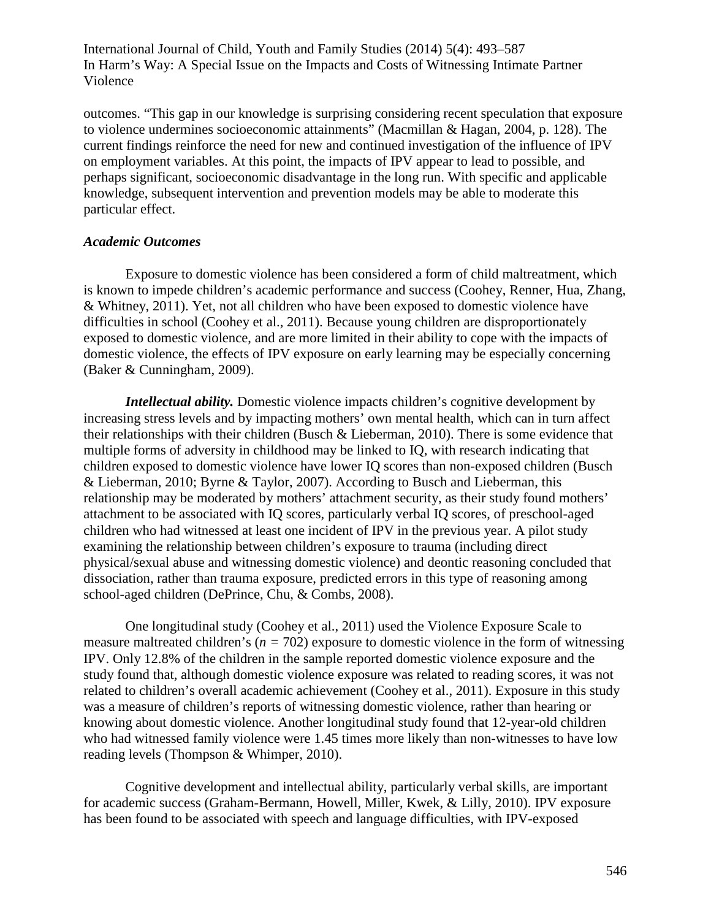outcomes. “This gap in our knowledge is surprising considering recent speculation that exposure to violence undermines socioeconomic attainments” (Macmillan & Hagan, 2004, p. 128). The current findings reinforce the need for new and continued investigation of the influence of IPV on employment variables. At this point, the impacts of IPV appear to lead to possible, and perhaps significant, socioeconomic disadvantage in the long run. With specific and applicable knowledge, subsequent intervention and prevention models may be able to moderate this particular effect.

### *Academic Outcomes*

Exposure to domestic violence has been considered a form of child maltreatment, which is known to impede children’s academic performance and success (Coohey, Renner, Hua, Zhang, & Whitney, 2011). Yet, not all children who have been exposed to domestic violence have difficulties in school (Coohey et al., 2011). Because young children are disproportionately exposed to domestic violence, and are more limited in their ability to cope with the impacts of domestic violence, the effects of IPV exposure on early learning may be especially concerning (Baker & Cunningham, 2009).

***Intellectual ability.*** Domestic violence impacts children’s cognitive development by increasing stress levels and by impacting mothers’ own mental health, which can in turn affect their relationships with their children (Busch & Lieberman, 2010). There is some evidence that multiple forms of adversity in childhood may be linked to IQ, with research indicating that children exposed to domestic violence have lower IQ scores than non-exposed children (Busch & Lieberman, 2010; Byrne & Taylor, 2007). According to Busch and Lieberman, this relationship may be moderated by mothers’ attachment security, as their study found mothers’ attachment to be associated with IQ scores, particularly verbal IQ scores, of preschool-aged children who had witnessed at least one incident of IPV in the previous year. A pilot study examining the relationship between children’s exposure to trauma (including direct physical/sexual abuse and witnessing domestic violence) and deontic reasoning concluded that dissociation, rather than trauma exposure, predicted errors in this type of reasoning among school-aged children (DePrince, Chu, & Combs, 2008).

One longitudinal study (Coohey et al., 2011) used the Violence Exposure Scale to measure maltreated children’s ($n = 702$) exposure to domestic violence in the form of witnessing IPV. Only 12.8% of the children in the sample reported domestic violence exposure and the study found that, although domestic violence exposure was related to reading scores, it was not related to children’s overall academic achievement (Coohey et al., 2011). Exposure in this study was a measure of children’s reports of witnessing domestic violence, rather than hearing or knowing about domestic violence. Another longitudinal study found that 12-year-old children who had witnessed family violence were 1.45 times more likely than non-witnesses to have low reading levels (Thompson & Whimper, 2010).

Cognitive development and intellectual ability, particularly verbal skills, are important for academic success (Graham-Bermann, Howell, Miller, Kwek, & Lilly, 2010). IPV exposure has been found to be associated with speech and language difficulties, with IPV-exposed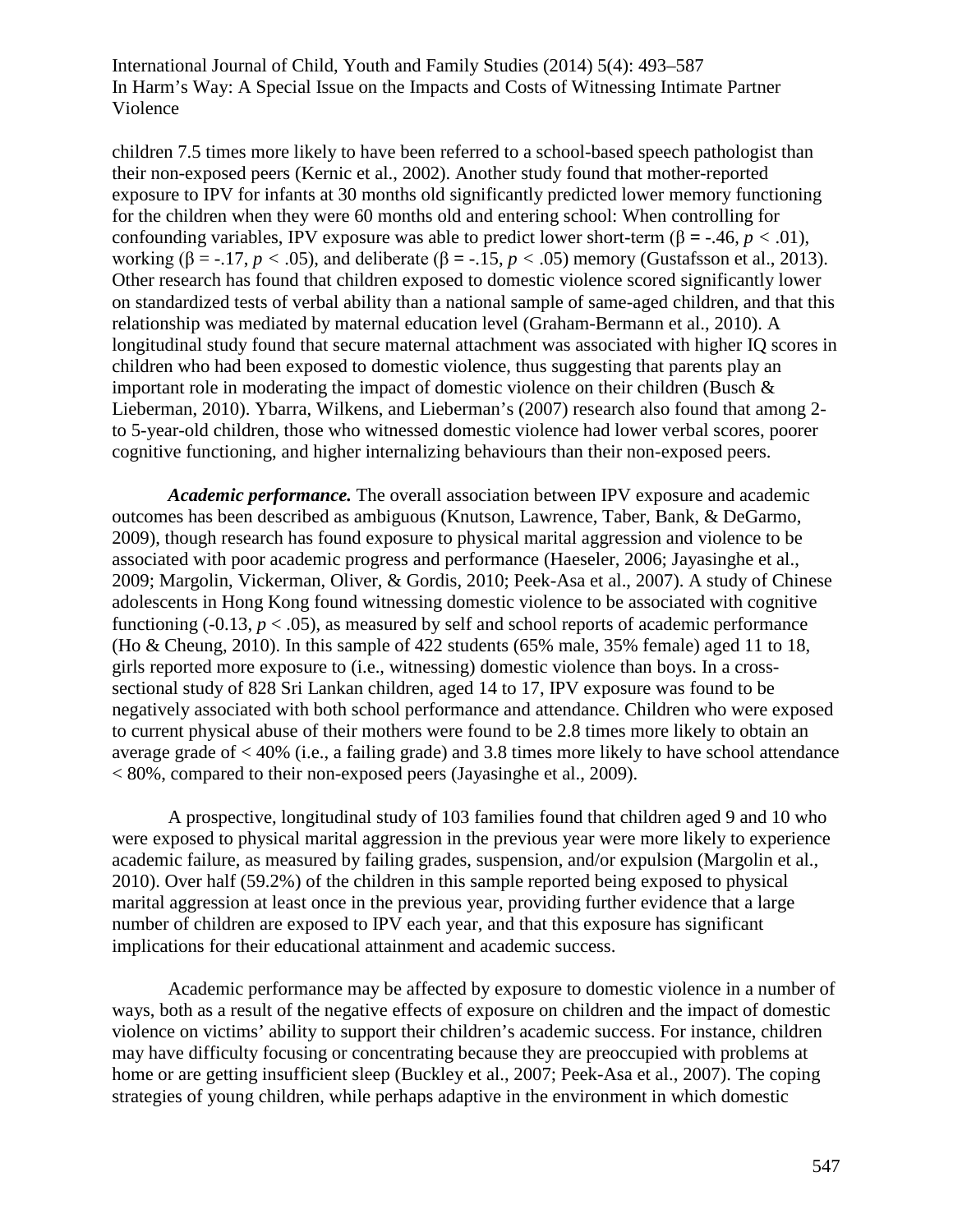children 7.5 times more likely to have been referred to a school-based speech pathologist than their non-exposed peers (Kernic et al., 2002). Another study found that mother-reported exposure to IPV for infants at 30 months old significantly predicted lower memory functioning for the children when they were 60 months old and entering school: When controlling for confounding variables, IPV exposure was able to predict lower short-term ($\beta = -.46$, $p < .01$), working ($\beta = -.17$, $p < .05$), and deliberate ($\beta = -.15$, $p < .05$) memory (Gustafsson et al., 2013). Other research has found that children exposed to domestic violence scored significantly lower on standardized tests of verbal ability than a national sample of same-aged children, and that this relationship was mediated by maternal education level (Graham-Bermann et al., 2010). A longitudinal study found that secure maternal attachment was associated with higher IQ scores in children who had been exposed to domestic violence, thus suggesting that parents play an important role in moderating the impact of domestic violence on their children (Busch & Lieberman, 2010). Ybarra, Wilkens, and Lieberman's (2007) research also found that among 2- to 5-year-old children, those who witnessed domestic violence had lower verbal scores, poorer cognitive functioning, and higher internalizing behaviours than their non-exposed peers.

***Academic performance.*** The overall association between IPV exposure and academic outcomes has been described as ambiguous (Knutson, Lawrence, Taber, Bank, & DeGarmo, 2009), though research has found exposure to physical marital aggression and violence to be associated with poor academic progress and performance (Haeseler, 2006; Jayasinghe et al., 2009; Margolin, Vickerman, Oliver, & Gordis, 2010; Peek-Asa et al., 2007). A study of Chinese adolescents in Hong Kong found witnessing domestic violence to be associated with cognitive functioning (-0.13, $p < .05$), as measured by self and school reports of academic performance (Ho & Cheung, 2010). In this sample of 422 students (65% male, 35% female) aged 11 to 18, girls reported more exposure to (i.e., witnessing) domestic violence than boys. In a cross-sectional study of 828 Sri Lankan children, aged 14 to 17, IPV exposure was found to be negatively associated with both school performance and attendance. Children who were exposed to current physical abuse of their mothers were found to be 2.8 times more likely to obtain an average grade of < 40% (i.e., a failing grade) and 3.8 times more likely to have school attendance < 80%, compared to their non-exposed peers (Jayasinghe et al., 2009).

A prospective, longitudinal study of 103 families found that children aged 9 and 10 who were exposed to physical marital aggression in the previous year were more likely to experience academic failure, as measured by failing grades, suspension, and/or expulsion (Margolin et al., 2010). Over half (59.2%) of the children in this sample reported being exposed to physical marital aggression at least once in the previous year, providing further evidence that a large number of children are exposed to IPV each year, and that this exposure has significant implications for their educational attainment and academic success.

Academic performance may be affected by exposure to domestic violence in a number of ways, both as a result of the negative effects of exposure on children and the impact of domestic violence on victims' ability to support their children's academic success. For instance, children may have difficulty focusing or concentrating because they are preoccupied with problems at home or are getting insufficient sleep (Buckley et al., 2007; Peek-Asa et al., 2007). The coping strategies of young children, while perhaps adaptive in the environment in which domestic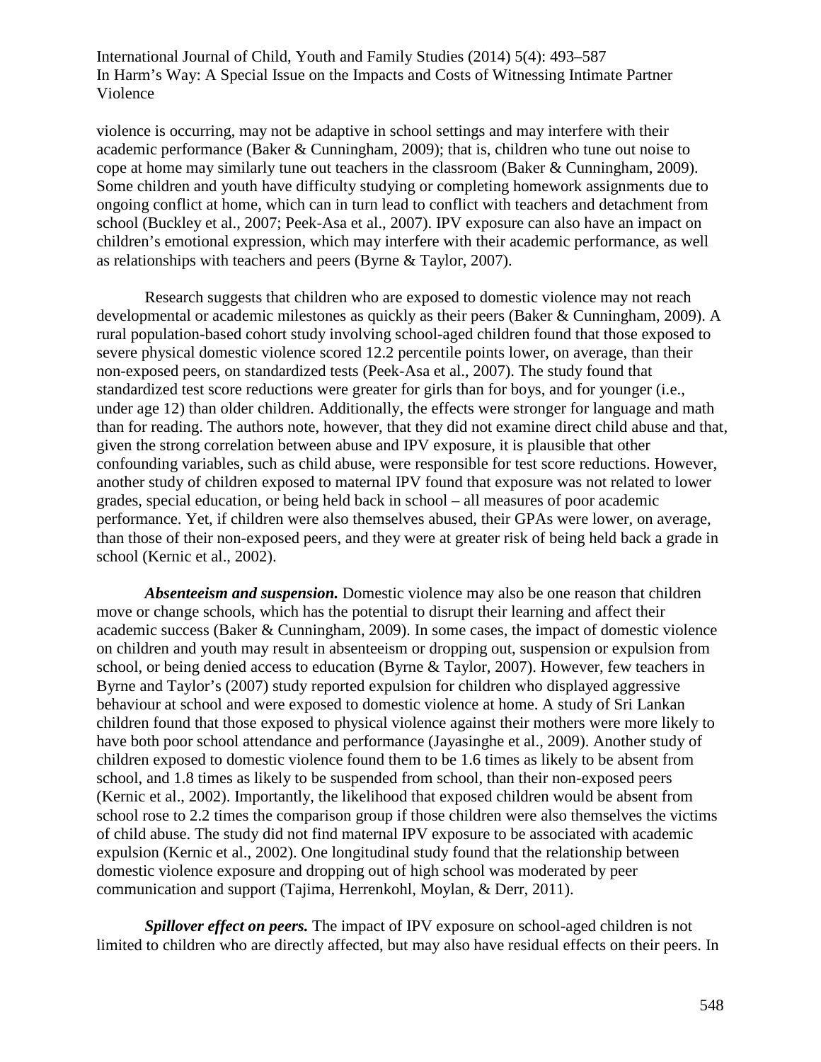violence is occurring, may not be adaptive in school settings and may interfere with their academic performance (Baker & Cunningham, 2009); that is, children who tune out noise to cope at home may similarly tune out teachers in the classroom (Baker & Cunningham, 2009). Some children and youth have difficulty studying or completing homework assignments due to ongoing conflict at home, which can in turn lead to conflict with teachers and detachment from school (Buckley et al., 2007; Peek-Asa et al., 2007). IPV exposure can also have an impact on children's emotional expression, which may interfere with their academic performance, as well as relationships with teachers and peers (Byrne & Taylor, 2007).

Research suggests that children who are exposed to domestic violence may not reach developmental or academic milestones as quickly as their peers (Baker & Cunningham, 2009). A rural population-based cohort study involving school-aged children found that those exposed to severe physical domestic violence scored 12.2 percentile points lower, on average, than their non-exposed peers, on standardized tests (Peek-Asa et al., 2007). The study found that standardized test score reductions were greater for girls than for boys, and for younger (i.e., under age 12) than older children. Additionally, the effects were stronger for language and math than for reading. The authors note, however, that they did not examine direct child abuse and that, given the strong correlation between abuse and IPV exposure, it is plausible that other confounding variables, such as child abuse, were responsible for test score reductions. However, another study of children exposed to maternal IPV found that exposure was not related to lower grades, special education, or being held back in school – all measures of poor academic performance. Yet, if children were also themselves abused, their GPAs were lower, on average, than those of their non-exposed peers, and they were at greater risk of being held back a grade in school (Kernic et al., 2002).

***Absenteeism and suspension.*** Domestic violence may also be one reason that children move or change schools, which has the potential to disrupt their learning and affect their academic success (Baker & Cunningham, 2009). In some cases, the impact of domestic violence on children and youth may result in absenteeism or dropping out, suspension or expulsion from school, or being denied access to education (Byrne & Taylor, 2007). However, few teachers in Byrne and Taylor's (2007) study reported expulsion for children who displayed aggressive behaviour at school and were exposed to domestic violence at home. A study of Sri Lankan children found that those exposed to physical violence against their mothers were more likely to have both poor school attendance and performance (Jayasinghe et al., 2009). Another study of children exposed to domestic violence found them to be 1.6 times as likely to be absent from school, and 1.8 times as likely to be suspended from school, than their non-exposed peers (Kernic et al., 2002). Importantly, the likelihood that exposed children would be absent from school rose to 2.2 times the comparison group if those children were also themselves the victims of child abuse. The study did not find maternal IPV exposure to be associated with academic expulsion (Kernic et al., 2002). One longitudinal study found that the relationship between domestic violence exposure and dropping out of high school was moderated by peer communication and support (Tajima, Herrenkohl, Moylan, & Derr, 2011).

***Spillover effect on peers.*** The impact of IPV exposure on school-aged children is not limited to children who are directly affected, but may also have residual effects on their peers. In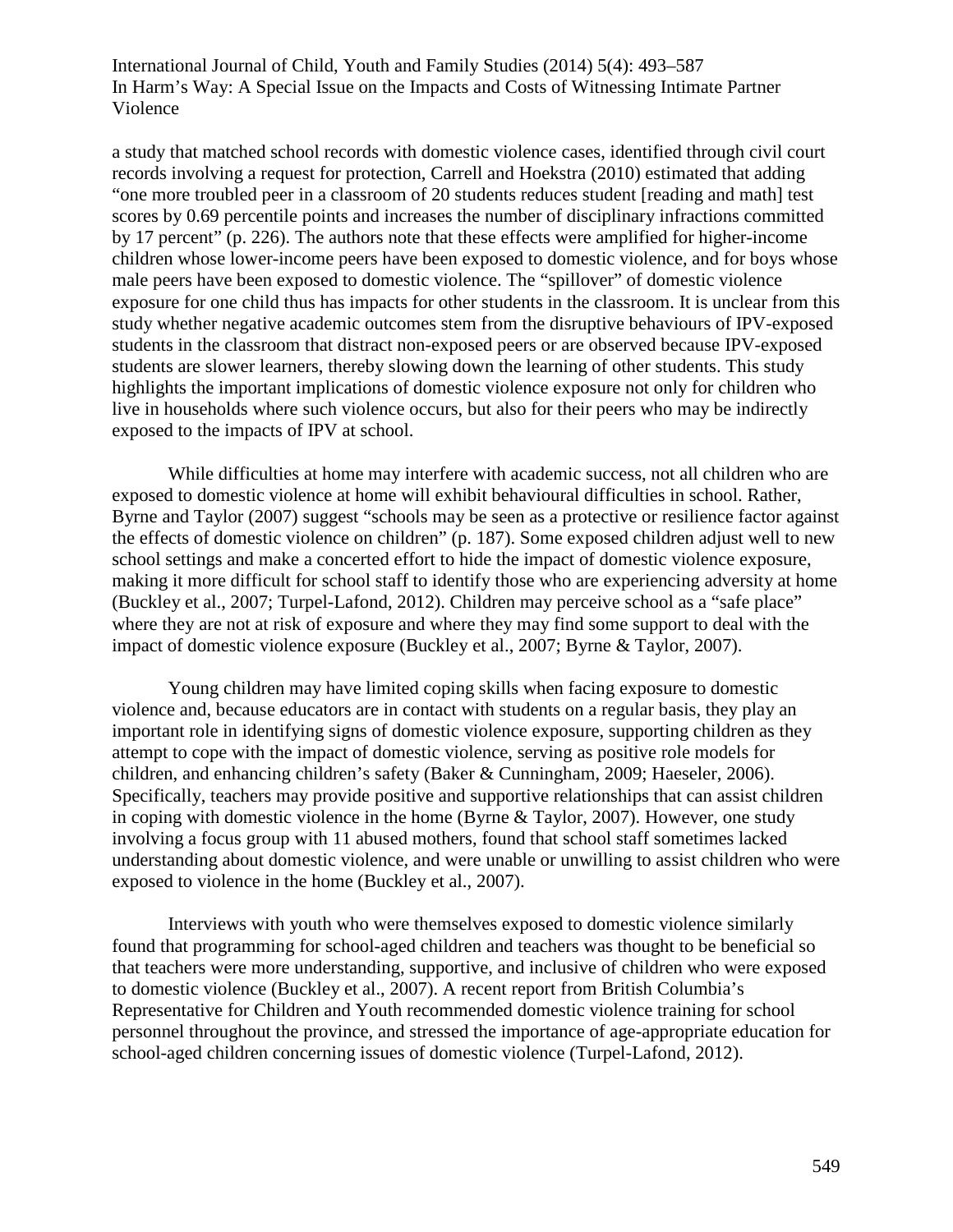a study that matched school records with domestic violence cases, identified through civil court records involving a request for protection, Carrell and Hoekstra (2010) estimated that adding "one more troubled peer in a classroom of 20 students reduces student [reading and math] test scores by 0.69 percentile points and increases the number of disciplinary infractions committed by 17 percent" (p. 226). The authors note that these effects were amplified for higher-income children whose lower-income peers have been exposed to domestic violence, and for boys whose male peers have been exposed to domestic violence. The "spillover" of domestic violence exposure for one child thus has impacts for other students in the classroom. It is unclear from this study whether negative academic outcomes stem from the disruptive behaviours of IPV-exposed students in the classroom that distract non-exposed peers or are observed because IPV-exposed students are slower learners, thereby slowing down the learning of other students. This study highlights the important implications of domestic violence exposure not only for children who live in households where such violence occurs, but also for their peers who may be indirectly exposed to the impacts of IPV at school.

While difficulties at home may interfere with academic success, not all children who are exposed to domestic violence at home will exhibit behavioural difficulties in school. Rather, Byrne and Taylor (2007) suggest "schools may be seen as a protective or resilience factor against the effects of domestic violence on children" (p. 187). Some exposed children adjust well to new school settings and make a concerted effort to hide the impact of domestic violence exposure, making it more difficult for school staff to identify those who are experiencing adversity at home (Buckley et al., 2007; Turpel-Lafond, 2012). Children may perceive school as a "safe place" where they are not at risk of exposure and where they may find some support to deal with the impact of domestic violence exposure (Buckley et al., 2007; Byrne & Taylor, 2007).

Young children may have limited coping skills when facing exposure to domestic violence and, because educators are in contact with students on a regular basis, they play an important role in identifying signs of domestic violence exposure, supporting children as they attempt to cope with the impact of domestic violence, serving as positive role models for children, and enhancing children's safety (Baker & Cunningham, 2009; Haeseler, 2006). Specifically, teachers may provide positive and supportive relationships that can assist children in coping with domestic violence in the home (Byrne & Taylor, 2007). However, one study involving a focus group with 11 abused mothers, found that school staff sometimes lacked understanding about domestic violence, and were unable or unwilling to assist children who were exposed to violence in the home (Buckley et al., 2007).

Interviews with youth who were themselves exposed to domestic violence similarly found that programming for school-aged children and teachers was thought to be beneficial so that teachers were more understanding, supportive, and inclusive of children who were exposed to domestic violence (Buckley et al., 2007). A recent report from British Columbia's Representative for Children and Youth recommended domestic violence training for school personnel throughout the province, and stressed the importance of age-appropriate education for school-aged children concerning issues of domestic violence (Turpel-Lafond, 2012).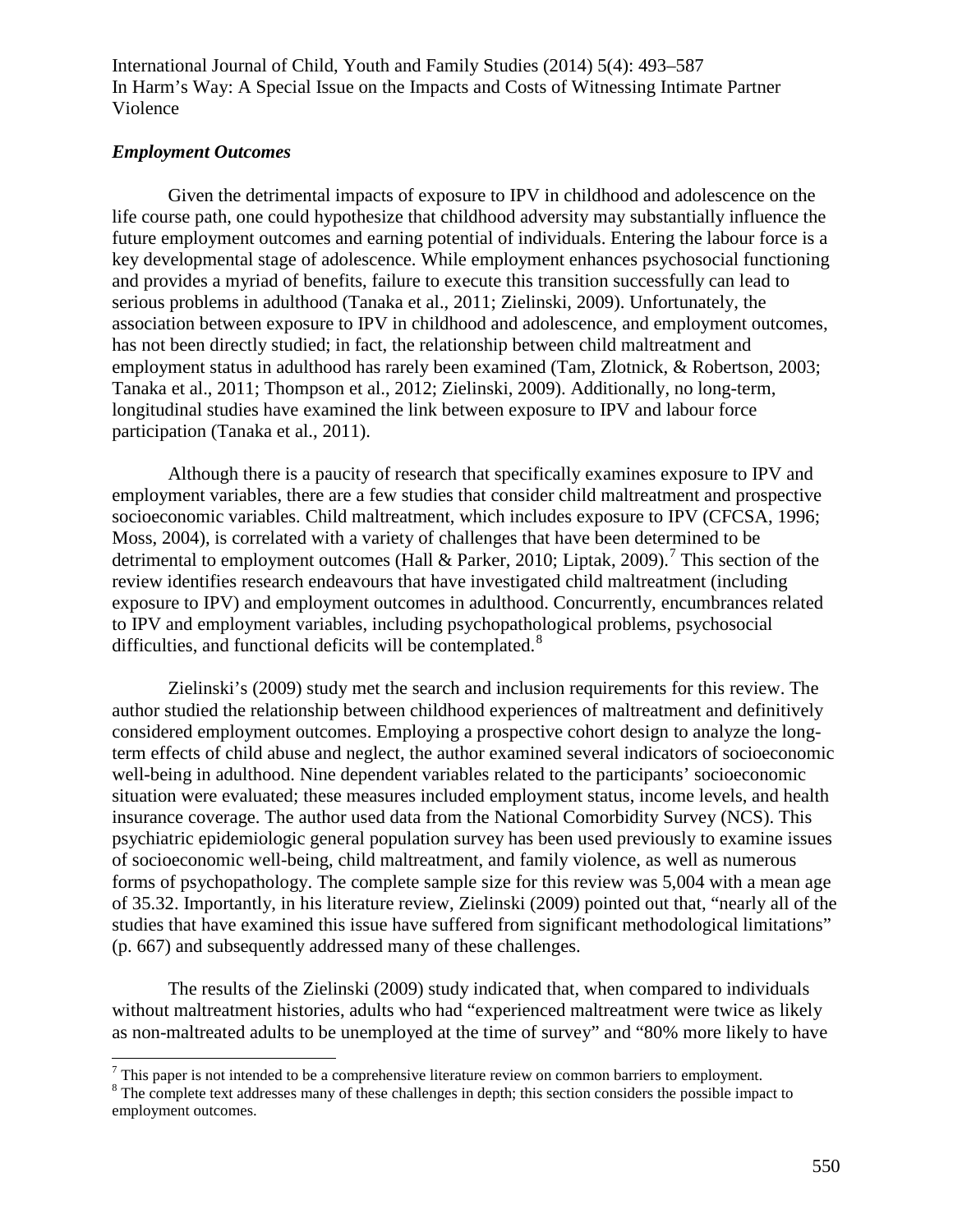### *Employment Outcomes*

Given the detrimental impacts of exposure to IPV in childhood and adolescence on the life course path, one could hypothesize that childhood adversity may substantially influence the future employment outcomes and earning potential of individuals. Entering the labour force is a key developmental stage of adolescence. While employment enhances psychosocial functioning and provides a myriad of benefits, failure to execute this transition successfully can lead to serious problems in adulthood (Tanaka et al., 2011; Zielinski, 2009). Unfortunately, the association between exposure to IPV in childhood and adolescence, and employment outcomes, has not been directly studied; in fact, the relationship between child maltreatment and employment status in adulthood has rarely been examined (Tam, Zlotnick, & Robertson, 2003; Tanaka et al., 2011; Thompson et al., 2012; Zielinski, 2009). Additionally, no long-term, longitudinal studies have examined the link between exposure to IPV and labour force participation (Tanaka et al., 2011).

Although there is a paucity of research that specifically examines exposure to IPV and employment variables, there are a few studies that consider child maltreatment and prospective socioeconomic variables. Child maltreatment, which includes exposure to IPV (CFCSA, 1996; Moss, 2004), is correlated with a variety of challenges that have been determined to be detrimental to employment outcomes (Hall & Parker, 2010; Liptak, 2009).[7] This section of the review identifies research endeavours that have investigated child maltreatment (including exposure to IPV) and employment outcomes in adulthood. Concurrently, encumbrances related to IPV and employment variables, including psychopathological problems, psychosocial difficulties, and functional deficits will be contemplated.[8]

Zielinski's (2009) study met the search and inclusion requirements for this review. The author studied the relationship between childhood experiences of maltreatment and definitively considered employment outcomes. Employing a prospective cohort design to analyze the long-term effects of child abuse and neglect, the author examined several indicators of socioeconomic well-being in adulthood. Nine dependent variables related to the participants' socioeconomic situation were evaluated; these measures included employment status, income levels, and health insurance coverage. The author used data from the National Comorbidity Survey (NCS). This psychiatric epidemiologic general population survey has been used previously to examine issues of socioeconomic well-being, child maltreatment, and family violence, as well as numerous forms of psychopathology. The complete sample size for this review was 5,004 with a mean age of 35.32. Importantly, in his literature review, Zielinski (2009) pointed out that, "nearly all of the studies that have examined this issue have suffered from significant methodological limitations" (p. 667) and subsequently addressed many of these challenges.

The results of the Zielinski (2009) study indicated that, when compared to individuals without maltreatment histories, adults who had "experienced maltreatment were twice as likely as non-maltreated adults to be unemployed at the time of survey" and "80% more likely to have

---

[7] This paper is not intended to be a comprehensive literature review on common barriers to employment.

[8] The complete text addresses many of these challenges in depth; this section considers the possible impact to employment outcomes.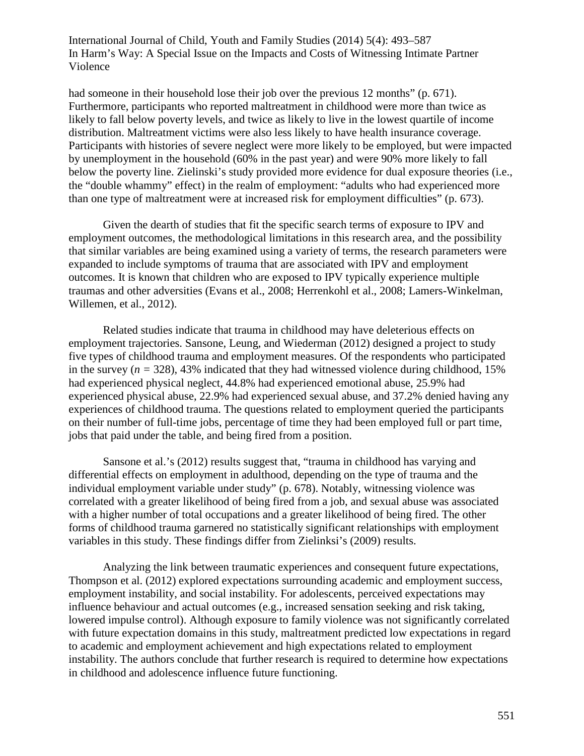had someone in their household lose their job over the previous 12 months" (p. 671). Furthermore, participants who reported maltreatment in childhood were more than twice as likely to fall below poverty levels, and twice as likely to live in the lowest quartile of income distribution. Maltreatment victims were also less likely to have health insurance coverage. Participants with histories of severe neglect were more likely to be employed, but were impacted by unemployment in the household (60% in the past year) and were 90% more likely to fall below the poverty line. Zielinski's study provided more evidence for dual exposure theories (i.e., the "double whammy" effect) in the realm of employment: "adults who had experienced more than one type of maltreatment were at increased risk for employment difficulties" (p. 673).

Given the dearth of studies that fit the specific search terms of exposure to IPV and employment outcomes, the methodological limitations in this research area, and the possibility that similar variables are being examined using a variety of terms, the research parameters were expanded to include symptoms of trauma that are associated with IPV and employment outcomes. It is known that children who are exposed to IPV typically experience multiple traumas and other adversities (Evans et al., 2008; Herrenkohl et al., 2008; Lamers-Winkelman, Willemen, et al., 2012).

Related studies indicate that trauma in childhood may have deleterious effects on employment trajectories. Sansone, Leung, and Wiederman (2012) designed a project to study five types of childhood trauma and employment measures. Of the respondents who participated in the survey (*n* = 328), 43% indicated that they had witnessed violence during childhood, 15% had experienced physical neglect, 44.8% had experienced emotional abuse, 25.9% had experienced physical abuse, 22.9% had experienced sexual abuse, and 37.2% denied having any experiences of childhood trauma. The questions related to employment queried the participants on their number of full-time jobs, percentage of time they had been employed full or part time, jobs that paid under the table, and being fired from a position.

Sansone et al.'s (2012) results suggest that, "trauma in childhood has varying and differential effects on employment in adulthood, depending on the type of trauma and the individual employment variable under study" (p. 678). Notably, witnessing violence was correlated with a greater likelihood of being fired from a job, and sexual abuse was associated with a higher number of total occupations and a greater likelihood of being fired. The other forms of childhood trauma garnered no statistically significant relationships with employment variables in this study. These findings differ from Zielinksi's (2009) results.

Analyzing the link between traumatic experiences and consequent future expectations, Thompson et al. (2012) explored expectations surrounding academic and employment success, employment instability, and social instability. For adolescents, perceived expectations may influence behaviour and actual outcomes (e.g., increased sensation seeking and risk taking, lowered impulse control). Although exposure to family violence was not significantly correlated with future expectation domains in this study, maltreatment predicted low expectations in regard to academic and employment achievement and high expectations related to employment instability. The authors conclude that further research is required to determine how expectations in childhood and adolescence influence future functioning.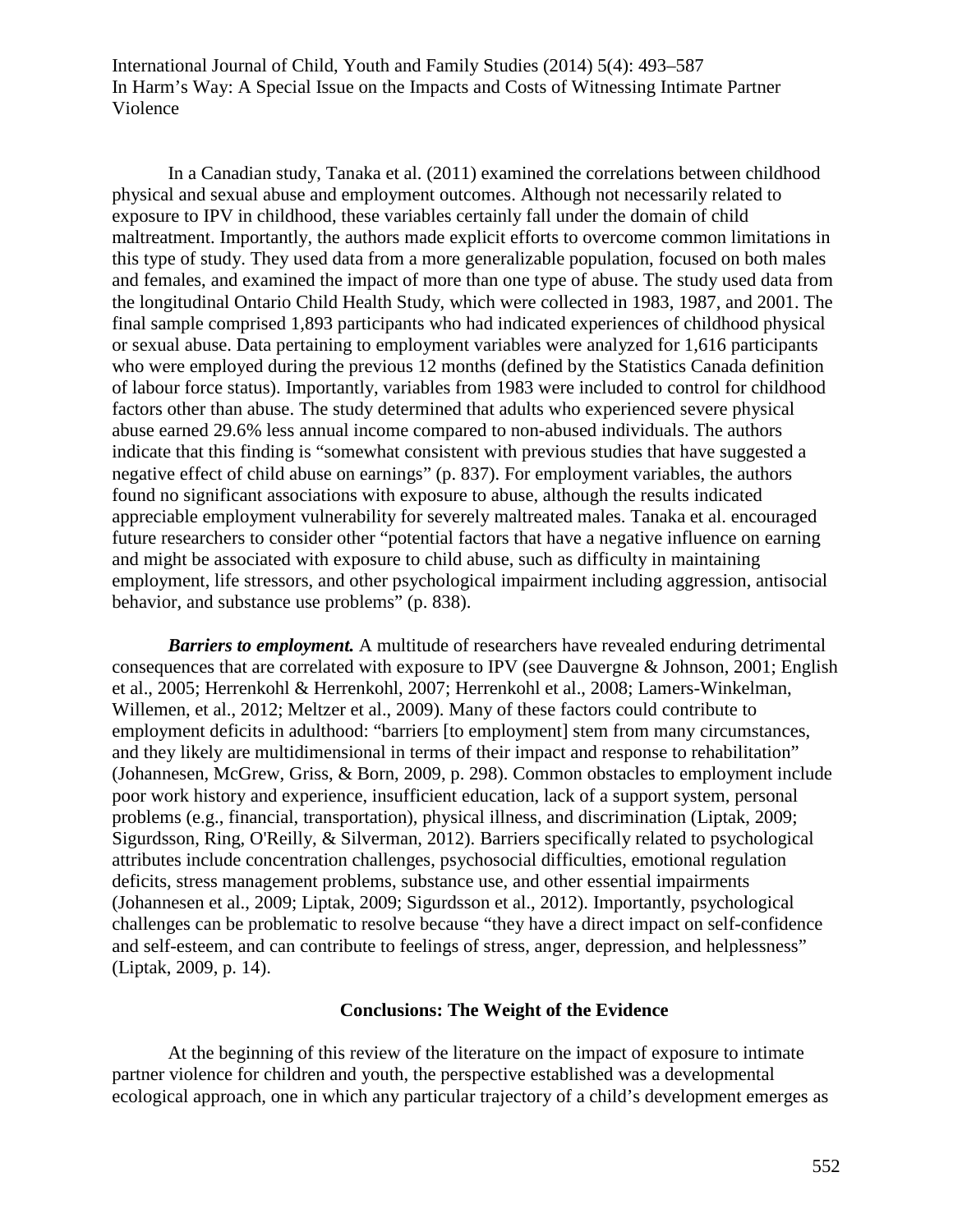In a Canadian study, Tanaka et al. (2011) examined the correlations between childhood physical and sexual abuse and employment outcomes. Although not necessarily related to exposure to IPV in childhood, these variables certainly fall under the domain of child maltreatment. Importantly, the authors made explicit efforts to overcome common limitations in this type of study. They used data from a more generalizable population, focused on both males and females, and examined the impact of more than one type of abuse. The study used data from the longitudinal Ontario Child Health Study, which were collected in 1983, 1987, and 2001. The final sample comprised 1,893 participants who had indicated experiences of childhood physical or sexual abuse. Data pertaining to employment variables were analyzed for 1,616 participants who were employed during the previous 12 months (defined by the Statistics Canada definition of labour force status). Importantly, variables from 1983 were included to control for childhood factors other than abuse. The study determined that adults who experienced severe physical abuse earned 29.6% less annual income compared to non-abused individuals. The authors indicate that this finding is "somewhat consistent with previous studies that have suggested a negative effect of child abuse on earnings" (p. 837). For employment variables, the authors found no significant associations with exposure to abuse, although the results indicated appreciable employment vulnerability for severely maltreated males. Tanaka et al. encouraged future researchers to consider other "potential factors that have a negative influence on earning and might be associated with exposure to child abuse, such as difficulty in maintaining employment, life stressors, and other psychological impairment including aggression, antisocial behavior, and substance use problems" (p. 838).

***Barriers to employment.*** A multitude of researchers have revealed enduring detrimental consequences that are correlated with exposure to IPV (see Dauvergne & Johnson, 2001; English et al., 2005; Herrenkohl & Herrenkohl, 2007; Herrenkohl et al., 2008; Lamers-Winkelman, Willemen, et al., 2012; Meltzer et al., 2009). Many of these factors could contribute to employment deficits in adulthood: "barriers [to employment] stem from many circumstances, and they likely are multidimensional in terms of their impact and response to rehabilitation" (Johannesen, McGrew, Griss, & Born, 2009, p. 298). Common obstacles to employment include poor work history and experience, insufficient education, lack of a support system, personal problems (e.g., financial, transportation), physical illness, and discrimination (Liptak, 2009; Sigurdsson, Ring, O'Reilly, & Silverman, 2012). Barriers specifically related to psychological attributes include concentration challenges, psychosocial difficulties, emotional regulation deficits, stress management problems, substance use, and other essential impairments (Johannesen et al., 2009; Liptak, 2009; Sigurdsson et al., 2012). Importantly, psychological challenges can be problematic to resolve because "they have a direct impact on self-confidence and self-esteem, and can contribute to feelings of stress, anger, depression, and helplessness" (Liptak, 2009, p. 14).

## Conclusions: The Weight of the Evidence

At the beginning of this review of the literature on the impact of exposure to intimate partner violence for children and youth, the perspective established was a developmental ecological approach, one in which any particular trajectory of a child's development emerges as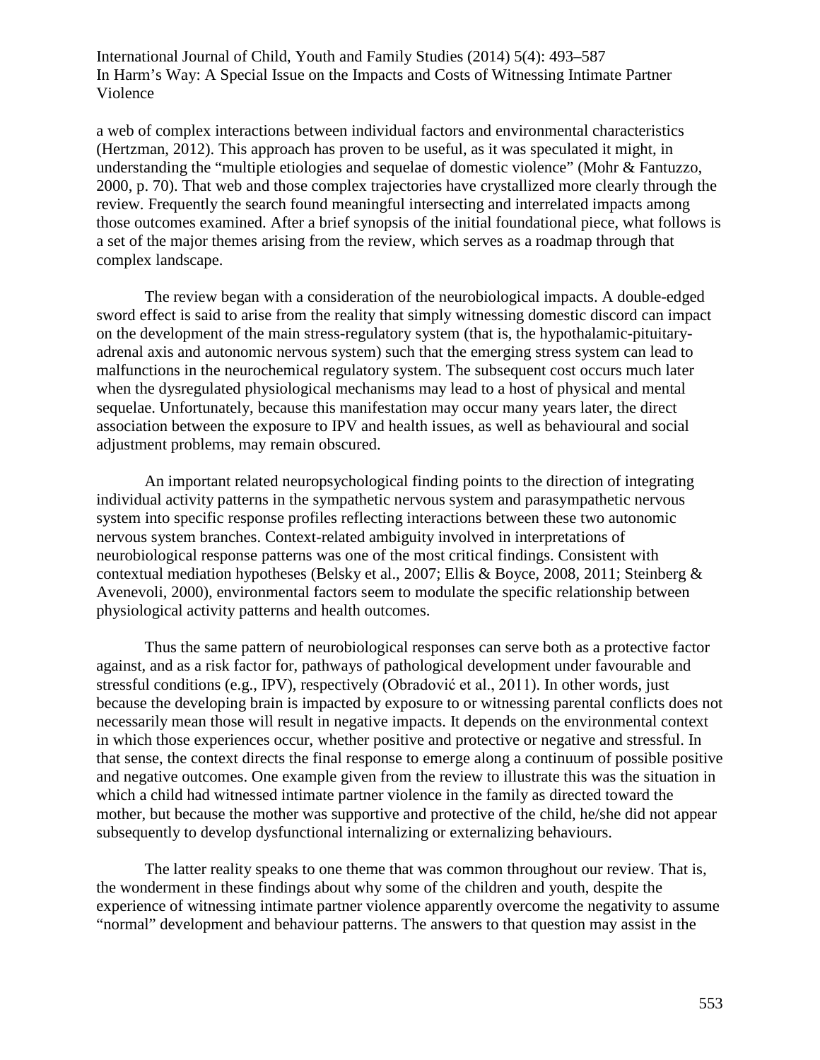a web of complex interactions between individual factors and environmental characteristics (Hertzman, 2012). This approach has proven to be useful, as it was speculated it might, in understanding the "multiple etiologies and sequelae of domestic violence" (Mohr & Fantuzzo, 2000, p. 70). That web and those complex trajectories have crystallized more clearly through the review. Frequently the search found meaningful intersecting and interrelated impacts among those outcomes examined. After a brief synopsis of the initial foundational piece, what follows is a set of the major themes arising from the review, which serves as a roadmap through that complex landscape.

The review began with a consideration of the neurobiological impacts. A double-edged sword effect is said to arise from the reality that simply witnessing domestic discord can impact on the development of the main stress-regulatory system (that is, the hypothalamic-pituitary-adrenal axis and autonomic nervous system) such that the emerging stress system can lead to malfunctions in the neurochemical regulatory system. The subsequent cost occurs much later when the dysregulated physiological mechanisms may lead to a host of physical and mental sequelae. Unfortunately, because this manifestation may occur many years later, the direct association between the exposure to IPV and health issues, as well as behavioural and social adjustment problems, may remain obscured.

An important related neuropsychological finding points to the direction of integrating individual activity patterns in the sympathetic nervous system and parasympathetic nervous system into specific response profiles reflecting interactions between these two autonomic nervous system branches. Context-related ambiguity involved in interpretations of neurobiological response patterns was one of the most critical findings. Consistent with contextual mediation hypotheses (Belsky et al., 2007; Ellis & Boyce, 2008, 2011; Steinberg & Avenevoli, 2000), environmental factors seem to modulate the specific relationship between physiological activity patterns and health outcomes.

Thus the same pattern of neurobiological responses can serve both as a protective factor against, and as a risk factor for, pathways of pathological development under favourable and stressful conditions (e.g., IPV), respectively (Obradović et al., 2011). In other words, just because the developing brain is impacted by exposure to or witnessing parental conflicts does not necessarily mean those will result in negative impacts. It depends on the environmental context in which those experiences occur, whether positive and protective or negative and stressful. In that sense, the context directs the final response to emerge along a continuum of possible positive and negative outcomes. One example given from the review to illustrate this was the situation in which a child had witnessed intimate partner violence in the family as directed toward the mother, but because the mother was supportive and protective of the child, he/she did not appear subsequently to develop dysfunctional internalizing or externalizing behaviours.

The latter reality speaks to one theme that was common throughout our review. That is, the wonderment in these findings about why some of the children and youth, despite the experience of witnessing intimate partner violence apparently overcome the negativity to assume "normal" development and behaviour patterns. The answers to that question may assist in the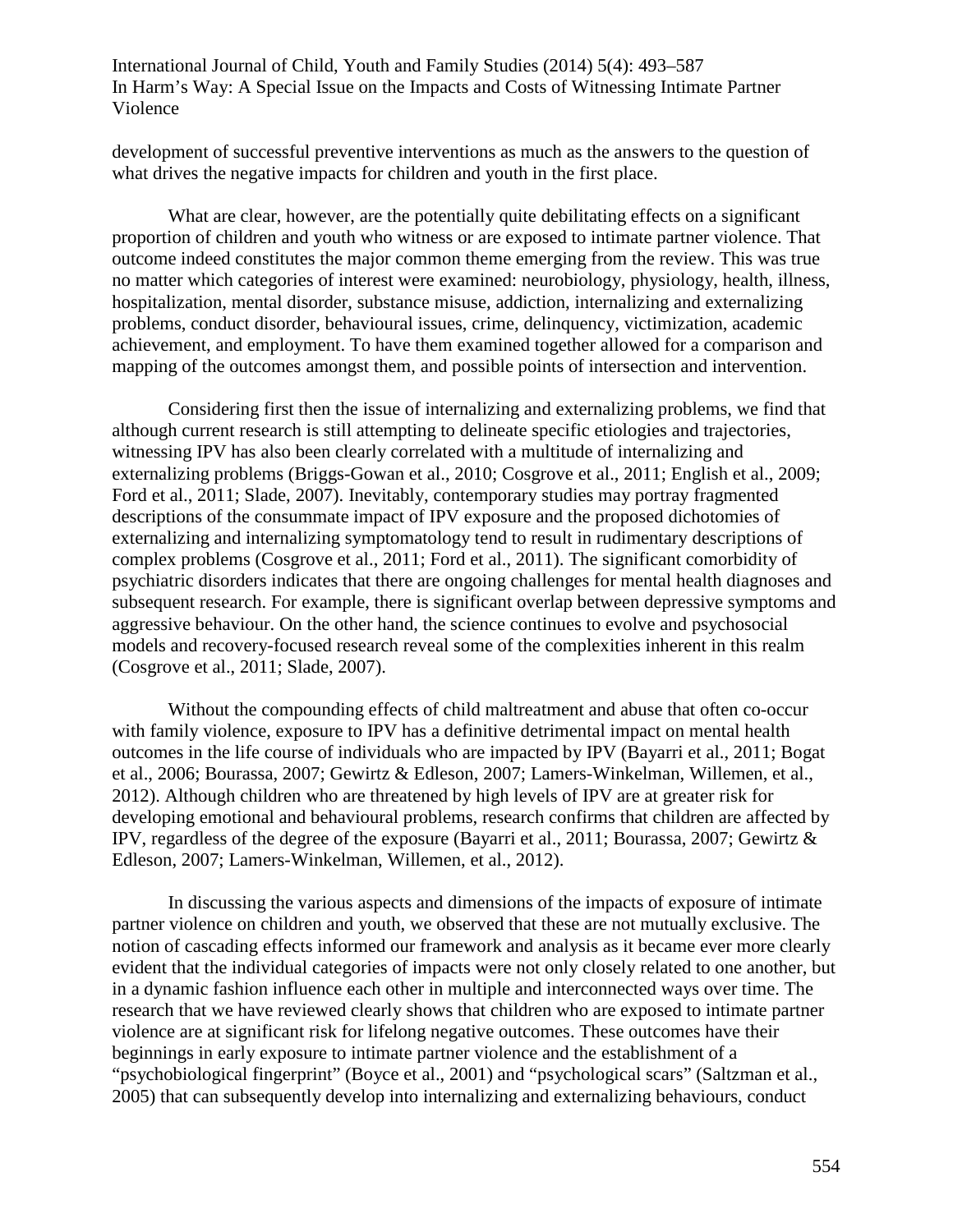development of successful preventive interventions as much as the answers to the question of what drives the negative impacts for children and youth in the first place.

What are clear, however, are the potentially quite debilitating effects on a significant proportion of children and youth who witness or are exposed to intimate partner violence. That outcome indeed constitutes the major common theme emerging from the review. This was true no matter which categories of interest were examined: neurobiology, physiology, health, illness, hospitalization, mental disorder, substance misuse, addiction, internalizing and externalizing problems, conduct disorder, behavioural issues, crime, delinquency, victimization, academic achievement, and employment. To have them examined together allowed for a comparison and mapping of the outcomes amongst them, and possible points of intersection and intervention.

Considering first then the issue of internalizing and externalizing problems, we find that although current research is still attempting to delineate specific etiologies and trajectories, witnessing IPV has also been clearly correlated with a multitude of internalizing and externalizing problems (Briggs-Gowan et al., 2010; Cosgrove et al., 2011; English et al., 2009; Ford et al., 2011; Slade, 2007). Inevitably, contemporary studies may portray fragmented descriptions of the consummate impact of IPV exposure and the proposed dichotomies of externalizing and internalizing symptomatology tend to result in rudimentary descriptions of complex problems (Cosgrove et al., 2011; Ford et al., 2011). The significant comorbidity of psychiatric disorders indicates that there are ongoing challenges for mental health diagnoses and subsequent research. For example, there is significant overlap between depressive symptoms and aggressive behaviour. On the other hand, the science continues to evolve and psychosocial models and recovery-focused research reveal some of the complexities inherent in this realm (Cosgrove et al., 2011; Slade, 2007).

Without the compounding effects of child maltreatment and abuse that often co-occur with family violence, exposure to IPV has a definitive detrimental impact on mental health outcomes in the life course of individuals who are impacted by IPV (Bayarri et al., 2011; Bogat et al., 2006; Bourassa, 2007; Gewirtz & Edleson, 2007; Lamers-Winkelman, Willemen, et al., 2012). Although children who are threatened by high levels of IPV are at greater risk for developing emotional and behavioural problems, research confirms that children are affected by IPV, regardless of the degree of the exposure (Bayarri et al., 2011; Bourassa, 2007; Gewirtz & Edleson, 2007; Lamers-Winkelman, Willemen, et al., 2012).

In discussing the various aspects and dimensions of the impacts of exposure of intimate partner violence on children and youth, we observed that these are not mutually exclusive. The notion of cascading effects informed our framework and analysis as it became ever more clearly evident that the individual categories of impacts were not only closely related to one another, but in a dynamic fashion influence each other in multiple and interconnected ways over time. The research that we have reviewed clearly shows that children who are exposed to intimate partner violence are at significant risk for lifelong negative outcomes. These outcomes have their beginnings in early exposure to intimate partner violence and the establishment of a "psychobiological fingerprint" (Boyce et al., 2001) and "psychological scars" (Saltzman et al., 2005) that can subsequently develop into internalizing and externalizing behaviours, conduct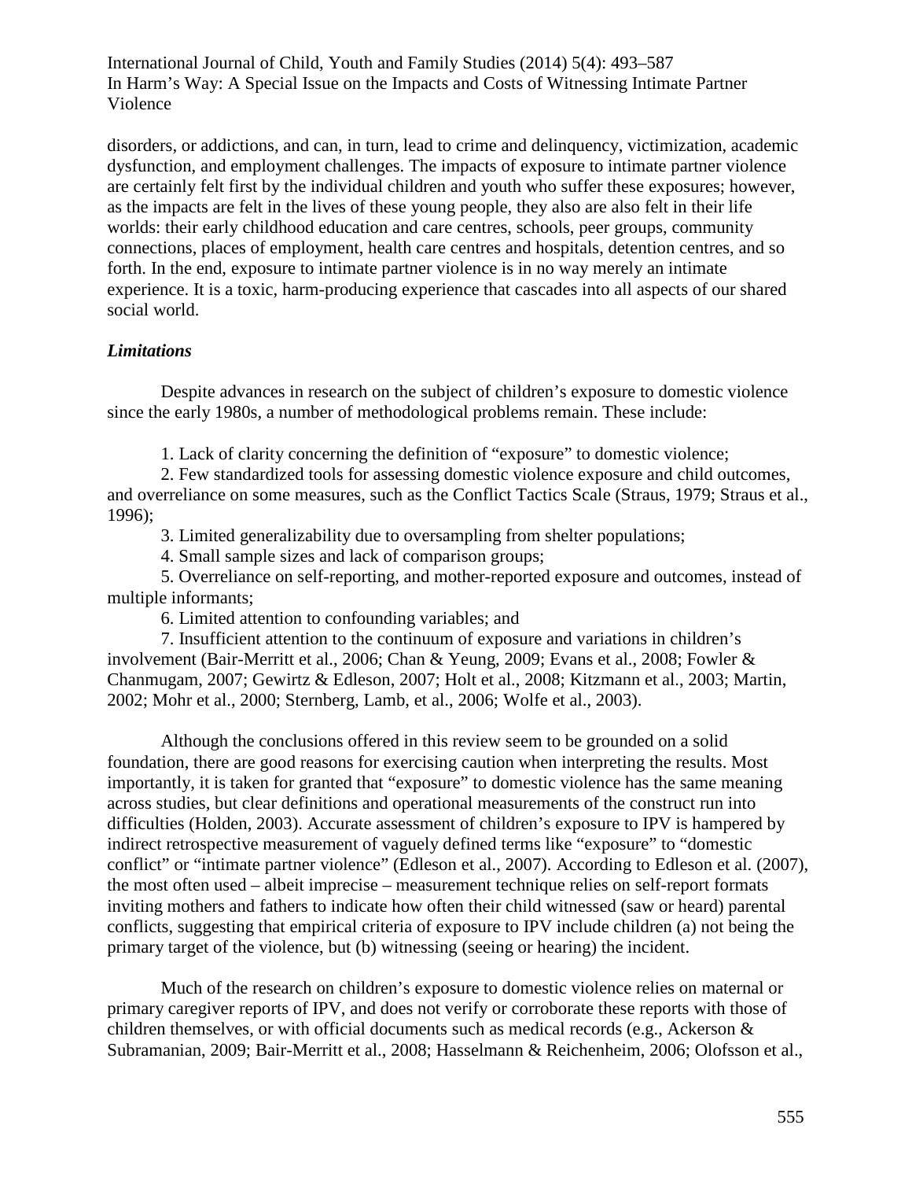disorders, or addictions, and can, in turn, lead to crime and delinquency, victimization, academic dysfunction, and employment challenges. The impacts of exposure to intimate partner violence are certainly felt first by the individual children and youth who suffer these exposures; however, as the impacts are felt in the lives of these young people, they also are also felt in their life worlds: their early childhood education and care centres, schools, peer groups, community connections, places of employment, health care centres and hospitals, detention centres, and so forth. In the end, exposure to intimate partner violence is in no way merely an intimate experience. It is a toxic, harm-producing experience that cascades into all aspects of our shared social world.

### *Limitations*

Despite advances in research on the subject of children's exposure to domestic violence since the early 1980s, a number of methodological problems remain. These include:

1. Lack of clarity concerning the definition of "exposure" to domestic violence;
2. Few standardized tools for assessing domestic violence exposure and child outcomes, and overreliance on some measures, such as the Conflict Tactics Scale (Straus, 1979; Straus et al., 1996);
3. Limited generalizability due to oversampling from shelter populations;
4. Small sample sizes and lack of comparison groups;
5. Overreliance on self-reporting, and mother-reported exposure and outcomes, instead of multiple informants;
6. Limited attention to confounding variables; and
7. Insufficient attention to the continuum of exposure and variations in children's involvement (Bair-Merritt et al., 2006; Chan & Yeung, 2009; Evans et al., 2008; Fowler & Chanmugam, 2007; Gewirtz & Edleson, 2007; Holt et al., 2008; Kitzmann et al., 2003; Martin, 2002; Mohr et al., 2000; Sternberg, Lamb, et al., 2006; Wolfe et al., 2003).

Although the conclusions offered in this review seem to be grounded on a solid foundation, there are good reasons for exercising caution when interpreting the results. Most importantly, it is taken for granted that "exposure" to domestic violence has the same meaning across studies, but clear definitions and operational measurements of the construct run into difficulties (Holden, 2003). Accurate assessment of children's exposure to IPV is hampered by indirect retrospective measurement of vaguely defined terms like "exposure" to "domestic conflict" or "intimate partner violence" (Edleson et al., 2007). According to Edleson et al. (2007), the most often used – albeit imprecise – measurement technique relies on self-report formats inviting mothers and fathers to indicate how often their child witnessed (saw or heard) parental conflicts, suggesting that empirical criteria of exposure to IPV include children (a) not being the primary target of the violence, but (b) witnessing (seeing or hearing) the incident.

Much of the research on children's exposure to domestic violence relies on maternal or primary caregiver reports of IPV, and does not verify or corroborate these reports with those of children themselves, or with official documents such as medical records (e.g., Ackerson & Subramanian, 2009; Bair-Merritt et al., 2008; Hasselmann & Reichenheim, 2006; Olofsson et al.,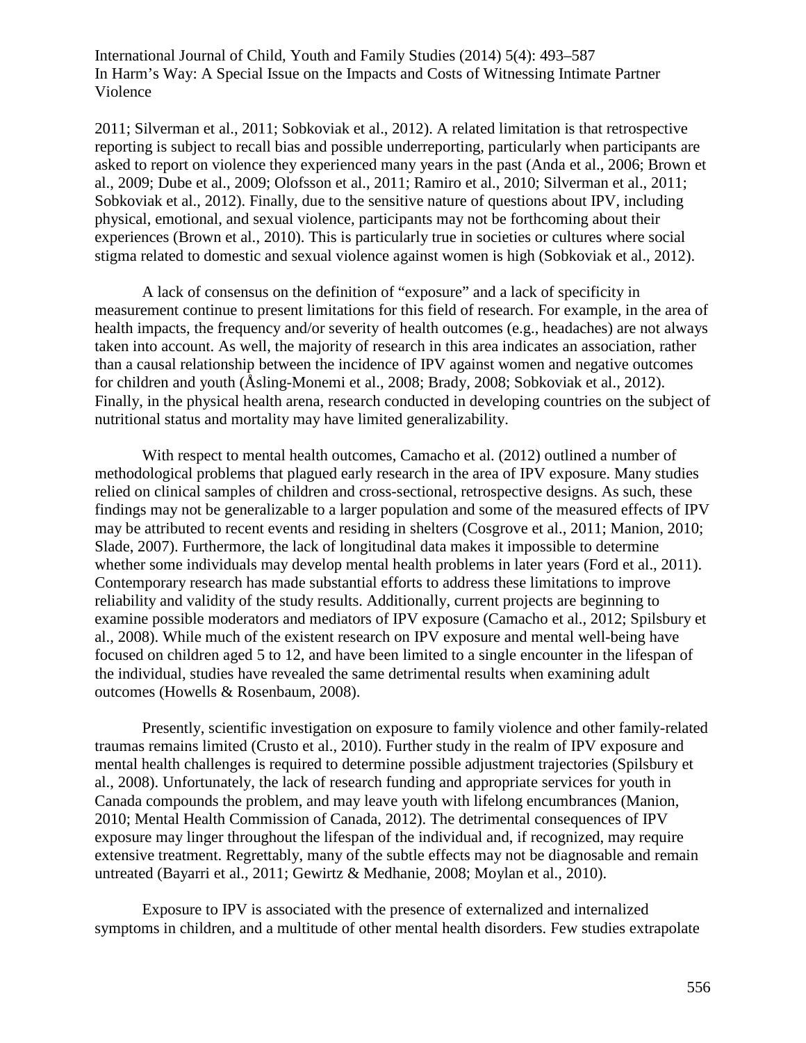2011; Silverman et al., 2011; Sobkoviak et al., 2012). A related limitation is that retrospective reporting is subject to recall bias and possible underreporting, particularly when participants are asked to report on violence they experienced many years in the past (Anda et al., 2006; Brown et al., 2009; Dube et al., 2009; Olofsson et al., 2011; Ramiro et al., 2010; Silverman et al., 2011; Sobkoviak et al., 2012). Finally, due to the sensitive nature of questions about IPV, including physical, emotional, and sexual violence, participants may not be forthcoming about their experiences (Brown et al., 2010). This is particularly true in societies or cultures where social stigma related to domestic and sexual violence against women is high (Sobkoviak et al., 2012).

A lack of consensus on the definition of "exposure" and a lack of specificity in measurement continue to present limitations for this field of research. For example, in the area of health impacts, the frequency and/or severity of health outcomes (e.g., headaches) are not always taken into account. As well, the majority of research in this area indicates an association, rather than a causal relationship between the incidence of IPV against women and negative outcomes for children and youth (Åsling-Monemi et al., 2008; Brady, 2008; Sobkoviak et al., 2012). Finally, in the physical health arena, research conducted in developing countries on the subject of nutritional status and mortality may have limited generalizability.

With respect to mental health outcomes, Camacho et al. (2012) outlined a number of methodological problems that plagued early research in the area of IPV exposure. Many studies relied on clinical samples of children and cross-sectional, retrospective designs. As such, these findings may not be generalizable to a larger population and some of the measured effects of IPV may be attributed to recent events and residing in shelters (Cosgrove et al., 2011; Manion, 2010; Slade, 2007). Furthermore, the lack of longitudinal data makes it impossible to determine whether some individuals may develop mental health problems in later years (Ford et al., 2011). Contemporary research has made substantial efforts to address these limitations to improve reliability and validity of the study results. Additionally, current projects are beginning to examine possible moderators and mediators of IPV exposure (Camacho et al., 2012; Spilsbury et al., 2008). While much of the existent research on IPV exposure and mental well-being have focused on children aged 5 to 12, and have been limited to a single encounter in the lifespan of the individual, studies have revealed the same detrimental results when examining adult outcomes (Howells & Rosenbaum, 2008).

Presently, scientific investigation on exposure to family violence and other family-related traumas remains limited (Crusto et al., 2010). Further study in the realm of IPV exposure and mental health challenges is required to determine possible adjustment trajectories (Spilsbury et al., 2008). Unfortunately, the lack of research funding and appropriate services for youth in Canada compounds the problem, and may leave youth with lifelong encumbrances (Manion, 2010; Mental Health Commission of Canada, 2012). The detrimental consequences of IPV exposure may linger throughout the lifespan of the individual and, if recognized, may require extensive treatment. Regrettably, many of the subtle effects may not be diagnosable and remain untreated (Bayarri et al., 2011; Gewirtz & Medhanie, 2008; Moylan et al., 2010).

Exposure to IPV is associated with the presence of externalized and internalized symptoms in children, and a multitude of other mental health disorders. Few studies extrapolate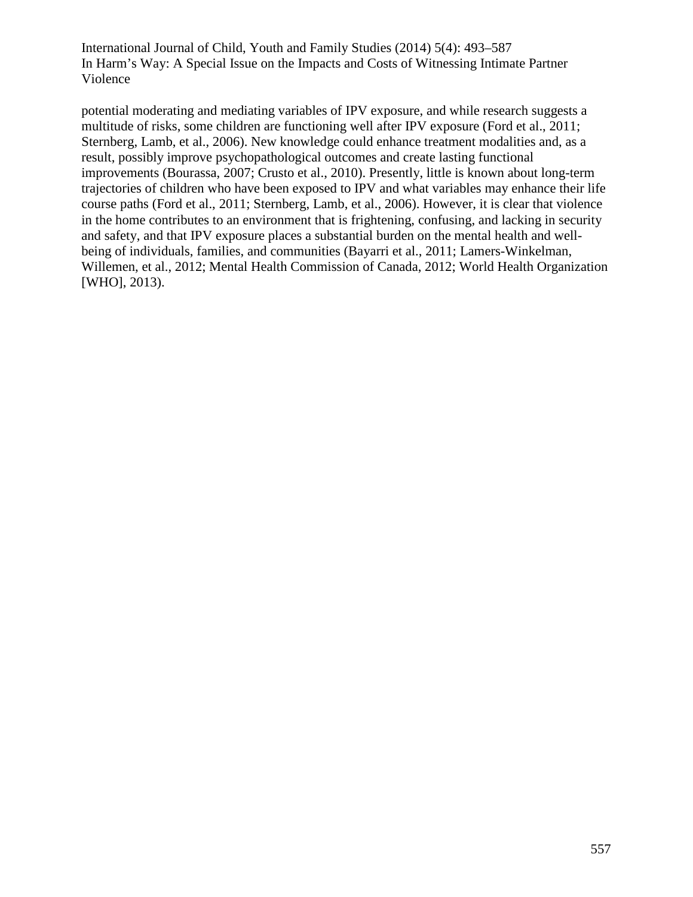potential moderating and mediating variables of IPV exposure, and while research suggests a multitude of risks, some children are functioning well after IPV exposure (Ford et al., 2011; Sternberg, Lamb, et al., 2006). New knowledge could enhance treatment modalities and, as a result, possibly improve psychopathological outcomes and create lasting functional improvements (Bourassa, 2007; Crusto et al., 2010). Presently, little is known about long-term trajectories of children who have been exposed to IPV and what variables may enhance their life course paths (Ford et al., 2011; Sternberg, Lamb, et al., 2006). However, it is clear that violence in the home contributes to an environment that is frightening, confusing, and lacking in security and safety, and that IPV exposure places a substantial burden on the mental health and well-being of individuals, families, and communities (Bayarri et al., 2011; Lamers-Winkelman, Willemen, et al., 2012; Mental Health Commission of Canada, 2012; World Health Organization [WHO], 2013).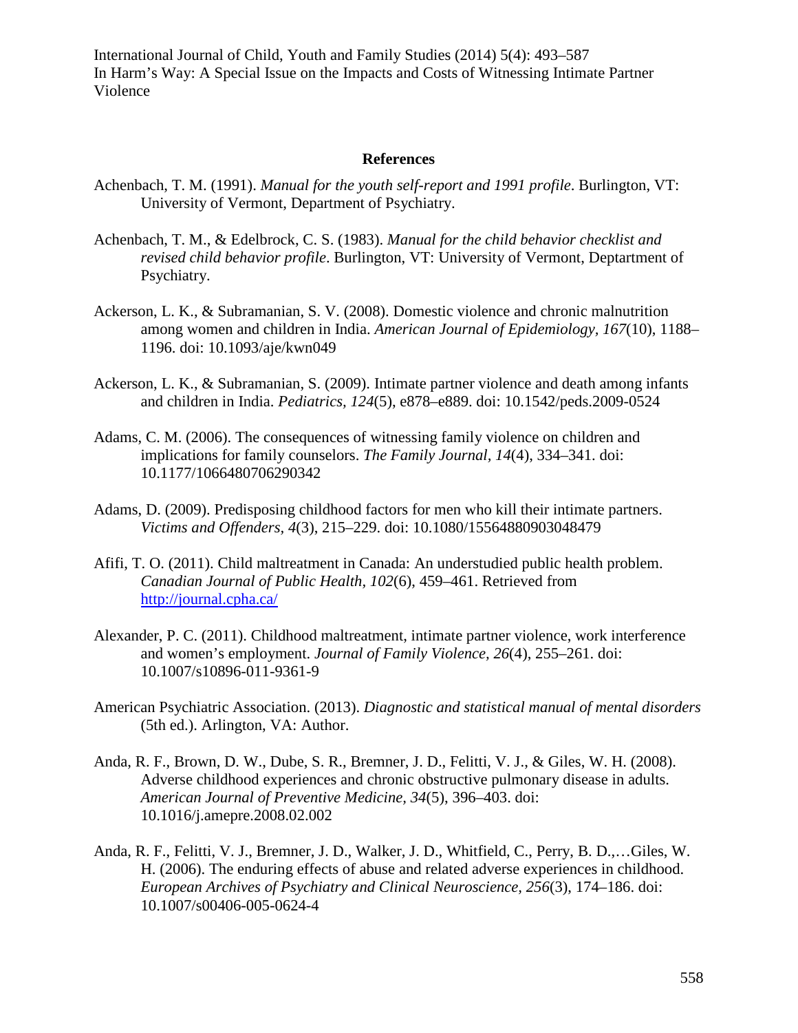## References

Achenbach, T. M. (1991). *Manual for the youth self-report and 1991 profile*. Burlington, VT: University of Vermont, Department of Psychiatry.

Achenbach, T. M., & Edelbrock, C. S. (1983). *Manual for the child behavior checklist and revised child behavior profile*. Burlington, VT: University of Vermont, Deptartment of Psychiatry.

Ackerson, L. K., & Subramanian, S. V. (2008). Domestic violence and chronic malnutrition among women and children in India. *American Journal of Epidemiology, 167*(10), 1188–1196. doi: 10.1093/aje/kwn049

Ackerson, L. K., & Subramanian, S. (2009). Intimate partner violence and death among infants and children in India. *Pediatrics, 124*(5), e878–e889. doi: 10.1542/peds.2009-0524

Adams, C. M. (2006). The consequences of witnessing family violence on children and implications for family counselors. *The Family Journal, 14*(4), 334–341. doi: 10.1177/1066480706290342

Adams, D. (2009). Predisposing childhood factors for men who kill their intimate partners. *Victims and Offenders, 4*(3), 215–229. doi: 10.1080/15564880903048479

Afifi, T. O. (2011). Child maltreatment in Canada: An understudied public health problem. *Canadian Journal of Public Health, 102*(6), 459–461. Retrieved from http://journal.cpha.ca/

Alexander, P. C. (2011). Childhood maltreatment, intimate partner violence, work interference and women's employment. *Journal of Family Violence, 26*(4), 255–261. doi: 10.1007/s10896-011-9361-9

American Psychiatric Association. (2013). *Diagnostic and statistical manual of mental disorders* (5th ed.). Arlington, VA: Author.

Anda, R. F., Brown, D. W., Dube, S. R., Bremner, J. D., Felitti, V. J., & Giles, W. H. (2008). Adverse childhood experiences and chronic obstructive pulmonary disease in adults. *American Journal of Preventive Medicine, 34*(5), 396–403. doi: 10.1016/j.amepre.2008.02.002

Anda, R. F., Felitti, V. J., Bremner, J. D., Walker, J. D., Whitfield, C., Perry, B. D.,…Giles, W. H. (2006). The enduring effects of abuse and related adverse experiences in childhood. *European Archives of Psychiatry and Clinical Neuroscience, 256*(3), 174–186. doi: 10.1007/s00406-005-0624-4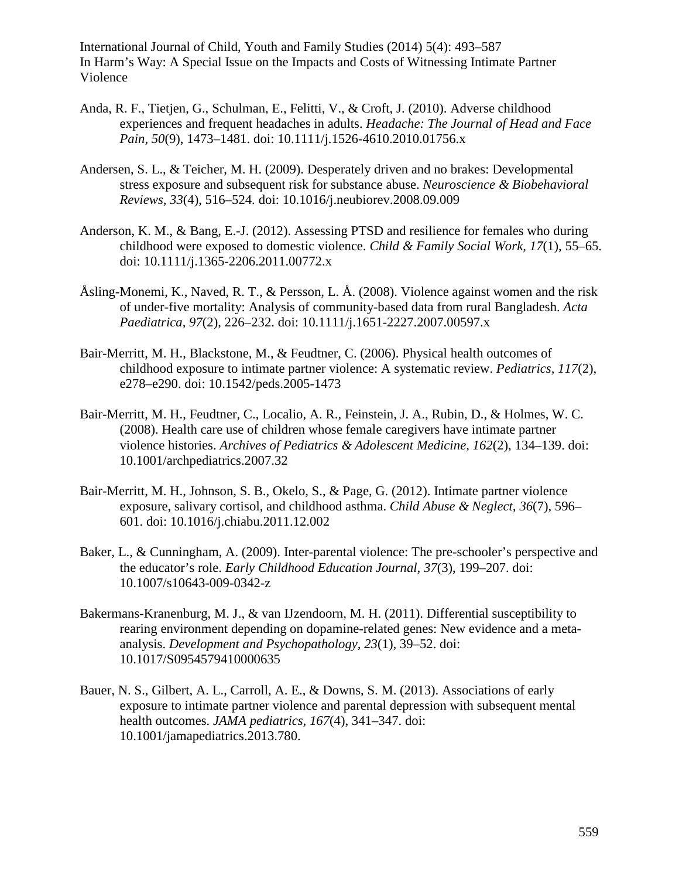Anda, R. F., Tietjen, G., Schulman, E., Felitti, V., & Croft, J. (2010). Adverse childhood experiences and frequent headaches in adults. *Headache: The Journal of Head and Face Pain, 50*(9), 1473–1481. doi: 10.1111/j.1526-4610.2010.01756.x

Andersen, S. L., & Teicher, M. H. (2009). Desperately driven and no brakes: Developmental stress exposure and subsequent risk for substance abuse. *Neuroscience & Biobehavioral Reviews, 33*(4), 516–524. doi: 10.1016/j.neubiorev.2008.09.009

Anderson, K. M., & Bang, E.-J. (2012). Assessing PTSD and resilience for females who during childhood were exposed to domestic violence. *Child & Family Social Work, 17*(1), 55–65. doi: 10.1111/j.1365-2206.2011.00772.x

Åsling-Monemi, K., Naved, R. T., & Persson, L. Å. (2008). Violence against women and the risk of under-five mortality: Analysis of community-based data from rural Bangladesh. *Acta Paediatrica, 97*(2), 226–232. doi: 10.1111/j.1651-2227.2007.00597.x

Bair-Merritt, M. H., Blackstone, M., & Feudtner, C. (2006). Physical health outcomes of childhood exposure to intimate partner violence: A systematic review. *Pediatrics, 117*(2), e278–e290. doi: 10.1542/peds.2005-1473

Bair-Merritt, M. H., Feudtner, C., Localio, A. R., Feinstein, J. A., Rubin, D., & Holmes, W. C. (2008). Health care use of children whose female caregivers have intimate partner violence histories. *Archives of Pediatrics & Adolescent Medicine, 162*(2), 134–139. doi: 10.1001/archpediatrics.2007.32

Bair-Merritt, M. H., Johnson, S. B., Okelo, S., & Page, G. (2012). Intimate partner violence exposure, salivary cortisol, and childhood asthma. *Child Abuse & Neglect, 36*(7), 596–601. doi: 10.1016/j.chiabu.2011.12.002

Baker, L., & Cunningham, A. (2009). Inter-parental violence: The pre-schooler's perspective and the educator's role. *Early Childhood Education Journal, 37*(3), 199–207. doi: 10.1007/s10643-009-0342-z

Bakermans-Kranenburg, M. J., & van IJzendoorn, M. H. (2011). Differential susceptibility to rearing environment depending on dopamine-related genes: New evidence and a meta-analysis. *Development and Psychopathology, 23*(1), 39–52. doi: 10.1017/S0954579410000635

Bauer, N. S., Gilbert, A. L., Carroll, A. E., & Downs, S. M. (2013). Associations of early exposure to intimate partner violence and parental depression with subsequent mental health outcomes. *JAMA pediatrics, 167*(4), 341–347. doi: 10.1001/jamapediatrics.2013.780.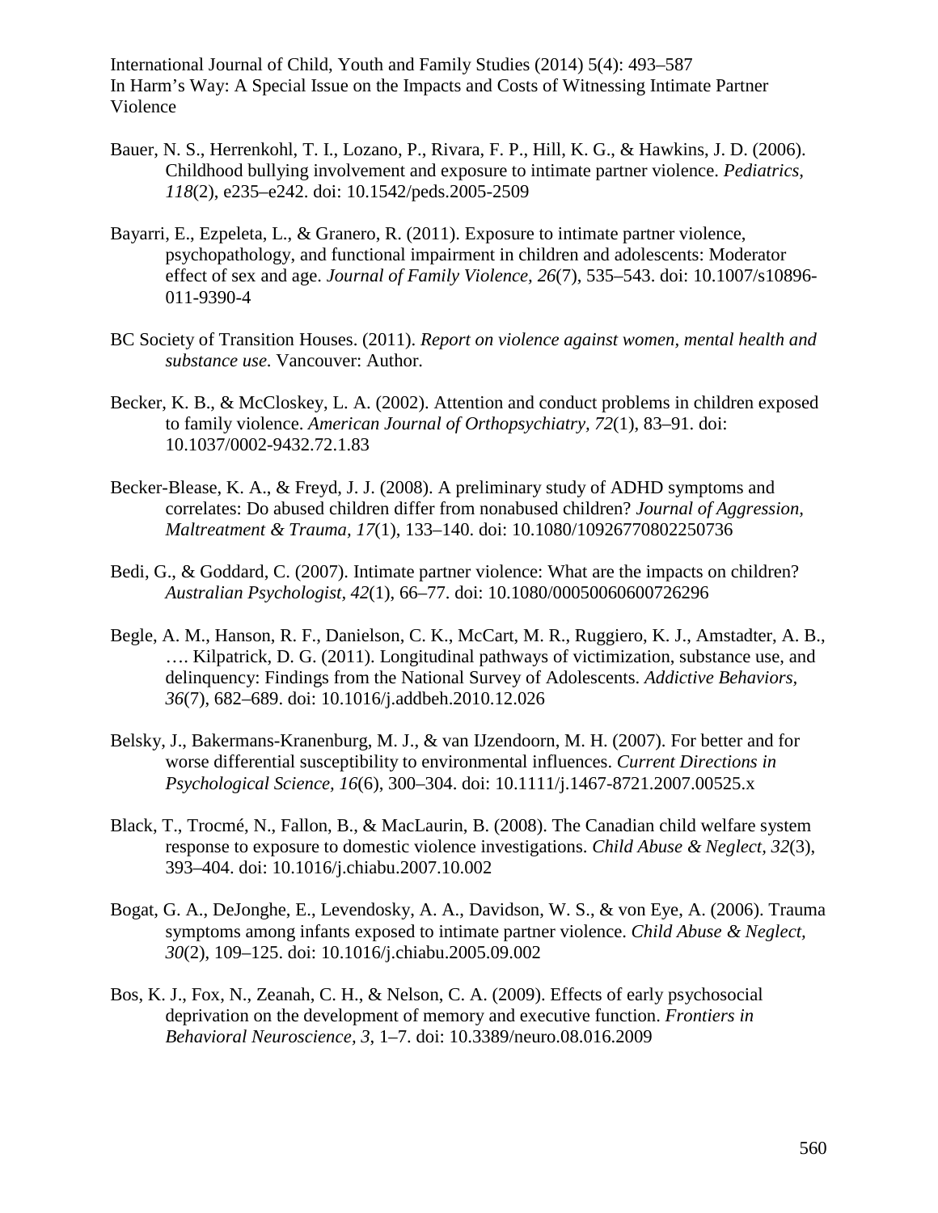Bauer, N. S., Herrenkohl, T. I., Lozano, P., Rivara, F. P., Hill, K. G., & Hawkins, J. D. (2006). Childhood bullying involvement and exposure to intimate partner violence. *Pediatrics, 118*(2), e235–e242. doi: 10.1542/peds.2005-2509

Bayarri, E., Ezpeleta, L., & Granero, R. (2011). Exposure to intimate partner violence, psychopathology, and functional impairment in children and adolescents: Moderator effect of sex and age. *Journal of Family Violence, 26*(7), 535–543. doi: 10.1007/s10896-011-9390-4

BC Society of Transition Houses. (2011). *Report on violence against women, mental health and substance use*. Vancouver: Author.

Becker, K. B., & McCloskey, L. A. (2002). Attention and conduct problems in children exposed to family violence. *American Journal of Orthopsychiatry, 72*(1), 83–91. doi: 10.1037/0002-9432.72.1.83

Becker-Blease, K. A., & Freyd, J. J. (2008). A preliminary study of ADHD symptoms and correlates: Do abused children differ from nonabused children? *Journal of Aggression, Maltreatment & Trauma, 17*(1), 133–140. doi: 10.1080/10926770802250736

Bedi, G., & Goddard, C. (2007). Intimate partner violence: What are the impacts on children? *Australian Psychologist, 42*(1), 66–77. doi: 10.1080/00050060600726296

Begle, A. M., Hanson, R. F., Danielson, C. K., McCart, M. R., Ruggiero, K. J., Amstadter, A. B., …. Kilpatrick, D. G. (2011). Longitudinal pathways of victimization, substance use, and delinquency: Findings from the National Survey of Adolescents. *Addictive Behaviors, 36*(7), 682–689. doi: 10.1016/j.addbeh.2010.12.026

Belsky, J., Bakermans-Kranenburg, M. J., & van IJzendoorn, M. H. (2007). For better and for worse differential susceptibility to environmental influences. *Current Directions in Psychological Science, 16*(6), 300–304. doi: 10.1111/j.1467-8721.2007.00525.x

Black, T., Trocmé, N., Fallon, B., & MacLaurin, B. (2008). The Canadian child welfare system response to exposure to domestic violence investigations. *Child Abuse & Neglect, 32*(3), 393–404. doi: 10.1016/j.chiabu.2007.10.002

Bogat, G. A., DeJonghe, E., Levendosky, A. A., Davidson, W. S., & von Eye, A. (2006). Trauma symptoms among infants exposed to intimate partner violence. *Child Abuse & Neglect, 30*(2), 109–125. doi: 10.1016/j.chiabu.2005.09.002

Bos, K. J., Fox, N., Zeanah, C. H., & Nelson, C. A. (2009). Effects of early psychosocial deprivation on the development of memory and executive function. *Frontiers in Behavioral Neuroscience, 3*, 1–7. doi: 10.3389/neuro.08.016.2009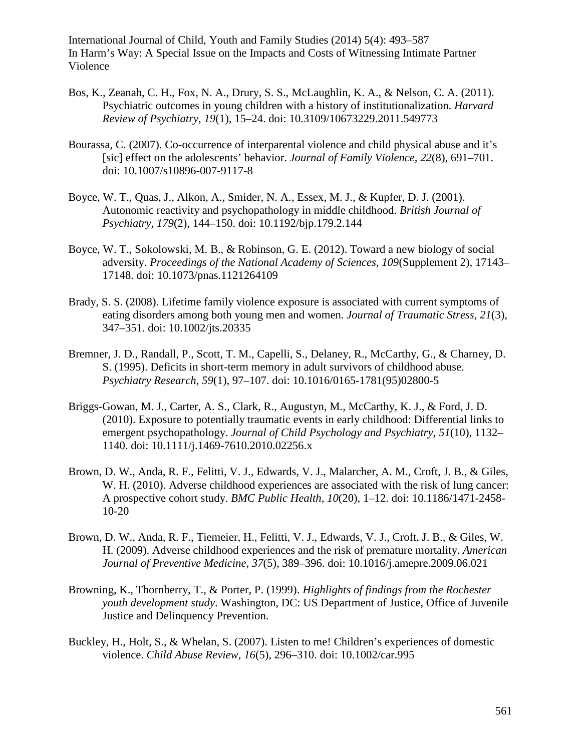Bos, K., Zeanah, C. H., Fox, N. A., Drury, S. S., McLaughlin, K. A., & Nelson, C. A. (2011). Psychiatric outcomes in young children with a history of institutionalization. *Harvard Review of Psychiatry, 19*(1), 15–24. doi: 10.3109/10673229.2011.549773

Bourassa, C. (2007). Co-occurrence of interparental violence and child physical abuse and it's [sic] effect on the adolescents' behavior. *Journal of Family Violence, 22*(8), 691–701. doi: 10.1007/s10896-007-9117-8

Boyce, W. T., Quas, J., Alkon, A., Smider, N. A., Essex, M. J., & Kupfer, D. J. (2001). Autonomic reactivity and psychopathology in middle childhood. *British Journal of Psychiatry, 179*(2), 144–150. doi: 10.1192/bjp.179.2.144

Boyce, W. T., Sokolowski, M. B., & Robinson, G. E. (2012). Toward a new biology of social adversity. *Proceedings of the National Academy of Sciences, 109*(Supplement 2), 17143–17148. doi: 10.1073/pnas.1121264109

Brady, S. S. (2008). Lifetime family violence exposure is associated with current symptoms of eating disorders among both young men and women. *Journal of Traumatic Stress, 21*(3), 347–351. doi: 10.1002/jts.20335

Bremner, J. D., Randall, P., Scott, T. M., Capelli, S., Delaney, R., McCarthy, G., & Charney, D. S. (1995). Deficits in short-term memory in adult survivors of childhood abuse. *Psychiatry Research, 59*(1), 97–107. doi: 10.1016/0165-1781(95)02800-5

Briggs-Gowan, M. J., Carter, A. S., Clark, R., Augustyn, M., McCarthy, K. J., & Ford, J. D. (2010). Exposure to potentially traumatic events in early childhood: Differential links to emergent psychopathology. *Journal of Child Psychology and Psychiatry, 51*(10), 1132–1140. doi: 10.1111/j.1469-7610.2010.02256.x

Brown, D. W., Anda, R. F., Felitti, V. J., Edwards, V. J., Malarcher, A. M., Croft, J. B., & Giles, W. H. (2010). Adverse childhood experiences are associated with the risk of lung cancer: A prospective cohort study. *BMC Public Health, 10*(20), 1–12. doi: 10.1186/1471-2458-10-20

Brown, D. W., Anda, R. F., Tiemeier, H., Felitti, V. J., Edwards, V. J., Croft, J. B., & Giles, W. H. (2009). Adverse childhood experiences and the risk of premature mortality. *American Journal of Preventive Medicine, 37*(5), 389–396. doi: 10.1016/j.amepre.2009.06.021

Browning, K., Thornberry, T., & Porter, P. (1999). *Highlights of findings from the Rochester youth development study*. Washington, DC: US Department of Justice, Office of Juvenile Justice and Delinquency Prevention.

Buckley, H., Holt, S., & Whelan, S. (2007). Listen to me! Children's experiences of domestic violence. *Child Abuse Review, 16*(5), 296–310. doi: 10.1002/car.995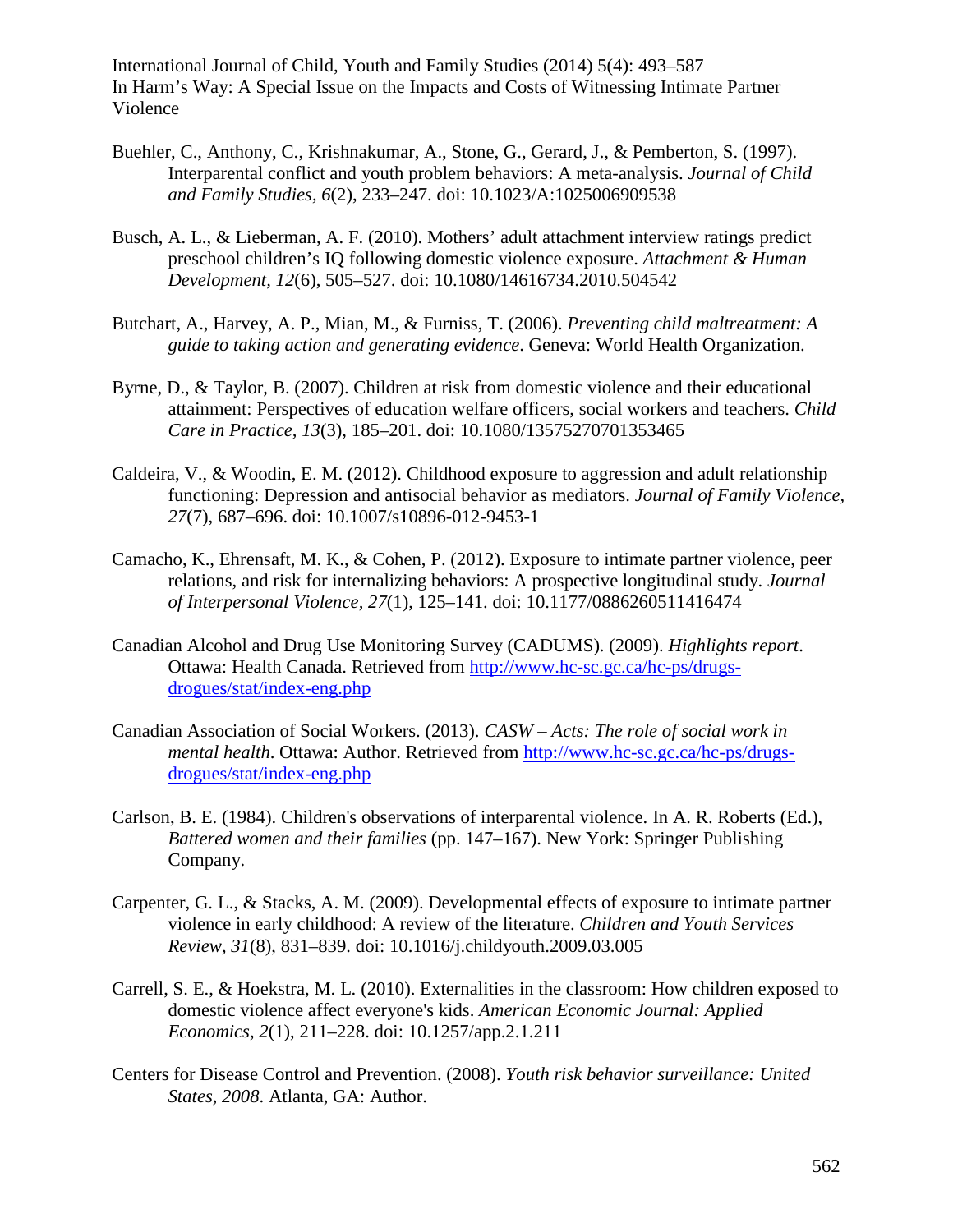Buehler, C., Anthony, C., Krishnakumar, A., Stone, G., Gerard, J., & Pemberton, S. (1997). Interparental conflict and youth problem behaviors: A meta-analysis. *Journal of Child and Family Studies, 6*(2), 233–247. doi: 10.1023/A:1025006909538

Busch, A. L., & Lieberman, A. F. (2010). Mothers' adult attachment interview ratings predict preschool children's IQ following domestic violence exposure. *Attachment & Human Development, 12*(6), 505–527. doi: 10.1080/14616734.2010.504542

Butchart, A., Harvey, A. P., Mian, M., & Furniss, T. (2006). *Preventing child maltreatment: A guide to taking action and generating evidence*. Geneva: World Health Organization.

Byrne, D., & Taylor, B. (2007). Children at risk from domestic violence and their educational attainment: Perspectives of education welfare officers, social workers and teachers. *Child Care in Practice, 13*(3), 185–201. doi: 10.1080/13575270701353465

Caldeira, V., & Woodin, E. M. (2012). Childhood exposure to aggression and adult relationship functioning: Depression and antisocial behavior as mediators. *Journal of Family Violence, 27*(7), 687–696. doi: 10.1007/s10896-012-9453-1

Camacho, K., Ehrensaft, M. K., & Cohen, P. (2012). Exposure to intimate partner violence, peer relations, and risk for internalizing behaviors: A prospective longitudinal study. *Journal of Interpersonal Violence, 27*(1), 125–141. doi: 10.1177/0886260511416474

Canadian Alcohol and Drug Use Monitoring Survey (CADUMS). (2009). *Highlights report*. Ottawa: Health Canada. Retrieved from http://www.hc-sc.gc.ca/hc-ps/drugs-drogues/stat/index-eng.php

Canadian Association of Social Workers. (2013). *CASW – Acts: The role of social work in mental health*. Ottawa: Author. Retrieved from http://www.hc-sc.gc.ca/hc-ps/drugs-drogues/stat/index-eng.php

Carlson, B. E. (1984). Children's observations of interparental violence. In A. R. Roberts (Ed.), *Battered women and their families* (pp. 147–167). New York: Springer Publishing Company.

Carpenter, G. L., & Stacks, A. M. (2009). Developmental effects of exposure to intimate partner violence in early childhood: A review of the literature. *Children and Youth Services Review, 31*(8), 831–839. doi: 10.1016/j.childyouth.2009.03.005

Carrell, S. E., & Hoekstra, M. L. (2010). Externalities in the classroom: How children exposed to domestic violence affect everyone's kids. *American Economic Journal: Applied Economics, 2*(1), 211–228. doi: 10.1257/app.2.1.211

Centers for Disease Control and Prevention. (2008). *Youth risk behavior surveillance: United States, 2008*. Atlanta, GA: Author.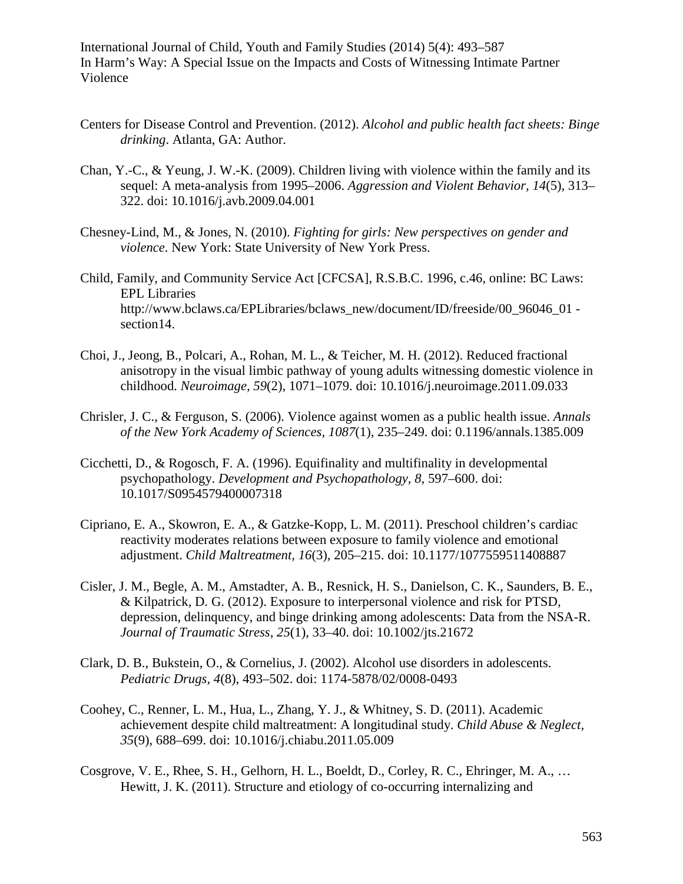Centers for Disease Control and Prevention. (2012). *Alcohol and public health fact sheets: Binge drinking*. Atlanta, GA: Author.

Chan, Y.-C., & Yeung, J. W.-K. (2009). Children living with violence within the family and its sequel: A meta-analysis from 1995–2006. *Aggression and Violent Behavior, 14*(5), 313–322. doi: 10.1016/j.avb.2009.04.001

Chesney-Lind, M., & Jones, N. (2010). *Fighting for girls: New perspectives on gender and violence*. New York: State University of New York Press.

Child, Family, and Community Service Act [CFCSA], R.S.B.C. 1996, c.46, online: BC Laws: EPL Libraries http://www.bclaws.ca/EPLibraries/bclaws_new/document/ID/freeside/00_96046_01 - section14.

Choi, J., Jeong, B., Polcari, A., Rohan, M. L., & Teicher, M. H. (2012). Reduced fractional anisotropy in the visual limbic pathway of young adults witnessing domestic violence in childhood. *Neuroimage, 59*(2), 1071–1079. doi: 10.1016/j.neuroimage.2011.09.033

Chrisler, J. C., & Ferguson, S. (2006). Violence against women as a public health issue. *Annals of the New York Academy of Sciences*, *1087*(1), 235–249. doi: 0.1196/annals.1385.009

Cicchetti, D., & Rogosch, F. A. (1996). Equifinality and multifinality in developmental psychopathology. *Development and Psychopathology, 8*, 597–600. doi: 10.1017/S0954579400007318

Cipriano, E. A., Skowron, E. A., & Gatzke-Kopp, L. M. (2011). Preschool children's cardiac reactivity moderates relations between exposure to family violence and emotional adjustment. *Child Maltreatment, 16*(3), 205–215. doi: 10.1177/1077559511408887

Cisler, J. M., Begle, A. M., Amstadter, A. B., Resnick, H. S., Danielson, C. K., Saunders, B. E., & Kilpatrick, D. G. (2012). Exposure to interpersonal violence and risk for PTSD, depression, delinquency, and binge drinking among adolescents: Data from the NSA-R. *Journal of Traumatic Stress*, *25*(1), 33–40. doi: 10.1002/jts.21672

Clark, D. B., Bukstein, O., & Cornelius, J. (2002). Alcohol use disorders in adolescents. *Pediatric Drugs*, *4*(8), 493–502. doi: 1174-5878/02/0008-0493

Coohey, C., Renner, L. M., Hua, L., Zhang, Y. J., & Whitney, S. D. (2011). Academic achievement despite child maltreatment: A longitudinal study. *Child Abuse & Neglect, 35*(9), 688–699. doi: 10.1016/j.chiabu.2011.05.009

Cosgrove, V. E., Rhee, S. H., Gelhorn, H. L., Boeldt, D., Corley, R. C., Ehringer, M. A., … Hewitt, J. K. (2011). Structure and etiology of co-occurring internalizing and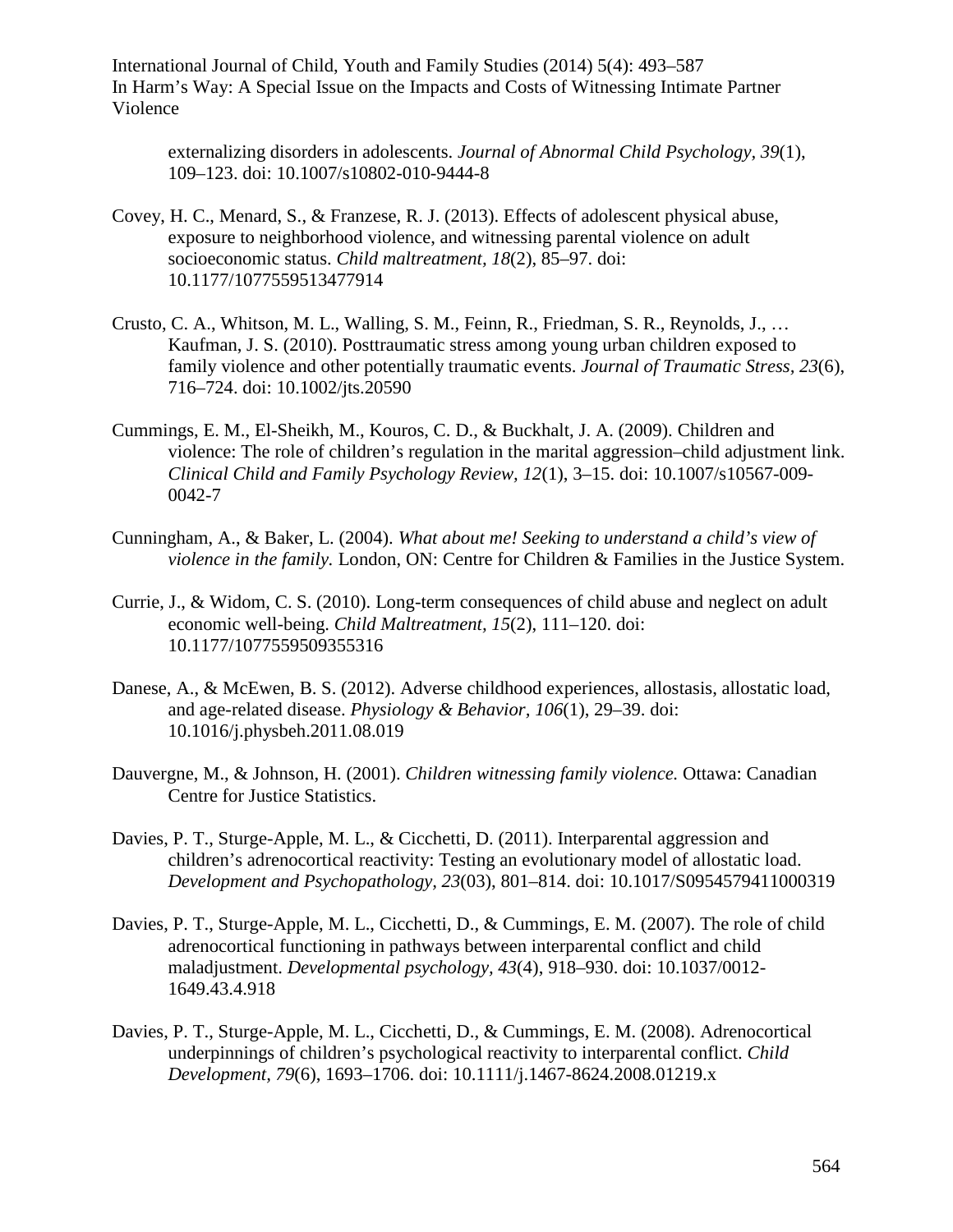externalizing disorders in adolescents. *Journal of Abnormal Child Psychology, 39*(1), 109–123. doi: 10.1007/s10802-010-9444-8

Covey, H. C., Menard, S., & Franzese, R. J. (2013). Effects of adolescent physical abuse, exposure to neighborhood violence, and witnessing parental violence on adult socioeconomic status. *Child maltreatment, 18*(2), 85–97. doi: 10.1177/1077559513477914

Crusto, C. A., Whitson, M. L., Walling, S. M., Feinn, R., Friedman, S. R., Reynolds, J., … Kaufman, J. S. (2010). Posttraumatic stress among young urban children exposed to family violence and other potentially traumatic events. *Journal of Traumatic Stress, 23*(6), 716–724. doi: 10.1002/jts.20590

Cummings, E. M., El-Sheikh, M., Kouros, C. D., & Buckhalt, J. A. (2009). Children and violence: The role of children's regulation in the marital aggression–child adjustment link. *Clinical Child and Family Psychology Review, 12*(1), 3–15. doi: 10.1007/s10567-009-0042-7

Cunningham, A., & Baker, L. (2004). *What about me! Seeking to understand a child's view of violence in the family.* London, ON: Centre for Children & Families in the Justice System.

Currie, J., & Widom, C. S. (2010). Long-term consequences of child abuse and neglect on adult economic well-being. *Child Maltreatment, 15*(2), 111–120. doi: 10.1177/1077559509355316

Danese, A., & McEwen, B. S. (2012). Adverse childhood experiences, allostasis, allostatic load, and age-related disease. *Physiology & Behavior, 106*(1), 29–39. doi: 10.1016/j.physbeh.2011.08.019

Dauvergne, M., & Johnson, H. (2001). *Children witnessing family violence.* Ottawa: Canadian Centre for Justice Statistics.

Davies, P. T., Sturge-Apple, M. L., & Cicchetti, D. (2011). Interparental aggression and children's adrenocortical reactivity: Testing an evolutionary model of allostatic load. *Development and Psychopathology, 23*(03), 801–814. doi: 10.1017/S0954579411000319

Davies, P. T., Sturge-Apple, M. L., Cicchetti, D., & Cummings, E. M. (2007). The role of child adrenocortical functioning in pathways between interparental conflict and child maladjustment. *Developmental psychology, 43*(4), 918–930. doi: 10.1037/0012-1649.43.4.918

Davies, P. T., Sturge-Apple, M. L., Cicchetti, D., & Cummings, E. M. (2008). Adrenocortical underpinnings of children's psychological reactivity to interparental conflict. *Child Development, 79*(6), 1693–1706. doi: 10.1111/j.1467-8624.2008.01219.x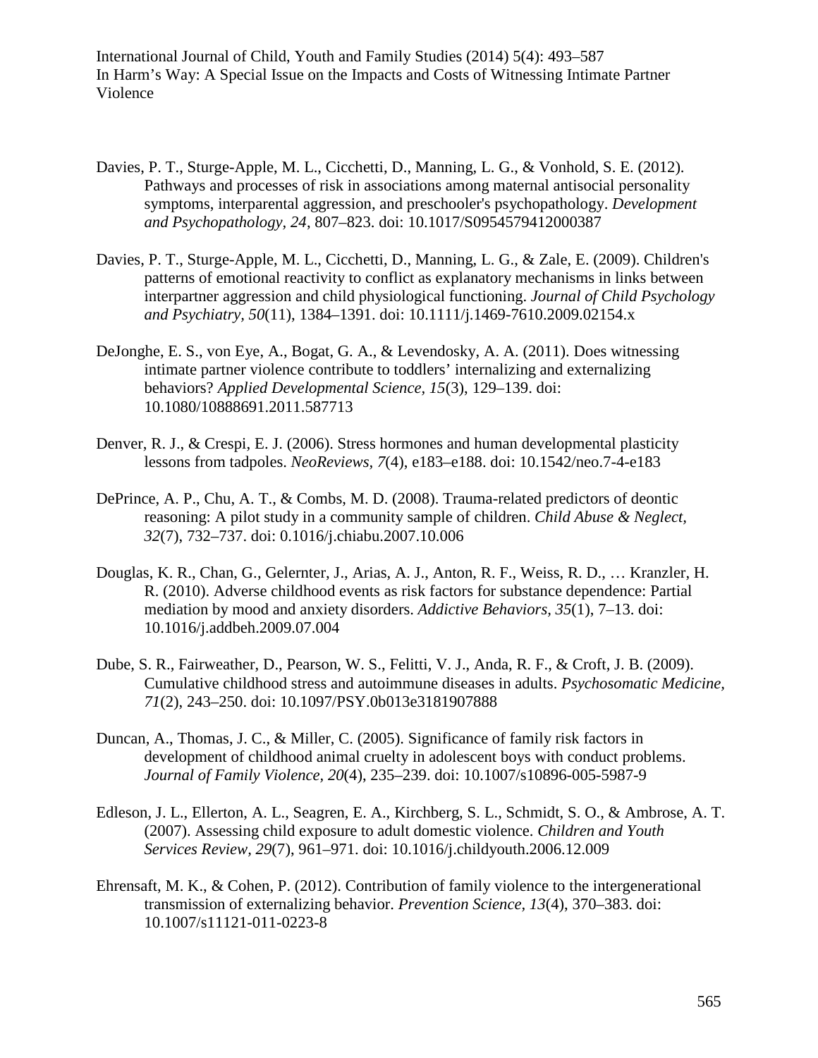Davies, P. T., Sturge-Apple, M. L., Cicchetti, D., Manning, L. G., & Vonhold, S. E. (2012). Pathways and processes of risk in associations among maternal antisocial personality symptoms, interparental aggression, and preschooler's psychopathology. *Development and Psychopathology, 24*, 807–823. doi: 10.1017/S0954579412000387

Davies, P. T., Sturge-Apple, M. L., Cicchetti, D., Manning, L. G., & Zale, E. (2009). Children's patterns of emotional reactivity to conflict as explanatory mechanisms in links between interpartner aggression and child physiological functioning. *Journal of Child Psychology and Psychiatry, 50*(11), 1384–1391. doi: 10.1111/j.1469-7610.2009.02154.x

DeJonghe, E. S., von Eye, A., Bogat, G. A., & Levendosky, A. A. (2011). Does witnessing intimate partner violence contribute to toddlers' internalizing and externalizing behaviors? *Applied Developmental Science, 15*(3), 129–139. doi: 10.1080/10888691.2011.587713

Denver, R. J., & Crespi, E. J. (2006). Stress hormones and human developmental plasticity lessons from tadpoles. *NeoReviews, 7*(4), e183–e188. doi: 10.1542/neo.7-4-e183

DePrince, A. P., Chu, A. T., & Combs, M. D. (2008). Trauma-related predictors of deontic reasoning: A pilot study in a community sample of children. *Child Abuse & Neglect, 32*(7), 732–737. doi: 0.1016/j.chiabu.2007.10.006

Douglas, K. R., Chan, G., Gelernter, J., Arias, A. J., Anton, R. F., Weiss, R. D., … Kranzler, H. R. (2010). Adverse childhood events as risk factors for substance dependence: Partial mediation by mood and anxiety disorders. *Addictive Behaviors, 35*(1), 7–13. doi: 10.1016/j.addbeh.2009.07.004

Dube, S. R., Fairweather, D., Pearson, W. S., Felitti, V. J., Anda, R. F., & Croft, J. B. (2009). Cumulative childhood stress and autoimmune diseases in adults. *Psychosomatic Medicine, 71*(2), 243–250. doi: 10.1097/PSY.0b013e3181907888

Duncan, A., Thomas, J. C., & Miller, C. (2005). Significance of family risk factors in development of childhood animal cruelty in adolescent boys with conduct problems. *Journal of Family Violence, 20*(4), 235–239. doi: 10.1007/s10896-005-5987-9

Edleson, J. L., Ellerton, A. L., Seagren, E. A., Kirchberg, S. L., Schmidt, S. O., & Ambrose, A. T. (2007). Assessing child exposure to adult domestic violence. *Children and Youth Services Review, 29*(7), 961–971. doi: 10.1016/j.childyouth.2006.12.009

Ehrensaft, M. K., & Cohen, P. (2012). Contribution of family violence to the intergenerational transmission of externalizing behavior. *Prevention Science, 13*(4), 370–383. doi: 10.1007/s11121-011-0223-8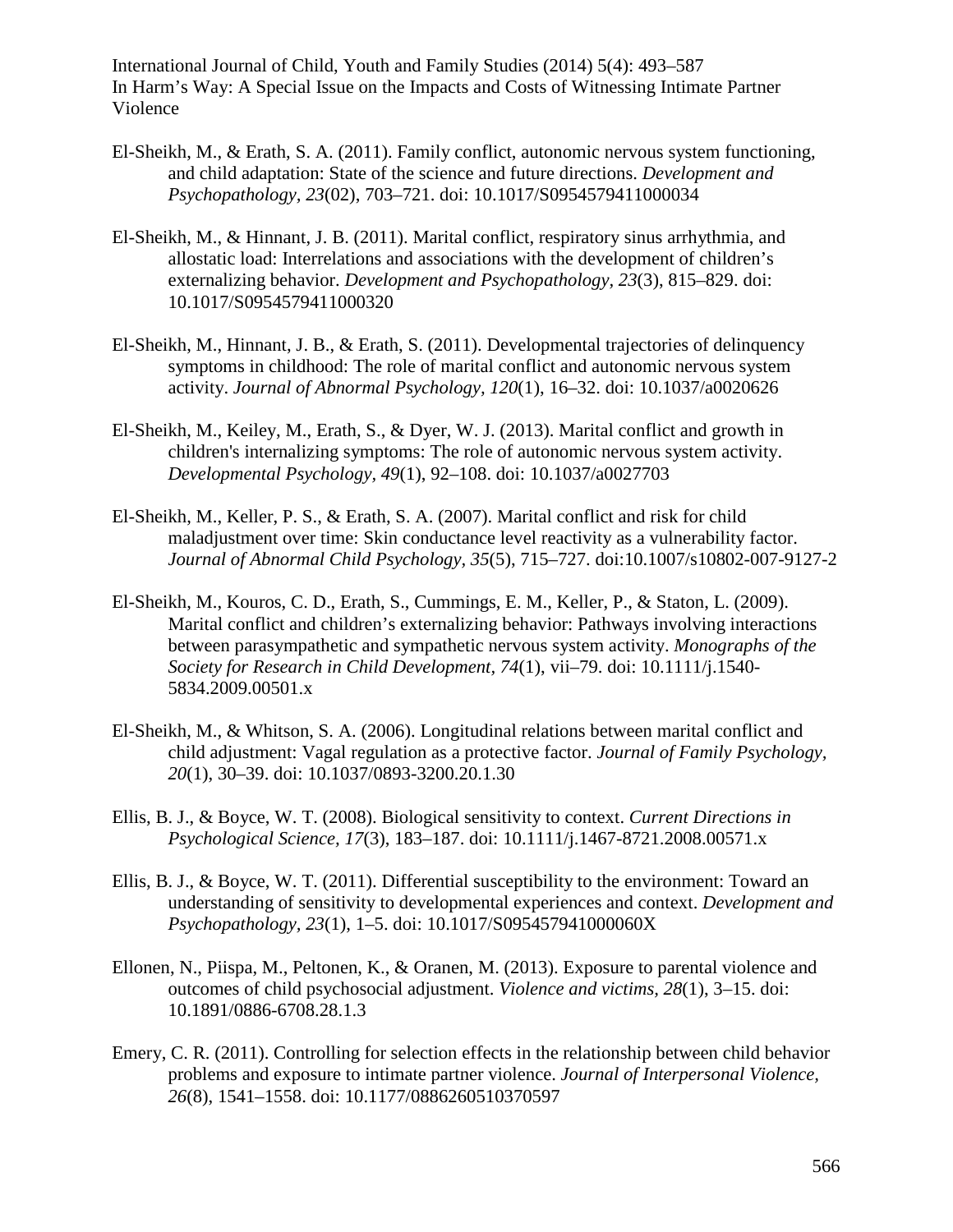El-Sheikh, M., & Erath, S. A. (2011). Family conflict, autonomic nervous system functioning, and child adaptation: State of the science and future directions. *Development and Psychopathology, 23*(02), 703–721. doi: 10.1017/S0954579411000034

El-Sheikh, M., & Hinnant, J. B. (2011). Marital conflict, respiratory sinus arrhythmia, and allostatic load: Interrelations and associations with the development of children's externalizing behavior. *Development and Psychopathology, 23*(3), 815–829. doi: 10.1017/S0954579411000320

El-Sheikh, M., Hinnant, J. B., & Erath, S. (2011). Developmental trajectories of delinquency symptoms in childhood: The role of marital conflict and autonomic nervous system activity. *Journal of Abnormal Psychology, 120*(1), 16–32. doi: 10.1037/a0020626

El-Sheikh, M., Keiley, M., Erath, S., & Dyer, W. J. (2013). Marital conflict and growth in children's internalizing symptoms: The role of autonomic nervous system activity. *Developmental Psychology, 49*(1), 92–108. doi: 10.1037/a0027703

El-Sheikh, M., Keller, P. S., & Erath, S. A. (2007). Marital conflict and risk for child maladjustment over time: Skin conductance level reactivity as a vulnerability factor. *Journal of Abnormal Child Psychology, 35*(5), 715–727. doi:10.1007/s10802-007-9127-2

El-Sheikh, M., Kouros, C. D., Erath, S., Cummings, E. M., Keller, P., & Staton, L. (2009). Marital conflict and children's externalizing behavior: Pathways involving interactions between parasympathetic and sympathetic nervous system activity. *Monographs of the Society for Research in Child Development, 74*(1), vii–79. doi: 10.1111/j.1540-5834.2009.00501.x

El-Sheikh, M., & Whitson, S. A. (2006). Longitudinal relations between marital conflict and child adjustment: Vagal regulation as a protective factor. *Journal of Family Psychology, 20*(1), 30–39. doi: 10.1037/0893-3200.20.1.30

Ellis, B. J., & Boyce, W. T. (2008). Biological sensitivity to context. *Current Directions in Psychological Science, 17*(3), 183–187. doi: 10.1111/j.1467-8721.2008.00571.x

Ellis, B. J., & Boyce, W. T. (2011). Differential susceptibility to the environment: Toward an understanding of sensitivity to developmental experiences and context. *Development and Psychopathology, 23*(1), 1–5. doi: 10.1017/S095457941000060X

Ellonen, N., Piispa, M., Peltonen, K., & Oranen, M. (2013). Exposure to parental violence and outcomes of child psychosocial adjustment. *Violence and victims, 28*(1), 3–15. doi: 10.1891/0886-6708.28.1.3

Emery, C. R. (2011). Controlling for selection effects in the relationship between child behavior problems and exposure to intimate partner violence. *Journal of Interpersonal Violence, 26*(8), 1541–1558. doi: 10.1177/0886260510370597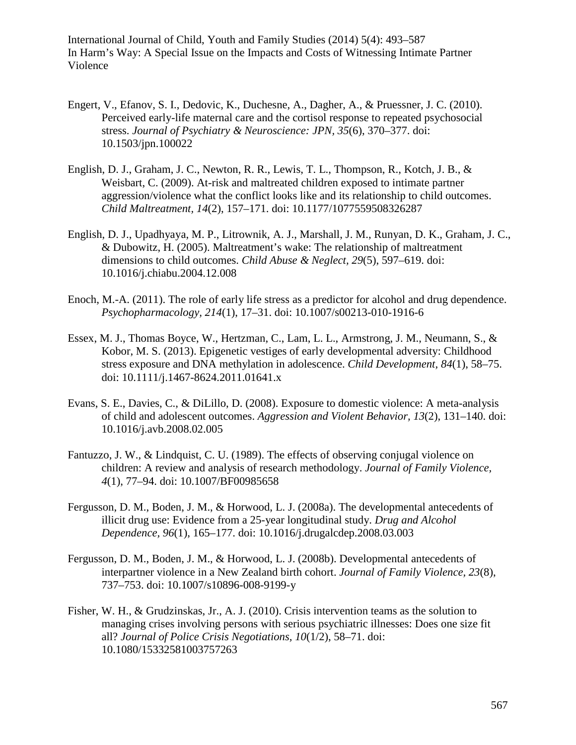Engert, V., Efanov, S. I., Dedovic, K., Duchesne, A., Dagher, A., & Pruessner, J. C. (2010). Perceived early-life maternal care and the cortisol response to repeated psychosocial stress. *Journal of Psychiatry & Neuroscience: JPN, 35*(6), 370–377. doi: 10.1503/jpn.100022

English, D. J., Graham, J. C., Newton, R. R., Lewis, T. L., Thompson, R., Kotch, J. B., & Weisbart, C. (2009). At-risk and maltreated children exposed to intimate partner aggression/violence what the conflict looks like and its relationship to child outcomes. *Child Maltreatment, 14*(2), 157–171. doi: 10.1177/1077559508326287

English, D. J., Upadhyaya, M. P., Litrownik, A. J., Marshall, J. M., Runyan, D. K., Graham, J. C., & Dubowitz, H. (2005). Maltreatment's wake: The relationship of maltreatment dimensions to child outcomes. *Child Abuse & Neglect, 29*(5), 597–619. doi: 10.1016/j.chiabu.2004.12.008

Enoch, M.-A. (2011). The role of early life stress as a predictor for alcohol and drug dependence. *Psychopharmacology, 214*(1), 17–31. doi: 10.1007/s00213-010-1916-6

Essex, M. J., Thomas Boyce, W., Hertzman, C., Lam, L. L., Armstrong, J. M., Neumann, S., & Kobor, M. S. (2013). Epigenetic vestiges of early developmental adversity: Childhood stress exposure and DNA methylation in adolescence. *Child Development, 84*(1), 58–75. doi: 10.1111/j.1467-8624.2011.01641.x

Evans, S. E., Davies, C., & DiLillo, D. (2008). Exposure to domestic violence: A meta-analysis of child and adolescent outcomes. *Aggression and Violent Behavior, 13*(2), 131–140. doi: 10.1016/j.avb.2008.02.005

Fantuzzo, J. W., & Lindquist, C. U. (1989). The effects of observing conjugal violence on children: A review and analysis of research methodology. *Journal of Family Violence, 4*(1), 77–94. doi: 10.1007/BF00985658

Fergusson, D. M., Boden, J. M., & Horwood, L. J. (2008a). The developmental antecedents of illicit drug use: Evidence from a 25-year longitudinal study. *Drug and Alcohol Dependence, 96*(1), 165–177. doi: 10.1016/j.drugalcdep.2008.03.003

Fergusson, D. M., Boden, J. M., & Horwood, L. J. (2008b). Developmental antecedents of interpartner violence in a New Zealand birth cohort. *Journal of Family Violence, 23*(8), 737–753. doi: 10.1007/s10896-008-9199-y

Fisher, W. H., & Grudzinskas, Jr., A. J. (2010). Crisis intervention teams as the solution to managing crises involving persons with serious psychiatric illnesses: Does one size fit all? *Journal of Police Crisis Negotiations, 10*(1/2), 58–71. doi: 10.1080/15332581003757263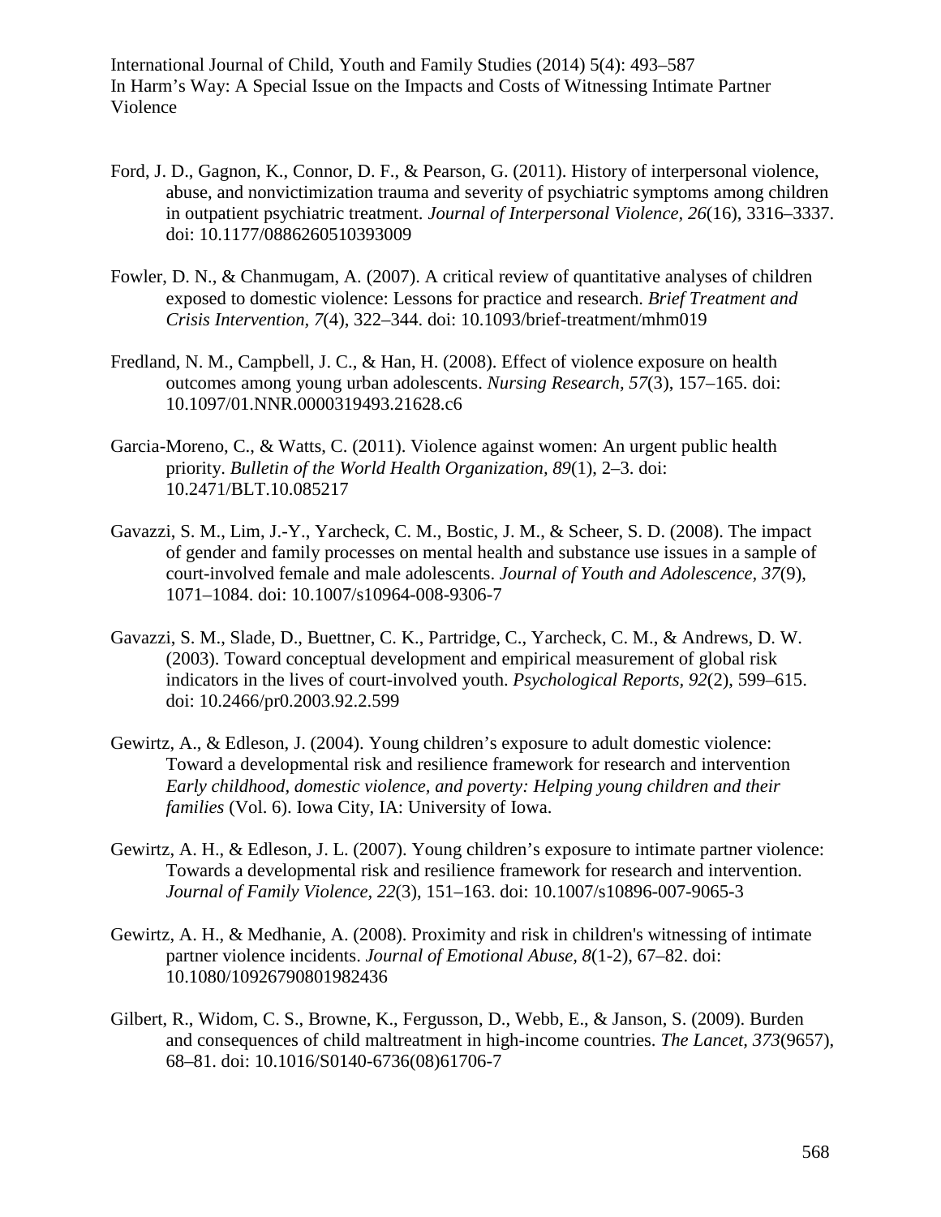Ford, J. D., Gagnon, K., Connor, D. F., & Pearson, G. (2011). History of interpersonal violence, abuse, and nonvictimization trauma and severity of psychiatric symptoms among children in outpatient psychiatric treatment. *Journal of Interpersonal Violence, 26*(16), 3316–3337. doi: 10.1177/0886260510393009

Fowler, D. N., & Chanmugam, A. (2007). A critical review of quantitative analyses of children exposed to domestic violence: Lessons for practice and research. *Brief Treatment and Crisis Intervention, 7*(4), 322–344. doi: 10.1093/brief-treatment/mhm019

Fredland, N. M., Campbell, J. C., & Han, H. (2008). Effect of violence exposure on health outcomes among young urban adolescents. *Nursing Research, 57*(3), 157–165. doi: 10.1097/01.NNR.0000319493.21628.c6

Garcia-Moreno, C., & Watts, C. (2011). Violence against women: An urgent public health priority. *Bulletin of the World Health Organization, 89*(1), 2–3. doi: 10.2471/BLT.10.085217

Gavazzi, S. M., Lim, J.-Y., Yarcheck, C. M., Bostic, J. M., & Scheer, S. D. (2008). The impact of gender and family processes on mental health and substance use issues in a sample of court-involved female and male adolescents. *Journal of Youth and Adolescence, 37*(9), 1071–1084. doi: 10.1007/s10964-008-9306-7

Gavazzi, S. M., Slade, D., Buettner, C. K., Partridge, C., Yarcheck, C. M., & Andrews, D. W. (2003). Toward conceptual development and empirical measurement of global risk indicators in the lives of court-involved youth. *Psychological Reports, 92*(2), 599–615. doi: 10.2466/pr0.2003.92.2.599

Gewirtz, A., & Edleson, J. (2004). Young children's exposure to adult domestic violence: Toward a developmental risk and resilience framework for research and intervention *Early childhood, domestic violence, and poverty: Helping young children and their families* (Vol. 6). Iowa City, IA: University of Iowa.

Gewirtz, A. H., & Edleson, J. L. (2007). Young children's exposure to intimate partner violence: Towards a developmental risk and resilience framework for research and intervention. *Journal of Family Violence, 22*(3), 151–163. doi: 10.1007/s10896-007-9065-3

Gewirtz, A. H., & Medhanie, A. (2008). Proximity and risk in children's witnessing of intimate partner violence incidents. *Journal of Emotional Abuse, 8*(1-2), 67–82. doi: 10.1080/10926790801982436

Gilbert, R., Widom, C. S., Browne, K., Fergusson, D., Webb, E., & Janson, S. (2009). Burden and consequences of child maltreatment in high-income countries. *The Lancet, 373*(9657), 68–81. doi: 10.1016/S0140-6736(08)61706-7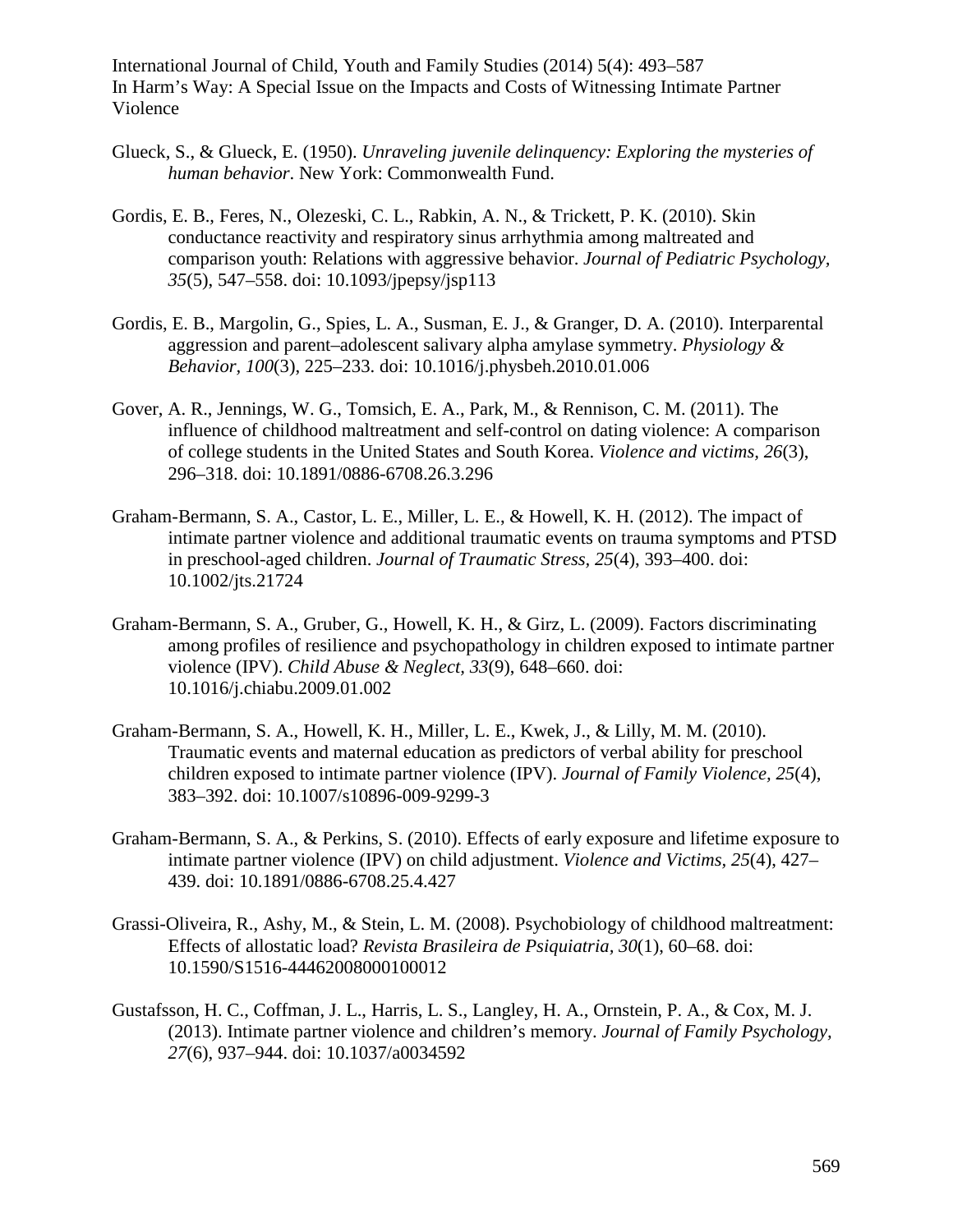Glueck, S., & Glueck, E. (1950). *Unraveling juvenile delinquency: Exploring the mysteries of human behavior.* New York: Commonwealth Fund.

Gordis, E. B., Feres, N., Olezeski, C. L., Rabkin, A. N., & Trickett, P. K. (2010). Skin conductance reactivity and respiratory sinus arrhythmia among maltreated and comparison youth: Relations with aggressive behavior. *Journal of Pediatric Psychology, 35*(5), 547–558. doi: 10.1093/jpepsy/jsp113

Gordis, E. B., Margolin, G., Spies, L. A., Susman, E. J., & Granger, D. A. (2010). Interparental aggression and parent–adolescent salivary alpha amylase symmetry. *Physiology & Behavior, 100*(3), 225–233. doi: 10.1016/j.physbeh.2010.01.006

Gover, A. R., Jennings, W. G., Tomsich, E. A., Park, M., & Rennison, C. M. (2011). The influence of childhood maltreatment and self-control on dating violence: A comparison of college students in the United States and South Korea. *Violence and victims, 26*(3), 296–318. doi: 10.1891/0886-6708.26.3.296

Graham-Bermann, S. A., Castor, L. E., Miller, L. E., & Howell, K. H. (2012). The impact of intimate partner violence and additional traumatic events on trauma symptoms and PTSD in preschool-aged children. *Journal of Traumatic Stress, 25*(4), 393–400. doi: 10.1002/jts.21724

Graham-Bermann, S. A., Gruber, G., Howell, K. H., & Girz, L. (2009). Factors discriminating among profiles of resilience and psychopathology in children exposed to intimate partner violence (IPV). *Child Abuse & Neglect, 33*(9), 648–660. doi: 10.1016/j.chiabu.2009.01.002

Graham-Bermann, S. A., Howell, K. H., Miller, L. E., Kwek, J., & Lilly, M. M. (2010). Traumatic events and maternal education as predictors of verbal ability for preschool children exposed to intimate partner violence (IPV). *Journal of Family Violence, 25*(4), 383–392. doi: 10.1007/s10896-009-9299-3

Graham-Bermann, S. A., & Perkins, S. (2010). Effects of early exposure and lifetime exposure to intimate partner violence (IPV) on child adjustment. *Violence and Victims, 25*(4), 427–439. doi: 10.1891/0886-6708.25.4.427

Grassi-Oliveira, R., Ashy, M., & Stein, L. M. (2008). Psychobiology of childhood maltreatment: Effects of allostatic load? *Revista Brasileira de Psiquiatria, 30*(1), 60–68. doi: 10.1590/S1516-44462008000100012

Gustafsson, H. C., Coffman, J. L., Harris, L. S., Langley, H. A., Ornstein, P. A., & Cox, M. J. (2013). Intimate partner violence and children's memory. *Journal of Family Psychology, 27*(6), 937–944. doi: 10.1037/a0034592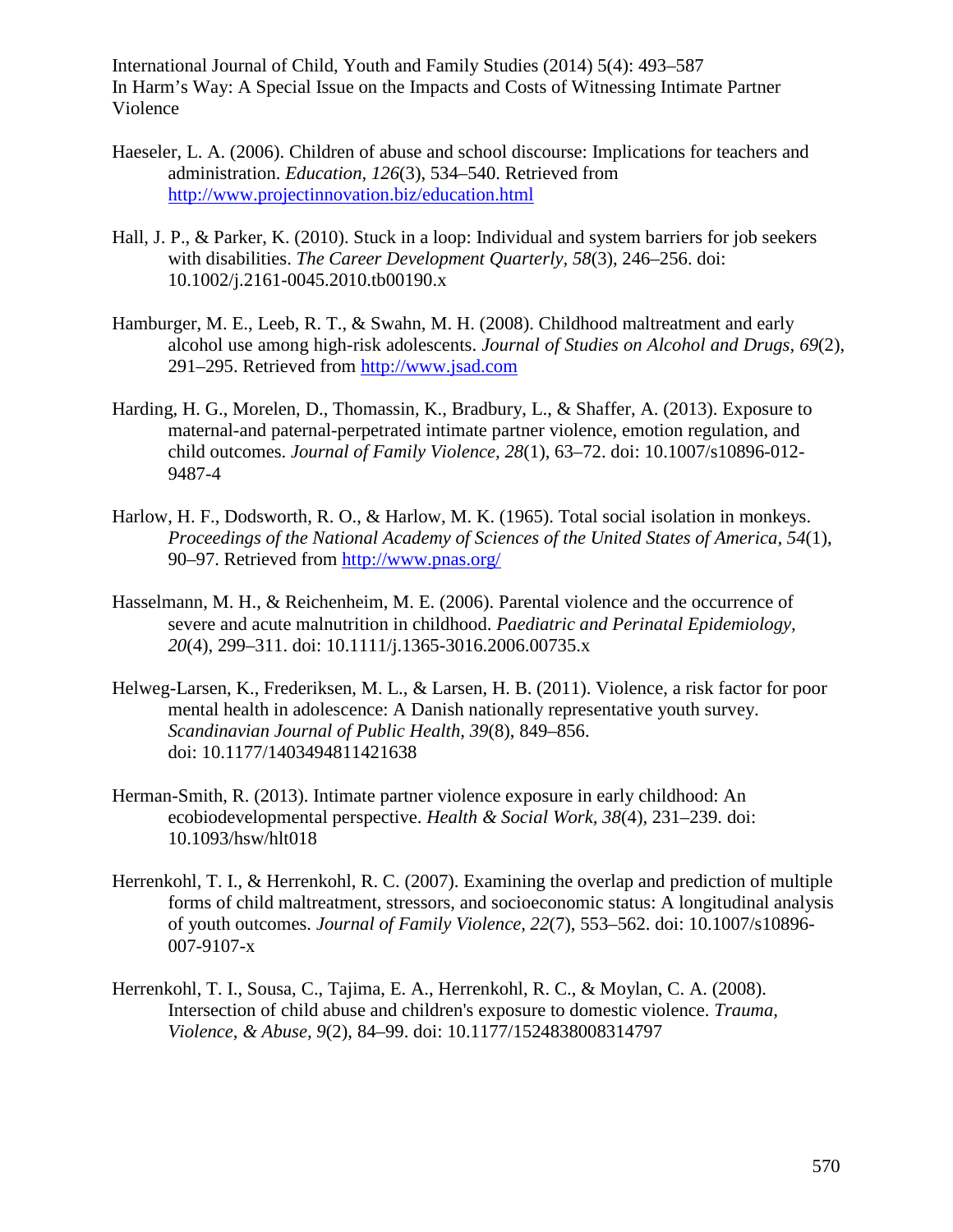Haeseler, L. A. (2006). Children of abuse and school discourse: Implications for teachers and administration. *Education, 126*(3), 534–540. Retrieved from http://www.projectinnovation.biz/education.html

Hall, J. P., & Parker, K. (2010). Stuck in a loop: Individual and system barriers for job seekers with disabilities. *The Career Development Quarterly, 58*(3), 246–256. doi: 10.1002/j.2161-0045.2010.tb00190.x

Hamburger, M. E., Leeb, R. T., & Swahn, M. H. (2008). Childhood maltreatment and early alcohol use among high-risk adolescents. *Journal of Studies on Alcohol and Drugs, 69*(2), 291–295. Retrieved from http://www.jsad.com

Harding, H. G., Morelen, D., Thomassin, K., Bradbury, L., & Shaffer, A. (2013). Exposure to maternal-and paternal-perpetrated intimate partner violence, emotion regulation, and child outcomes. *Journal of Family Violence, 28*(1), 63–72. doi: 10.1007/s10896-012-9487-4

Harlow, H. F., Dodsworth, R. O., & Harlow, M. K. (1965). Total social isolation in monkeys. *Proceedings of the National Academy of Sciences of the United States of America, 54*(1), 90–97. Retrieved from http://www.pnas.org/

Hasselmann, M. H., & Reichenheim, M. E. (2006). Parental violence and the occurrence of severe and acute malnutrition in childhood. *Paediatric and Perinatal Epidemiology, 20*(4), 299–311. doi: 10.1111/j.1365-3016.2006.00735.x

Helweg-Larsen, K., Frederiksen, M. L., & Larsen, H. B. (2011). Violence, a risk factor for poor mental health in adolescence: A Danish nationally representative youth survey. *Scandinavian Journal of Public Health, 39*(8), 849–856. doi: 10.1177/1403494811421638

Herman-Smith, R. (2013). Intimate partner violence exposure in early childhood: An ecobiodevelopmental perspective. *Health & Social Work, 38*(4), 231–239. doi: 10.1093/hsw/hlt018

Herrenkohl, T. I., & Herrenkohl, R. C. (2007). Examining the overlap and prediction of multiple forms of child maltreatment, stressors, and socioeconomic status: A longitudinal analysis of youth outcomes. *Journal of Family Violence, 22*(7), 553–562. doi: 10.1007/s10896-007-9107-x

Herrenkohl, T. I., Sousa, C., Tajima, E. A., Herrenkohl, R. C., & Moylan, C. A. (2008). Intersection of child abuse and children's exposure to domestic violence. *Trauma, Violence, & Abuse, 9*(2), 84–99. doi: 10.1177/1524838008314797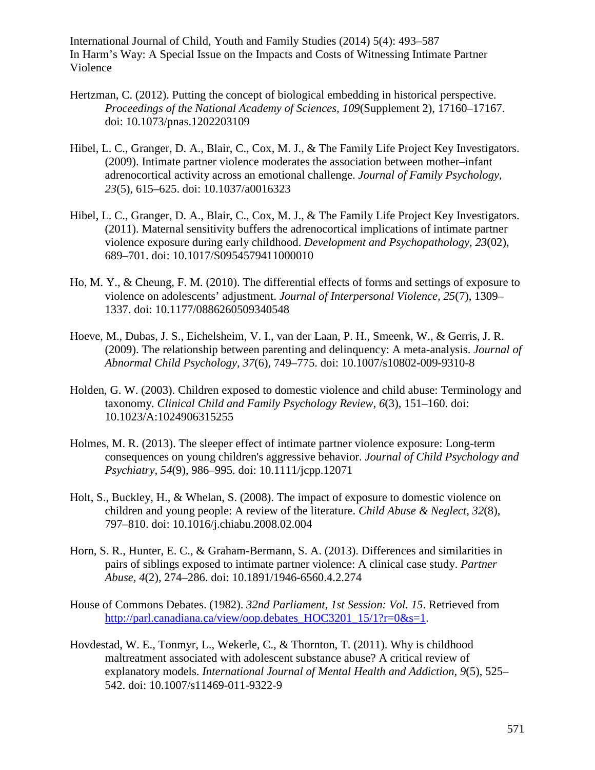Hertzman, C. (2012). Putting the concept of biological embedding in historical perspective. *Proceedings of the National Academy of Sciences, 109*(Supplement 2), 17160–17167. doi: 10.1073/pnas.1202203109

Hibel, L. C., Granger, D. A., Blair, C., Cox, M. J., & The Family Life Project Key Investigators. (2009). Intimate partner violence moderates the association between mother–infant adrenocortical activity across an emotional challenge. *Journal of Family Psychology, 23*(5), 615–625. doi: 10.1037/a0016323

Hibel, L. C., Granger, D. A., Blair, C., Cox, M. J., & The Family Life Project Key Investigators. (2011). Maternal sensitivity buffers the adrenocortical implications of intimate partner violence exposure during early childhood. *Development and Psychopathology, 23*(02), 689–701. doi: 10.1017/S0954579411000010

Ho, M. Y., & Cheung, F. M. (2010). The differential effects of forms and settings of exposure to violence on adolescents' adjustment. *Journal of Interpersonal Violence, 25*(7), 1309–1337. doi: 10.1177/0886260509340548

Hoeve, M., Dubas, J. S., Eichelsheim, V. I., van der Laan, P. H., Smeenk, W., & Gerris, J. R. (2009). The relationship between parenting and delinquency: A meta-analysis. *Journal of Abnormal Child Psychology, 37*(6), 749–775. doi: 10.1007/s10802-009-9310-8

Holden, G. W. (2003). Children exposed to domestic violence and child abuse: Terminology and taxonomy. *Clinical Child and Family Psychology Review, 6*(3), 151–160. doi: 10.1023/A:1024906315255

Holmes, M. R. (2013). The sleeper effect of intimate partner violence exposure: Long-term consequences on young children's aggressive behavior. *Journal of Child Psychology and Psychiatry, 54*(9), 986–995. doi: 10.1111/jcpp.12071

Holt, S., Buckley, H., & Whelan, S. (2008). The impact of exposure to domestic violence on children and young people: A review of the literature. *Child Abuse & Neglect, 32*(8), 797–810. doi: 10.1016/j.chiabu.2008.02.004

Horn, S. R., Hunter, E. C., & Graham-Bermann, S. A. (2013). Differences and similarities in pairs of siblings exposed to intimate partner violence: A clinical case study. *Partner Abuse, 4*(2), 274–286. doi: 10.1891/1946-6560.4.2.274

House of Commons Debates. (1982). *32nd Parliament, 1st Session: Vol. 15*. Retrieved from http://parl.canadiana.ca/view/oop.debates_HOC3201_15/1?r=0&s=1.

Hovdestad, W. E., Tonmyr, L., Wekerle, C., & Thornton, T. (2011). Why is childhood maltreatment associated with adolescent substance abuse? A critical review of explanatory models. *International Journal of Mental Health and Addiction, 9*(5), 525–542. doi: 10.1007/s11469-011-9322-9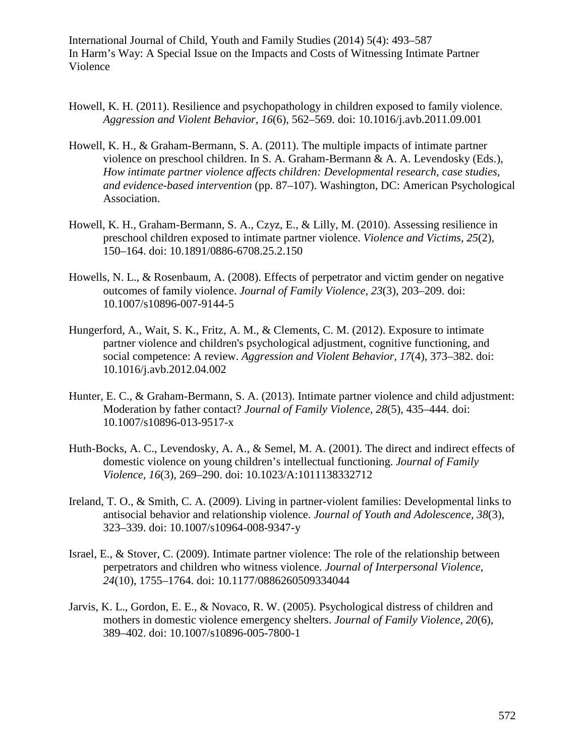Howell, K. H. (2011). Resilience and psychopathology in children exposed to family violence. *Aggression and Violent Behavior, 16*(6), 562–569. doi: 10.1016/j.avb.2011.09.001

Howell, K. H., & Graham-Bermann, S. A. (2011). The multiple impacts of intimate partner violence on preschool children. In S. A. Graham-Bermann & A. A. Levendosky (Eds.), *How intimate partner violence affects children: Developmental research, case studies, and evidence-based intervention* (pp. 87–107). Washington, DC: American Psychological Association.

Howell, K. H., Graham-Bermann, S. A., Czyz, E., & Lilly, M. (2010). Assessing resilience in preschool children exposed to intimate partner violence. *Violence and Victims, 25*(2), 150–164. doi: 10.1891/0886-6708.25.2.150

Howells, N. L., & Rosenbaum, A. (2008). Effects of perpetrator and victim gender on negative outcomes of family violence. *Journal of Family Violence, 23*(3), 203–209. doi: 10.1007/s10896-007-9144-5

Hungerford, A., Wait, S. K., Fritz, A. M., & Clements, C. M. (2012). Exposure to intimate partner violence and children's psychological adjustment, cognitive functioning, and social competence: A review. *Aggression and Violent Behavior, 17*(4), 373–382. doi: 10.1016/j.avb.2012.04.002

Hunter, E. C., & Graham-Bermann, S. A. (2013). Intimate partner violence and child adjustment: Moderation by father contact? *Journal of Family Violence, 28*(5), 435–444. doi: 10.1007/s10896-013-9517-x

Huth-Bocks, A. C., Levendosky, A. A., & Semel, M. A. (2001). The direct and indirect effects of domestic violence on young children's intellectual functioning. *Journal of Family Violence, 16*(3), 269–290. doi: 10.1023/A:1011138332712

Ireland, T. O., & Smith, C. A. (2009). Living in partner-violent families: Developmental links to antisocial behavior and relationship violence. *Journal of Youth and Adolescence, 38*(3), 323–339. doi: 10.1007/s10964-008-9347-y

Israel, E., & Stover, C. (2009). Intimate partner violence: The role of the relationship between perpetrators and children who witness violence. *Journal of Interpersonal Violence, 24*(10), 1755–1764. doi: 10.1177/0886260509334044

Jarvis, K. L., Gordon, E. E., & Novaco, R. W. (2005). Psychological distress of children and mothers in domestic violence emergency shelters. *Journal of Family Violence, 20*(6), 389–402. doi: 10.1007/s10896-005-7800-1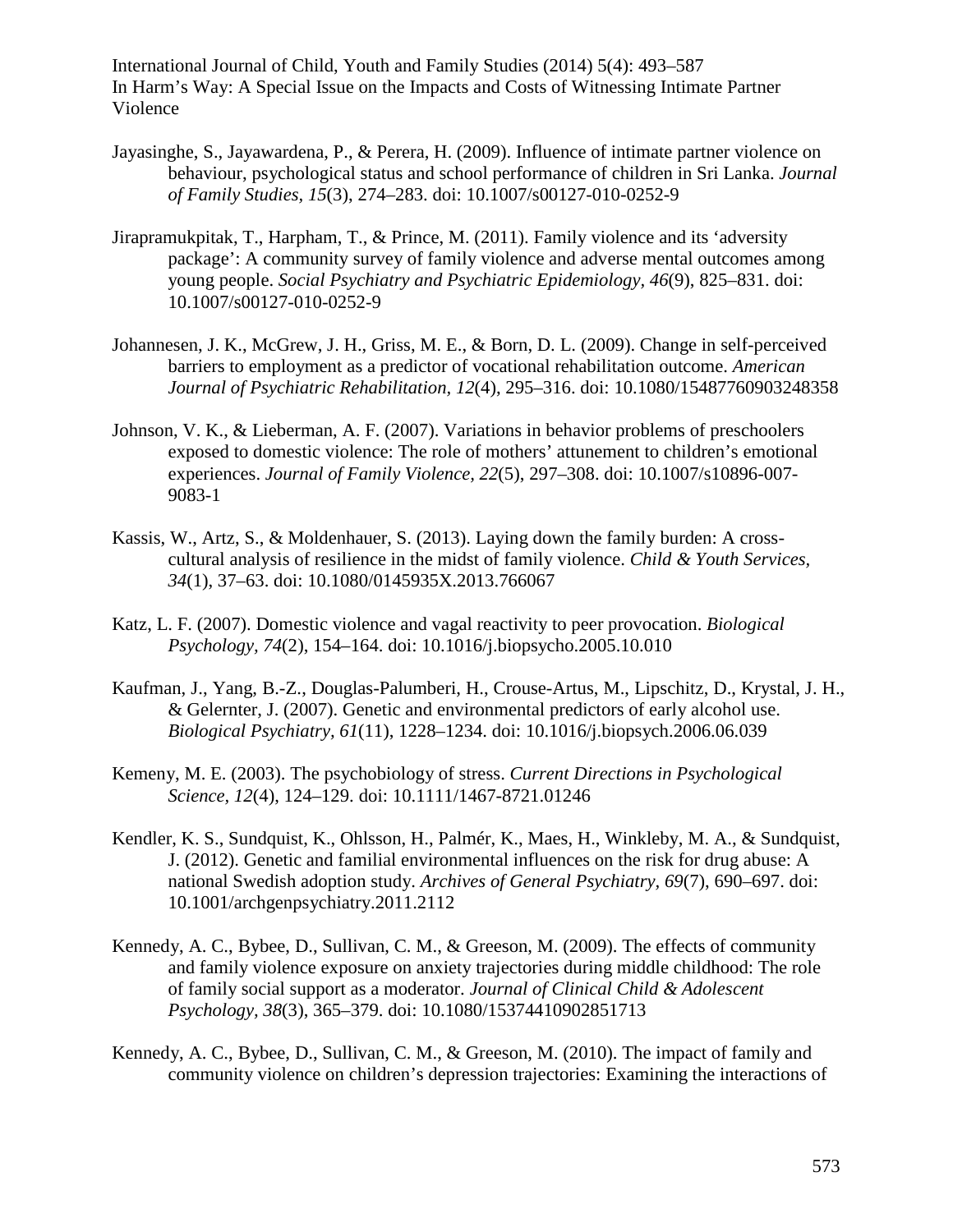Jayasinghe, S., Jayawardena, P., & Perera, H. (2009). Influence of intimate partner violence on behaviour, psychological status and school performance of children in Sri Lanka. *Journal of Family Studies, 15*(3), 274–283. doi: 10.1007/s00127-010-0252-9

Jirapramukpitak, T., Harpham, T., & Prince, M. (2011). Family violence and its 'adversity package': A community survey of family violence and adverse mental outcomes among young people. *Social Psychiatry and Psychiatric Epidemiology, 46*(9), 825–831. doi: 10.1007/s00127-010-0252-9

Johannesen, J. K., McGrew, J. H., Griss, M. E., & Born, D. L. (2009). Change in self-perceived barriers to employment as a predictor of vocational rehabilitation outcome. *American Journal of Psychiatric Rehabilitation, 12*(4), 295–316. doi: 10.1080/15487760903248358

Johnson, V. K., & Lieberman, A. F. (2007). Variations in behavior problems of preschoolers exposed to domestic violence: The role of mothers' attunement to children's emotional experiences. *Journal of Family Violence, 22*(5), 297–308. doi: 10.1007/s10896-007-9083-1

Kassis, W., Artz, S., & Moldenhauer, S. (2013). Laying down the family burden: A cross-cultural analysis of resilience in the midst of family violence. *Child & Youth Services, 34*(1), 37–63. doi: 10.1080/0145935X.2013.766067

Katz, L. F. (2007). Domestic violence and vagal reactivity to peer provocation. *Biological Psychology, 74*(2), 154–164. doi: 10.1016/j.biopsycho.2005.10.010

Kaufman, J., Yang, B.-Z., Douglas-Palumberi, H., Crouse-Artus, M., Lipschitz, D., Krystal, J. H., & Gelernter, J. (2007). Genetic and environmental predictors of early alcohol use. *Biological Psychiatry, 61*(11), 1228–1234. doi: 10.1016/j.biopsych.2006.06.039

Kemeny, M. E. (2003). The psychobiology of stress. *Current Directions in Psychological Science, 12*(4), 124–129. doi: 10.1111/1467-8721.01246

Kendler, K. S., Sundquist, K., Ohlsson, H., Palmér, K., Maes, H., Winkleby, M. A., & Sundquist, J. (2012). Genetic and familial environmental influences on the risk for drug abuse: A national Swedish adoption study. *Archives of General Psychiatry, 69*(7), 690–697. doi: 10.1001/archgenpsychiatry.2011.2112

Kennedy, A. C., Bybee, D., Sullivan, C. M., & Greeson, M. (2009). The effects of community and family violence exposure on anxiety trajectories during middle childhood: The role of family social support as a moderator. *Journal of Clinical Child & Adolescent Psychology, 38*(3), 365–379. doi: 10.1080/15374410902851713

Kennedy, A. C., Bybee, D., Sullivan, C. M., & Greeson, M. (2010). The impact of family and community violence on children's depression trajectories: Examining the interactions of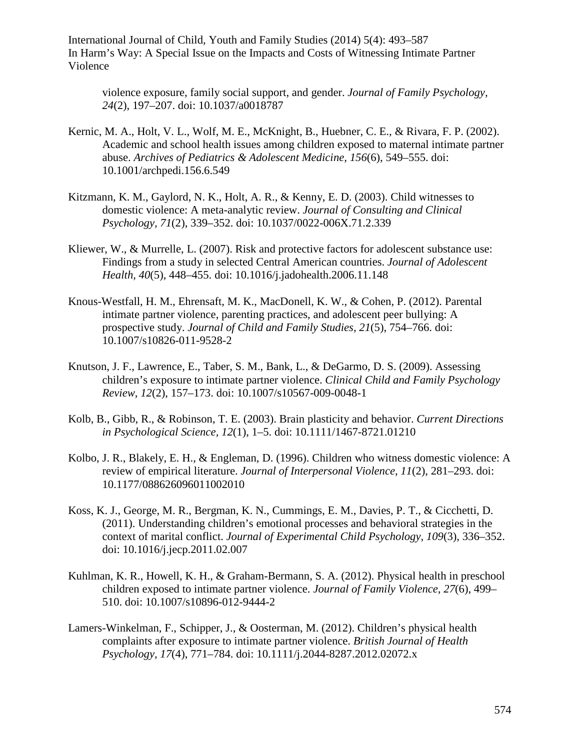violence exposure, family social support, and gender. *Journal of Family Psychology, 24*(2), 197–207. doi: 10.1037/a0018787

Kernic, M. A., Holt, V. L., Wolf, M. E., McKnight, B., Huebner, C. E., & Rivara, F. P. (2002). Academic and school health issues among children exposed to maternal intimate partner abuse. *Archives of Pediatrics & Adolescent Medicine, 156*(6), 549–555. doi: 10.1001/archpedi.156.6.549

Kitzmann, K. M., Gaylord, N. K., Holt, A. R., & Kenny, E. D. (2003). Child witnesses to domestic violence: A meta-analytic review. *Journal of Consulting and Clinical Psychology, 71*(2), 339–352. doi: 10.1037/0022-006X.71.2.339

Kliewer, W., & Murrelle, L. (2007). Risk and protective factors for adolescent substance use: Findings from a study in selected Central American countries. *Journal of Adolescent Health, 40*(5), 448–455. doi: 10.1016/j.jadohealth.2006.11.148

Knous-Westfall, H. M., Ehrensaft, M. K., MacDonell, K. W., & Cohen, P. (2012). Parental intimate partner violence, parenting practices, and adolescent peer bullying: A prospective study. *Journal of Child and Family Studies, 21*(5), 754–766. doi: 10.1007/s10826-011-9528-2

Knutson, J. F., Lawrence, E., Taber, S. M., Bank, L., & DeGarmo, D. S. (2009). Assessing children's exposure to intimate partner violence. *Clinical Child and Family Psychology Review, 12*(2), 157–173. doi: 10.1007/s10567-009-0048-1

Kolb, B., Gibb, R., & Robinson, T. E. (2003). Brain plasticity and behavior. *Current Directions in Psychological Science, 12*(1), 1–5. doi: 10.1111/1467-8721.01210

Kolbo, J. R., Blakely, E. H., & Engleman, D. (1996). Children who witness domestic violence: A review of empirical literature. *Journal of Interpersonal Violence, 11*(2), 281–293. doi: 10.1177/088626096011002010

Koss, K. J., George, M. R., Bergman, K. N., Cummings, E. M., Davies, P. T., & Cicchetti, D. (2011). Understanding children's emotional processes and behavioral strategies in the context of marital conflict. *Journal of Experimental Child Psychology, 109*(3), 336–352. doi: 10.1016/j.jecp.2011.02.007

Kuhlman, K. R., Howell, K. H., & Graham-Bermann, S. A. (2012). Physical health in preschool children exposed to intimate partner violence. *Journal of Family Violence, 27*(6), 499–510. doi: 10.1007/s10896-012-9444-2

Lamers-Winkelman, F., Schipper, J., & Oosterman, M. (2012). Children's physical health complaints after exposure to intimate partner violence. *British Journal of Health Psychology, 17*(4), 771–784. doi: 10.1111/j.2044-8287.2012.02072.x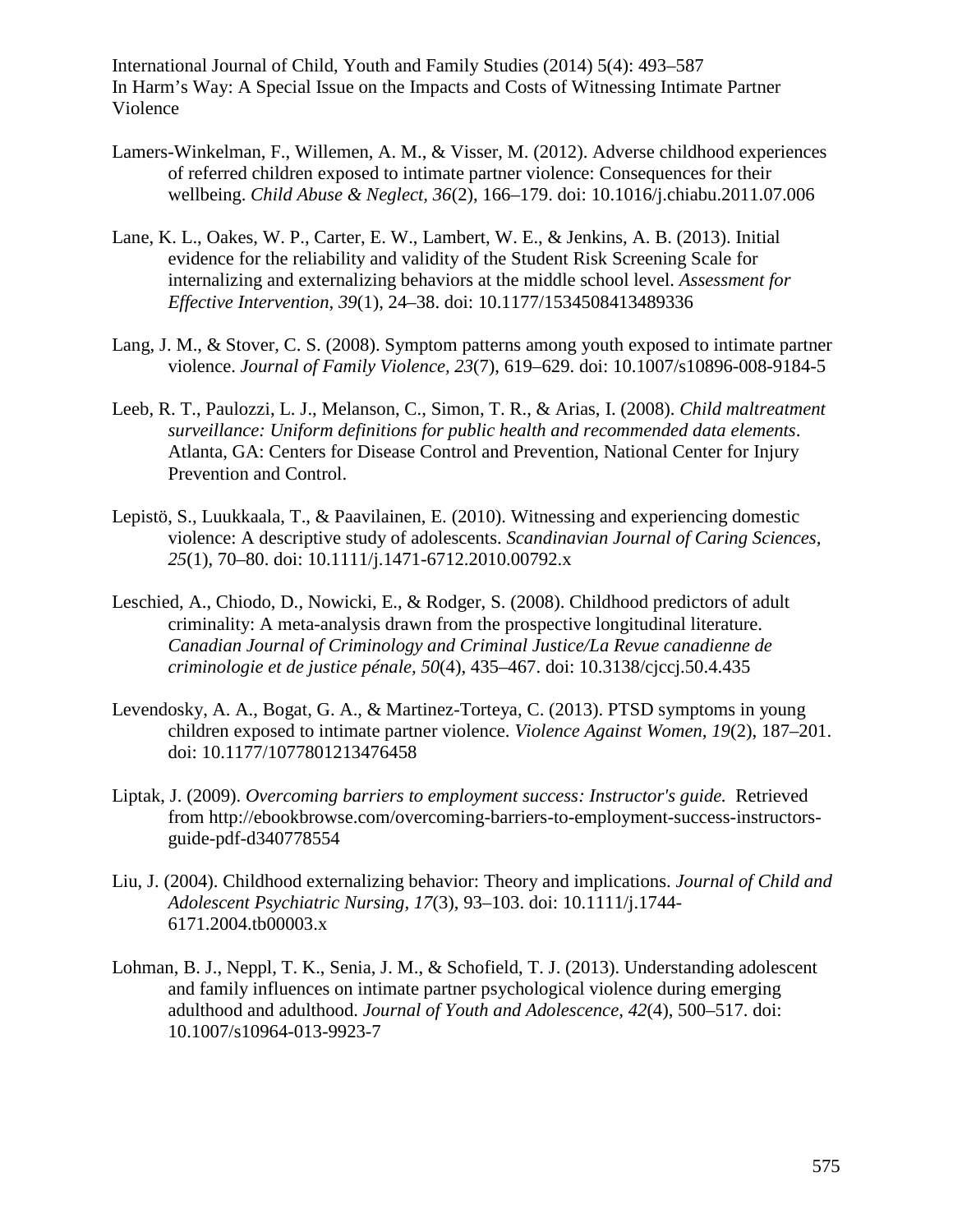Lamers-Winkelman, F., Willemen, A. M., & Visser, M. (2012). Adverse childhood experiences of referred children exposed to intimate partner violence: Consequences for their wellbeing. *Child Abuse & Neglect, 36*(2), 166–179. doi: 10.1016/j.chiabu.2011.07.006

Lane, K. L., Oakes, W. P., Carter, E. W., Lambert, W. E., & Jenkins, A. B. (2013). Initial evidence for the reliability and validity of the Student Risk Screening Scale for internalizing and externalizing behaviors at the middle school level. *Assessment for Effective Intervention, 39*(1), 24–38. doi: 10.1177/1534508413489336

Lang, J. M., & Stover, C. S. (2008). Symptom patterns among youth exposed to intimate partner violence. *Journal of Family Violence, 23*(7), 619–629. doi: 10.1007/s10896-008-9184-5

Leeb, R. T., Paulozzi, L. J., Melanson, C., Simon, T. R., & Arias, I. (2008). *Child maltreatment surveillance: Uniform definitions for public health and recommended data elements*. Atlanta, GA: Centers for Disease Control and Prevention, National Center for Injury Prevention and Control.

Lepistö, S., Luukkaala, T., & Paavilainen, E. (2010). Witnessing and experiencing domestic violence: A descriptive study of adolescents. *Scandinavian Journal of Caring Sciences, 25*(1), 70–80. doi: 10.1111/j.1471-6712.2010.00792.x

Leschied, A., Chiodo, D., Nowicki, E., & Rodger, S. (2008). Childhood predictors of adult criminality: A meta-analysis drawn from the prospective longitudinal literature. *Canadian Journal of Criminology and Criminal Justice/La Revue canadienne de criminologie et de justice pénale, 50*(4), 435–467. doi: 10.3138/cjccj.50.4.435

Levendosky, A. A., Bogat, G. A., & Martinez-Torteya, C. (2013). PTSD symptoms in young children exposed to intimate partner violence. *Violence Against Women, 19*(2), 187–201. doi: 10.1177/1077801213476458

Liptak, J. (2009). *Overcoming barriers to employment success: Instructor's guide.* Retrieved from http://ebookbrowse.com/overcoming-barriers-to-employment-success-instructors-guide-pdf-d340778554

Liu, J. (2004). Childhood externalizing behavior: Theory and implications. *Journal of Child and Adolescent Psychiatric Nursing, 17*(3), 93–103. doi: 10.1111/j.1744-6171.2004.tb00003.x

Lohman, B. J., Neppl, T. K., Senia, J. M., & Schofield, T. J. (2013). Understanding adolescent and family influences on intimate partner psychological violence during emerging adulthood and adulthood. *Journal of Youth and Adolescence, 42*(4), 500–517. doi: 10.1007/s10964-013-9923-7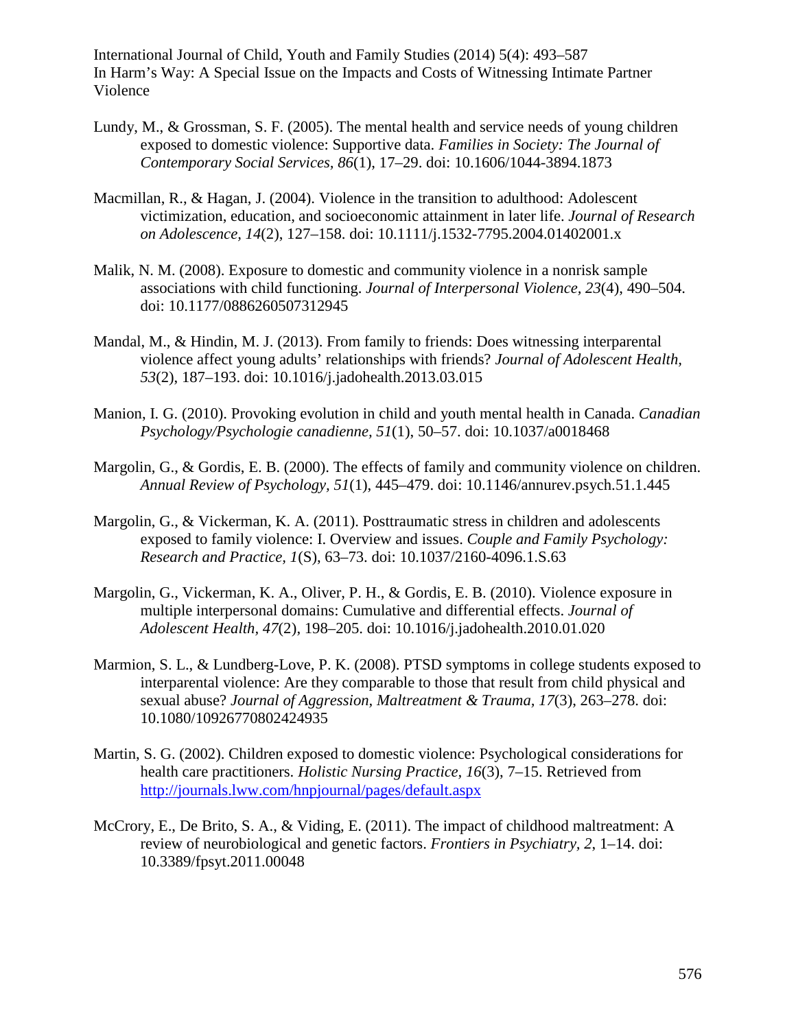Lundy, M., & Grossman, S. F. (2005). The mental health and service needs of young children exposed to domestic violence: Supportive data. *Families in Society: The Journal of Contemporary Social Services, 86*(1), 17–29. doi: 10.1606/1044-3894.1873

Macmillan, R., & Hagan, J. (2004). Violence in the transition to adulthood: Adolescent victimization, education, and socioeconomic attainment in later life. *Journal of Research on Adolescence, 14*(2), 127–158. doi: 10.1111/j.1532-7795.2004.01402001.x

Malik, N. M. (2008). Exposure to domestic and community violence in a nonrisk sample associations with child functioning. *Journal of Interpersonal Violence, 23*(4), 490–504. doi: 10.1177/0886260507312945

Mandal, M., & Hindin, M. J. (2013). From family to friends: Does witnessing interparental violence affect young adults' relationships with friends? *Journal of Adolescent Health, 53*(2), 187–193. doi: 10.1016/j.jadohealth.2013.03.015

Manion, I. G. (2010). Provoking evolution in child and youth mental health in Canada. *Canadian Psychology/Psychologie canadienne, 51*(1), 50–57. doi: 10.1037/a0018468

Margolin, G., & Gordis, E. B. (2000). The effects of family and community violence on children. *Annual Review of Psychology, 51*(1), 445–479. doi: 10.1146/annurev.psych.51.1.445

Margolin, G., & Vickerman, K. A. (2011). Posttraumatic stress in children and adolescents exposed to family violence: I. Overview and issues. *Couple and Family Psychology: Research and Practice, 1*(S), 63–73. doi: 10.1037/2160-4096.1.S.63

Margolin, G., Vickerman, K. A., Oliver, P. H., & Gordis, E. B. (2010). Violence exposure in multiple interpersonal domains: Cumulative and differential effects. *Journal of Adolescent Health, 47*(2), 198–205. doi: 10.1016/j.jadohealth.2010.01.020

Marmion, S. L., & Lundberg-Love, P. K. (2008). PTSD symptoms in college students exposed to interparental violence: Are they comparable to those that result from child physical and sexual abuse? *Journal of Aggression, Maltreatment & Trauma, 17*(3), 263–278. doi: 10.1080/10926770802424935

Martin, S. G. (2002). Children exposed to domestic violence: Psychological considerations for health care practitioners. *Holistic Nursing Practice, 16*(3), 7–15. Retrieved from http://journals.lww.com/hnpjournal/pages/default.aspx

McCrory, E., De Brito, S. A., & Viding, E. (2011). The impact of childhood maltreatment: A review of neurobiological and genetic factors. *Frontiers in Psychiatry, 2*, 1–14. doi: 10.3389/fpsyt.2011.00048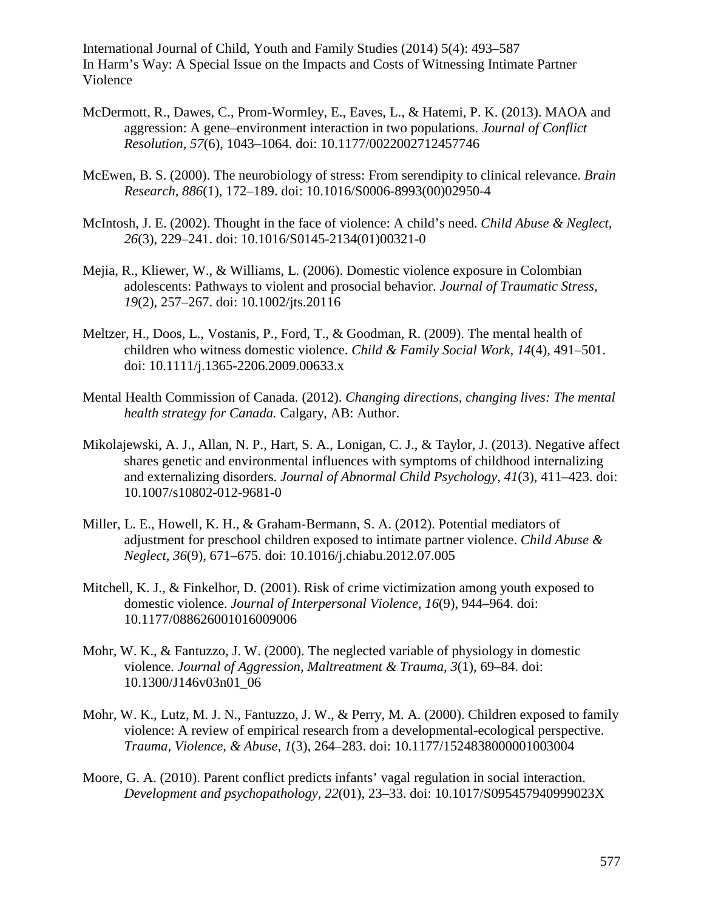McDermott, R., Dawes, C., Prom-Wormley, E., Eaves, L., & Hatemi, P. K. (2013). MAOA and aggression: A gene–environment interaction in two populations. *Journal of Conflict Resolution, 57*(6), 1043–1064. doi: 10.1177/0022002712457746

McEwen, B. S. (2000). The neurobiology of stress: From serendipity to clinical relevance. *Brain Research, 886*(1), 172–189. doi: 10.1016/S0006-8993(00)02950-4

McIntosh, J. E. (2002). Thought in the face of violence: A child's need. *Child Abuse & Neglect, 26*(3), 229–241. doi: 10.1016/S0145-2134(01)00321-0

Mejia, R., Kliewer, W., & Williams, L. (2006). Domestic violence exposure in Colombian adolescents: Pathways to violent and prosocial behavior. *Journal of Traumatic Stress, 19*(2), 257–267. doi: 10.1002/jts.20116

Meltzer, H., Doos, L., Vostanis, P., Ford, T., & Goodman, R. (2009). The mental health of children who witness domestic violence. *Child & Family Social Work, 14*(4), 491–501. doi: 10.1111/j.1365-2206.2009.00633.x

Mental Health Commission of Canada. (2012). *Changing directions, changing lives: The mental health strategy for Canada.* Calgary, AB: Author.

Mikolajewski, A. J., Allan, N. P., Hart, S. A., Lonigan, C. J., & Taylor, J. (2013). Negative affect shares genetic and environmental influences with symptoms of childhood internalizing and externalizing disorders. *Journal of Abnormal Child Psychology, 41*(3), 411–423. doi: 10.1007/s10802-012-9681-0

Miller, L. E., Howell, K. H., & Graham-Bermann, S. A. (2012). Potential mediators of adjustment for preschool children exposed to intimate partner violence. *Child Abuse & Neglect, 36*(9), 671–675. doi: 10.1016/j.chiabu.2012.07.005

Mitchell, K. J., & Finkelhor, D. (2001). Risk of crime victimization among youth exposed to domestic violence. *Journal of Interpersonal Violence, 16*(9), 944–964. doi: 10.1177/088626001016009006

Mohr, W. K., & Fantuzzo, J. W. (2000). The neglected variable of physiology in domestic violence. *Journal of Aggression, Maltreatment & Trauma, 3*(1), 69–84. doi: 10.1300/J146v03n01_06

Mohr, W. K., Lutz, M. J. N., Fantuzzo, J. W., & Perry, M. A. (2000). Children exposed to family violence: A review of empirical research from a developmental-ecological perspective. *Trauma, Violence, & Abuse, 1*(3), 264–283. doi: 10.1177/1524838000001003004

Moore, G. A. (2010). Parent conflict predicts infants' vagal regulation in social interaction. *Development and psychopathology, 22*(01), 23–33. doi: 10.1017/S095457940999023X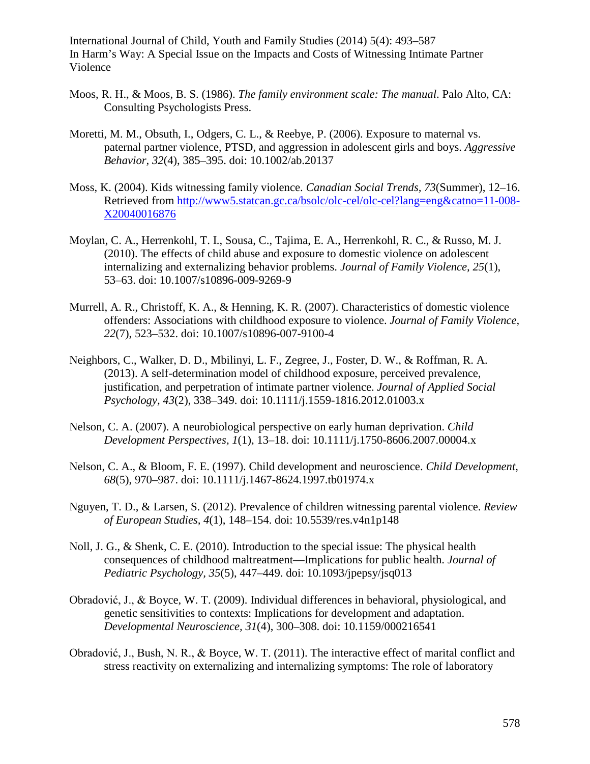Moos, R. H., & Moos, B. S. (1986). *The family environment scale: The manual*. Palo Alto, CA: Consulting Psychologists Press.

Moretti, M. M., Obsuth, I., Odgers, C. L., & Reebye, P. (2006). Exposure to maternal vs. paternal partner violence, PTSD, and aggression in adolescent girls and boys. *Aggressive Behavior, 32*(4), 385–395. doi: 10.1002/ab.20137

Moss, K. (2004). Kids witnessing family violence. *Canadian Social Trends, 73*(Summer), 12–16. Retrieved from http://www5.statcan.gc.ca/bsolc/olc-cel/olc-cel?lang=eng&catno=11-008-X20040016876

Moylan, C. A., Herrenkohl, T. I., Sousa, C., Tajima, E. A., Herrenkohl, R. C., & Russo, M. J. (2010). The effects of child abuse and exposure to domestic violence on adolescent internalizing and externalizing behavior problems. *Journal of Family Violence, 25*(1), 53–63. doi: 10.1007/s10896-009-9269-9

Murrell, A. R., Christoff, K. A., & Henning, K. R. (2007). Characteristics of domestic violence offenders: Associations with childhood exposure to violence. *Journal of Family Violence, 22*(7), 523–532. doi: 10.1007/s10896-007-9100-4

Neighbors, C., Walker, D. D., Mbilinyi, L. F., Zegree, J., Foster, D. W., & Roffman, R. A. (2013). A self-determination model of childhood exposure, perceived prevalence, justification, and perpetration of intimate partner violence. *Journal of Applied Social Psychology, 43*(2), 338–349. doi: 10.1111/j.1559-1816.2012.01003.x

Nelson, C. A. (2007). A neurobiological perspective on early human deprivation. *Child Development Perspectives, 1*(1), 13–18. doi: 10.1111/j.1750-8606.2007.00004.x

Nelson, C. A., & Bloom, F. E. (1997). Child development and neuroscience. *Child Development, 68*(5), 970–987. doi: 10.1111/j.1467-8624.1997.tb01974.x

Nguyen, T. D., & Larsen, S. (2012). Prevalence of children witnessing parental violence. *Review of European Studies, 4*(1), 148–154. doi: 10.5539/res.v4n1p148

Noll, J. G., & Shenk, C. E. (2010). Introduction to the special issue: The physical health consequences of childhood maltreatment—Implications for public health. *Journal of Pediatric Psychology, 35*(5), 447–449. doi: 10.1093/jpepsy/jsq013

Obradović, J., & Boyce, W. T. (2009). Individual differences in behavioral, physiological, and genetic sensitivities to contexts: Implications for development and adaptation. *Developmental Neuroscience, 31*(4), 300–308. doi: 10.1159/000216541

Obradović, J., Bush, N. R., & Boyce, W. T. (2011). The interactive effect of marital conflict and stress reactivity on externalizing and internalizing symptoms: The role of laboratory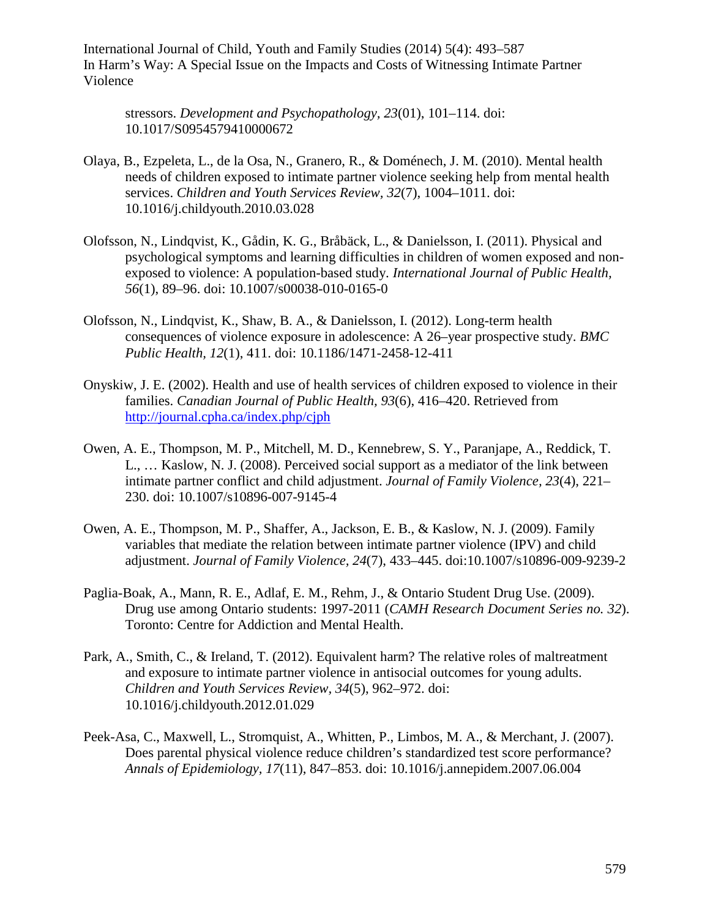stressors. *Development and Psychopathology, 23*(01), 101–114. doi: 10.1017/S0954579410000672

Olaya, B., Ezpeleta, L., de la Osa, N., Granero, R., & Doménech, J. M. (2010). Mental health needs of children exposed to intimate partner violence seeking help from mental health services. *Children and Youth Services Review, 32*(7), 1004–1011. doi: 10.1016/j.childyouth.2010.03.028

Olofsson, N., Lindqvist, K., Gådin, K. G., Bråbäck, L., & Danielsson, I. (2011). Physical and psychological symptoms and learning difficulties in children of women exposed and non-exposed to violence: A population-based study. *International Journal of Public Health, 56*(1), 89–96. doi: 10.1007/s00038-010-0165-0

Olofsson, N., Lindqvist, K., Shaw, B. A., & Danielsson, I. (2012). Long-term health consequences of violence exposure in adolescence: A 26–year prospective study. *BMC Public Health, 12*(1), 411. doi: 10.1186/1471-2458-12-411

Onyskiw, J. E. (2002). Health and use of health services of children exposed to violence in their families. *Canadian Journal of Public Health, 93*(6), 416–420. Retrieved from http://journal.cpha.ca/index.php/cjph

Owen, A. E., Thompson, M. P., Mitchell, M. D., Kennebrew, S. Y., Paranjape, A., Reddick, T. L., … Kaslow, N. J. (2008). Perceived social support as a mediator of the link between intimate partner conflict and child adjustment. *Journal of Family Violence, 23*(4), 221–230. doi: 10.1007/s10896-007-9145-4

Owen, A. E., Thompson, M. P., Shaffer, A., Jackson, E. B., & Kaslow, N. J. (2009). Family variables that mediate the relation between intimate partner violence (IPV) and child adjustment. *Journal of Family Violence, 24*(7), 433–445. doi:10.1007/s10896-009-9239-2

Paglia-Boak, A., Mann, R. E., Adlaf, E. M., Rehm, J., & Ontario Student Drug Use. (2009). Drug use among Ontario students: 1997-2011 (*CAMH Research Document Series no. 32*). Toronto: Centre for Addiction and Mental Health.

Park, A., Smith, C., & Ireland, T. (2012). Equivalent harm? The relative roles of maltreatment and exposure to intimate partner violence in antisocial outcomes for young adults. *Children and Youth Services Review, 34*(5), 962–972. doi: 10.1016/j.childyouth.2012.01.029

Peek-Asa, C., Maxwell, L., Stromquist, A., Whitten, P., Limbos, M. A., & Merchant, J. (2007). Does parental physical violence reduce children's standardized test score performance? *Annals of Epidemiology, 17*(11), 847–853. doi: 10.1016/j.annepidem.2007.06.004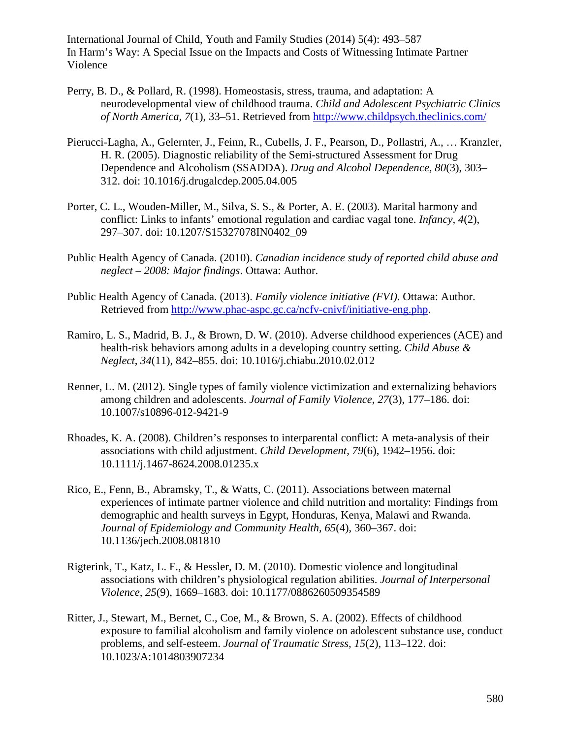Perry, B. D., & Pollard, R. (1998). Homeostasis, stress, trauma, and adaptation: A neurodevelopmental view of childhood trauma. *Child and Adolescent Psychiatric Clinics of North America, 7*(1), 33–51. Retrieved from http://www.childpsych.theclinics.com/

Pierucci-Lagha, A., Gelernter, J., Feinn, R., Cubells, J. F., Pearson, D., Pollastri, A., … Kranzler, H. R. (2005). Diagnostic reliability of the Semi-structured Assessment for Drug Dependence and Alcoholism (SSADDA). *Drug and Alcohol Dependence, 80*(3), 303–312. doi: 10.1016/j.drugalcdep.2005.04.005

Porter, C. L., Wouden-Miller, M., Silva, S. S., & Porter, A. E. (2003). Marital harmony and conflict: Links to infants' emotional regulation and cardiac vagal tone. *Infancy, 4*(2), 297–307. doi: 10.1207/S15327078IN0402_09

Public Health Agency of Canada. (2010). *Canadian incidence study of reported child abuse and neglect – 2008: Major findings*. Ottawa: Author.

Public Health Agency of Canada. (2013). *Family violence initiative (FVI)*. Ottawa: Author. Retrieved from http://www.phac-aspc.gc.ca/ncfv-cnivf/initiative-eng.php.

Ramiro, L. S., Madrid, B. J., & Brown, D. W. (2010). Adverse childhood experiences (ACE) and health-risk behaviors among adults in a developing country setting. *Child Abuse & Neglect, 34*(11), 842–855. doi: 10.1016/j.chiabu.2010.02.012

Renner, L. M. (2012). Single types of family violence victimization and externalizing behaviors among children and adolescents. *Journal of Family Violence, 27*(3), 177–186. doi: 10.1007/s10896-012-9421-9

Rhoades, K. A. (2008). Children's responses to interparental conflict: A meta-analysis of their associations with child adjustment. *Child Development, 79*(6), 1942–1956. doi: 10.1111/j.1467-8624.2008.01235.x

Rico, E., Fenn, B., Abramsky, T., & Watts, C. (2011). Associations between maternal experiences of intimate partner violence and child nutrition and mortality: Findings from demographic and health surveys in Egypt, Honduras, Kenya, Malawi and Rwanda. *Journal of Epidemiology and Community Health, 65*(4), 360–367. doi: 10.1136/jech.2008.081810

Rigterink, T., Katz, L. F., & Hessler, D. M. (2010). Domestic violence and longitudinal associations with children's physiological regulation abilities. *Journal of Interpersonal Violence, 25*(9), 1669–1683. doi: 10.1177/0886260509354589

Ritter, J., Stewart, M., Bernet, C., Coe, M., & Brown, S. A. (2002). Effects of childhood exposure to familial alcoholism and family violence on adolescent substance use, conduct problems, and self-esteem. *Journal of Traumatic Stress, 15*(2), 113–122. doi: 10.1023/A:1014803907234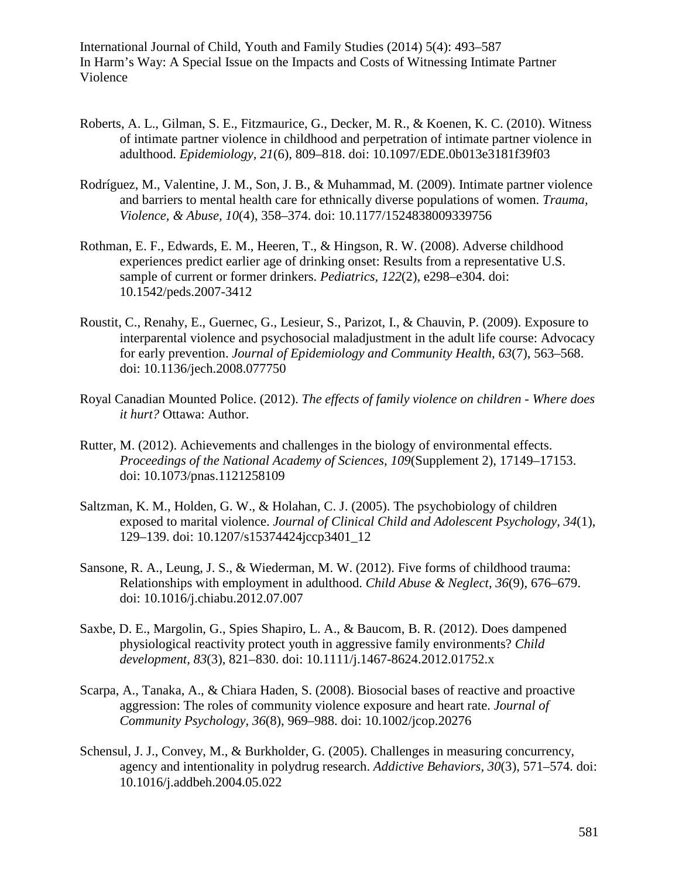Roberts, A. L., Gilman, S. E., Fitzmaurice, G., Decker, M. R., & Koenen, K. C. (2010). Witness of intimate partner violence in childhood and perpetration of intimate partner violence in adulthood. *Epidemiology, 21*(6), 809–818. doi: 10.1097/EDE.0b013e3181f39f03

Rodríguez, M., Valentine, J. M., Son, J. B., & Muhammad, M. (2009). Intimate partner violence and barriers to mental health care for ethnically diverse populations of women. *Trauma, Violence, & Abuse, 10*(4), 358–374. doi: 10.1177/1524838009339756

Rothman, E. F., Edwards, E. M., Heeren, T., & Hingson, R. W. (2008). Adverse childhood experiences predict earlier age of drinking onset: Results from a representative U.S. sample of current or former drinkers. *Pediatrics, 122*(2), e298–e304. doi: 10.1542/peds.2007-3412

Roustit, C., Renahy, E., Guernec, G., Lesieur, S., Parizot, I., & Chauvin, P. (2009). Exposure to interparental violence and psychosocial maladjustment in the adult life course: Advocacy for early prevention. *Journal of Epidemiology and Community Health, 63*(7), 563–568. doi: 10.1136/jech.2008.077750

Royal Canadian Mounted Police. (2012). *The effects of family violence on children - Where does it hurt?* Ottawa: Author.

Rutter, M. (2012). Achievements and challenges in the biology of environmental effects. *Proceedings of the National Academy of Sciences, 109*(Supplement 2), 17149–17153. doi: 10.1073/pnas.1121258109

Saltzman, K. M., Holden, G. W., & Holahan, C. J. (2005). The psychobiology of children exposed to marital violence. *Journal of Clinical Child and Adolescent Psychology, 34*(1), 129–139. doi: 10.1207/s15374424jccp3401_12

Sansone, R. A., Leung, J. S., & Wiederman, M. W. (2012). Five forms of childhood trauma: Relationships with employment in adulthood. *Child Abuse & Neglect, 36*(9), 676–679. doi: 10.1016/j.chiabu.2012.07.007

Saxbe, D. E., Margolin, G., Spies Shapiro, L. A., & Baucom, B. R. (2012). Does dampened physiological reactivity protect youth in aggressive family environments? *Child development, 83*(3), 821–830. doi: 10.1111/j.1467-8624.2012.01752.x

Scarpa, A., Tanaka, A., & Chiara Haden, S. (2008). Biosocial bases of reactive and proactive aggression: The roles of community violence exposure and heart rate. *Journal of Community Psychology, 36*(8), 969–988. doi: 10.1002/jcop.20276

Schensul, J. J., Convey, M., & Burkholder, G. (2005). Challenges in measuring concurrency, agency and intentionality in polydrug research. *Addictive Behaviors, 30*(3), 571–574. doi: 10.1016/j.addbeh.2004.05.022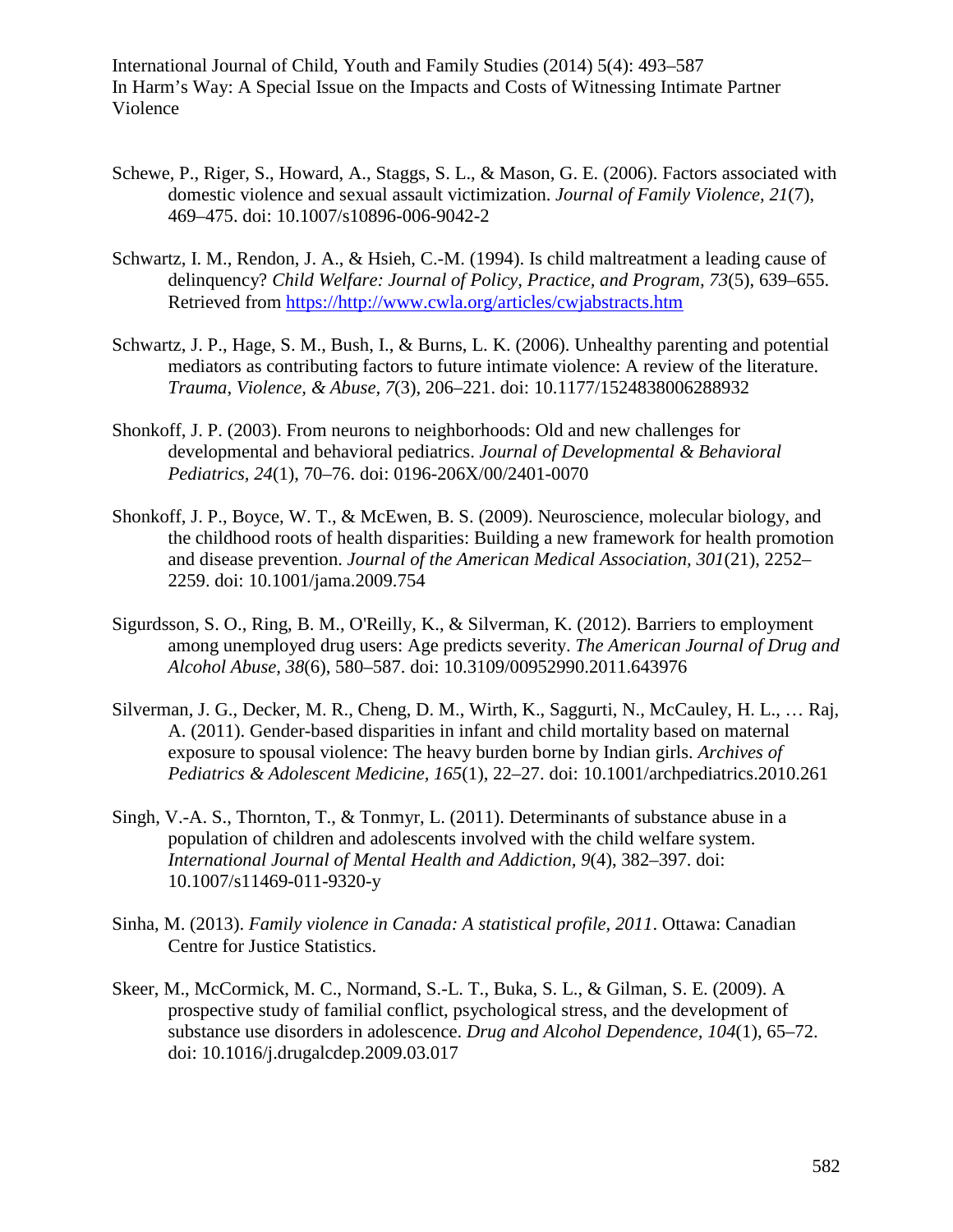Schewe, P., Riger, S., Howard, A., Staggs, S. L., & Mason, G. E. (2006). Factors associated with domestic violence and sexual assault victimization. *Journal of Family Violence, 21*(7), 469–475. doi: 10.1007/s10896-006-9042-2

Schwartz, I. M., Rendon, J. A., & Hsieh, C.-M. (1994). Is child maltreatment a leading cause of delinquency? *Child Welfare: Journal of Policy, Practice, and Program, 73*(5), 639–655. Retrieved from https://http://www.cwla.org/articles/cwjabstracts.htm

Schwartz, J. P., Hage, S. M., Bush, I., & Burns, L. K. (2006). Unhealthy parenting and potential mediators as contributing factors to future intimate violence: A review of the literature. *Trauma, Violence, & Abuse, 7*(3), 206–221. doi: 10.1177/1524838006288932

Shonkoff, J. P. (2003). From neurons to neighborhoods: Old and new challenges for developmental and behavioral pediatrics. *Journal of Developmental & Behavioral Pediatrics, 24*(1), 70–76. doi: 0196-206X/00/2401-0070

Shonkoff, J. P., Boyce, W. T., & McEwen, B. S. (2009). Neuroscience, molecular biology, and the childhood roots of health disparities: Building a new framework for health promotion and disease prevention. *Journal of the American Medical Association, 301*(21), 2252–2259. doi: 10.1001/jama.2009.754

Sigurdsson, S. O., Ring, B. M., O'Reilly, K., & Silverman, K. (2012). Barriers to employment among unemployed drug users: Age predicts severity. *The American Journal of Drug and Alcohol Abuse, 38*(6), 580–587. doi: 10.3109/00952990.2011.643976

Silverman, J. G., Decker, M. R., Cheng, D. M., Wirth, K., Saggurti, N., McCauley, H. L., … Raj, A. (2011). Gender-based disparities in infant and child mortality based on maternal exposure to spousal violence: The heavy burden borne by Indian girls. *Archives of Pediatrics & Adolescent Medicine, 165*(1), 22–27. doi: 10.1001/archpediatrics.2010.261

Singh, V.-A. S., Thornton, T., & Tonmyr, L. (2011). Determinants of substance abuse in a population of children and adolescents involved with the child welfare system. *International Journal of Mental Health and Addiction, 9*(4), 382–397. doi: 10.1007/s11469-011-9320-y

Sinha, M. (2013). *Family violence in Canada: A statistical profile, 2011*. Ottawa: Canadian Centre for Justice Statistics.

Skeer, M., McCormick, M. C., Normand, S.-L. T., Buka, S. L., & Gilman, S. E. (2009). A prospective study of familial conflict, psychological stress, and the development of substance use disorders in adolescence. *Drug and Alcohol Dependence, 104*(1), 65–72. doi: 10.1016/j.drugalcdep.2009.03.017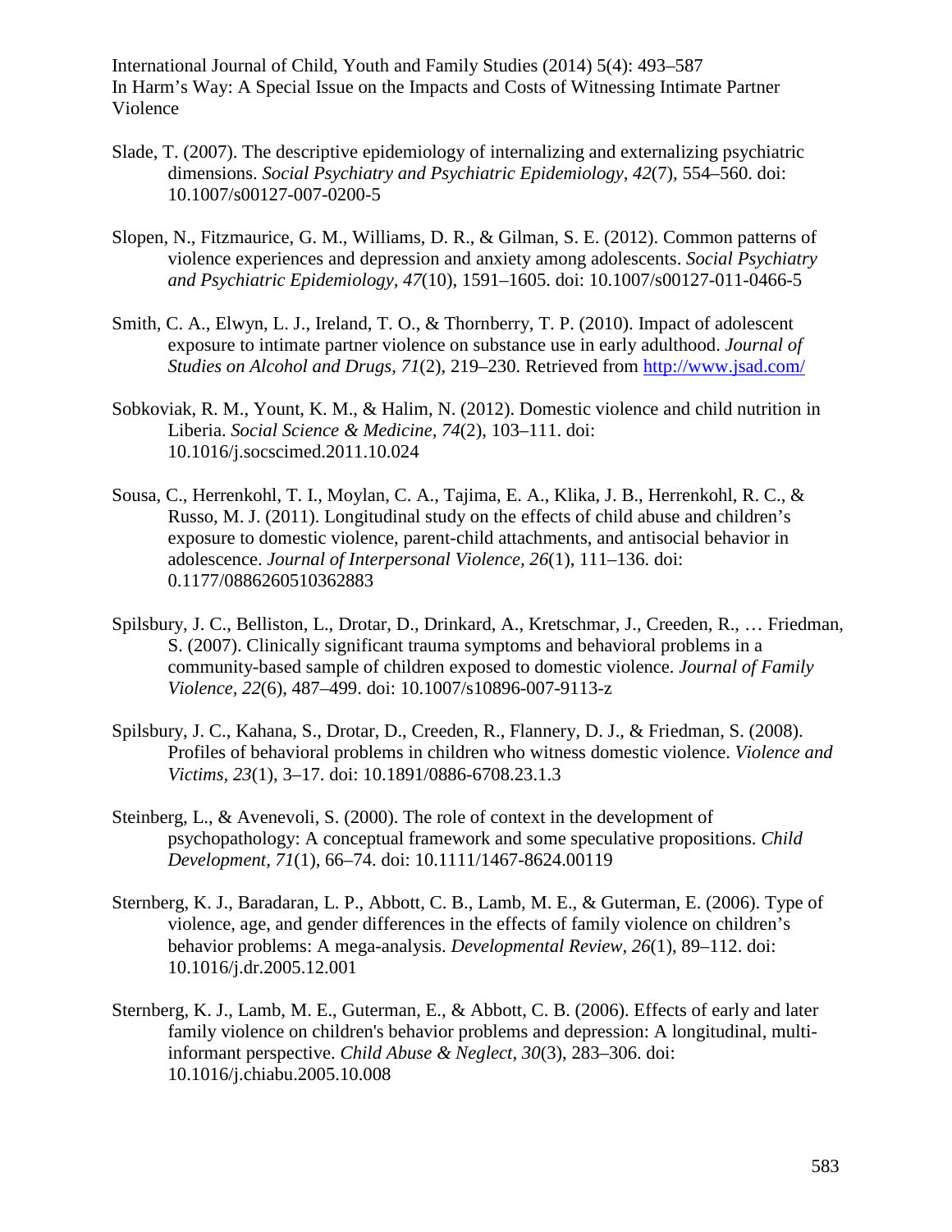Slade, T. (2007). The descriptive epidemiology of internalizing and externalizing psychiatric dimensions. *Social Psychiatry and Psychiatric Epidemiology, 42*(7), 554–560. doi: 10.1007/s00127-007-0200-5

Slopen, N., Fitzmaurice, G. M., Williams, D. R., & Gilman, S. E. (2012). Common patterns of violence experiences and depression and anxiety among adolescents. *Social Psychiatry and Psychiatric Epidemiology, 47*(10), 1591–1605. doi: 10.1007/s00127-011-0466-5

Smith, C. A., Elwyn, L. J., Ireland, T. O., & Thornberry, T. P. (2010). Impact of adolescent exposure to intimate partner violence on substance use in early adulthood. *Journal of Studies on Alcohol and Drugs, 71*(2), 219–230. Retrieved from http://www.jsad.com/

Sobkoviak, R. M., Yount, K. M., & Halim, N. (2012). Domestic violence and child nutrition in Liberia. *Social Science & Medicine, 74*(2), 103–111. doi: 10.1016/j.socscimed.2011.10.024

Sousa, C., Herrenkohl, T. I., Moylan, C. A., Tajima, E. A., Klika, J. B., Herrenkohl, R. C., & Russo, M. J. (2011). Longitudinal study on the effects of child abuse and children's exposure to domestic violence, parent-child attachments, and antisocial behavior in adolescence. *Journal of Interpersonal Violence, 26*(1), 111–136. doi: 0.1177/0886260510362883

Spilsbury, J. C., Belliston, L., Drotar, D., Drinkard, A., Kretschmar, J., Creeden, R., … Friedman, S. (2007). Clinically significant trauma symptoms and behavioral problems in a community-based sample of children exposed to domestic violence. *Journal of Family Violence, 22*(6), 487–499. doi: 10.1007/s10896-007-9113-z

Spilsbury, J. C., Kahana, S., Drotar, D., Creeden, R., Flannery, D. J., & Friedman, S. (2008). Profiles of behavioral problems in children who witness domestic violence. *Violence and Victims, 23*(1), 3–17. doi: 10.1891/0886-6708.23.1.3

Steinberg, L., & Avenevoli, S. (2000). The role of context in the development of psychopathology: A conceptual framework and some speculative propositions. *Child Development, 71*(1), 66–74. doi: 10.1111/1467-8624.00119

Sternberg, K. J., Baradaran, L. P., Abbott, C. B., Lamb, M. E., & Guterman, E. (2006). Type of violence, age, and gender differences in the effects of family violence on children's behavior problems: A mega-analysis. *Developmental Review, 26*(1), 89–112. doi: 10.1016/j.dr.2005.12.001

Sternberg, K. J., Lamb, M. E., Guterman, E., & Abbott, C. B. (2006). Effects of early and later family violence on children's behavior problems and depression: A longitudinal, multi-informant perspective. *Child Abuse & Neglect, 30*(3), 283–306. doi: 10.1016/j.chiabu.2005.10.008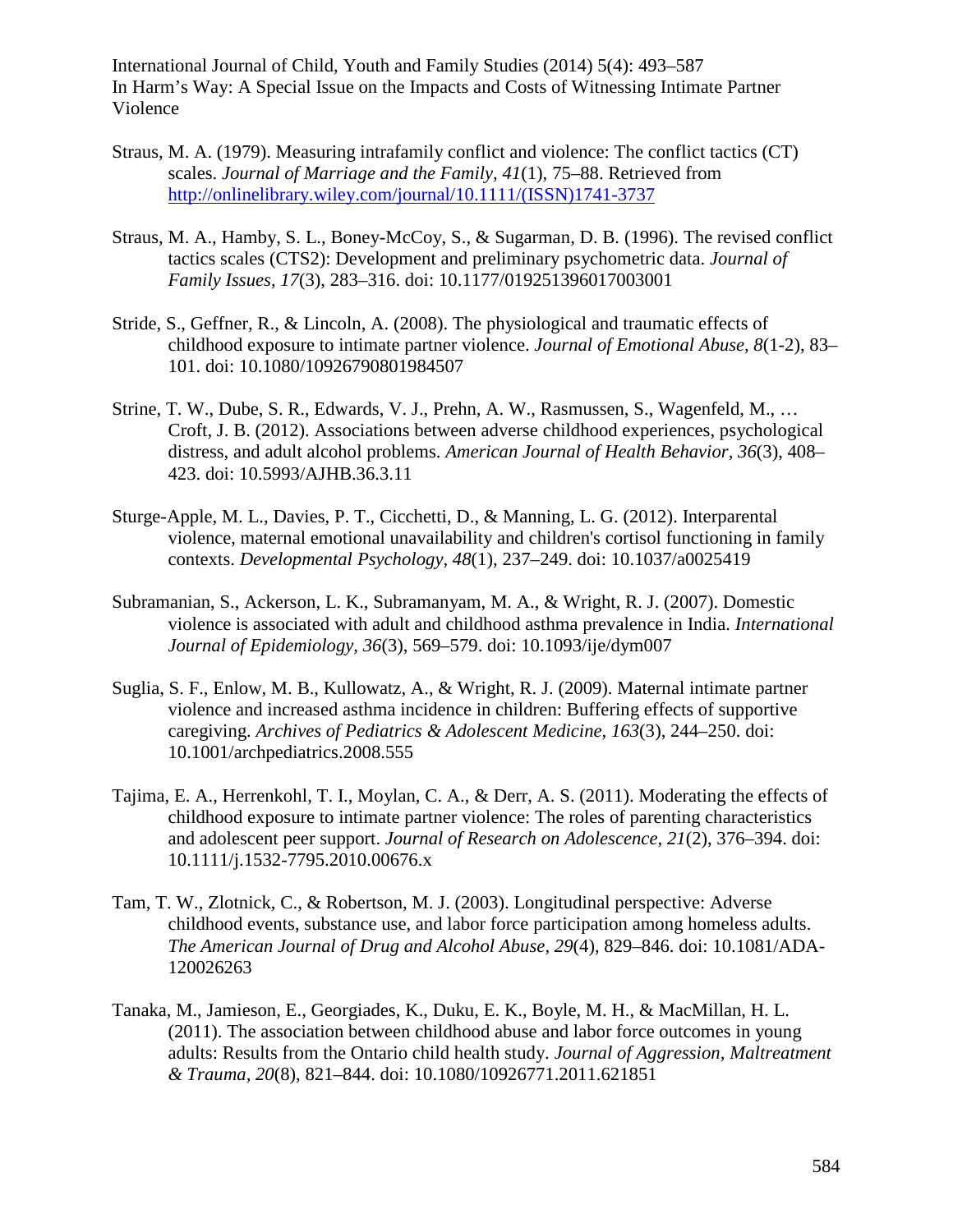Straus, M. A. (1979). Measuring intrafamily conflict and violence: The conflict tactics (CT) scales. *Journal of Marriage and the Family, 41*(1), 75–88. Retrieved from http://onlinelibrary.wiley.com/journal/10.1111/(ISSN)1741-3737

Straus, M. A., Hamby, S. L., Boney-McCoy, S., & Sugarman, D. B. (1996). The revised conflict tactics scales (CTS2): Development and preliminary psychometric data. *Journal of Family Issues, 17*(3), 283–316. doi: 10.1177/019251396017003001

Stride, S., Geffner, R., & Lincoln, A. (2008). The physiological and traumatic effects of childhood exposure to intimate partner violence. *Journal of Emotional Abuse, 8*(1-2), 83–101. doi: 10.1080/10926790801984507

Strine, T. W., Dube, S. R., Edwards, V. J., Prehn, A. W., Rasmussen, S., Wagenfeld, M., … Croft, J. B. (2012). Associations between adverse childhood experiences, psychological distress, and adult alcohol problems. *American Journal of Health Behavior, 36*(3), 408–423. doi: 10.5993/AJHB.36.3.11

Sturge-Apple, M. L., Davies, P. T., Cicchetti, D., & Manning, L. G. (2012). Interparental violence, maternal emotional unavailability and children's cortisol functioning in family contexts. *Developmental Psychology, 48*(1), 237–249. doi: 10.1037/a0025419

Subramanian, S., Ackerson, L. K., Subramanyam, M. A., & Wright, R. J. (2007). Domestic violence is associated with adult and childhood asthma prevalence in India. *International Journal of Epidemiology, 36*(3), 569–579. doi: 10.1093/ije/dym007

Suglia, S. F., Enlow, M. B., Kullowatz, A., & Wright, R. J. (2009). Maternal intimate partner violence and increased asthma incidence in children: Buffering effects of supportive caregiving. *Archives of Pediatrics & Adolescent Medicine, 163*(3), 244–250. doi: 10.1001/archpediatrics.2008.555

Tajima, E. A., Herrenkohl, T. I., Moylan, C. A., & Derr, A. S. (2011). Moderating the effects of childhood exposure to intimate partner violence: The roles of parenting characteristics and adolescent peer support. *Journal of Research on Adolescence, 21*(2), 376–394. doi: 10.1111/j.1532-7795.2010.00676.x

Tam, T. W., Zlotnick, C., & Robertson, M. J. (2003). Longitudinal perspective: Adverse childhood events, substance use, and labor force participation among homeless adults. *The American Journal of Drug and Alcohol Abuse, 29*(4), 829–846. doi: 10.1081/ADA-120026263

Tanaka, M., Jamieson, E., Georgiades, K., Duku, E. K., Boyle, M. H., & MacMillan, H. L. (2011). The association between childhood abuse and labor force outcomes in young adults: Results from the Ontario child health study. *Journal of Aggression, Maltreatment & Trauma, 20*(8), 821–844. doi: 10.1080/10926771.2011.621851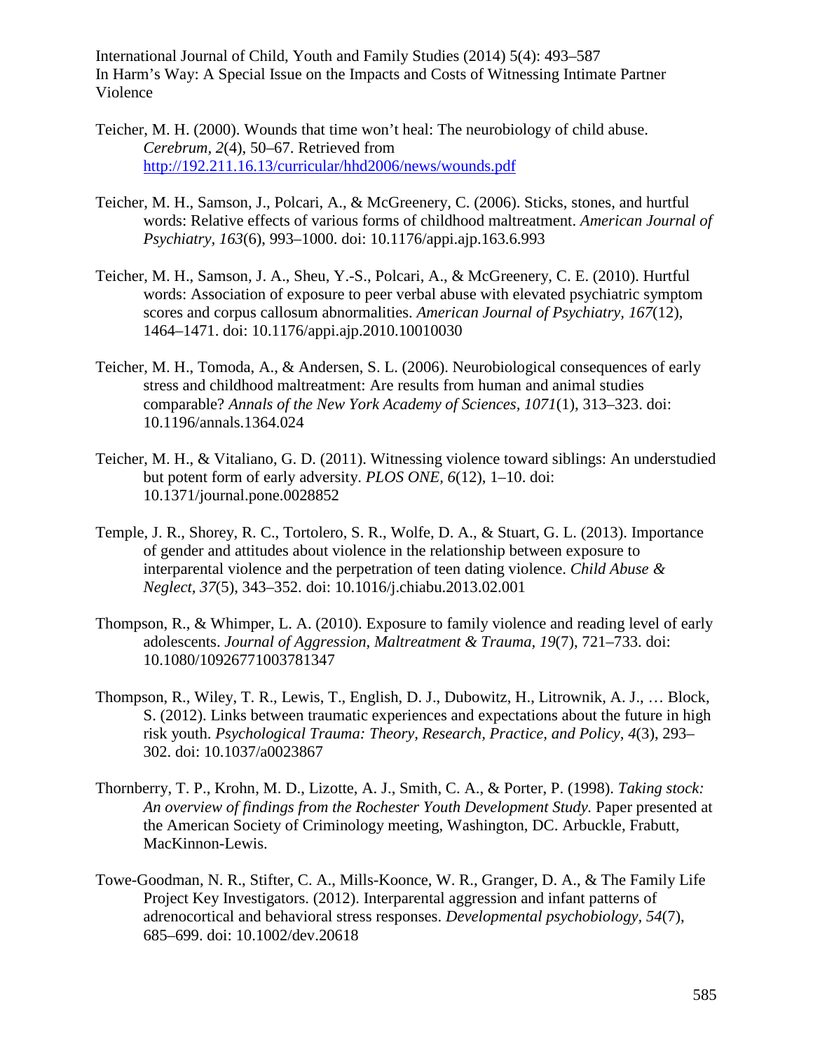Teicher, M. H. (2000). Wounds that time won't heal: The neurobiology of child abuse. *Cerebrum, 2*(4), 50–67. Retrieved from http://192.211.16.13/curricular/hhd2006/news/wounds.pdf

Teicher, M. H., Samson, J., Polcari, A., & McGreenery, C. (2006). Sticks, stones, and hurtful words: Relative effects of various forms of childhood maltreatment. *American Journal of Psychiatry, 163*(6), 993–1000. doi: 10.1176/appi.ajp.163.6.993

Teicher, M. H., Samson, J. A., Sheu, Y.-S., Polcari, A., & McGreenery, C. E. (2010). Hurtful words: Association of exposure to peer verbal abuse with elevated psychiatric symptom scores and corpus callosum abnormalities. *American Journal of Psychiatry, 167*(12), 1464–1471. doi: 10.1176/appi.ajp.2010.10010030

Teicher, M. H., Tomoda, A., & Andersen, S. L. (2006). Neurobiological consequences of early stress and childhood maltreatment: Are results from human and animal studies comparable? *Annals of the New York Academy of Sciences, 1071*(1), 313–323. doi: 10.1196/annals.1364.024

Teicher, M. H., & Vitaliano, G. D. (2011). Witnessing violence toward siblings: An understudied but potent form of early adversity. *PLOS ONE, 6*(12), 1–10. doi: 10.1371/journal.pone.0028852

Temple, J. R., Shorey, R. C., Tortolero, S. R., Wolfe, D. A., & Stuart, G. L. (2013). Importance of gender and attitudes about violence in the relationship between exposure to interparental violence and the perpetration of teen dating violence. *Child Abuse & Neglect, 37*(5), 343–352. doi: 10.1016/j.chiabu.2013.02.001

Thompson, R., & Whimper, L. A. (2010). Exposure to family violence and reading level of early adolescents. *Journal of Aggression, Maltreatment & Trauma, 19*(7), 721–733. doi: 10.1080/10926771003781347

Thompson, R., Wiley, T. R., Lewis, T., English, D. J., Dubowitz, H., Litrownik, A. J., … Block, S. (2012). Links between traumatic experiences and expectations about the future in high risk youth. *Psychological Trauma: Theory, Research, Practice, and Policy, 4*(3), 293–302. doi: 10.1037/a0023867

Thornberry, T. P., Krohn, M. D., Lizotte, A. J., Smith, C. A., & Porter, P. (1998). *Taking stock: An overview of findings from the Rochester Youth Development Study.* Paper presented at the American Society of Criminology meeting, Washington, DC. Arbuckle, Frabutt, MacKinnon-Lewis.

Towe-Goodman, N. R., Stifter, C. A., Mills-Koonce, W. R., Granger, D. A., & The Family Life Project Key Investigators. (2012). Interparental aggression and infant patterns of adrenocortical and behavioral stress responses. *Developmental psychobiology, 54*(7), 685–699. doi: 10.1002/dev.20618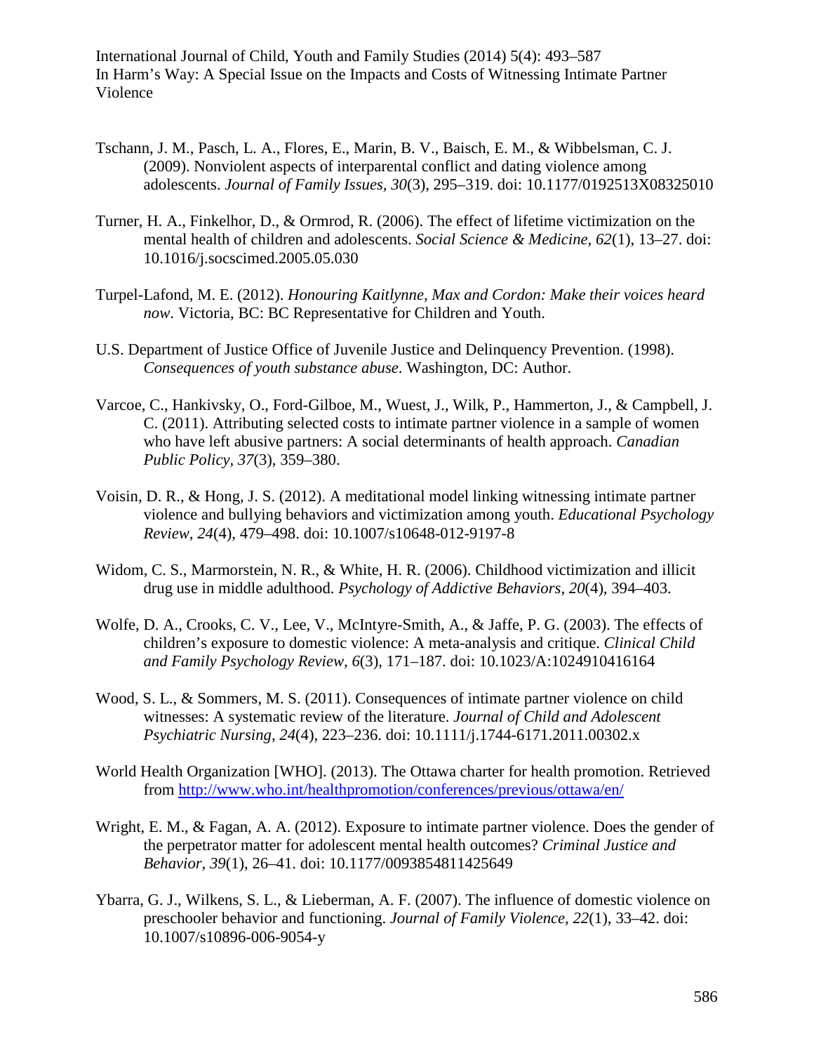Tschann, J. M., Pasch, L. A., Flores, E., Marin, B. V., Baisch, E. M., & Wibbelsman, C. J. (2009). Nonviolent aspects of interparental conflict and dating violence among adolescents. *Journal of Family Issues, 30*(3), 295–319. doi: 10.1177/0192513X08325010

Turner, H. A., Finkelhor, D., & Ormrod, R. (2006). The effect of lifetime victimization on the mental health of children and adolescents. *Social Science & Medicine, 62*(1), 13–27. doi: 10.1016/j.socscimed.2005.05.030

Turpel-Lafond, M. E. (2012). *Honouring Kaitlynne, Max and Cordon: Make their voices heard now*. Victoria, BC: BC Representative for Children and Youth.

U.S. Department of Justice Office of Juvenile Justice and Delinquency Prevention. (1998). *Consequences of youth substance abuse*. Washington, DC: Author.

Varcoe, C., Hankivsky, O., Ford-Gilboe, M., Wuest, J., Wilk, P., Hammerton, J., & Campbell, J. C. (2011). Attributing selected costs to intimate partner violence in a sample of women who have left abusive partners: A social determinants of health approach. *Canadian Public Policy, 37*(3), 359–380.

Voisin, D. R., & Hong, J. S. (2012). A meditational model linking witnessing intimate partner violence and bullying behaviors and victimization among youth. *Educational Psychology Review, 24*(4), 479–498. doi: 10.1007/s10648-012-9197-8

Widom, C. S., Marmorstein, N. R., & White, H. R. (2006). Childhood victimization and illicit drug use in middle adulthood. *Psychology of Addictive Behaviors, 20*(4), 394–403.

Wolfe, D. A., Crooks, C. V., Lee, V., McIntyre-Smith, A., & Jaffe, P. G. (2003). The effects of children's exposure to domestic violence: A meta-analysis and critique. *Clinical Child and Family Psychology Review, 6*(3), 171–187. doi: 10.1023/A:1024910416164

Wood, S. L., & Sommers, M. S. (2011). Consequences of intimate partner violence on child witnesses: A systematic review of the literature. *Journal of Child and Adolescent Psychiatric Nursing, 24*(4), 223–236. doi: 10.1111/j.1744-6171.2011.00302.x

World Health Organization [WHO]. (2013). The Ottawa charter for health promotion. Retrieved from http://www.who.int/healthpromotion/conferences/previous/ottawa/en/

Wright, E. M., & Fagan, A. A. (2012). Exposure to intimate partner violence. Does the gender of the perpetrator matter for adolescent mental health outcomes? *Criminal Justice and Behavior, 39*(1), 26–41. doi: 10.1177/0093854811425649

Ybarra, G. J., Wilkens, S. L., & Lieberman, A. F. (2007). The influence of domestic violence on preschooler behavior and functioning. *Journal of Family Violence, 22*(1), 33–42. doi: 10.1007/s10896-006-9054-y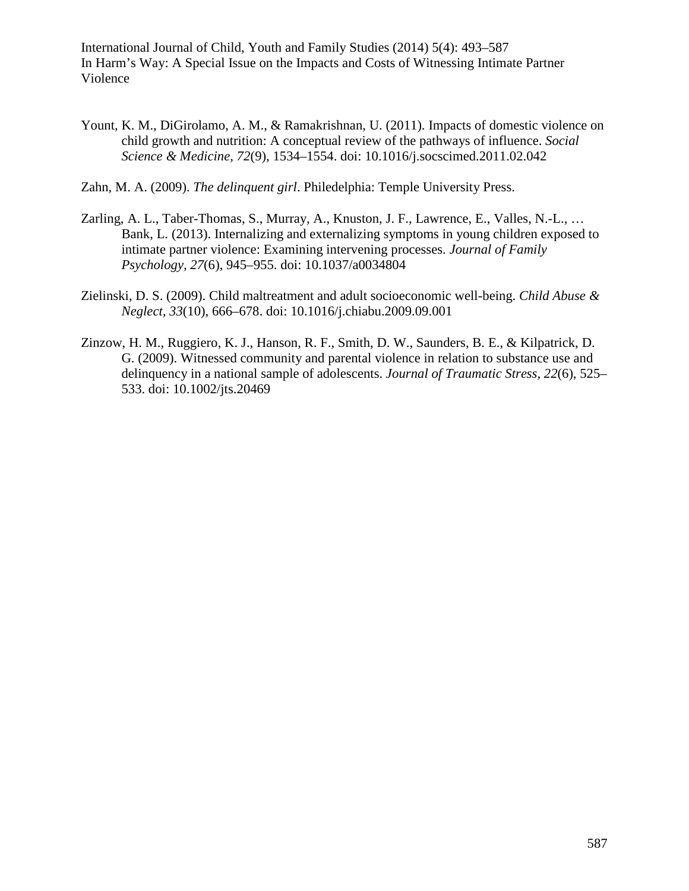Yount, K. M., DiGirolamo, A. M., & Ramakrishnan, U. (2011). Impacts of domestic violence on child growth and nutrition: A conceptual review of the pathways of influence. *Social Science & Medicine, 72*(9), 1534–1554. doi: 10.1016/j.socscimed.2011.02.042

Zahn, M. A. (2009). *The delinquent girl*. Philedelphia: Temple University Press.

Zarling, A. L., Taber-Thomas, S., Murray, A., Knuston, J. F., Lawrence, E., Valles, N.-L., … Bank, L. (2013). Internalizing and externalizing symptoms in young children exposed to intimate partner violence: Examining intervening processes. *Journal of Family Psychology, 27*(6), 945–955. doi: 10.1037/a0034804

Zielinski, D. S. (2009). Child maltreatment and adult socioeconomic well-being. *Child Abuse & Neglect, 33*(10), 666–678. doi: 10.1016/j.chiabu.2009.09.001

Zinzow, H. M., Ruggiero, K. J., Hanson, R. F., Smith, D. W., Saunders, B. E., & Kilpatrick, D. G. (2009). Witnessed community and parental violence in relation to substance use and delinquency in a national sample of adolescents. *Journal of Traumatic Stress, 22*(6), 525–533. doi: 10.1002/jts.20469